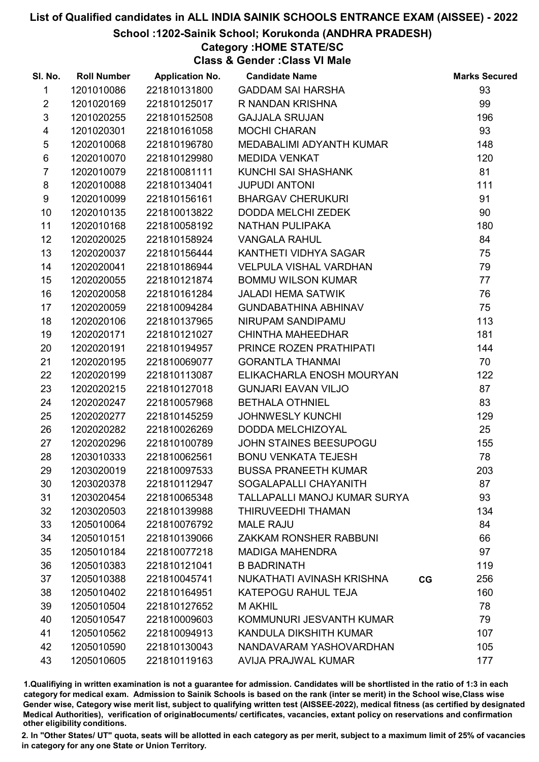# List of Qualified candidates in ALL INDIA SAINIK SCHOOLS ENTRANCE EXAM (AISSEE) - 2022

## School :1202-Sainik School; Korukonda (ANDHRA PRADESH)

### Category :HOME STATE/SC

### Class & Gender :Class VI Male

| Sl. No. | Roll Number | Application No. | Candidate Name | | Marks Secured |
|---|---|---|---|---|---|
| 1 | 1201010086 | 221810131800 | GADDAM SAI HARSHA | | 93 |
| 2 | 1201020169 | 221810125017 | R NANDAN KRISHNA | | 99 |
| 3 | 1201020255 | 221810152508 | GAJJALA SRUJAN | | 196 |
| 4 | 1201020301 | 221810161058 | MOCHI CHARAN | | 93 |
| 5 | 1202010068 | 221810196780 | MEDABALIMI ADYANTH KUMAR | | 148 |
| 6 | 1202010070 | 221810129980 | MEDIDA VENKAT | | 120 |
| 7 | 1202010079 | 221810081111 | KUNCHI SAI SHASHANK | | 81 |
| 8 | 1202010088 | 221810134041 | JUPUDI ANTONI | | 111 |
| 9 | 1202010099 | 221810156161 | BHARGAV CHERUKURI | | 91 |
| 10 | 1202010135 | 221810013822 | DODDA MELCHI ZEDEK | | 90 |
| 11 | 1202010168 | 221810058192 | NATHAN PULIPAKA | | 180 |
| 12 | 1202020025 | 221810158924 | VANGALA RAHUL | | 84 |
| 13 | 1202020037 | 221810156444 | KANTHETI VIDHYA SAGAR | | 75 |
| 14 | 1202020041 | 221810186944 | VELPULA VISHAL VARDHAN | | 79 |
| 15 | 1202020055 | 221810121874 | BOMMU WILSON KUMAR | | 77 |
| 16 | 1202020058 | 221810161284 | JALADI HEMA SATWIK | | 76 |
| 17 | 1202020059 | 221810094284 | GUNDABATHINA ABHINAV | | 75 |
| 18 | 1202020106 | 221810137965 | NIRUPAM SANDIPAMU | | 113 |
| 19 | 1202020171 | 221810121027 | CHINTHA MAHEEDHAR | | 181 |
| 20 | 1202020191 | 221810194957 | PRINCE ROZEN PRATHIPATI | | 144 |
| 21 | 1202020195 | 221810069077 | GORANTLA THANMAI | | 70 |
| 22 | 1202020199 | 221810113087 | ELIKACHARLA ENOSH MOURYAN | | 122 |
| 23 | 1202020215 | 221810127018 | GUNJARI EAVAN VILJO | | 87 |
| 24 | 1202020247 | 221810057968 | BETHALA OTHNIEL | | 83 |
| 25 | 1202020277 | 221810145259 | JOHNWESLY KUNCHI | | 129 |
| 26 | 1202020282 | 221810026269 | DODDA MELCHIZOYAL | | 25 |
| 27 | 1202020296 | 221810100789 | JOHN STAINES BEESUPOGU | | 155 |
| 28 | 1203010333 | 221810062561 | BONU VENKATA TEJESH | | 78 |
| 29 | 1203020019 | 221810097533 | BUSSA PRANEETH KUMAR | | 203 |
| 30 | 1203020378 | 221810112947 | SOGALAPALLI CHAYANITH | | 87 |
| 31 | 1203020454 | 221810065348 | TALLAPALLI MANOJ KUMAR SURYA | | 93 |
| 32 | 1203020503 | 221810139988 | THIRUVEEDHI THAMAN | | 134 |
| 33 | 1205010064 | 221810076792 | MALE RAJU | | 84 |
| 34 | 1205010151 | 221810139066 | ZAKKAM RONSHER RABBUNI | | 66 |
| 35 | 1205010184 | 221810077218 | MADIGA MAHENDRA | | 97 |
| 36 | 1205010383 | 221810121041 | B BADRINATH | | 119 |
| 37 | 1205010388 | 221810045741 | NUKATHATI AVINASH KRISHNA | CG | 256 |
| 38 | 1205010402 | 221810164951 | KATEPOGU RAHUL TEJA | | 160 |
| 39 | 1205010504 | 221810127652 | M AKHIL | | 78 |
| 40 | 1205010547 | 221810009603 | KOMMUNURI JESVANTH KUMAR | | 79 |
| 41 | 1205010562 | 221810094913 | KANDULA DIKSHITH KUMAR | | 107 |
| 42 | 1205010590 | 221810130043 | NANDAVARAM YASHOVARDHAN | | 105 |
| 43 | 1205010605 | 221810119163 | AVIJA PRAJWAL KUMAR | | 177 |

1.Qualifying in written examination is not a guarantee for admission. Candidates will be shortlisted in the ratio of 1:3 in each category for medical exam. Admission to Sainik Schools is based on the rank (inter se merit) in the School wise,Class wise Gender wise, Category wise merit list, subject to qualifying written test (AISSEE-2022), medical fitness (as certified by designated Medical Authorities), verification of originaldocuments/ certificates, vacancies, extant policy on reservations and confirmation other eligibility conditions.

2. In "Other States/ UT" quota, seats will be allotted in each category as per merit, subject to a maximum limit of 25% of vacancies in category for any one State or Union Territory.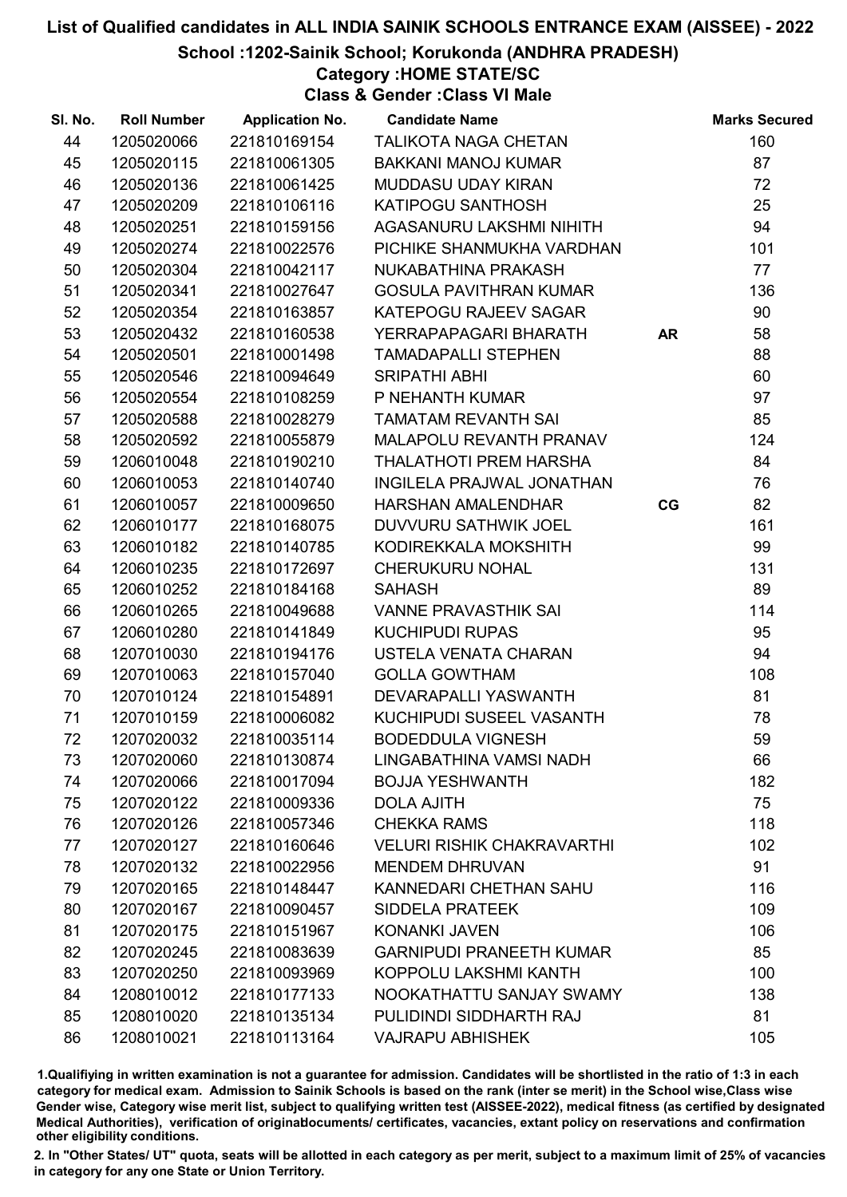# List of Qualified candidates in ALL INDIA SAINIK SCHOOLS ENTRANCE EXAM (AISSEE) - 2022

## School :1202-Sainik School; Korukonda (ANDHRA PRADESH)

### Category :HOME STATE/SC

### Class & Gender :Class VI Male

| Sl. No. | Roll Number | Application No. | Candidate Name | | Marks Secured |
|---|---|---|---|---|---|
| 44 | 1205020066 | 221810169154 | TALIKOTA NAGA CHETAN | | 160 |
| 45 | 1205020115 | 221810061305 | BAKKANI MANOJ KUMAR | | 87 |
| 46 | 1205020136 | 221810061425 | MUDDASU UDAY KIRAN | | 72 |
| 47 | 1205020209 | 221810106116 | KATIPOGU SANTHOSH | | 25 |
| 48 | 1205020251 | 221810159156 | AGASANURU LAKSHMI NIHITH | | 94 |
| 49 | 1205020274 | 221810022576 | PICHIKE SHANMUKHA VARDHAN | | 101 |
| 50 | 1205020304 | 221810042117 | NUKABATHINA PRAKASH | | 77 |
| 51 | 1205020341 | 221810027647 | GOSULA PAVITHRAN KUMAR | | 136 |
| 52 | 1205020354 | 221810163857 | KATEPOGU RAJEEV SAGAR | | 90 |
| 53 | 1205020432 | 221810160538 | YERRAPAPAGARI BHARATH | AR | 58 |
| 54 | 1205020501 | 221810001498 | TAMADAPALLI STEPHEN | | 88 |
| 55 | 1205020546 | 221810094649 | SRIPATHI ABHI | | 60 |
| 56 | 1205020554 | 221810108259 | P NEHANTH KUMAR | | 97 |
| 57 | 1205020588 | 221810028279 | TAMATAM REVANTH SAI | | 85 |
| 58 | 1205020592 | 221810055879 | MALAPOLU REVANTH PRANAV | | 124 |
| 59 | 1206010048 | 221810190210 | THALATHOTI PREM HARSHA | | 84 |
| 60 | 1206010053 | 221810140740 | INGILELA PRAJWAL JONATHAN | | 76 |
| 61 | 1206010057 | 221810009650 | HARSHAN AMALENDHAR | CG | 82 |
| 62 | 1206010177 | 221810168075 | DUVVURU SATHWIK JOEL | | 161 |
| 63 | 1206010182 | 221810140785 | KODIREKKALA MOKSHITH | | 99 |
| 64 | 1206010235 | 221810172697 | CHERUKURU NOHAL | | 131 |
| 65 | 1206010252 | 221810184168 | SAHASH | | 89 |
| 66 | 1206010265 | 221810049688 | VANNE PRAVASTHIK SAI | | 114 |
| 67 | 1206010280 | 221810141849 | KUCHIPUDI RUPAS | | 95 |
| 68 | 1207010030 | 221810194176 | USTELA VENATA CHARAN | | 94 |
| 69 | 1207010063 | 221810157040 | GOLLA GOWTHAM | | 108 |
| 70 | 1207010124 | 221810154891 | DEVARAPALLI YASWANTH | | 81 |
| 71 | 1207010159 | 221810006082 | KUCHIPUDI SUSEEL VASANTH | | 78 |
| 72 | 1207020032 | 221810035114 | BODEDDULA VIGNESH | | 59 |
| 73 | 1207020060 | 221810130874 | LINGABATHINA VAMSI NADH | | 66 |
| 74 | 1207020066 | 221810017094 | BOJJA YESHWANTH | | 182 |
| 75 | 1207020122 | 221810009336 | DOLA AJITH | | 75 |
| 76 | 1207020126 | 221810057346 | CHEKKA RAMS | | 118 |
| 77 | 1207020127 | 221810160646 | VELURI RISHIK CHAKRAVARTHI | | 102 |
| 78 | 1207020132 | 221810022956 | MENDEM DHRUVAN | | 91 |
| 79 | 1207020165 | 221810148447 | KANNEDARI CHETHAN SAHU | | 116 |
| 80 | 1207020167 | 221810090457 | SIDDELA PRATEEK | | 109 |
| 81 | 1207020175 | 221810151967 | KONANKI JAVEN | | 106 |
| 82 | 1207020245 | 221810083639 | GARNIPUDI PRANEETH KUMAR | | 85 |
| 83 | 1207020250 | 221810093969 | KOPPOLU LAKSHMI KANTH | | 100 |
| 84 | 1208010012 | 221810177133 | NOOKATHATTU SANJAY SWAMY | | 138 |
| 85 | 1208010020 | 221810135134 | PULIDINDI SIDDHARTH RAJ | | 81 |
| 86 | 1208010021 | 221810113164 | VAJRAPU ABHISHEK | | 105 |

1.Qualifiying in written examination is not a guarantee for admission. Candidates will be shortlisted in the ratio of 1:3 in each category for medical exam. Admission to Sainik Schools is based on the rank (inter se merit) in the School wise,Class wise Gender wise, Category wise merit list, subject to qualifying written test (AISSEE-2022), medical fitness (as certified by designated Medical Authorities), verification of originaldocuments/ certificates, vacancies, extant policy on reservations and confirmation other eligibility conditions.

2. In "Other States/ UT" quota, seats will be allotted in each category as per merit, subject to a maximum limit of 25% of vacancies in category for any one State or Union Territory.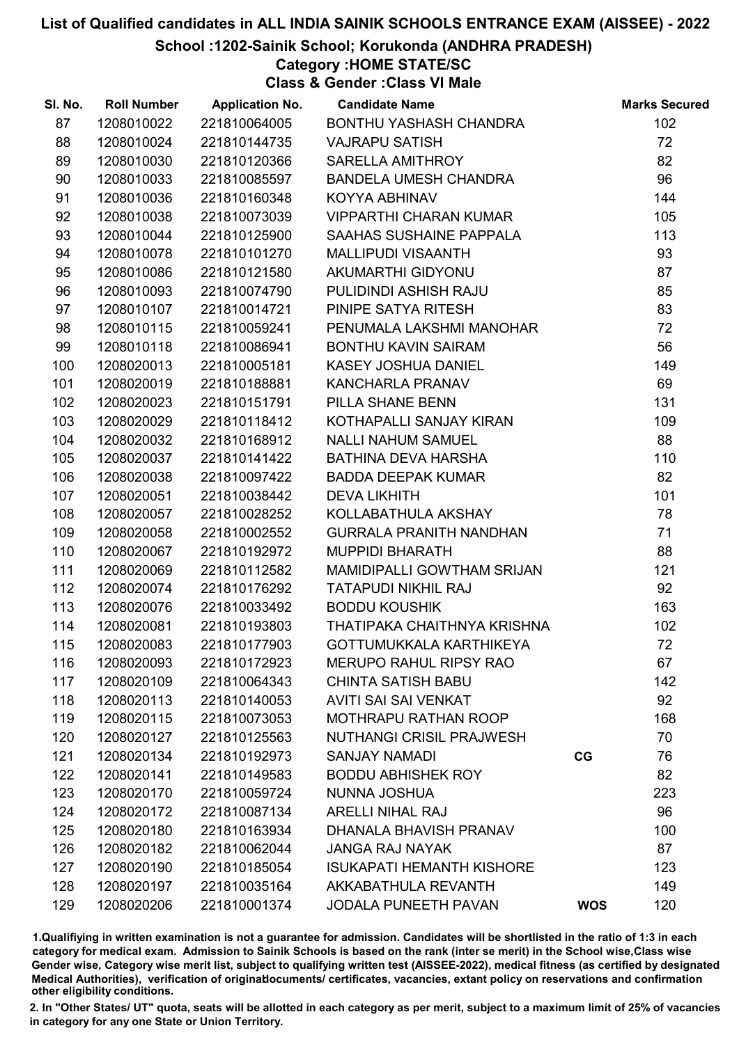# List of Qualified candidates in ALL INDIA SAINIK SCHOOLS ENTRANCE EXAM (AISSEE) - 2022

## School :1202-Sainik School; Korukonda (ANDHRA PRADESH)

### Category :HOME STATE/SC

### Class & Gender :Class VI Male

| Sl. No. | Roll Number | Application No. | Candidate Name | | Marks Secured |
|---|---|---|---|---|---|
| 87 | 1208010022 | 221810064005 | BONTHU YASHASH CHANDRA | | 102 |
| 88 | 1208010024 | 221810144735 | VAJRAPU SATISH | | 72 |
| 89 | 1208010030 | 221810120366 | SARELLA AMITHROY | | 82 |
| 90 | 1208010033 | 221810085597 | BANDELA UMESH CHANDRA | | 96 |
| 91 | 1208010036 | 221810160348 | KOYYA ABHINAV | | 144 |
| 92 | 1208010038 | 221810073039 | VIPPARTHI CHARAN KUMAR | | 105 |
| 93 | 1208010044 | 221810125900 | SAAHAS SUSHAINE PAPPALA | | 113 |
| 94 | 1208010078 | 221810101270 | MALLIPUDI VISAANTH | | 93 |
| 95 | 1208010086 | 221810121580 | AKUMARTHI GIDYONU | | 87 |
| 96 | 1208010093 | 221810074790 | PULIDINDI ASHISH RAJU | | 85 |
| 97 | 1208010107 | 221810014721 | PINIPE SATYA RITESH | | 83 |
| 98 | 1208010115 | 221810059241 | PENUMALA LAKSHMI MANOHAR | | 72 |
| 99 | 1208010118 | 221810086941 | BONTHU KAVIN SAIRAM | | 56 |
| 100 | 1208020013 | 221810005181 | KASEY JOSHUA DANIEL | | 149 |
| 101 | 1208020019 | 221810188881 | KANCHARLA PRANAV | | 69 |
| 102 | 1208020023 | 221810151791 | PILLA SHANE BENN | | 131 |
| 103 | 1208020029 | 221810118412 | KOTHAPALLI SANJAY KIRAN | | 109 |
| 104 | 1208020032 | 221810168912 | NALLI NAHUM SAMUEL | | 88 |
| 105 | 1208020037 | 221810141422 | BATHINA DEVA HARSHA | | 110 |
| 106 | 1208020038 | 221810097422 | BADDA DEEPAK KUMAR | | 82 |
| 107 | 1208020051 | 221810038442 | DEVA LIKHITH | | 101 |
| 108 | 1208020057 | 221810028252 | KOLLABATHULA AKSHAY | | 78 |
| 109 | 1208020058 | 221810002552 | GURRALA PRANITH NANDHAN | | 71 |
| 110 | 1208020067 | 221810192972 | MUPPIDI BHARATH | | 88 |
| 111 | 1208020069 | 221810112582 | MAMIDIPALLI GOWTHAM SRIJAN | | 121 |
| 112 | 1208020074 | 221810176292 | TATAPUDI NIKHIL RAJ | | 92 |
| 113 | 1208020076 | 221810033492 | BODDU KOUSHIK | | 163 |
| 114 | 1208020081 | 221810193803 | THATIPAKA CHAITHNYA KRISHNA | | 102 |
| 115 | 1208020083 | 221810177903 | GOTTUMUKKALA KARTHIKEYA | | 72 |
| 116 | 1208020093 | 221810172923 | MERUPO RAHUL RIPSY RAO | | 67 |
| 117 | 1208020109 | 221810064343 | CHINTA SATISH BABU | | 142 |
| 118 | 1208020113 | 221810140053 | AVITI SAI SAI VENKAT | | 92 |
| 119 | 1208020115 | 221810073053 | MOTHRAPU RATHAN ROOP | | 168 |
| 120 | 1208020127 | 221810125563 | NUTHANGI CRISIL PRAJWESH | | 70 |
| 121 | 1208020134 | 221810192973 | SANJAY NAMADI | CG | 76 |
| 122 | 1208020141 | 221810149583 | BODDU ABHISHEK ROY | | 82 |
| 123 | 1208020170 | 221810059724 | NUNNA JOSHUA | | 223 |
| 124 | 1208020172 | 221810087134 | ARELLI NIHAL RAJ | | 96 |
| 125 | 1208020180 | 221810163934 | DHANALA BHAVISH PRANAV | | 100 |
| 126 | 1208020182 | 221810062044 | JANGA RAJ NAYAK | | 87 |
| 127 | 1208020190 | 221810185054 | ISUKAPATI HEMANTH KISHORE | | 123 |
| 128 | 1208020197 | 221810035164 | AKKABATHULA REVANTH | | 149 |
| 129 | 1208020206 | 221810001374 | JODALA PUNEETH PAVAN | WOS | 120 |

1.Qualifying in written examination is not a guarantee for admission. Candidates will be shortlisted in the ratio of 1:3 in each category for medical exam. Admission to Sainik Schools is based on the rank (inter se merit) in the School wise,Class wise Gender wise, Category wise merit list, subject to qualifying written test (AISSEE-2022), medical fitness (as certified by designated Medical Authorities), verification of originaldocuments/ certificates, vacancies, extant policy on reservations and confirmation other eligibility conditions.

2. In "Other States/ UT" quota, seats will be allotted in each category as per merit, subject to a maximum limit of 25% of vacancies in category for any one State or Union Territory.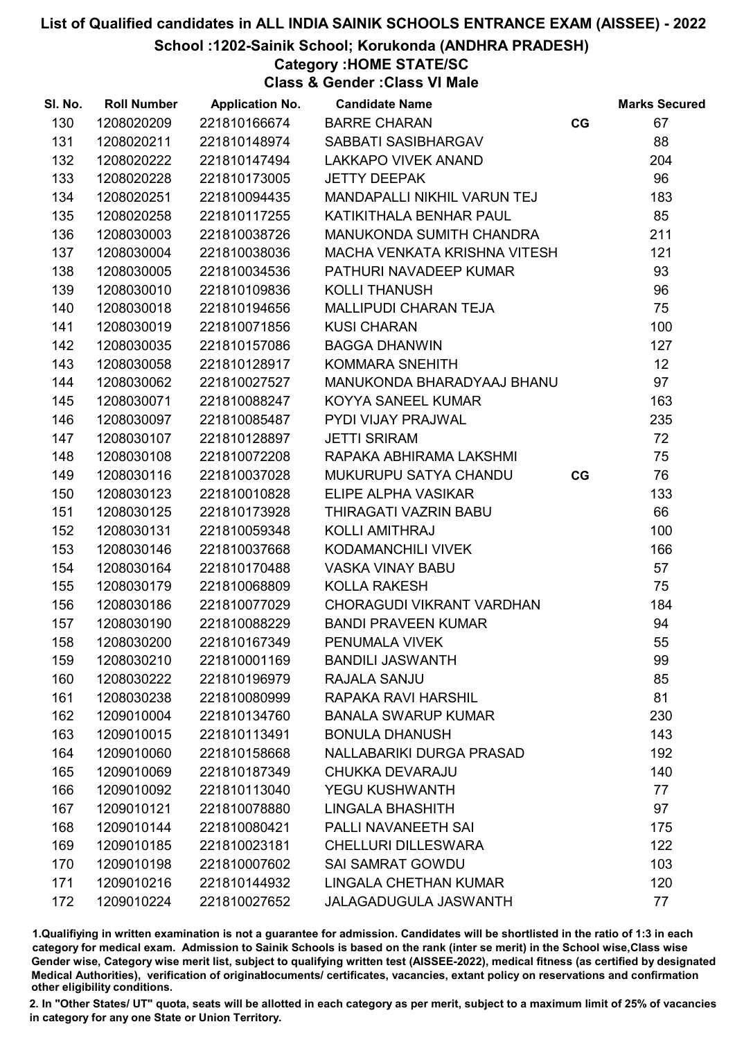# List of Qualified candidates in ALL INDIA SAINIK SCHOOLS ENTRANCE EXAM (AISSEE) - 2022

## School :1202-Sainik School; Korukonda (ANDHRA PRADESH)

### Category :HOME STATE/SC

### Class & Gender :Class VI Male

| Sl. No. | Roll Number | Application No. | Candidate Name | | Marks Secured |
|---|---|---|---|---|---|
| 130 | 1208020209 | 221810166674 | BARRE CHARAN | CG | 67 |
| 131 | 1208020211 | 221810148974 | SABBATI SASIBHARGAV | | 88 |
| 132 | 1208020222 | 221810147494 | LAKKAPO VIVEK ANAND | | 204 |
| 133 | 1208020228 | 221810173005 | JETTY DEEPAK | | 96 |
| 134 | 1208020251 | 221810094435 | MANDAPALLI NIKHIL VARUN TEJ | | 183 |
| 135 | 1208020258 | 221810117255 | KATIKITHALA BENHAR PAUL | | 85 |
| 136 | 1208030003 | 221810038726 | MANUKONDA SUMITH CHANDRA | | 211 |
| 137 | 1208030004 | 221810038036 | MACHA VENKATA KRISHNA VITESH | | 121 |
| 138 | 1208030005 | 221810034536 | PATHURI NAVADEEP KUMAR | | 93 |
| 139 | 1208030010 | 221810109836 | KOLLI THANUSH | | 96 |
| 140 | 1208030018 | 221810194656 | MALLIPUDI CHARAN TEJA | | 75 |
| 141 | 1208030019 | 221810071856 | KUSI CHARAN | | 100 |
| 142 | 1208030035 | 221810157086 | BAGGA DHANWIN | | 127 |
| 143 | 1208030058 | 221810128917 | KOMMARA SNEHITH | | 12 |
| 144 | 1208030062 | 221810027527 | MANUKONDA BHARADYAAJ BHANU | | 97 |
| 145 | 1208030071 | 221810088247 | KOYYA SANEEL KUMAR | | 163 |
| 146 | 1208030097 | 221810085487 | PYDI VIJAY PRAJWAL | | 235 |
| 147 | 1208030107 | 221810128897 | JETTI SRIRAM | | 72 |
| 148 | 1208030108 | 221810072208 | RAPAKA ABHIRAMA LAKSHMI | | 75 |
| 149 | 1208030116 | 221810037028 | MUKURUPU SATYA CHANDU | CG | 76 |
| 150 | 1208030123 | 221810010828 | ELIPE ALPHA VASIKAR | | 133 |
| 151 | 1208030125 | 221810173928 | THIRAGATI VAZRIN BABU | | 66 |
| 152 | 1208030131 | 221810059348 | KOLLI AMITHRAJ | | 100 |
| 153 | 1208030146 | 221810037668 | KODAMANCHILI VIVEK | | 166 |
| 154 | 1208030164 | 221810170488 | VASKA VINAY BABU | | 57 |
| 155 | 1208030179 | 221810068809 | KOLLA RAKESH | | 75 |
| 156 | 1208030186 | 221810077029 | CHORAGUDI VIKRANT VARDHAN | | 184 |
| 157 | 1208030190 | 221810088229 | BANDI PRAVEEN KUMAR | | 94 |
| 158 | 1208030200 | 221810167349 | PENUMALA VIVEK | | 55 |
| 159 | 1208030210 | 221810001169 | BANDILI JASWANTH | | 99 |
| 160 | 1208030222 | 221810196979 | RAJALA SANJU | | 85 |
| 161 | 1208030238 | 221810080999 | RAPAKA RAVI HARSHIL | | 81 |
| 162 | 1209010004 | 221810134760 | BANALA SWARUP KUMAR | | 230 |
| 163 | 1209010015 | 221810113491 | BONULA DHANUSH | | 143 |
| 164 | 1209010060 | 221810158668 | NALLABARIKI DURGA PRASAD | | 192 |
| 165 | 1209010069 | 221810187349 | CHUKKA DEVARAJU | | 140 |
| 166 | 1209010092 | 221810113040 | YEGU KUSHWANTH | | 77 |
| 167 | 1209010121 | 221810078880 | LINGALA BHASHITH | | 97 |
| 168 | 1209010144 | 221810080421 | PALLI NAVANEETH SAI | | 175 |
| 169 | 1209010185 | 221810023181 | CHELLURI DILLESWARA | | 122 |
| 170 | 1209010198 | 221810007602 | SAI SAMRAT GOWDU | | 103 |
| 171 | 1209010216 | 221810144932 | LINGALA CHETHAN KUMAR | | 120 |
| 172 | 1209010224 | 221810027652 | JALAGADUGULA JASWANTH | | 77 |

1.Qualifiying in written examination is not a guarantee for admission. Candidates will be shortlisted in the ratio of 1:3 in each category for medical exam. Admission to Sainik Schools is based on the rank (inter se merit) in the School wise,Class wise Gender wise, Category wise merit list, subject to qualifying written test (AISSEE-2022), medical fitness (as certified by designated Medical Authorities), verification of originaldocuments/ certificates, vacancies, extant policy on reservations and confirmation other eligibility conditions.

2. In "Other States/ UT" quota, seats will be allotted in each category as per merit, subject to a maximum limit of 25% of vacancies in category for any one State or Union Territory.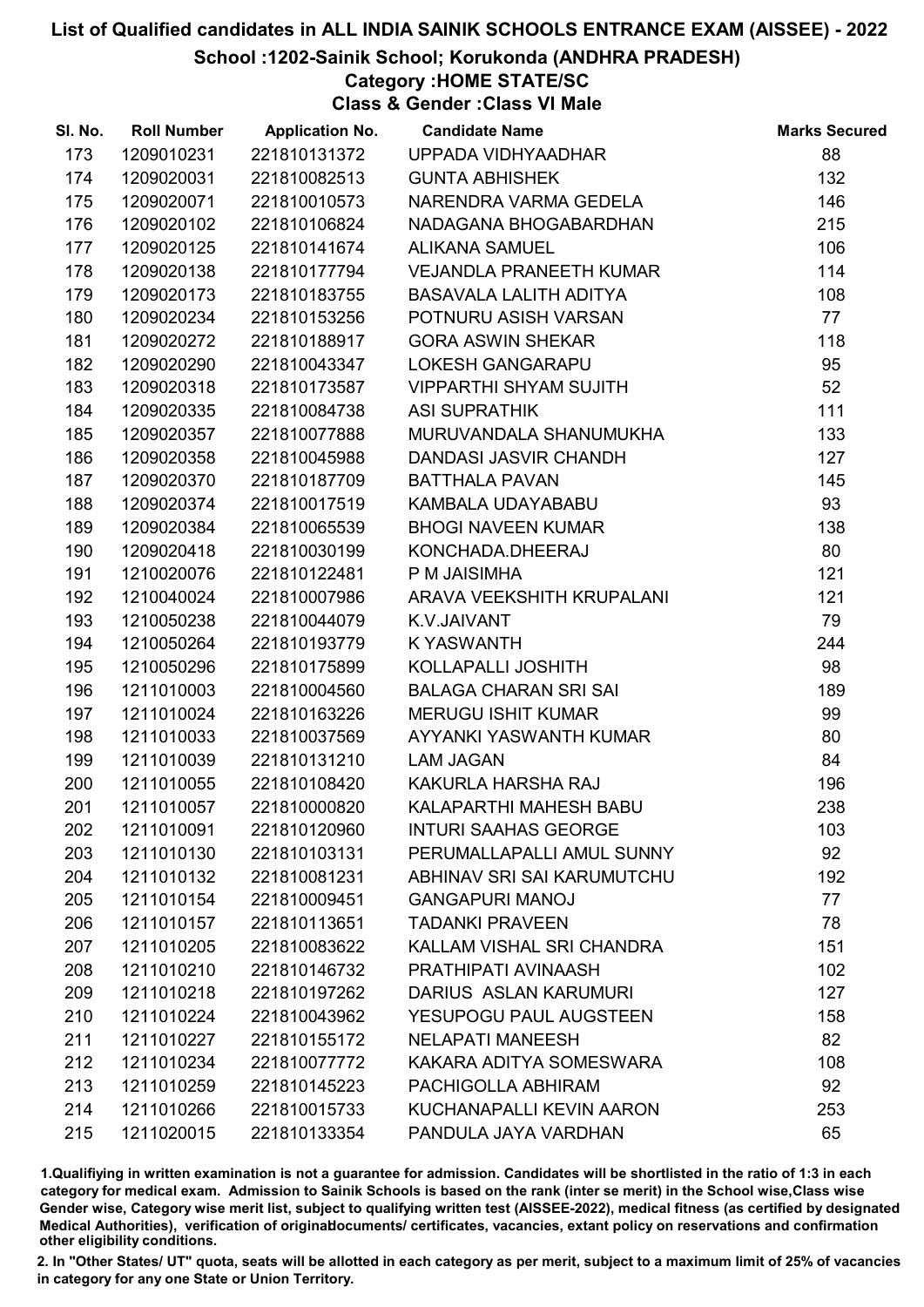# List of Qualified candidates in ALL INDIA SAINIK SCHOOLS ENTRANCE EXAM (AISSEE) - 2022

## School :1202-Sainik School; Korukonda (ANDHRA PRADESH)

### Category :HOME STATE/SC

### Class & Gender :Class VI Male

| Sl. No. | Roll Number | Application No. | Candidate Name | Marks Secured |
|---|---|---|---|---|
| 173 | 1209010231 | 221810131372 | UPPADA VIDHYAADHAR | 88 |
| 174 | 1209020031 | 221810082513 | GUNTA ABHISHEK | 132 |
| 175 | 1209020071 | 221810010573 | NARENDRA VARMA GEDELA | 146 |
| 176 | 1209020102 | 221810106824 | NADAGANA BHOGABARDHAN | 215 |
| 177 | 1209020125 | 221810141674 | ALIKANA SAMUEL | 106 |
| 178 | 1209020138 | 221810177794 | VEJANDLA PRANEETH KUMAR | 114 |
| 179 | 1209020173 | 221810183755 | BASAVALA LALITH ADITYA | 108 |
| 180 | 1209020234 | 221810153256 | POTNURU ASISH VARSAN | 77 |
| 181 | 1209020272 | 221810188917 | GORA ASWIN SHEKAR | 118 |
| 182 | 1209020290 | 221810043347 | LOKESH GANGARAPU | 95 |
| 183 | 1209020318 | 221810173587 | VIPPARTHI SHYAM SUJITH | 52 |
| 184 | 1209020335 | 221810084738 | ASI SUPRATHIK | 111 |
| 185 | 1209020357 | 221810077888 | MURUVANDALA SHANUMUKHA | 133 |
| 186 | 1209020358 | 221810045988 | DANDASI JASVIR CHANDH | 127 |
| 187 | 1209020370 | 221810187709 | BATTHALA PAVAN | 145 |
| 188 | 1209020374 | 221810017519 | KAMBALA UDAYABABU | 93 |
| 189 | 1209020384 | 221810065539 | BHOGI NAVEEN KUMAR | 138 |
| 190 | 1209020418 | 221810030199 | KONCHADA.DHEERAJ | 80 |
| 191 | 1210020076 | 221810122481 | P M JAISIMHA | 121 |
| 192 | 1210040024 | 221810007986 | ARAVA VEEKSHITH KRUPALANI | 121 |
| 193 | 1210050238 | 221810044079 | K.V.JAIVANT | 79 |
| 194 | 1210050264 | 221810193779 | K YASWANTH | 244 |
| 195 | 1210050296 | 221810175899 | KOLLAPALLI JOSHITH | 98 |
| 196 | 1211010003 | 221810004560 | BALAGA CHARAN SRI SAI | 189 |
| 197 | 1211010024 | 221810163226 | MERUGU ISHIT KUMAR | 99 |
| 198 | 1211010033 | 221810037569 | AYYANKI YASWANTH KUMAR | 80 |
| 199 | 1211010039 | 221810131210 | LAM JAGAN | 84 |
| 200 | 1211010055 | 221810108420 | KAKURLA HARSHA RAJ | 196 |
| 201 | 1211010057 | 221810000820 | KALAPARTHI MAHESH BABU | 238 |
| 202 | 1211010091 | 221810120960 | INTURI SAAHAS GEORGE | 103 |
| 203 | 1211010130 | 221810103131 | PERUMALLAPALLI AMUL SUNNY | 92 |
| 204 | 1211010132 | 221810081231 | ABHINAV SRI SAI KARUMUTCHU | 192 |
| 205 | 1211010154 | 221810009451 | GANGAPURI MANOJ | 77 |
| 206 | 1211010157 | 221810113651 | TADANKI PRAVEEN | 78 |
| 207 | 1211010205 | 221810083622 | KALLAM VISHAL SRI CHANDRA | 151 |
| 208 | 1211010210 | 221810146732 | PRATHIPATI AVINAASH | 102 |
| 209 | 1211010218 | 221810197262 | DARIUS ASLAN KARUMURI | 127 |
| 210 | 1211010224 | 221810043962 | YESUPOGU PAUL AUGSTEEN | 158 |
| 211 | 1211010227 | 221810155172 | NELAPATI MANEESH | 82 |
| 212 | 1211010234 | 221810077772 | KAKARA ADITYA SOMESWARA | 108 |
| 213 | 1211010259 | 221810145223 | PACHIGOLLA ABHIRAM | 92 |
| 214 | 1211010266 | 221810015733 | KUCHANAPALLI KEVIN AARON | 253 |
| 215 | 1211020015 | 221810133354 | PANDULA JAYA VARDHAN | 65 |

1.Qualifiying in written examination is not a guarantee for admission. Candidates will be shortlisted in the ratio of 1:3 in each category for medical exam. Admission to Sainik Schools is based on the rank (inter se merit) in the School wise,Class wise Gender wise, Category wise merit list, subject to qualifying written test (AISSEE-2022), medical fitness (as certified by designated Medical Authorities), verification of originaldocuments/ certificates, vacancies, extant policy on reservations and confirmation other eligibility conditions.

2. In "Other States/ UT" quota, seats will be allotted in each category as per merit, subject to a maximum limit of 25% of vacancies in category for any one State or Union Territory.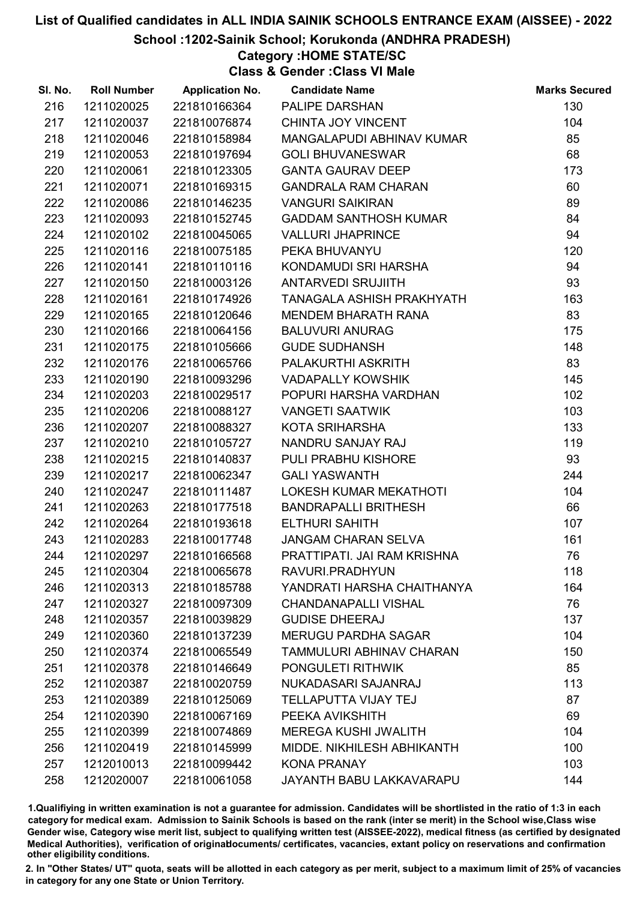# List of Qualified candidates in ALL INDIA SAINIK SCHOOLS ENTRANCE EXAM (AISSEE) - 2022

## School :1202-Sainik School; Korukonda (ANDHRA PRADESH)

### Category :HOME STATE/SC

### Class & Gender :Class VI Male

| Sl. No. | Roll Number | Application No. | Candidate Name | Marks Secured |
|---|---|---|---|---|
| 216 | 1211020025 | 221810166364 | PALIPE DARSHAN | 130 |
| 217 | 1211020037 | 221810076874 | CHINTA JOY VINCENT | 104 |
| 218 | 1211020046 | 221810158984 | MANGALAPUDI ABHINAV KUMAR | 85 |
| 219 | 1211020053 | 221810197694 | GOLI BHUVANESWAR | 68 |
| 220 | 1211020061 | 221810123305 | GANTA GAURAV DEEP | 173 |
| 221 | 1211020071 | 221810169315 | GANDRALA RAM CHARAN | 60 |
| 222 | 1211020086 | 221810146235 | VANGURI SAIKIRAN | 89 |
| 223 | 1211020093 | 221810152745 | GADDAM SANTHOSH KUMAR | 84 |
| 224 | 1211020102 | 221810045065 | VALLURI JHAPRINCE | 94 |
| 225 | 1211020116 | 221810075185 | PEKA BHUVANYU | 120 |
| 226 | 1211020141 | 221810110116 | KONDAMUDI SRI HARSHA | 94 |
| 227 | 1211020150 | 221810003126 | ANTARVEDI SRUJIITH | 93 |
| 228 | 1211020161 | 221810174926 | TANAGALA ASHISH PRAKHYATH | 163 |
| 229 | 1211020165 | 221810120646 | MENDEM BHARATH RANA | 83 |
| 230 | 1211020166 | 221810064156 | BALUVURI ANURAG | 175 |
| 231 | 1211020175 | 221810105666 | GUDE SUDHANSH | 148 |
| 232 | 1211020176 | 221810065766 | PALAKURTHI ASKRITH | 83 |
| 233 | 1211020190 | 221810093296 | VADAPALLY KOWSHIK | 145 |
| 234 | 1211020203 | 221810029517 | POPURI HARSHA VARDHAN | 102 |
| 235 | 1211020206 | 221810088127 | VANGETI SAATWIK | 103 |
| 236 | 1211020207 | 221810088327 | KOTA SRIHARSHA | 133 |
| 237 | 1211020210 | 221810105727 | NANDRU SANJAY RAJ | 119 |
| 238 | 1211020215 | 221810140837 | PULI PRABHU KISHORE | 93 |
| 239 | 1211020217 | 221810062347 | GALI YASWANTH | 244 |
| 240 | 1211020247 | 221810111487 | LOKESH KUMAR MEKATHOTI | 104 |
| 241 | 1211020263 | 221810177518 | BANDRAPALLI BRITHESH | 66 |
| 242 | 1211020264 | 221810193618 | ELTHURI SAHITH | 107 |
| 243 | 1211020283 | 221810017748 | JANGAM CHARAN SELVA | 161 |
| 244 | 1211020297 | 221810166568 | PRATTIPATI. JAI RAM KRISHNA | 76 |
| 245 | 1211020304 | 221810065678 | RAVURI.PRADHYUN | 118 |
| 246 | 1211020313 | 221810185788 | YANDRATI HARSHA CHAITHANYA | 164 |
| 247 | 1211020327 | 221810097309 | CHANDANAPALLI VISHAL | 76 |
| 248 | 1211020357 | 221810039829 | GUDISE DHEERAJ | 137 |
| 249 | 1211020360 | 221810137239 | MERUGU PARDHA SAGAR | 104 |
| 250 | 1211020374 | 221810065549 | TAMMULURI ABHINAV CHARAN | 150 |
| 251 | 1211020378 | 221810146649 | PONGULETI RITHWIK | 85 |
| 252 | 1211020387 | 221810020759 | NUKADASARI SAJANRAJ | 113 |
| 253 | 1211020389 | 221810125069 | TELLAPUTTA VIJAY TEJ | 87 |
| 254 | 1211020390 | 221810067169 | PEEKA AVIKSHITH | 69 |
| 255 | 1211020399 | 221810074869 | MEREGA KUSHI JWALITH | 104 |
| 256 | 1211020419 | 221810145999 | MIDDE. NIKHILESH ABHIKANTH | 100 |
| 257 | 1212010013 | 221810099442 | KONA PRANAY | 103 |
| 258 | 1212020007 | 221810061058 | JAYANTH BABU LAKKAVARAPU | 144 |

1.Qualifying in written examination is not a guarantee for admission. Candidates will be shortlisted in the ratio of 1:3 in each category for medical exam. Admission to Sainik Schools is based on the rank (inter se merit) in the School wise,Class wise Gender wise, Category wise merit list, subject to qualifying written test (AISSEE-2022), medical fitness (as certified by designated Medical Authorities), verification of originaldocuments/ certificates, vacancies, extant policy on reservations and confirmation other eligibility conditions.

2. In "Other States/ UT" quota, seats will be allotted in each category as per merit, subject to a maximum limit of 25% of vacancies in category for any one State or Union Territory.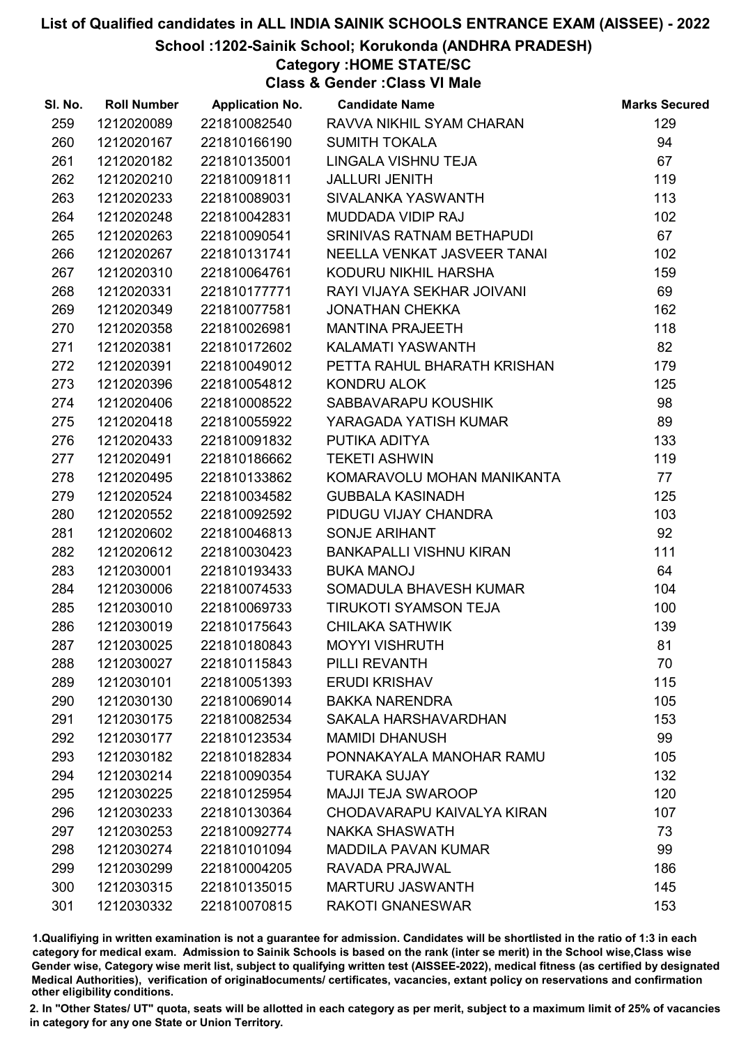# List of Qualified candidates in ALL INDIA SAINIK SCHOOLS ENTRANCE EXAM (AISSEE) - 2022

## School :1202-Sainik School; Korukonda (ANDHRA PRADESH)

### Category :HOME STATE/SC

### Class & Gender :Class VI Male

| Sl. No. | Roll Number | Application No. | Candidate Name | Marks Secured |
|---|---|---|---|---|
| 259 | 1212020089 | 221810082540 | RAVVA NIKHIL SYAM CHARAN | 129 |
| 260 | 1212020167 | 221810166190 | SUMITH TOKALA | 94 |
| 261 | 1212020182 | 221810135001 | LINGALA VISHNU TEJA | 67 |
| 262 | 1212020210 | 221810091811 | JALLURI JENITH | 119 |
| 263 | 1212020233 | 221810089031 | SIVALANKA YASWANTH | 113 |
| 264 | 1212020248 | 221810042831 | MUDDADA VIDIP RAJ | 102 |
| 265 | 1212020263 | 221810090541 | SRINIVAS RATNAM BETHAPUDI | 67 |
| 266 | 1212020267 | 221810131741 | NEELLA VENKAT JASVEER TANAI | 102 |
| 267 | 1212020310 | 221810064761 | KODURU NIKHIL HARSHA | 159 |
| 268 | 1212020331 | 221810177771 | RAYI VIJAYA SEKHAR JOIVANI | 69 |
| 269 | 1212020349 | 221810077581 | JONATHAN CHEKKA | 162 |
| 270 | 1212020358 | 221810026981 | MANTINA PRAJEETH | 118 |
| 271 | 1212020381 | 221810172602 | KALAMATI YASWANTH | 82 |
| 272 | 1212020391 | 221810049012 | PETTA RAHUL BHARATH KRISHAN | 179 |
| 273 | 1212020396 | 221810054812 | KONDRU ALOK | 125 |
| 274 | 1212020406 | 221810008522 | SABBAVARAPU KOUSHIK | 98 |
| 275 | 1212020418 | 221810055922 | YARAGADA YATISH KUMAR | 89 |
| 276 | 1212020433 | 221810091832 | PUTIKA ADITYA | 133 |
| 277 | 1212020491 | 221810186662 | TEKETI ASHWIN | 119 |
| 278 | 1212020495 | 221810133862 | KOMARAVOLU MOHAN MANIKANTA | 77 |
| 279 | 1212020524 | 221810034582 | GUBBALA KASINADH | 125 |
| 280 | 1212020552 | 221810092592 | PIDUGU VIJAY CHANDRA | 103 |
| 281 | 1212020602 | 221810046813 | SONJE ARIHANT | 92 |
| 282 | 1212020612 | 221810030423 | BANKAPALLI VISHNU KIRAN | 111 |
| 283 | 1212030001 | 221810193433 | BUKA MANOJ | 64 |
| 284 | 1212030006 | 221810074533 | SOMADULA BHAVESH KUMAR | 104 |
| 285 | 1212030010 | 221810069733 | TIRUKOTI SYAMSON TEJA | 100 |
| 286 | 1212030019 | 221810175643 | CHILAKA SATHWIK | 139 |
| 287 | 1212030025 | 221810180843 | MOYYI VISHRUTH | 81 |
| 288 | 1212030027 | 221810115843 | PILLI REVANTH | 70 |
| 289 | 1212030101 | 221810051393 | ERUDI KRISHAV | 115 |
| 290 | 1212030130 | 221810069014 | BAKKA NARENDRA | 105 |
| 291 | 1212030175 | 221810082534 | SAKALA HARSHAVARDHAN | 153 |
| 292 | 1212030177 | 221810123534 | MAMIDI DHANUSH | 99 |
| 293 | 1212030182 | 221810182834 | PONNAKAYALA MANOHAR RAMU | 105 |
| 294 | 1212030214 | 221810090354 | TURAKA SUJAY | 132 |
| 295 | 1212030225 | 221810125954 | MAJJI TEJA SWAROOP | 120 |
| 296 | 1212030233 | 221810130364 | CHODAVARAPU KAIVALYA KIRAN | 107 |
| 297 | 1212030253 | 221810092774 | NAKKA SHASWATH | 73 |
| 298 | 1212030274 | 221810101094 | MADDILA PAVAN KUMAR | 99 |
| 299 | 1212030299 | 221810004205 | RAVADA PRAJWAL | 186 |
| 300 | 1212030315 | 221810135015 | MARTURU JASWANTH | 145 |
| 301 | 1212030332 | 221810070815 | RAKOTI GNANESWAR | 153 |

1.Qualifiying in written examination is not a guarantee for admission. Candidates will be shortlisted in the ratio of 1:3 in each category for medical exam. Admission to Sainik Schools is based on the rank (inter se merit) in the School wise,Class wise Gender wise, Category wise merit list, subject to qualifying written test (AISSEE-2022), medical fitness (as certified by designated Medical Authorities), verification of originaldocuments/ certificates, vacancies, extant policy on reservations and confirmation other eligibility conditions.

2. In "Other States/ UT" quota, seats will be allotted in each category as per merit, subject to a maximum limit of 25% of vacancies in category for any one State or Union Territory.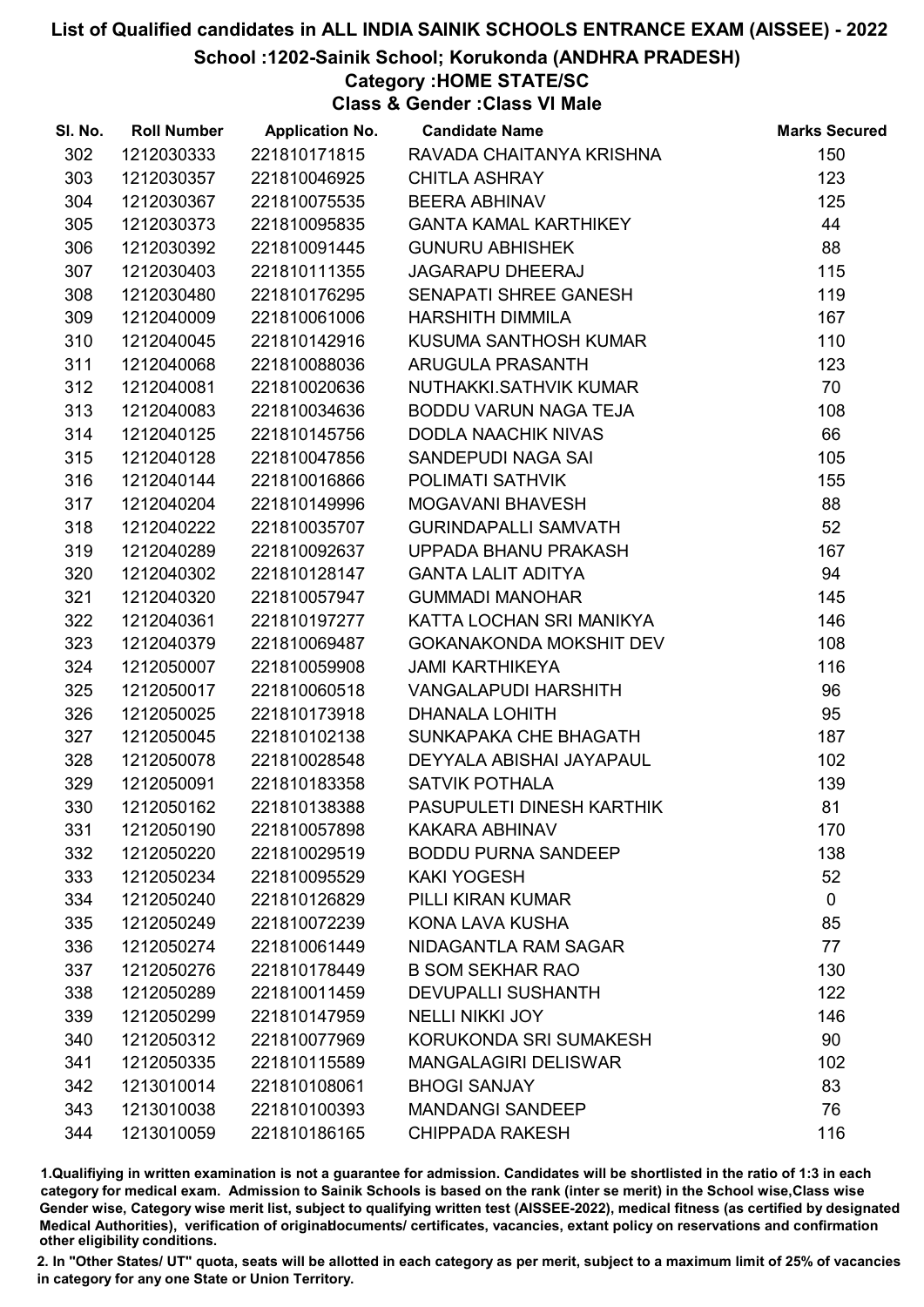# List of Qualified candidates in ALL INDIA SAINIK SCHOOLS ENTRANCE EXAM (AISSEE) - 2022

## School :1202-Sainik School; Korukonda (ANDHRA PRADESH)

### Category :HOME STATE/SC

### Class & Gender :Class VI Male

| Sl. No. | Roll Number | Application No. | Candidate Name | Marks Secured |
|---|---|---|---|---|
| 302 | 1212030333 | 221810171815 | RAVADA CHAITANYA KRISHNA | 150 |
| 303 | 1212030357 | 221810046925 | CHITLA ASHRAY | 123 |
| 304 | 1212030367 | 221810075535 | BEERA ABHINAV | 125 |
| 305 | 1212030373 | 221810095835 | GANTA KAMAL KARTHIKEY | 44 |
| 306 | 1212030392 | 221810091445 | GUNURU ABHISHEK | 88 |
| 307 | 1212030403 | 221810111355 | JAGARAPU DHEERAJ | 115 |
| 308 | 1212030480 | 221810176295 | SENAPATI SHREE GANESH | 119 |
| 309 | 1212040009 | 221810061006 | HARSHITH DIMMILA | 167 |
| 310 | 1212040045 | 221810142916 | KUSUMA SANTHOSH KUMAR | 110 |
| 311 | 1212040068 | 221810088036 | ARUGULA PRASANTH | 123 |
| 312 | 1212040081 | 221810020636 | NUTHAKKI.SATHVIK KUMAR | 70 |
| 313 | 1212040083 | 221810034636 | BODDU VARUN NAGA TEJA | 108 |
| 314 | 1212040125 | 221810145756 | DODLA NAACHIK NIVAS | 66 |
| 315 | 1212040128 | 221810047856 | SANDEPUDI NAGA SAI | 105 |
| 316 | 1212040144 | 221810016866 | POLIMATI SATHVIK | 155 |
| 317 | 1212040204 | 221810149996 | MOGAVANI BHAVESH | 88 |
| 318 | 1212040222 | 221810035707 | GURINDAPALLI SAMVATH | 52 |
| 319 | 1212040289 | 221810092637 | UPPADA BHANU PRAKASH | 167 |
| 320 | 1212040302 | 221810128147 | GANTA LALIT ADITYA | 94 |
| 321 | 1212040320 | 221810057947 | GUMMADI MANOHAR | 145 |
| 322 | 1212040361 | 221810197277 | KATTA LOCHAN SRI MANIKYA | 146 |
| 323 | 1212040379 | 221810069487 | GOKANAKONDA MOKSHIT DEV | 108 |
| 324 | 1212050007 | 221810059908 | JAMI KARTHIKEYA | 116 |
| 325 | 1212050017 | 221810060518 | VANGALAPUDI HARSHITH | 96 |
| 326 | 1212050025 | 221810173918 | DHANALA LOHITH | 95 |
| 327 | 1212050045 | 221810102138 | SUNKAPAKA CHE BHAGATH | 187 |
| 328 | 1212050078 | 221810028548 | DEYYALA ABISHAI JAYAPAUL | 102 |
| 329 | 1212050091 | 221810183358 | SATVIK POTHALA | 139 |
| 330 | 1212050162 | 221810138388 | PASUPULETI DINESH KARTHIK | 81 |
| 331 | 1212050190 | 221810057898 | KAKARA ABHINAV | 170 |
| 332 | 1212050220 | 221810029519 | BODDU PURNA SANDEEP | 138 |
| 333 | 1212050234 | 221810095529 | KAKI YOGESH | 52 |
| 334 | 1212050240 | 221810126829 | PILLI KIRAN KUMAR | 0 |
| 335 | 1212050249 | 221810072239 | KONA LAVA KUSHA | 85 |
| 336 | 1212050274 | 221810061449 | NIDAGANTLA RAM SAGAR | 77 |
| 337 | 1212050276 | 221810178449 | B SOM SEKHAR RAO | 130 |
| 338 | 1212050289 | 221810011459 | DEVUPALLI SUSHANTH | 122 |
| 339 | 1212050299 | 221810147959 | NELLI NIKKI JOY | 146 |
| 340 | 1212050312 | 221810077969 | KORUKONDA SRI SUMAKESH | 90 |
| 341 | 1212050335 | 221810115589 | MANGALAGIRI DELISWAR | 102 |
| 342 | 1213010014 | 221810108061 | BHOGI SANJAY | 83 |
| 343 | 1213010038 | 221810100393 | MANDANGI SANDEEP | 76 |
| 344 | 1213010059 | 221810186165 | CHIPPADA RAKESH | 116 |

1.Qualifiying in written examination is not a guarantee for admission. Candidates will be shortlisted in the ratio of 1:3 in each category for medical exam. Admission to Sainik Schools is based on the rank (inter se merit) in the School wise,Class wise Gender wise, Category wise merit list, subject to qualifying written test (AISSEE-2022), medical fitness (as certified by designated Medical Authorities), verification of originaldocuments/ certificates, vacancies, extant policy on reservations and confirmation other eligibility conditions.

2. In "Other States/ UT" quota, seats will be allotted in each category as per merit, subject to a maximum limit of 25% of vacancies in category for any one State or Union Territory.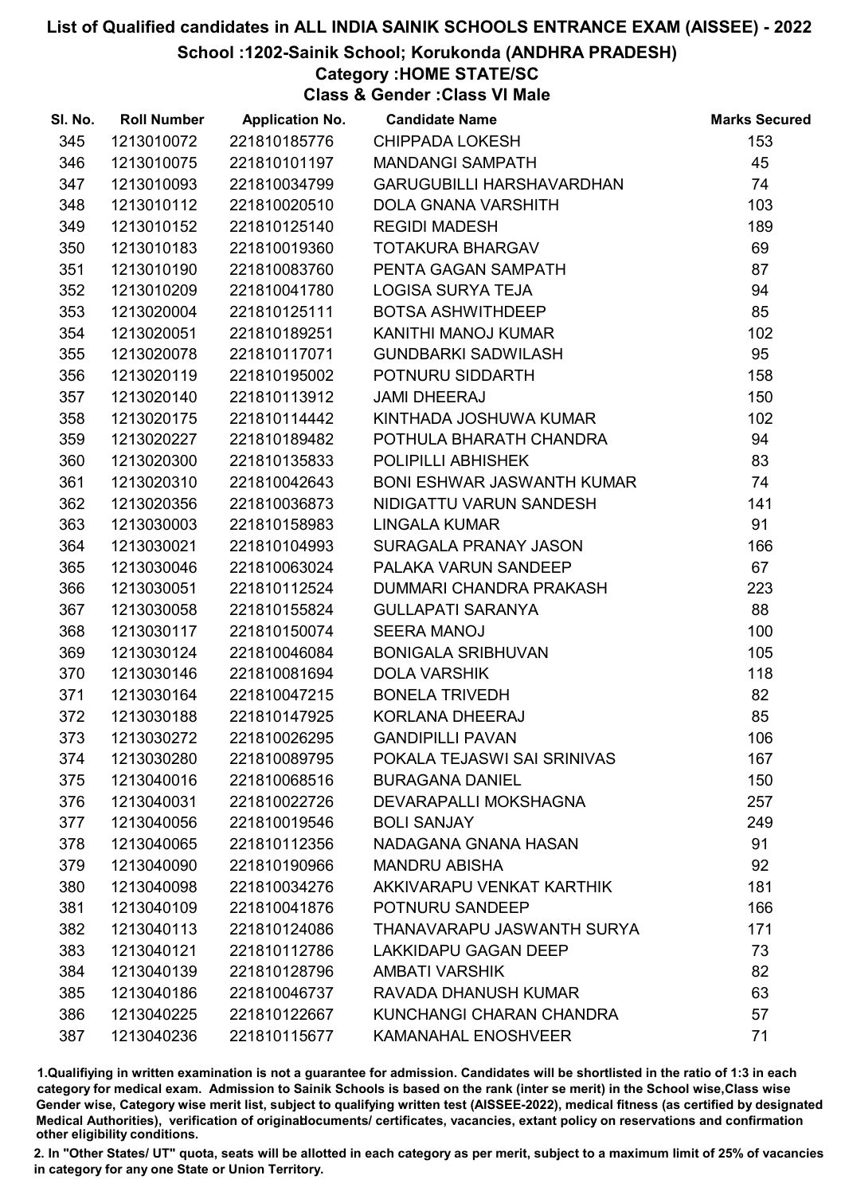# List of Qualified candidates in ALL INDIA SAINIK SCHOOLS ENTRANCE EXAM (AISSEE) - 2022

## School :1202-Sainik School; Korukonda (ANDHRA PRADESH)

### Category :HOME STATE/SC

### Class & Gender :Class VI Male

| Sl. No. | Roll Number | Application No. | Candidate Name | Marks Secured |
|---|---|---|---|---|
| 345 | 1213010072 | 221810185776 | CHIPPADA LOKESH | 153 |
| 346 | 1213010075 | 221810101197 | MANDANGI SAMPATH | 45 |
| 347 | 1213010093 | 221810034799 | GARUGUBILLI HARSHAVARDHAN | 74 |
| 348 | 1213010112 | 221810020510 | DOLA GNANA VARSHITH | 103 |
| 349 | 1213010152 | 221810125140 | REGIDI MADESH | 189 |
| 350 | 1213010183 | 221810019360 | TOTAKURA BHARGAV | 69 |
| 351 | 1213010190 | 221810083760 | PENTA GAGAN SAMPATH | 87 |
| 352 | 1213010209 | 221810041780 | LOGISA SURYA TEJA | 94 |
| 353 | 1213020004 | 221810125111 | BOTSA ASHWITHDEEP | 85 |
| 354 | 1213020051 | 221810189251 | KANITHI MANOJ KUMAR | 102 |
| 355 | 1213020078 | 221810117071 | GUNDBARKI SADWILASH | 95 |
| 356 | 1213020119 | 221810195002 | POTNURU SIDDARTH | 158 |
| 357 | 1213020140 | 221810113912 | JAMI DHEERAJ | 150 |
| 358 | 1213020175 | 221810114442 | KINTHADA JOSHUWA KUMAR | 102 |
| 359 | 1213020227 | 221810189482 | POTHULA BHARATH CHANDRA | 94 |
| 360 | 1213020300 | 221810135833 | POLIPILLI ABHISHEK | 83 |
| 361 | 1213020310 | 221810042643 | BONI ESHWAR JASWANTH KUMAR | 74 |
| 362 | 1213020356 | 221810036873 | NIDIGATTU VARUN SANDESH | 141 |
| 363 | 1213030003 | 221810158983 | LINGALA KUMAR | 91 |
| 364 | 1213030021 | 221810104993 | SURAGALA PRANAY JASON | 166 |
| 365 | 1213030046 | 221810063024 | PALAKA VARUN SANDEEP | 67 |
| 366 | 1213030051 | 221810112524 | DUMMARI CHANDRA PRAKASH | 223 |
| 367 | 1213030058 | 221810155824 | GULLAPATI SARANYA | 88 |
| 368 | 1213030117 | 221810150074 | SEERA MANOJ | 100 |
| 369 | 1213030124 | 221810046084 | BONIGALA SRIBHUVAN | 105 |
| 370 | 1213030146 | 221810081694 | DOLA VARSHIK | 118 |
| 371 | 1213030164 | 221810047215 | BONELA TRIVEDH | 82 |
| 372 | 1213030188 | 221810147925 | KORLANA DHEERAJ | 85 |
| 373 | 1213030272 | 221810026295 | GANDIPILLI PAVAN | 106 |
| 374 | 1213030280 | 221810089795 | POKALA TEJASWI SAI SRINIVAS | 167 |
| 375 | 1213040016 | 221810068516 | BURAGANA DANIEL | 150 |
| 376 | 1213040031 | 221810022726 | DEVARAPALLI MOKSHAGNA | 257 |
| 377 | 1213040056 | 221810019546 | BOLI SANJAY | 249 |
| 378 | 1213040065 | 221810112356 | NADAGANA GNANA HASAN | 91 |
| 379 | 1213040090 | 221810190966 | MANDRU ABISHA | 92 |
| 380 | 1213040098 | 221810034276 | AKKIVARAPU VENKAT KARTHIK | 181 |
| 381 | 1213040109 | 221810041876 | POTNURU SANDEEP | 166 |
| 382 | 1213040113 | 221810124086 | THANAVARAPU JASWANTH SURYA | 171 |
| 383 | 1213040121 | 221810112786 | LAKKIDAPU GAGAN DEEP | 73 |
| 384 | 1213040139 | 221810128796 | AMBATI VARSHIK | 82 |
| 385 | 1213040186 | 221810046737 | RAVADA DHANUSH KUMAR | 63 |
| 386 | 1213040225 | 221810122667 | KUNCHANGI CHARAN CHANDRA | 57 |
| 387 | 1213040236 | 221810115677 | KAMANAHAL ENOSHVEER | 71 |

1.Qualifiying in written examination is not a guarantee for admission. Candidates will be shortlisted in the ratio of 1:3 in each category for medical exam. Admission to Sainik Schools is based on the rank (inter se merit) in the School wise,Class wise Gender wise, Category wise merit list, subject to qualifying written test (AISSEE-2022), medical fitness (as certified by designated Medical Authorities), verification of originaldocuments/ certificates, vacancies, extant policy on reservations and confirmation other eligibility conditions.

2. In "Other States/ UT" quota, seats will be allotted in each category as per merit, subject to a maximum limit of 25% of vacancies in category for any one State or Union Territory.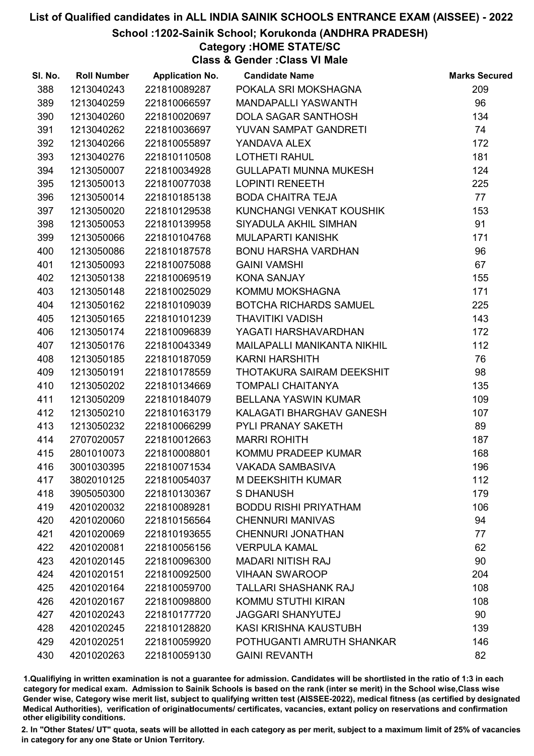# List of Qualified candidates in ALL INDIA SAINIK SCHOOLS ENTRANCE EXAM (AISSEE) - 2022

## School :1202-Sainik School; Korukonda (ANDHRA PRADESH)

### Category :HOME STATE/SC

### Class & Gender :Class VI Male

| Sl. No. | Roll Number | Application No. | Candidate Name | Marks Secured |
|---|---|---|---|---|
| 388 | 1213040243 | 221810089287 | POKALA SRI MOKSHAGNA | 209 |
| 389 | 1213040259 | 221810066597 | MANDAPALLI YASWANTH | 96 |
| 390 | 1213040260 | 221810020697 | DOLA SAGAR SANTHOSH | 134 |
| 391 | 1213040262 | 221810036697 | YUVAN SAMPAT GANDRETI | 74 |
| 392 | 1213040266 | 221810055897 | YANDAVA ALEX | 172 |
| 393 | 1213040276 | 221810110508 | LOTHETI RAHUL | 181 |
| 394 | 1213050007 | 221810034928 | GULLAPATI MUNNA MUKESH | 124 |
| 395 | 1213050013 | 221810077038 | LOPINTI RENEETH | 225 |
| 396 | 1213050014 | 221810185138 | BODA CHAITRA TEJA | 77 |
| 397 | 1213050020 | 221810129538 | KUNCHANGI VENKAT KOUSHIK | 153 |
| 398 | 1213050053 | 221810139958 | SIYADULA AKHIL SIMHAN | 91 |
| 399 | 1213050066 | 221810104768 | MULAPARTI KANISHK | 171 |
| 400 | 1213050086 | 221810187578 | BONU HARSHA VARDHAN | 96 |
| 401 | 1213050093 | 221810075088 | GAINI VAMSHI | 67 |
| 402 | 1213050138 | 221810069519 | KONA SANJAY | 155 |
| 403 | 1213050148 | 221810025029 | KOMMU MOKSHAGNA | 171 |
| 404 | 1213050162 | 221810109039 | BOTCHA RICHARDS SAMUEL | 225 |
| 405 | 1213050165 | 221810101239 | THAVITIKI VADISH | 143 |
| 406 | 1213050174 | 221810096839 | YAGATI HARSHAVARDHAN | 172 |
| 407 | 1213050176 | 221810043349 | MAILAPALLI MANIKANTA NIKHIL | 112 |
| 408 | 1213050185 | 221810187059 | KARNI HARSHITH | 76 |
| 409 | 1213050191 | 221810178559 | THOTAKURA SAIRAM DEEKSHIT | 98 |
| 410 | 1213050202 | 221810134669 | TOMPALI CHAITANYA | 135 |
| 411 | 1213050209 | 221810184079 | BELLANA YASWIN KUMAR | 109 |
| 412 | 1213050210 | 221810163179 | KALAGATI BHARGHAV GANESH | 107 |
| 413 | 1213050232 | 221810066299 | PYLI PRANAY SAKETH | 89 |
| 414 | 2707020057 | 221810012663 | MARRI ROHITH | 187 |
| 415 | 2801010073 | 221810008801 | KOMMU PRADEEP KUMAR | 168 |
| 416 | 3001030395 | 221810071534 | VAKADA SAMBASIVA | 196 |
| 417 | 3802010125 | 221810054037 | M DEEKSHITH KUMAR | 112 |
| 418 | 3905050300 | 221810130367 | S DHANUSH | 179 |
| 419 | 4201020032 | 221810089281 | BODDU RISHI PRIYATHAM | 106 |
| 420 | 4201020060 | 221810156564 | CHENNURI MANIVAS | 94 |
| 421 | 4201020069 | 221810193655 | CHENNURI JONATHAN | 77 |
| 422 | 4201020081 | 221810056156 | VERPULA KAMAL | 62 |
| 423 | 4201020145 | 221810096300 | MADARI NITISH RAJ | 90 |
| 424 | 4201020151 | 221810092500 | VIHAAN SWAROOP | 204 |
| 425 | 4201020164 | 221810059700 | TALLARI SHASHANK RAJ | 108 |
| 426 | 4201020167 | 221810098800 | KOMMU STUTHI KIRAN | 108 |
| 427 | 4201020243 | 221810177720 | JAGGARI SHANYUTEJ | 90 |
| 428 | 4201020245 | 221810128820 | KASI KRISHNA KAUSTUBH | 139 |
| 429 | 4201020251 | 221810059920 | POTHUGANTI AMRUTH SHANKAR | 146 |
| 430 | 4201020263 | 221810059130 | GAINI REVANTH | 82 |

1.Qualifiying in written examination is not a guarantee for admission. Candidates will be shortlisted in the ratio of 1:3 in each category for medical exam. Admission to Sainik Schools is based on the rank (inter se merit) in the School wise,Class wise Gender wise, Category wise merit list, subject to qualifying written test (AISSEE-2022), medical fitness (as certified by designated Medical Authorities), verification of originaldocuments/ certificates, vacancies, extant policy on reservations and confirmation other eligibility conditions.

2. In "Other States/ UT" quota, seats will be allotted in each category as per merit, subject to a maximum limit of 25% of vacancies in category for any one State or Union Territory.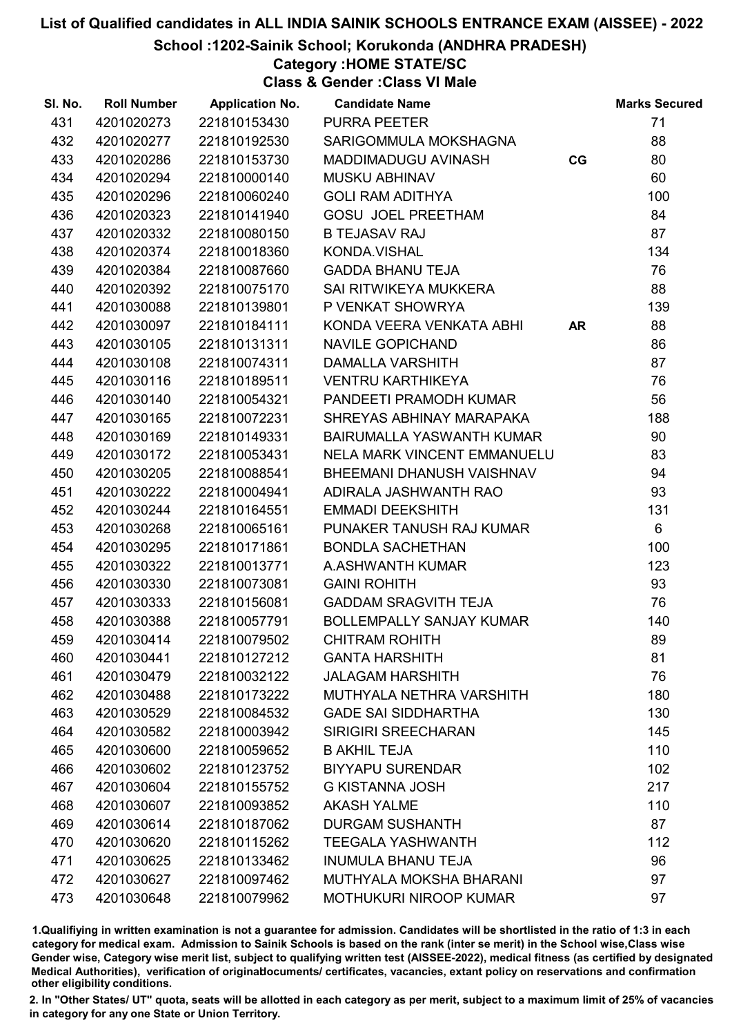# List of Qualified candidates in ALL INDIA SAINIK SCHOOLS ENTRANCE EXAM (AISSEE) - 2022

## School :1202-Sainik School; Korukonda (ANDHRA PRADESH)

### Category :HOME STATE/SC

### Class & Gender :Class VI Male

| Sl. No. | Roll Number | Application No. | Candidate Name | | Marks Secured |
|---|---|---|---|---|---|
| 431 | 4201020273 | 221810153430 | PURRA PEETER | | 71 |
| 432 | 4201020277 | 221810192530 | SARIGOMMULA MOKSHAGNA | | 88 |
| 433 | 4201020286 | 221810153730 | MADDIMADUGU AVINASH | CG | 80 |
| 434 | 4201020294 | 221810000140 | MUSKU ABHINAV | | 60 |
| 435 | 4201020296 | 221810060240 | GOLI RAM ADITHYA | | 100 |
| 436 | 4201020323 | 221810141940 | GOSU JOEL PREETHAM | | 84 |
| 437 | 4201020332 | 221810080150 | B TEJASAV RAJ | | 87 |
| 438 | 4201020374 | 221810018360 | KONDA.VISHAL | | 134 |
| 439 | 4201020384 | 221810087660 | GADDA BHANU TEJA | | 76 |
| 440 | 4201020392 | 221810075170 | SAI RITWIKEYA MUKKERA | | 88 |
| 441 | 4201030088 | 221810139801 | P VENKAT SHOWRYA | | 139 |
| 442 | 4201030097 | 221810184111 | KONDA VEERA VENKATA ABHI | AR | 88 |
| 443 | 4201030105 | 221810131311 | NAVILE GOPICHAND | | 86 |
| 444 | 4201030108 | 221810074311 | DAMALLA VARSHITH | | 87 |
| 445 | 4201030116 | 221810189511 | VENTRU KARTHIKEYA | | 76 |
| 446 | 4201030140 | 221810054321 | PANDEETI PRAMODH KUMAR | | 56 |
| 447 | 4201030165 | 221810072231 | SHREYAS ABHINAY MARAPAKA | | 188 |
| 448 | 4201030169 | 221810149331 | BAIRUMALLA YASWANTH KUMAR | | 90 |
| 449 | 4201030172 | 221810053431 | NELA MARK VINCENT EMMANUELU | | 83 |
| 450 | 4201030205 | 221810088541 | BHEEMANI DHANUSH VAISHNAV | | 94 |
| 451 | 4201030222 | 221810004941 | ADIRALA JASHWANTH RAO | | 93 |
| 452 | 4201030244 | 221810164551 | EMMADI DEEKSHITH | | 131 |
| 453 | 4201030268 | 221810065161 | PUNAKER TANUSH RAJ KUMAR | | 6 |
| 454 | 4201030295 | 221810171861 | BONDLA SACHETHAN | | 100 |
| 455 | 4201030322 | 221810013771 | A.ASHWANTH KUMAR | | 123 |
| 456 | 4201030330 | 221810073081 | GAINI ROHITH | | 93 |
| 457 | 4201030333 | 221810156081 | GADDAM SRAGVITH TEJA | | 76 |
| 458 | 4201030388 | 221810057791 | BOLLEMPALLY SANJAY KUMAR | | 140 |
| 459 | 4201030414 | 221810079502 | CHITRAM ROHITH | | 89 |
| 460 | 4201030441 | 221810127212 | GANTA HARSHITH | | 81 |
| 461 | 4201030479 | 221810032122 | JALAGAM HARSHITH | | 76 |
| 462 | 4201030488 | 221810173222 | MUTHYALA NETHRA VARSHITH | | 180 |
| 463 | 4201030529 | 221810084532 | GADE SAI SIDDHARTHA | | 130 |
| 464 | 4201030582 | 221810003942 | SIRIGIRI SREECHARAN | | 145 |
| 465 | 4201030600 | 221810059652 | B AKHIL TEJA | | 110 |
| 466 | 4201030602 | 221810123752 | BIYYAPU SURENDAR | | 102 |
| 467 | 4201030604 | 221810155752 | G KISTANNA JOSH | | 217 |
| 468 | 4201030607 | 221810093852 | AKASH YALME | | 110 |
| 469 | 4201030614 | 221810187062 | DURGAM SUSHANTH | | 87 |
| 470 | 4201030620 | 221810115262 | TEEGALA YASHWANTH | | 112 |
| 471 | 4201030625 | 221810133462 | INUMULA BHANU TEJA | | 96 |
| 472 | 4201030627 | 221810097462 | MUTHYALA MOKSHA BHARANI | | 97 |
| 473 | 4201030648 | 221810079962 | MOTHUKURI NIROOP KUMAR | | 97 |

1.Qualifiying in written examination is not a guarantee for admission. Candidates will be shortlisted in the ratio of 1:3 in each category for medical exam. Admission to Sainik Schools is based on the rank (inter se merit) in the School wise,Class wise Gender wise, Category wise merit list, subject to qualifying written test (AISSEE-2022), medical fitness (as certified by designated Medical Authorities), verification of originaldocuments/ certificates, vacancies, extant policy on reservations and confirmation other eligibility conditions.

2. In "Other States/ UT" quota, seats will be allotted in each category as per merit, subject to a maximum limit of 25% of vacancies in category for any one State or Union Territory.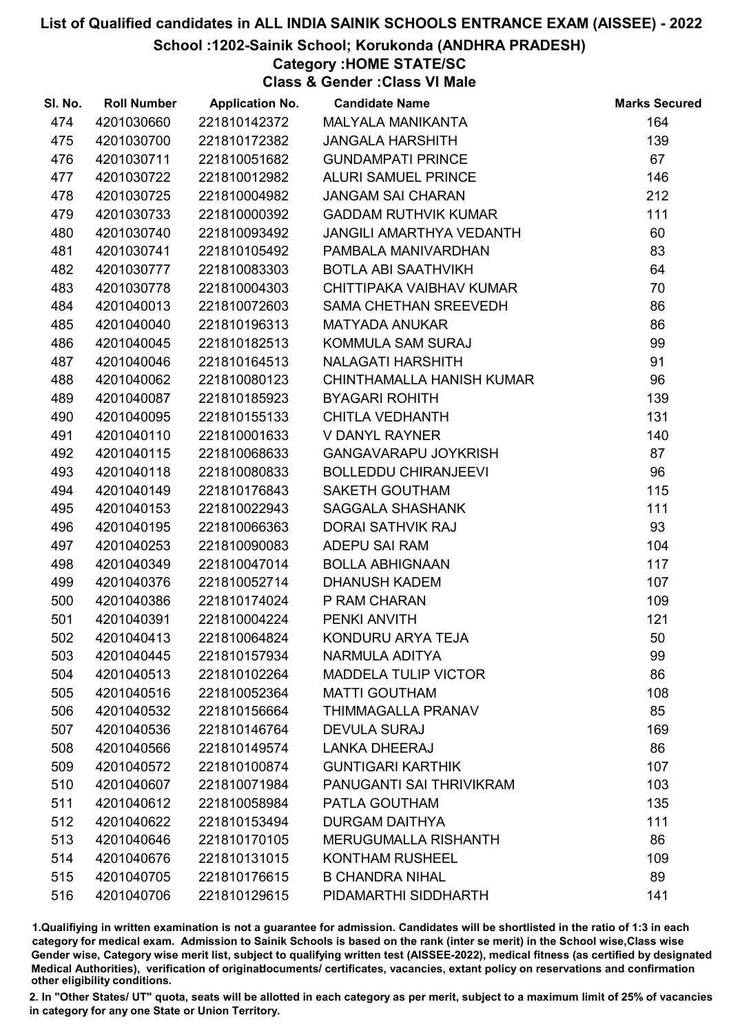# List of Qualified candidates in ALL INDIA SAINIK SCHOOLS ENTRANCE EXAM (AISSEE) - 2022

## School :1202-Sainik School; Korukonda (ANDHRA PRADESH)

### Category :HOME STATE/SC

### Class & Gender :Class VI Male

| Sl. No. | Roll Number | Application No. | Candidate Name | Marks Secured |
|---|---|---|---|---|
| 474 | 4201030660 | 221810142372 | MALYALA MANIKANTA | 164 |
| 475 | 4201030700 | 221810172382 | JANGALA HARSHITH | 139 |
| 476 | 4201030711 | 221810051682 | GUNDAMPATI PRINCE | 67 |
| 477 | 4201030722 | 221810012982 | ALURI SAMUEL PRINCE | 146 |
| 478 | 4201030725 | 221810004982 | JANGAM SAI CHARAN | 212 |
| 479 | 4201030733 | 221810000392 | GADDAM RUTHVIK KUMAR | 111 |
| 480 | 4201030740 | 221810093492 | JANGILI AMARTHYA VEDANTH | 60 |
| 481 | 4201030741 | 221810105492 | PAMBALA MANIVARDHAN | 83 |
| 482 | 4201030777 | 221810083303 | BOTLA ABI SAATHVIKH | 64 |
| 483 | 4201030778 | 221810004303 | CHITTIPAKA VAIBHAV KUMAR | 70 |
| 484 | 4201040013 | 221810072603 | SAMA CHETHAN SREEVEDH | 86 |
| 485 | 4201040040 | 221810196313 | MATYADA ANUKAR | 86 |
| 486 | 4201040045 | 221810182513 | KOMMULA SAM SURAJ | 99 |
| 487 | 4201040046 | 221810164513 | NALAGATI HARSHITH | 91 |
| 488 | 4201040062 | 221810080123 | CHINTHAMALLA HANISH KUMAR | 96 |
| 489 | 4201040087 | 221810185923 | BYAGARI ROHITH | 139 |
| 490 | 4201040095 | 221810155133 | CHITLA VEDHANTH | 131 |
| 491 | 4201040110 | 221810001633 | V DANYL RAYNER | 140 |
| 492 | 4201040115 | 221810068633 | GANGAVARAPU JOYKRISH | 87 |
| 493 | 4201040118 | 221810080833 | BOLLEDDU CHIRANJEEVI | 96 |
| 494 | 4201040149 | 221810176843 | SAKETH GOUTHAM | 115 |
| 495 | 4201040153 | 221810022943 | SAGGALA SHASHANK | 111 |
| 496 | 4201040195 | 221810066363 | DORAI SATHVIK RAJ | 93 |
| 497 | 4201040253 | 221810090083 | ADEPU SAI RAM | 104 |
| 498 | 4201040349 | 221810047014 | BOLLA ABHIGNAAN | 117 |
| 499 | 4201040376 | 221810052714 | DHANUSH KADEM | 107 |
| 500 | 4201040386 | 221810174024 | P RAM CHARAN | 109 |
| 501 | 4201040391 | 221810004224 | PENKI ANVITH | 121 |
| 502 | 4201040413 | 221810064824 | KONDURU ARYA TEJA | 50 |
| 503 | 4201040445 | 221810157934 | NARMULA ADITYA | 99 |
| 504 | 4201040513 | 221810102264 | MADDELA TULIP VICTOR | 86 |
| 505 | 4201040516 | 221810052364 | MATTI GOUTHAM | 108 |
| 506 | 4201040532 | 221810156664 | THIMMAGALLA PRANAV | 85 |
| 507 | 4201040536 | 221810146764 | DEVULA SURAJ | 169 |
| 508 | 4201040566 | 221810149574 | LANKA DHEERAJ | 86 |
| 509 | 4201040572 | 221810100874 | GUNTIGARI KARTHIK | 107 |
| 510 | 4201040607 | 221810071984 | PANUGANTI SAI THRIVIKRAM | 103 |
| 511 | 4201040612 | 221810058984 | PATLA GOUTHAM | 135 |
| 512 | 4201040622 | 221810153494 | DURGAM DAITHYA | 111 |
| 513 | 4201040646 | 221810170105 | MERUGUMALLA RISHANTH | 86 |
| 514 | 4201040676 | 221810131015 | KONTHAM RUSHEEL | 109 |
| 515 | 4201040705 | 221810176615 | B CHANDRA NIHAL | 89 |
| 516 | 4201040706 | 221810129615 | PIDAMARTHI SIDDHARTH | 141 |

1.Qualifiying in written examination is not a guarantee for admission. Candidates will be shortlisted in the ratio of 1:3 in each category for medical exam. Admission to Sainik Schools is based on the rank (inter se merit) in the School wise,Class wise Gender wise, Category wise merit list, subject to qualifying written test (AISSEE-2022), medical fitness (as certified by designated Medical Authorities), verification of originaldocuments/ certificates, vacancies, extant policy on reservations and confirmation other eligibility conditions.

2. In "Other States/ UT" quota, seats will be allotted in each category as per merit, subject to a maximum limit of 25% of vacancies in category for any one State or Union Territory.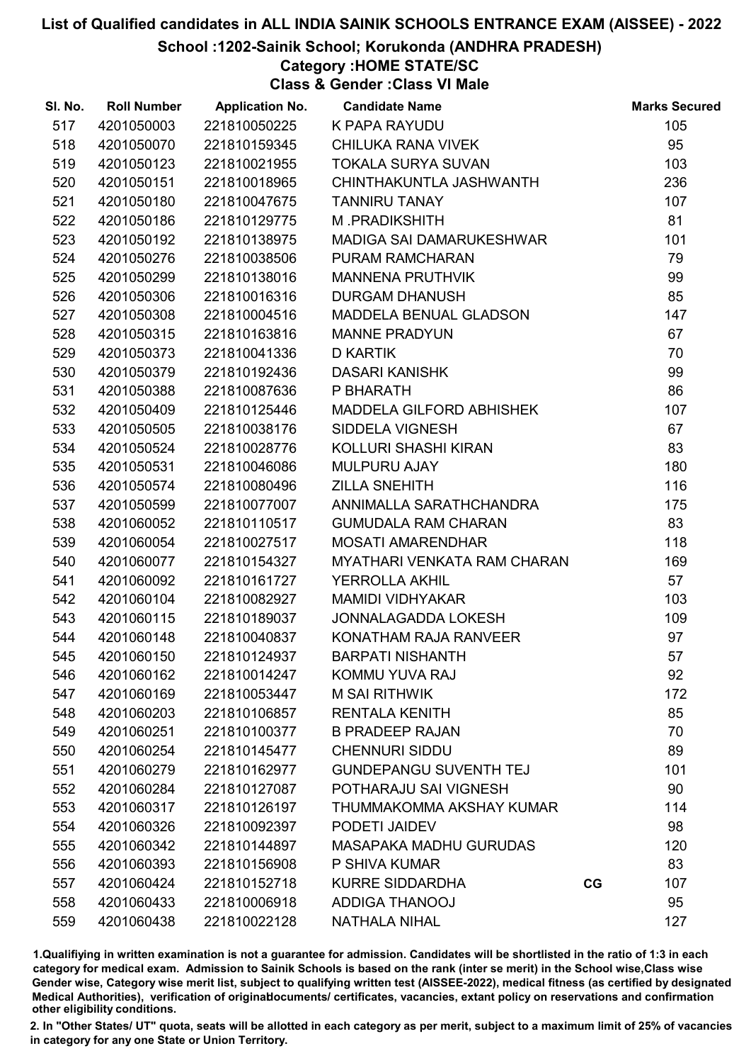# List of Qualified candidates in ALL INDIA SAINIK SCHOOLS ENTRANCE EXAM (AISSEE) - 2022

## School :1202-Sainik School; Korukonda (ANDHRA PRADESH)

### Category :HOME STATE/SC

### Class & Gender :Class VI Male

| Sl. No. | Roll Number | Application No. | Candidate Name | | Marks Secured |
|---|---|---|---|---|---|
| 517 | 4201050003 | 221810050225 | K PAPA RAYUDU | | 105 |
| 518 | 4201050070 | 221810159345 | CHILUKA RANA VIVEK | | 95 |
| 519 | 4201050123 | 221810021955 | TOKALA SURYA SUVAN | | 103 |
| 520 | 4201050151 | 221810018965 | CHINTHAKUNTLA JASHWANTH | | 236 |
| 521 | 4201050180 | 221810047675 | TANNIRU TANAY | | 107 |
| 522 | 4201050186 | 221810129775 | M .PRADIKSHITH | | 81 |
| 523 | 4201050192 | 221810138975 | MADIGA SAI DAMARUKESHWAR | | 101 |
| 524 | 4201050276 | 221810038506 | PURAM RAMCHARAN | | 79 |
| 525 | 4201050299 | 221810138016 | MANNENA PRUTHVIK | | 99 |
| 526 | 4201050306 | 221810016316 | DURGAM DHANUSH | | 85 |
| 527 | 4201050308 | 221810004516 | MADDELA BENUAL GLADSON | | 147 |
| 528 | 4201050315 | 221810163816 | MANNE PRADYUN | | 67 |
| 529 | 4201050373 | 221810041336 | D KARTIK | | 70 |
| 530 | 4201050379 | 221810192436 | DASARI KANISHK | | 99 |
| 531 | 4201050388 | 221810087636 | P BHARATH | | 86 |
| 532 | 4201050409 | 221810125446 | MADDELA GILFORD ABHISHEK | | 107 |
| 533 | 4201050505 | 221810038176 | SIDDELA VIGNESH | | 67 |
| 534 | 4201050524 | 221810028776 | KOLLURI SHASHI KIRAN | | 83 |
| 535 | 4201050531 | 221810046086 | MULPURU AJAY | | 180 |
| 536 | 4201050574 | 221810080496 | ZILLA SNEHITH | | 116 |
| 537 | 4201050599 | 221810077007 | ANNIMALLA SARATHCHANDRA | | 175 |
| 538 | 4201060052 | 221810110517 | GUMUDALA RAM CHARAN | | 83 |
| 539 | 4201060054 | 221810027517 | MOSATI AMARENDHAR | | 118 |
| 540 | 4201060077 | 221810154327 | MYATHARI VENKATA RAM CHARAN | | 169 |
| 541 | 4201060092 | 221810161727 | YERROLLA AKHIL | | 57 |
| 542 | 4201060104 | 221810082927 | MAMIDI VIDHYAKAR | | 103 |
| 543 | 4201060115 | 221810189037 | JONNALAGADDA LOKESH | | 109 |
| 544 | 4201060148 | 221810040837 | KONATHAM RAJA RANVEER | | 97 |
| 545 | 4201060150 | 221810124937 | BARPATI NISHANTH | | 57 |
| 546 | 4201060162 | 221810014247 | KOMMU YUVA RAJ | | 92 |
| 547 | 4201060169 | 221810053447 | M SAI RITHWIK | | 172 |
| 548 | 4201060203 | 221810106857 | RENTALA KENITH | | 85 |
| 549 | 4201060251 | 221810100377 | B PRADEEP RAJAN | | 70 |
| 550 | 4201060254 | 221810145477 | CHENNURI SIDDU | | 89 |
| 551 | 4201060279 | 221810162977 | GUNDEPANGU SUVENTH TEJ | | 101 |
| 552 | 4201060284 | 221810127087 | POTHARAJU SAI VIGNESH | | 90 |
| 553 | 4201060317 | 221810126197 | THUMMAKOMMA AKSHAY KUMAR | | 114 |
| 554 | 4201060326 | 221810092397 | PODETI JAIDEV | | 98 |
| 555 | 4201060342 | 221810144897 | MASAPAKA MADHU GURUDAS | | 120 |
| 556 | 4201060393 | 221810156908 | P SHIVA KUMAR | | 83 |
| 557 | 4201060424 | 221810152718 | KURRE SIDDARDHA | CG | 107 |
| 558 | 4201060433 | 221810006918 | ADDIGA THANOOJ | | 95 |
| 559 | 4201060438 | 221810022128 | NATHALA NIHAL | | 127 |

1.Qualifying in written examination is not a guarantee for admission. Candidates will be shortlisted in the ratio of 1:3 in each category for medical exam. Admission to Sainik Schools is based on the rank (inter se merit) in the School wise,Class wise Gender wise, Category wise merit list, subject to qualifying written test (AISSEE-2022), medical fitness (as certified by designated Medical Authorities), verification of originaldocuments/ certificates, vacancies, extant policy on reservations and confirmation other eligibility conditions.

2. In "Other States/ UT" quota, seats will be allotted in each category as per merit, subject to a maximum limit of 25% of vacancies in category for any one State or Union Territory.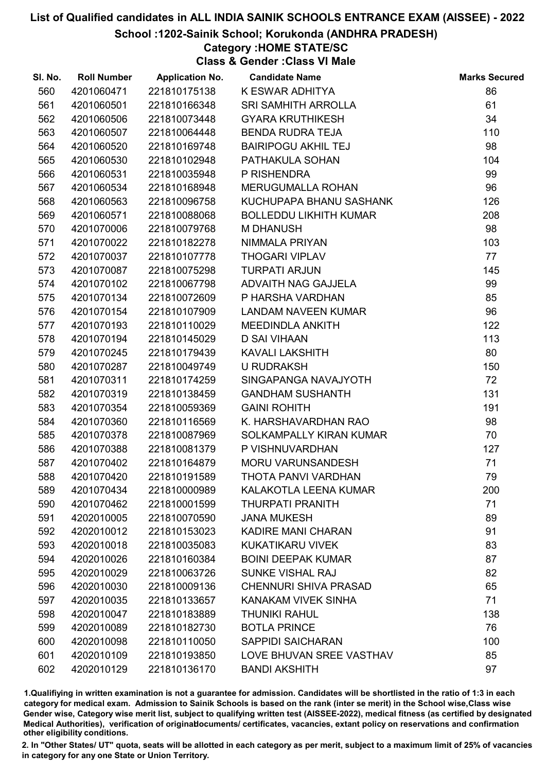# List of Qualified candidates in ALL INDIA SAINIK SCHOOLS ENTRANCE EXAM (AISSEE) - 2022

## School :1202-Sainik School; Korukonda (ANDHRA PRADESH)

### Category :HOME STATE/SC

### Class & Gender :Class VI Male

| Sl. No. | Roll Number | Application No. | Candidate Name | Marks Secured |
|---|---|---|---|---|
| 560 | 4201060471 | 221810175138 | K ESWAR ADHITYA | 86 |
| 561 | 4201060501 | 221810166348 | SRI SAMHITH ARROLLA | 61 |
| 562 | 4201060506 | 221810073448 | GYARA KRUTHIKESH | 34 |
| 563 | 4201060507 | 221810064448 | BENDA RUDRA TEJA | 110 |
| 564 | 4201060520 | 221810169748 | BAIRIPOGU AKHIL TEJ | 98 |
| 565 | 4201060530 | 221810102948 | PATHAKULA SOHAN | 104 |
| 566 | 4201060531 | 221810035948 | P RISHENDRA | 99 |
| 567 | 4201060534 | 221810168948 | MERUGUMALLA ROHAN | 96 |
| 568 | 4201060563 | 221810096758 | KUCHUPAPA BHANU SASHANK | 126 |
| 569 | 4201060571 | 221810088068 | BOLLEDDU LIKHITH KUMAR | 208 |
| 570 | 4201070006 | 221810079768 | M DHANUSH | 98 |
| 571 | 4201070022 | 221810182278 | NIMMALA PRIYAN | 103 |
| 572 | 4201070037 | 221810107778 | THOGARI VIPLAV | 77 |
| 573 | 4201070087 | 221810075298 | TURPATI ARJUN | 145 |
| 574 | 4201070102 | 221810067798 | ADVAITH NAG GAJJELA | 99 |
| 575 | 4201070134 | 221810072609 | P HARSHA VARDHAN | 85 |
| 576 | 4201070154 | 221810107909 | LANDAM NAVEEN KUMAR | 96 |
| 577 | 4201070193 | 221810110029 | MEEDINDLA ANKITH | 122 |
| 578 | 4201070194 | 221810145029 | D SAI VIHAAN | 113 |
| 579 | 4201070245 | 221810179439 | KAVALI LAKSHITH | 80 |
| 580 | 4201070287 | 221810049749 | U RUDRAKSH | 150 |
| 581 | 4201070311 | 221810174259 | SINGAPANGA NAVAJYOTH | 72 |
| 582 | 4201070319 | 221810138459 | GANDHAM SUSHANTH | 131 |
| 583 | 4201070354 | 221810059369 | GAINI ROHITH | 191 |
| 584 | 4201070360 | 221810116569 | K. HARSHAVARDHAN RAO | 98 |
| 585 | 4201070378 | 221810087969 | SOLKAMPALLY KIRAN KUMAR | 70 |
| 586 | 4201070388 | 221810081379 | P VISHNUVARDHAN | 127 |
| 587 | 4201070402 | 221810164879 | MORU VARUNSANDESH | 71 |
| 588 | 4201070420 | 221810191589 | THOTA PANVI VARDHAN | 79 |
| 589 | 4201070434 | 221810000989 | KALAKOTLA LEENA KUMAR | 200 |
| 590 | 4201070462 | 221810001599 | THURPATI PRANITH | 71 |
| 591 | 4202010005 | 221810070590 | JANA MUKESH | 89 |
| 592 | 4202010012 | 221810153023 | KADIRE MANI CHARAN | 91 |
| 593 | 4202010018 | 221810035083 | KUKATIKARU VIVEK | 83 |
| 594 | 4202010026 | 221810160384 | BOINI DEEPAK KUMAR | 87 |
| 595 | 4202010029 | 221810063726 | SUNKE VISHAL RAJ | 82 |
| 596 | 4202010030 | 221810009136 | CHENNURI SHIVA PRASAD | 65 |
| 597 | 4202010035 | 221810133657 | KANAKAM VIVEK SINHA | 71 |
| 598 | 4202010047 | 221810183889 | THUNIKI RAHUL | 138 |
| 599 | 4202010089 | 221810182730 | BOTLA PRINCE | 76 |
| 600 | 4202010098 | 221810110050 | SAPPIDI SAICHARAN | 100 |
| 601 | 4202010109 | 221810193850 | LOVE BHUVAN SREE VASTHAV | 85 |
| 602 | 4202010129 | 221810136170 | BANDI AKSHITH | 97 |

1.Qualifying in written examination is not a guarantee for admission. Candidates will be shortlisted in the ratio of 1:3 in each category for medical exam. Admission to Sainik Schools is based on the rank (inter se merit) in the School wise,Class wise Gender wise, Category wise merit list, subject to qualifying written test (AISSEE-2022), medical fitness (as certified by designated Medical Authorities), verification of originaldocuments/ certificates, vacancies, extant policy on reservations and confirmation other eligibility conditions.

2. In "Other States/ UT" quota, seats will be allotted in each category as per merit, subject to a maximum limit of 25% of vacancies in category for any one State or Union Territory.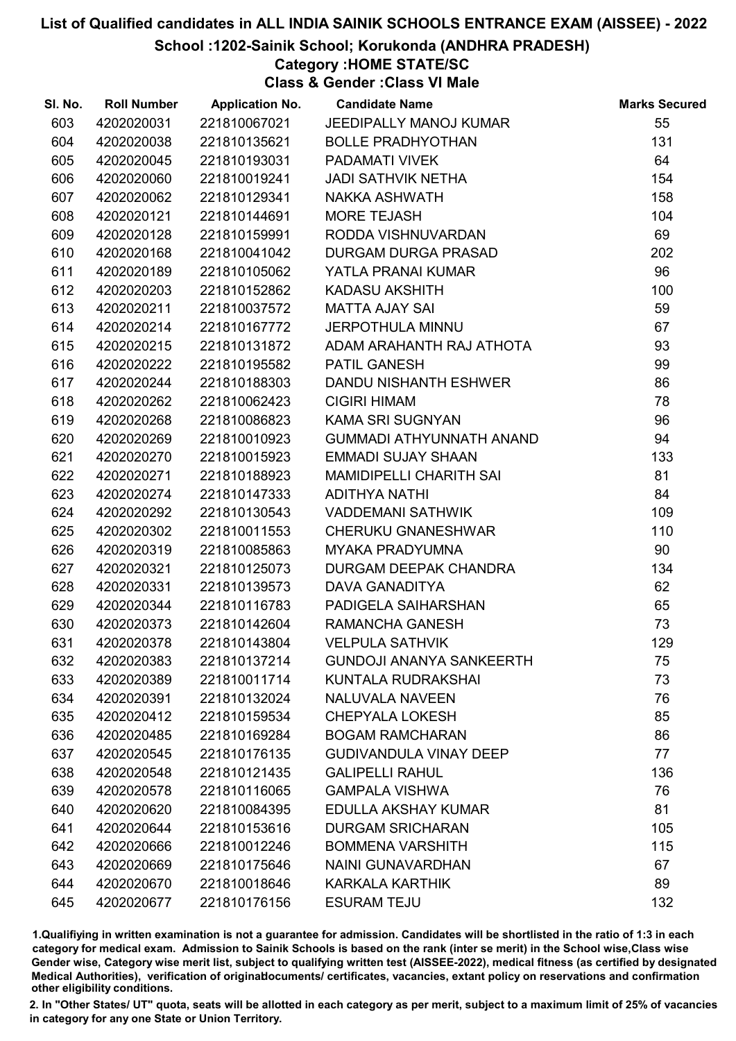# List of Qualified candidates in ALL INDIA SAINIK SCHOOLS ENTRANCE EXAM (AISSEE) - 2022

## School :1202-Sainik School; Korukonda (ANDHRA PRADESH)

### Category :HOME STATE/SC

### Class & Gender :Class VI Male

| Sl. No. | Roll Number | Application No. | Candidate Name | Marks Secured |
|---|---|---|---|---|
| 603 | 4202020031 | 221810067021 | JEEDIPALLY MANOJ KUMAR | 55 |
| 604 | 4202020038 | 221810135621 | BOLLE PRADHYOTHAN | 131 |
| 605 | 4202020045 | 221810193031 | PADAMATI VIVEK | 64 |
| 606 | 4202020060 | 221810019241 | JADI SATHVIK NETHA | 154 |
| 607 | 4202020062 | 221810129341 | NAKKA ASHWATH | 158 |
| 608 | 4202020121 | 221810144691 | MORE TEJASH | 104 |
| 609 | 4202020128 | 221810159991 | RODDA VISHNUVARDAN | 69 |
| 610 | 4202020168 | 221810041042 | DURGAM DURGA PRASAD | 202 |
| 611 | 4202020189 | 221810105062 | YATLA PRANAI KUMAR | 96 |
| 612 | 4202020203 | 221810152862 | KADASU AKSHITH | 100 |
| 613 | 4202020211 | 221810037572 | MATTA AJAY SAI | 59 |
| 614 | 4202020214 | 221810167772 | JERPOTHULA MINNU | 67 |
| 615 | 4202020215 | 221810131872 | ADAM ARAHANTH RAJ ATHOTA | 93 |
| 616 | 4202020222 | 221810195582 | PATIL GANESH | 99 |
| 617 | 4202020244 | 221810188303 | DANDU NISHANTH ESHWER | 86 |
| 618 | 4202020262 | 221810062423 | CIGIRI HIMAM | 78 |
| 619 | 4202020268 | 221810086823 | KAMA SRI SUGNYAN | 96 |
| 620 | 4202020269 | 221810010923 | GUMMADI ATHYUNNATH ANAND | 94 |
| 621 | 4202020270 | 221810015923 | EMMADI SUJAY SHAAN | 133 |
| 622 | 4202020271 | 221810188923 | MAMIDIPELLI CHARITH SAI | 81 |
| 623 | 4202020274 | 221810147333 | ADITHYA NATHI | 84 |
| 624 | 4202020292 | 221810130543 | VADDEMANI SATHWIK | 109 |
| 625 | 4202020302 | 221810011553 | CHERUKU GNANESHWAR | 110 |
| 626 | 4202020319 | 221810085863 | MYAKA PRADYUMNA | 90 |
| 627 | 4202020321 | 221810125073 | DURGAM DEEPAK CHANDRA | 134 |
| 628 | 4202020331 | 221810139573 | DAVA GANADITYA | 62 |
| 629 | 4202020344 | 221810116783 | PADIGELA SAIHARSHAN | 65 |
| 630 | 4202020373 | 221810142604 | RAMANCHA GANESH | 73 |
| 631 | 4202020378 | 221810143804 | VELPULA SATHVIK | 129 |
| 632 | 4202020383 | 221810137214 | GUNDOJI ANANYA SANKEERTH | 75 |
| 633 | 4202020389 | 221810011714 | KUNTALA RUDRAKSHAI | 73 |
| 634 | 4202020391 | 221810132024 | NALUVALA NAVEEN | 76 |
| 635 | 4202020412 | 221810159534 | CHEPYALA LOKESH | 85 |
| 636 | 4202020485 | 221810169284 | BOGAM RAMCHARAN | 86 |
| 637 | 4202020545 | 221810176135 | GUDIVANDULA VINAY DEEP | 77 |
| 638 | 4202020548 | 221810121435 | GALIPELLI RAHUL | 136 |
| 639 | 4202020578 | 221810116065 | GAMPALA VISHWA | 76 |
| 640 | 4202020620 | 221810084395 | EDULLA AKSHAY KUMAR | 81 |
| 641 | 4202020644 | 221810153616 | DURGAM SRICHARAN | 105 |
| 642 | 4202020666 | 221810012246 | BOMMENA VARSHITH | 115 |
| 643 | 4202020669 | 221810175646 | NAINI GUNAVARDHAN | 67 |
| 644 | 4202020670 | 221810018646 | KARKALA KARTHIK | 89 |
| 645 | 4202020677 | 221810176156 | ESURAM TEJU | 132 |

1.Qualifying in written examination is not a guarantee for admission. Candidates will be shortlisted in the ratio of 1:3 in each category for medical exam. Admission to Sainik Schools is based on the rank (inter se merit) in the School wise,Class wise Gender wise, Category wise merit list, subject to qualifying written test (AISSEE-2022), medical fitness (as certified by designated Medical Authorities), verification of originaldocuments/ certificates, vacancies, extant policy on reservations and confirmation other eligibility conditions.

2. In "Other States/ UT" quota, seats will be allotted in each category as per merit, subject to a maximum limit of 25% of vacancies in category for any one State or Union Territory.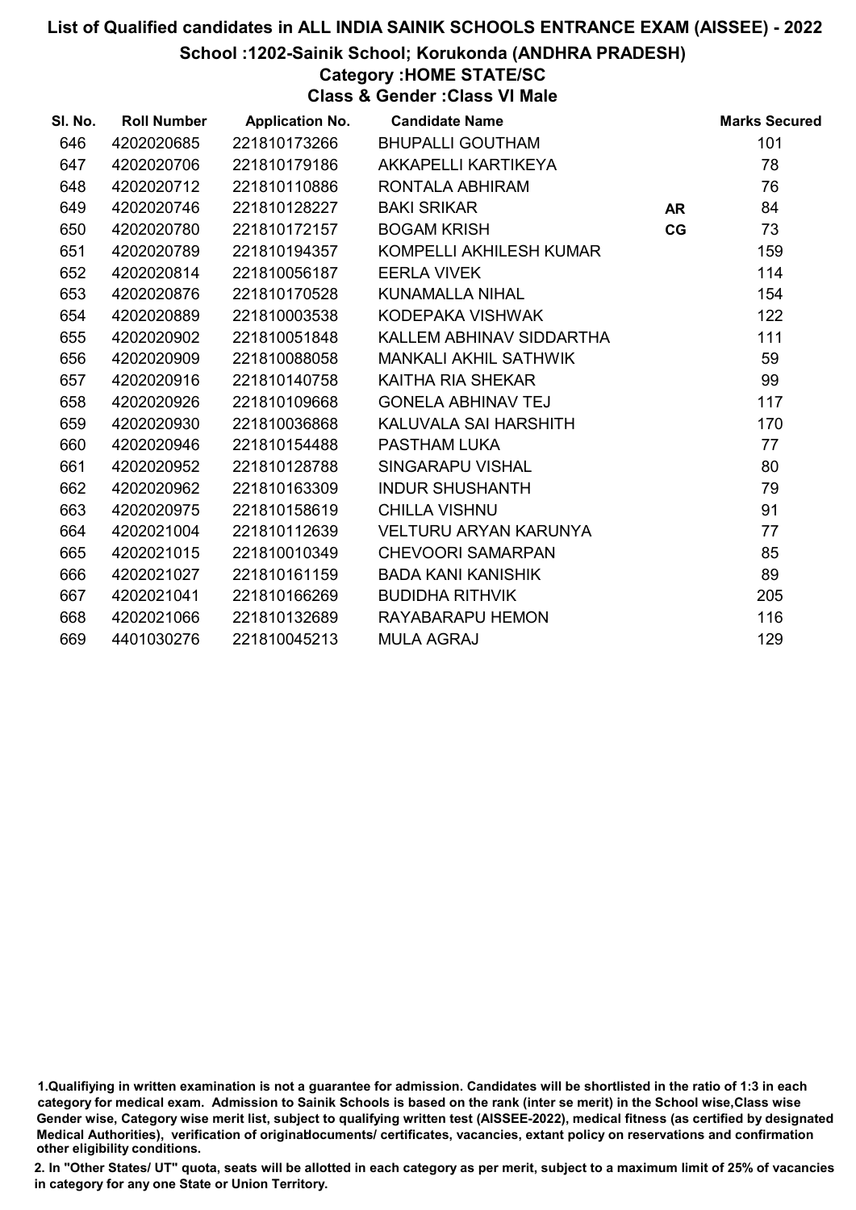# List of Qualified candidates in ALL INDIA SAINIK SCHOOLS ENTRANCE EXAM (AISSEE) - 2022

## School :1202-Sainik School; Korukonda (ANDHRA PRADESH)

### Category :HOME STATE/SC

### Class & Gender :Class VI Male

| Sl. No. | Roll Number | Application No. | Candidate Name | | Marks Secured |
|---|---|---|---|---|---|
| 646 | 4202020685 | 221810173266 | BHUPALLI GOUTHAM | | 101 |
| 647 | 4202020706 | 221810179186 | AKKAPELLI KARTIKEYA | | 78 |
| 648 | 4202020712 | 221810110886 | RONTALA ABHIRAM | | 76 |
| 649 | 4202020746 | 221810128227 | BAKI SRIKAR | AR | 84 |
| 650 | 4202020780 | 221810172157 | BOGAM KRISH | CG | 73 |
| 651 | 4202020789 | 221810194357 | KOMPELLI AKHILESH KUMAR | | 159 |
| 652 | 4202020814 | 221810056187 | EERLA VIVEK | | 114 |
| 653 | 4202020876 | 221810170528 | KUNAMALLA NIHAL | | 154 |
| 654 | 4202020889 | 221810003538 | KODEPAKA VISHWAK | | 122 |
| 655 | 4202020902 | 221810051848 | KALLEM ABHINAV SIDDARTHA | | 111 |
| 656 | 4202020909 | 221810088058 | MANKALI AKHIL SATHWIK | | 59 |
| 657 | 4202020916 | 221810140758 | KAITHA RIA SHEKAR | | 99 |
| 658 | 4202020926 | 221810109668 | GONELA ABHINAV TEJ | | 117 |
| 659 | 4202020930 | 221810036868 | KALUVALA SAI HARSHITH | | 170 |
| 660 | 4202020946 | 221810154488 | PASTHAM LUKA | | 77 |
| 661 | 4202020952 | 221810128788 | SINGARAPU VISHAL | | 80 |
| 662 | 4202020962 | 221810163309 | INDUR SHUSHANTH | | 79 |
| 663 | 4202020975 | 221810158619 | CHILLA VISHNU | | 91 |
| 664 | 4202021004 | 221810112639 | VELTURU ARYAN KARUNYA | | 77 |
| 665 | 4202021015 | 221810010349 | CHEVOORI SAMARPAN | | 85 |
| 666 | 4202021027 | 221810161159 | BADA KANI KANISHIK | | 89 |
| 667 | 4202021041 | 221810166269 | BUDIDHA RITHVIK | | 205 |
| 668 | 4202021066 | 221810132689 | RAYABARAPU HEMON | | 116 |
| 669 | 4401030276 | 221810045213 | MULA AGRAJ | | 129 |

1.Qualifiying in written examination is not a guarantee for admission. Candidates will be shortlisted in the ratio of 1:3 in each category for medical exam. Admission to Sainik Schools is based on the rank (inter se merit) in the School wise,Class wise Gender wise, Category wise merit list, subject to qualifying written test (AISSEE-2022), medical fitness (as certified by designated Medical Authorities), verification of originaldocuments/ certificates, vacancies, extant policy on reservations and confirmation other eligibility conditions.

2. In "Other States/ UT" quota, seats will be allotted in each category as per merit, subject to a maximum limit of 25% of vacancies in category for any one State or Union Territory.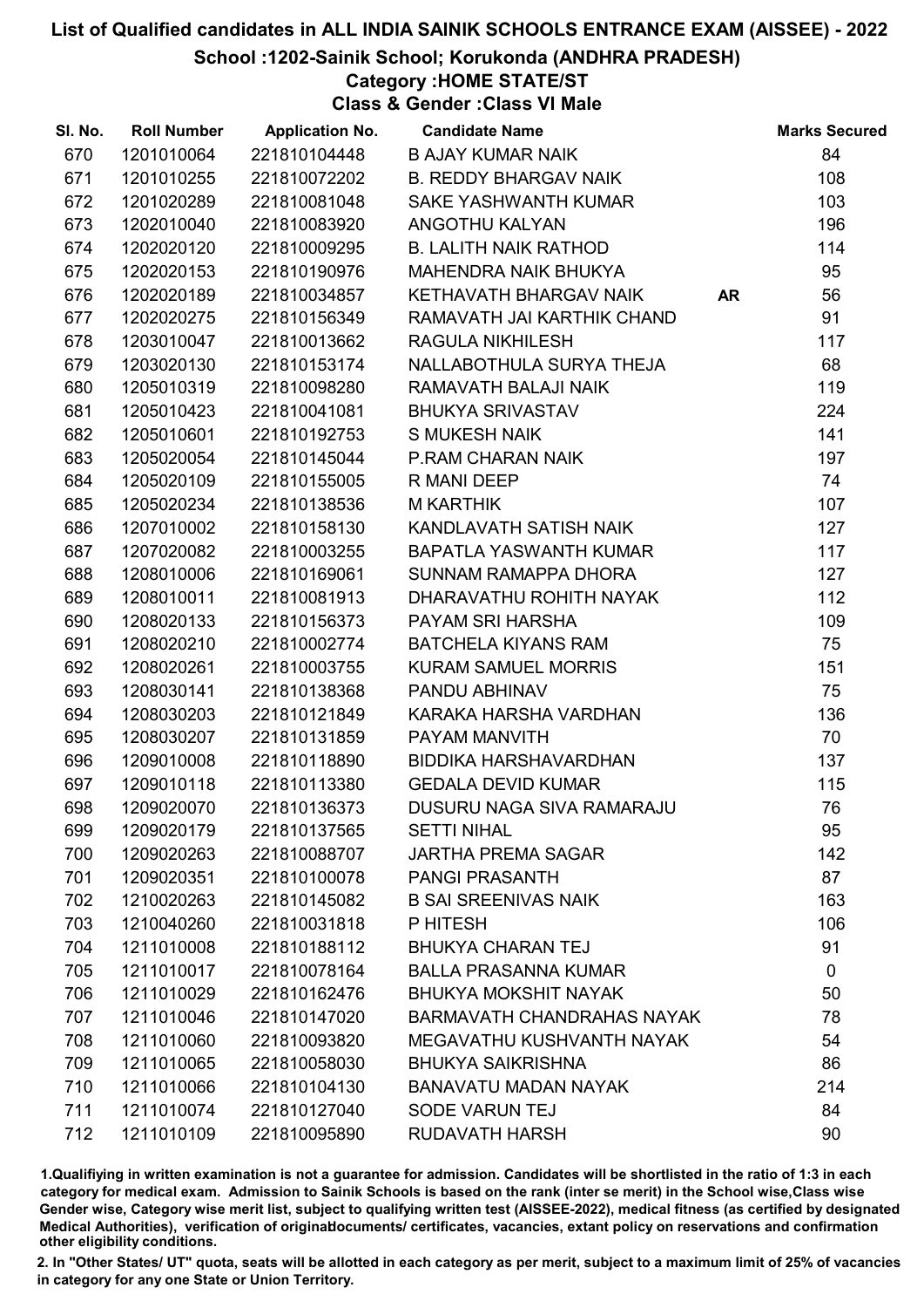# List of Qualified candidates in ALL INDIA SAINIK SCHOOLS ENTRANCE EXAM (AISSEE) - 2022

## School :1202-Sainik School; Korukonda (ANDHRA PRADESH)

### Category :HOME STATE/ST

### Class & Gender :Class VI Male

| Sl. No. | Roll Number | Application No. | Candidate Name | | Marks Secured |
|---|---|---|---|---|---|
| 670 | 1201010064 | 221810104448 | B AJAY KUMAR NAIK | | 84 |
| 671 | 1201010255 | 221810072202 | B. REDDY BHARGAV NAIK | | 108 |
| 672 | 1201020289 | 221810081048 | SAKE YASHWANTH KUMAR | | 103 |
| 673 | 1202010040 | 221810083920 | ANGOTHU KALYAN | | 196 |
| 674 | 1202020120 | 221810009295 | B. LALITH NAIK RATHOD | | 114 |
| 675 | 1202020153 | 221810190976 | MAHENDRA NAIK BHUKYA | | 95 |
| 676 | 1202020189 | 221810034857 | KETHAVATH BHARGAV NAIK | AR | 56 |
| 677 | 1202020275 | 221810156349 | RAMAVATH JAI KARTHIK CHAND | | 91 |
| 678 | 1203010047 | 221810013662 | RAGULA NIKHILESH | | 117 |
| 679 | 1203020130 | 221810153174 | NALLABOTHULA SURYA THEJA | | 68 |
| 680 | 1205010319 | 221810098280 | RAMAVATH BALAJI NAIK | | 119 |
| 681 | 1205010423 | 221810041081 | BHUKYA SRIVASTAV | | 224 |
| 682 | 1205010601 | 221810192753 | S MUKESH NAIK | | 141 |
| 683 | 1205020054 | 221810145044 | P.RAM CHARAN NAIK | | 197 |
| 684 | 1205020109 | 221810155005 | R MANI DEEP | | 74 |
| 685 | 1205020234 | 221810138536 | M KARTHIK | | 107 |
| 686 | 1207010002 | 221810158130 | KANDLAVATH SATISH NAIK | | 127 |
| 687 | 1207020082 | 221810003255 | BAPATLA YASWANTH KUMAR | | 117 |
| 688 | 1208010006 | 221810169061 | SUNNAM RAMAPPA DHORA | | 127 |
| 689 | 1208010011 | 221810081913 | DHARAVATHU ROHITH NAYAK | | 112 |
| 690 | 1208020133 | 221810156373 | PAYAM SRI HARSHA | | 109 |
| 691 | 1208020210 | 221810002774 | BATCHELA KIYANS RAM | | 75 |
| 692 | 1208020261 | 221810003755 | KURAM SAMUEL MORRIS | | 151 |
| 693 | 1208030141 | 221810138368 | PANDU ABHINAV | | 75 |
| 694 | 1208030203 | 221810121849 | KARAKA HARSHA VARDHAN | | 136 |
| 695 | 1208030207 | 221810131859 | PAYAM MANVITH | | 70 |
| 696 | 1209010008 | 221810118890 | BIDDIKA HARSHAVARDHAN | | 137 |
| 697 | 1209010118 | 221810113380 | GEDALA DEVID KUMAR | | 115 |
| 698 | 1209020070 | 221810136373 | DUSURU NAGA SIVA RAMARAJU | | 76 |
| 699 | 1209020179 | 221810137565 | SETTI NIHAL | | 95 |
| 700 | 1209020263 | 221810088707 | JARTHA PREMA SAGAR | | 142 |
| 701 | 1209020351 | 221810100078 | PANGI PRASANTH | | 87 |
| 702 | 1210020263 | 221810145082 | B SAI SREENIVAS NAIK | | 163 |
| 703 | 1210040260 | 221810031818 | P HITESH | | 106 |
| 704 | 1211010008 | 221810188112 | BHUKYA CHARAN TEJ | | 91 |
| 705 | 1211010017 | 221810078164 | BALLA PRASANNA KUMAR | | 0 |
| 706 | 1211010029 | 221810162476 | BHUKYA MOKSHIT NAYAK | | 50 |
| 707 | 1211010046 | 221810147020 | BARMAVATH CHANDRAHAS NAYAK | | 78 |
| 708 | 1211010060 | 221810093820 | MEGAVATHU KUSHVANTH NAYAK | | 54 |
| 709 | 1211010065 | 221810058030 | BHUKYA SAIKRISHNA | | 86 |
| 710 | 1211010066 | 221810104130 | BANAVATU MADAN NAYAK | | 214 |
| 711 | 1211010074 | 221810127040 | SODE VARUN TEJ | | 84 |
| 712 | 1211010109 | 221810095890 | RUDAVATH HARSH | | 90 |

1.Qualifiying in written examination is not a guarantee for admission. Candidates will be shortlisted in the ratio of 1:3 in each category for medical exam. Admission to Sainik Schools is based on the rank (inter se merit) in the School wise,Class wise Gender wise, Category wise merit list, subject to qualifying written test (AISSEE-2022), medical fitness (as certified by designated Medical Authorities), verification of originaldocuments/ certificates, vacancies, extant policy on reservations and confirmation other eligibility conditions.

2. In "Other States/ UT" quota, seats will be allotted in each category as per merit, subject to a maximum limit of 25% of vacancies in category for any one State or Union Territory.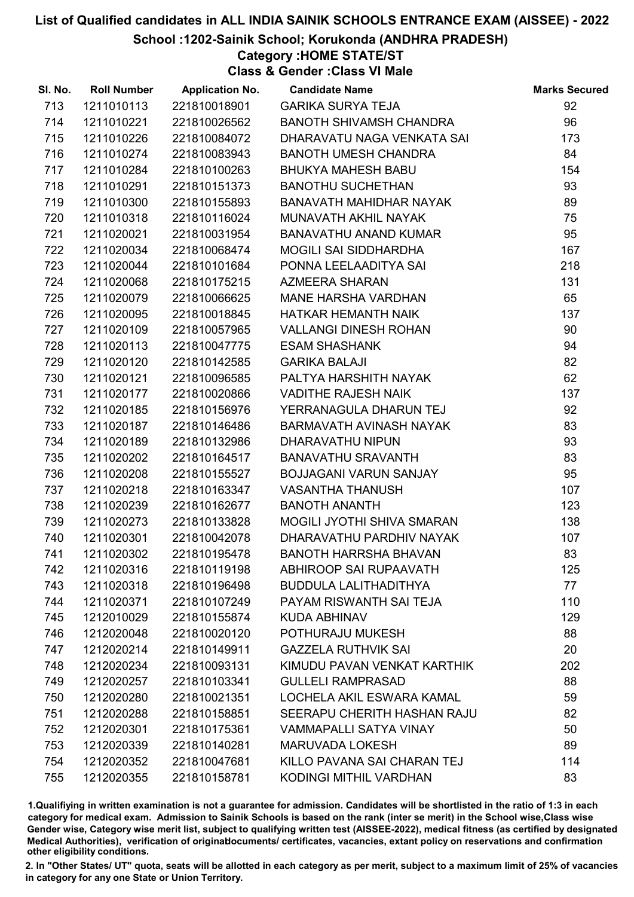# List of Qualified candidates in ALL INDIA SAINIK SCHOOLS ENTRANCE EXAM (AISSEE) - 2022

## School :1202-Sainik School; Korukonda (ANDHRA PRADESH)

### Category :HOME STATE/ST

### Class & Gender :Class VI Male

| Sl. No. | Roll Number | Application No. | Candidate Name | Marks Secured |
|---|---|---|---|---|
| 713 | 1211010113 | 221810018901 | GARIKA SURYA TEJA | 92 |
| 714 | 1211010221 | 221810026562 | BANOTH SHIVAMSH CHANDRA | 96 |
| 715 | 1211010226 | 221810084072 | DHARAVATU NAGA VENKATA SAI | 173 |
| 716 | 1211010274 | 221810083943 | BANOTH UMESH CHANDRA | 84 |
| 717 | 1211010284 | 221810100263 | BHUKYA MAHESH BABU | 154 |
| 718 | 1211010291 | 221810151373 | BANOTHU SUCHETHAN | 93 |
| 719 | 1211010300 | 221810155893 | BANAVATH MAHIDHAR NAYAK | 89 |
| 720 | 1211010318 | 221810116024 | MUNAVATH AKHIL NAYAK | 75 |
| 721 | 1211020021 | 221810031954 | BANAVATHU ANAND KUMAR | 95 |
| 722 | 1211020034 | 221810068474 | MOGILI SAI SIDDHARDHA | 167 |
| 723 | 1211020044 | 221810101684 | PONNA LEELAADITYA SAI | 218 |
| 724 | 1211020068 | 221810175215 | AZMEERA SHARAN | 131 |
| 725 | 1211020079 | 221810066625 | MANE HARSHA VARDHAN | 65 |
| 726 | 1211020095 | 221810018845 | HATKAR HEMANTH NAIK | 137 |
| 727 | 1211020109 | 221810057965 | VALLANGI DINESH ROHAN | 90 |
| 728 | 1211020113 | 221810047775 | ESAM SHASHANK | 94 |
| 729 | 1211020120 | 221810142585 | GARIKA BALAJI | 82 |
| 730 | 1211020121 | 221810096585 | PALTYA HARSHITH NAYAK | 62 |
| 731 | 1211020177 | 221810020866 | VADITHE RAJESH NAIK | 137 |
| 732 | 1211020185 | 221810156976 | YERRANAGULA DHARUN TEJ | 92 |
| 733 | 1211020187 | 221810146486 | BARMAVATH AVINASH NAYAK | 83 |
| 734 | 1211020189 | 221810132986 | DHARAVATHU NIPUN | 93 |
| 735 | 1211020202 | 221810164517 | BANAVATHU SRAVANTH | 83 |
| 736 | 1211020208 | 221810155527 | BOJJAGANI VARUN SANJAY | 95 |
| 737 | 1211020218 | 221810163347 | VASANTHA THANUSH | 107 |
| 738 | 1211020239 | 221810162677 | BANOTH ANANTH | 123 |
| 739 | 1211020273 | 221810133828 | MOGILI JYOTHI SHIVA SMARAN | 138 |
| 740 | 1211020301 | 221810042078 | DHARAVATHU PARDHIV NAYAK | 107 |
| 741 | 1211020302 | 221810195478 | BANOTH HARRSHA BHAVAN | 83 |
| 742 | 1211020316 | 221810119198 | ABHIROOP SAI RUPAAVATH | 125 |
| 743 | 1211020318 | 221810196498 | BUDDULA LALITHADITHYA | 77 |
| 744 | 1211020371 | 221810107249 | PAYAM RISWANTH SAI TEJA | 110 |
| 745 | 1212010029 | 221810155874 | KUDA ABHINAV | 129 |
| 746 | 1212020048 | 221810020120 | POTHURAJU MUKESH | 88 |
| 747 | 1212020214 | 221810149911 | GAZZELA RUTHVIK SAI | 20 |
| 748 | 1212020234 | 221810093131 | KIMUDU PAVAN VENKAT KARTHIK | 202 |
| 749 | 1212020257 | 221810103341 | GULLELI RAMPRASAD | 88 |
| 750 | 1212020280 | 221810021351 | LOCHELA AKIL ESWARA KAMAL | 59 |
| 751 | 1212020288 | 221810158851 | SEERAPU CHERITH HASHAN RAJU | 82 |
| 752 | 1212020301 | 221810175361 | VAMMAPALLI SATYA VINAY | 50 |
| 753 | 1212020339 | 221810140281 | MARUVADA LOKESH | 89 |
| 754 | 1212020352 | 221810047681 | KILLO PAVANA SAI CHARAN TEJ | 114 |
| 755 | 1212020355 | 221810158781 | KODINGI MITHIL VARDHAN | 83 |

1.Qualifiying in written examination is not a guarantee for admission. Candidates will be shortlisted in the ratio of 1:3 in each category for medical exam. Admission to Sainik Schools is based on the rank (inter se merit) in the School wise,Class wise Gender wise, Category wise merit list, subject to qualifying written test (AISSEE-2022), medical fitness (as certified by designated Medical Authorities), verification of originaldocuments/ certificates, vacancies, extant policy on reservations and confirmation other eligibility conditions.

2. In "Other States/ UT" quota, seats will be allotted in each category as per merit, subject to a maximum limit of 25% of vacancies in category for any one State or Union Territory.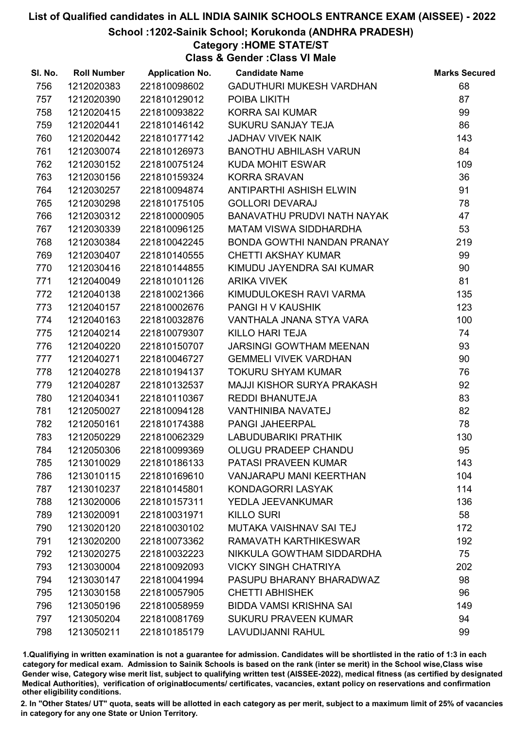# List of Qualified candidates in ALL INDIA SAINIK SCHOOLS ENTRANCE EXAM (AISSEE) - 2022

## School :1202-Sainik School; Korukonda (ANDHRA PRADESH)

### Category :HOME STATE/ST

### Class & Gender :Class VI Male

| Sl. No. | Roll Number | Application No. | Candidate Name | Marks Secured |
|---|---|---|---|---|
| 756 | 1212020383 | 221810098602 | GADUTHURI MUKESH VARDHAN | 68 |
| 757 | 1212020390 | 221810129012 | POIBA LIKITH | 87 |
| 758 | 1212020415 | 221810093822 | KORRA SAI KUMAR | 99 |
| 759 | 1212020441 | 221810146142 | SUKURU SANJAY TEJA | 86 |
| 760 | 1212020442 | 221810177142 | JADHAV VIVEK NAIK | 143 |
| 761 | 1212030074 | 221810126973 | BANOTHU ABHILASH VARUN | 84 |
| 762 | 1212030152 | 221810075124 | KUDA MOHIT ESWAR | 109 |
| 763 | 1212030156 | 221810159324 | KORRA SRAVAN | 36 |
| 764 | 1212030257 | 221810094874 | ANTIPARTHI ASHISH ELWIN | 91 |
| 765 | 1212030298 | 221810175105 | GOLLORI DEVARAJ | 78 |
| 766 | 1212030312 | 221810000905 | BANAVATHU PRUDVI NATH NAYAK | 47 |
| 767 | 1212030339 | 221810096125 | MATAM VISWA SIDDHARDHA | 53 |
| 768 | 1212030384 | 221810042245 | BONDA GOWTHI NANDAN PRANAY | 219 |
| 769 | 1212030407 | 221810140555 | CHETTI AKSHAY KUMAR | 99 |
| 770 | 1212030416 | 221810144855 | KIMUDU JAYENDRA SAI KUMAR | 90 |
| 771 | 1212040049 | 221810101126 | ARIKA VIVEK | 81 |
| 772 | 1212040138 | 221810021366 | KIMUDULOKESH RAVI VARMA | 135 |
| 773 | 1212040157 | 221810002676 | PANGI H V KAUSHIK | 123 |
| 774 | 1212040163 | 221810032876 | VANTHALA JNANA STYA VARA | 100 |
| 775 | 1212040214 | 221810079307 | KILLO HARI TEJA | 74 |
| 776 | 1212040220 | 221810150707 | JARSINGI GOWTHAM MEENAN | 93 |
| 777 | 1212040271 | 221810046727 | GEMMELI VIVEK VARDHAN | 90 |
| 778 | 1212040278 | 221810194137 | TOKURU SHYAM KUMAR | 76 |
| 779 | 1212040287 | 221810132537 | MAJJI KISHOR SURYA PRAKASH | 92 |
| 780 | 1212040341 | 221810110367 | REDDI BHANUTEJA | 83 |
| 781 | 1212050027 | 221810094128 | VANTHINIBA NAVATEJ | 82 |
| 782 | 1212050161 | 221810174388 | PANGI JAHEERPAL | 78 |
| 783 | 1212050229 | 221810062329 | LABUDUBARIKI PRATHIK | 130 |
| 784 | 1212050306 | 221810099369 | OLUGU PRADEEP CHANDU | 95 |
| 785 | 1213010029 | 221810186133 | PATASI PRAVEEN KUMAR | 143 |
| 786 | 1213010115 | 221810169610 | VANJARAPU MANI KEERTHAN | 104 |
| 787 | 1213010237 | 221810145801 | KONDAGORRI LASYAK | 114 |
| 788 | 1213020006 | 221810157311 | YEDLA JEEVANKUMAR | 136 |
| 789 | 1213020091 | 221810031971 | KILLO SURI | 58 |
| 790 | 1213020120 | 221810030102 | MUTAKA VAISHNAV SAI TEJ | 172 |
| 791 | 1213020200 | 221810073362 | RAMAVATH KARTHIKESWAR | 192 |
| 792 | 1213020275 | 221810032223 | NIKKULA GOWTHAM SIDDARDHA | 75 |
| 793 | 1213030004 | 221810092093 | VICKY SINGH CHATRIYA | 202 |
| 794 | 1213030147 | 221810041994 | PASUPU BHARANY BHARADWAZ | 98 |
| 795 | 1213030158 | 221810057905 | CHETTI ABHISHEK | 96 |
| 796 | 1213050196 | 221810058959 | BIDDA VAMSI KRISHNA SAI | 149 |
| 797 | 1213050204 | 221810081769 | SUKURU PRAVEEN KUMAR | 94 |
| 798 | 1213050211 | 221810185179 | LAVUDIJANNI RAHUL | 99 |

1.Qualifiying in written examination is not a guarantee for admission. Candidates will be shortlisted in the ratio of 1:3 in each category for medical exam. Admission to Sainik Schools is based on the rank (inter se merit) in the School wise,Class wise Gender wise, Category wise merit list, subject to qualifying written test (AISSEE-2022), medical fitness (as certified by designated Medical Authorities), verification of originaldocuments/ certificates, vacancies, extant policy on reservations and confirmation other eligibility conditions.

2. In "Other States/ UT" quota, seats will be allotted in each category as per merit, subject to a maximum limit of 25% of vacancies in category for any one State or Union Territory.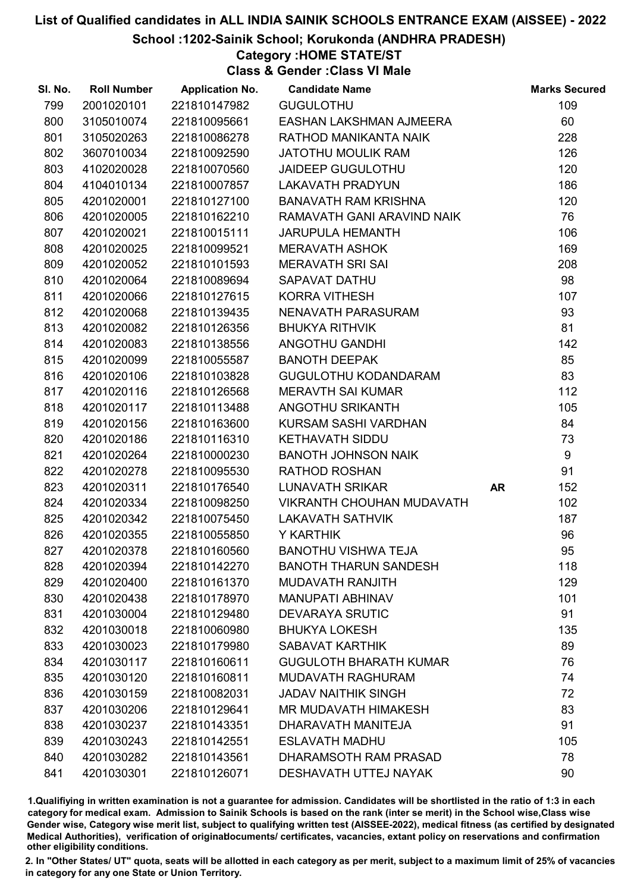# List of Qualified candidates in ALL INDIA SAINIK SCHOOLS ENTRANCE EXAM (AISSEE) - 2022

## School :1202-Sainik School; Korukonda (ANDHRA PRADESH)

### Category :HOME STATE/ST

### Class & Gender :Class VI Male

| Sl. No. | Roll Number | Application No. | Candidate Name | | Marks Secured |
|---|---|---|---|---|---|
| 799 | 2001020101 | 221810147982 | GUGULOTHU | | 109 |
| 800 | 3105010074 | 221810095661 | EASHAN LAKSHMAN AJMEERA | | 60 |
| 801 | 3105020263 | 221810086278 | RATHOD MANIKANTA NAIK | | 228 |
| 802 | 3607010034 | 221810092590 | JATOTHU MOULIK RAM | | 126 |
| 803 | 4102020028 | 221810070560 | JAIDEEP GUGULOTHU | | 120 |
| 804 | 4104010134 | 221810007857 | LAKAVATH PRADYUN | | 186 |
| 805 | 4201020001 | 221810127100 | BANAVATH RAM KRISHNA | | 120 |
| 806 | 4201020005 | 221810162210 | RAMAVATH GANI ARAVIND NAIK | | 76 |
| 807 | 4201020021 | 221810015111 | JARUPULA HEMANTH | | 106 |
| 808 | 4201020025 | 221810099521 | MERAVATH ASHOK | | 169 |
| 809 | 4201020052 | 221810101593 | MERAVATH SRI SAI | | 208 |
| 810 | 4201020064 | 221810089694 | SAPAVAT DATHU | | 98 |
| 811 | 4201020066 | 221810127615 | KORRA VITHESH | | 107 |
| 812 | 4201020068 | 221810139435 | NENAVATH PARASURAM | | 93 |
| 813 | 4201020082 | 221810126356 | BHUKYA RITHVIK | | 81 |
| 814 | 4201020083 | 221810138556 | ANGOTHU GANDHI | | 142 |
| 815 | 4201020099 | 221810055587 | BANOTH DEEPAK | | 85 |
| 816 | 4201020106 | 221810103828 | GUGULOTHU KODANDARAM | | 83 |
| 817 | 4201020116 | 221810126568 | MERAVTH SAI KUMAR | | 112 |
| 818 | 4201020117 | 221810113488 | ANGOTHU SRIKANTH | | 105 |
| 819 | 4201020156 | 221810163600 | KURSAM SASHI VARDHAN | | 84 |
| 820 | 4201020186 | 221810116310 | KETHAVATH SIDDU | | 73 |
| 821 | 4201020264 | 221810000230 | BANOTH JOHNSON NAIK | | 9 |
| 822 | 4201020278 | 221810095530 | RATHOD ROSHAN | | 91 |
| 823 | 4201020311 | 221810176540 | LUNAVATH SRIKAR | **AR** | 152 |
| 824 | 4201020334 | 221810098250 | VIKRANTH CHOUHAN MUDAVATH | | 102 |
| 825 | 4201020342 | 221810075450 | LAKAVATH SATHVIK | | 187 |
| 826 | 4201020355 | 221810055850 | Y KARTHIK | | 96 |
| 827 | 4201020378 | 221810160560 | BANOTHU VISHWA TEJA | | 95 |
| 828 | 4201020394 | 221810142270 | BANOTH THARUN SANDESH | | 118 |
| 829 | 4201020400 | 221810161370 | MUDAVATH RANJITH | | 129 |
| 830 | 4201020438 | 221810178970 | MANUPATI ABHINAV | | 101 |
| 831 | 4201030004 | 221810129480 | DEVARAYA SRUTIC | | 91 |
| 832 | 4201030018 | 221810060980 | BHUKYA LOKESH | | 135 |
| 833 | 4201030023 | 221810179980 | SABAVAT KARTHIK | | 89 |
| 834 | 4201030117 | 221810160611 | GUGULOTH BHARATH KUMAR | | 76 |
| 835 | 4201030120 | 221810160811 | MUDAVATH RAGHURAM | | 74 |
| 836 | 4201030159 | 221810082031 | JADAV NAITHIK SINGH | | 72 |
| 837 | 4201030206 | 221810129641 | MR MUDAVATH HIMAKESH | | 83 |
| 838 | 4201030237 | 221810143351 | DHARAVATH MANITEJA | | 91 |
| 839 | 4201030243 | 221810142551 | ESLAVATH MADHU | | 105 |
| 840 | 4201030282 | 221810143561 | DHARAMSOTH RAM PRASAD | | 78 |
| 841 | 4201030301 | 221810126071 | DESHAVATH UTTEJ NAYAK | | 90 |

1.Qualifying in written examination is not a guarantee for admission. Candidates will be shortlisted in the ratio of 1:3 in each category for medical exam. Admission to Sainik Schools is based on the rank (inter se merit) in the School wise,Class wise Gender wise, Category wise merit list, subject to qualifying written test (AISSEE-2022), medical fitness (as certified by designated Medical Authorities), verification of originaldocuments/ certificates, vacancies, extant policy on reservations and confirmation other eligibility conditions.

2. In "Other States/ UT" quota, seats will be allotted in each category as per merit, subject to a maximum limit of 25% of vacancies in category for any one State or Union Territory.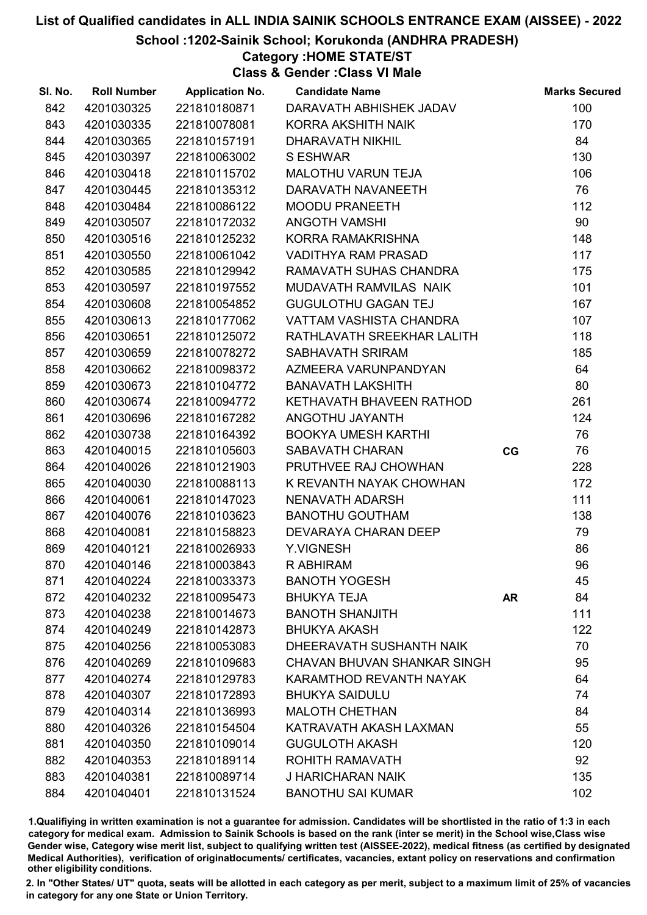# List of Qualified candidates in ALL INDIA SAINIK SCHOOLS ENTRANCE EXAM (AISSEE) - 2022

## School :1202-Sainik School; Korukonda (ANDHRA PRADESH)

### Category :HOME STATE/ST

### Class & Gender :Class VI Male

| Sl. No. | Roll Number | Application No. | Candidate Name | | Marks Secured |
|---|---|---|---|---|---|
| 842 | 4201030325 | 221810180871 | DARAVATH ABHISHEK JADAV | | 100 |
| 843 | 4201030335 | 221810078081 | KORRA AKSHITH NAIK | | 170 |
| 844 | 4201030365 | 221810157191 | DHARAVATH NIKHIL | | 84 |
| 845 | 4201030397 | 221810063002 | S ESHWAR | | 130 |
| 846 | 4201030418 | 221810115702 | MALOTHU VARUN TEJA | | 106 |
| 847 | 4201030445 | 221810135312 | DARAVATH NAVANEETH | | 76 |
| 848 | 4201030484 | 221810086122 | MOODU PRANEETH | | 112 |
| 849 | 4201030507 | 221810172032 | ANGOTH VAMSHI | | 90 |
| 850 | 4201030516 | 221810125232 | KORRA RAMAKRISHNA | | 148 |
| 851 | 4201030550 | 221810061042 | VADITHYA RAM PRASAD | | 117 |
| 852 | 4201030585 | 221810129942 | RAMAVATH SUHAS CHANDRA | | 175 |
| 853 | 4201030597 | 221810197552 | MUDAVATH RAMVILAS NAIK | | 101 |
| 854 | 4201030608 | 221810054852 | GUGULOTHU GAGAN TEJ | | 167 |
| 855 | 4201030613 | 221810177062 | VATTAM VASHISTA CHANDRA | | 107 |
| 856 | 4201030651 | 221810125072 | RATHLAVATH SREEKHAR LALITH | | 118 |
| 857 | 4201030659 | 221810078272 | SABHAVATH SRIRAM | | 185 |
| 858 | 4201030662 | 221810098372 | AZMEERA VARUNPANDYAN | | 64 |
| 859 | 4201030673 | 221810104772 | BANAVATH LAKSHITH | | 80 |
| 860 | 4201030674 | 221810094772 | KETHAVATH BHAVEEN RATHOD | | 261 |
| 861 | 4201030696 | 221810167282 | ANGOTHU JAYANTH | | 124 |
| 862 | 4201030738 | 221810164392 | BOOKYA UMESH KARTHI | | 76 |
| 863 | 4201040015 | 221810105603 | SABAVATH CHARAN | CG | 76 |
| 864 | 4201040026 | 221810121903 | PRUTHVEE RAJ CHOWHAN | | 228 |
| 865 | 4201040030 | 221810088113 | K REVANTH NAYAK CHOWHAN | | 172 |
| 866 | 4201040061 | 221810147023 | NENAVATH ADARSH | | 111 |
| 867 | 4201040076 | 221810103623 | BANOTHU GOUTHAM | | 138 |
| 868 | 4201040081 | 221810158823 | DEVARAYA CHARAN DEEP | | 79 |
| 869 | 4201040121 | 221810026933 | Y.VIGNESH | | 86 |
| 870 | 4201040146 | 221810003843 | R ABHIRAM | | 96 |
| 871 | 4201040224 | 221810033373 | BANOTH YOGESH | | 45 |
| 872 | 4201040232 | 221810095473 | BHUKYA TEJA | AR | 84 |
| 873 | 4201040238 | 221810014673 | BANOTH SHANJITH | | 111 |
| 874 | 4201040249 | 221810142873 | BHUKYA AKASH | | 122 |
| 875 | 4201040256 | 221810053083 | DHEERAVATH SUSHANTH NAIK | | 70 |
| 876 | 4201040269 | 221810109683 | CHAVAN BHUVAN SHANKAR SINGH | | 95 |
| 877 | 4201040274 | 221810129783 | KARAMTHOD REVANTH NAYAK | | 64 |
| 878 | 4201040307 | 221810172893 | BHUKYA SAIDULU | | 74 |
| 879 | 4201040314 | 221810136993 | MALOTH CHETHAN | | 84 |
| 880 | 4201040326 | 221810154504 | KATRAVATH AKASH LAXMAN | | 55 |
| 881 | 4201040350 | 221810109014 | GUGULOTH AKASH | | 120 |
| 882 | 4201040353 | 221810189114 | ROHITH RAMAVATH | | 92 |
| 883 | 4201040381 | 221810089714 | J HARICHARAN NAIK | | 135 |
| 884 | 4201040401 | 221810131524 | BANOTHU SAI KUMAR | | 102 |

1.Qualifiying in written examination is not a guarantee for admission. Candidates will be shortlisted in the ratio of 1:3 in each category for medical exam. Admission to Sainik Schools is based on the rank (inter se merit) in the School wise,Class wise Gender wise, Category wise merit list, subject to qualifying written test (AISSEE-2022), medical fitness (as certified by designated Medical Authorities), verification of originaldocuments/ certificates, vacancies, extant policy on reservations and confirmation other eligibility conditions.

2. In "Other States/ UT" quota, seats will be allotted in each category as per merit, subject to a maximum limit of 25% of vacancies in category for any one State or Union Territory.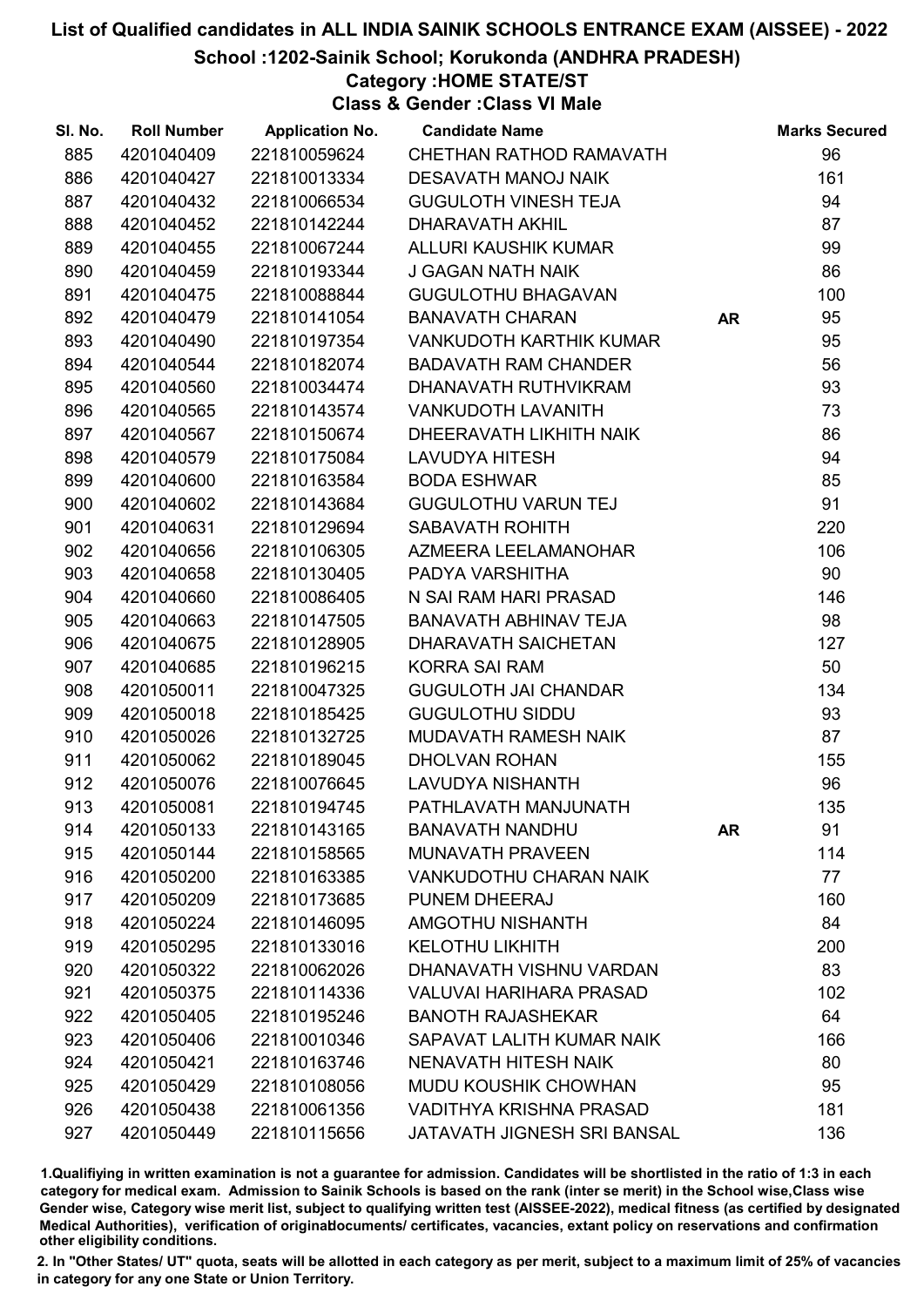# List of Qualified candidates in ALL INDIA SAINIK SCHOOLS ENTRANCE EXAM (AISSEE) - 2022

## School :1202-Sainik School; Korukonda (ANDHRA PRADESH)

### Category :HOME STATE/ST

### Class & Gender :Class VI Male

| Sl. No. | Roll Number | Application No. | Candidate Name | | Marks Secured |
|---|---|---|---|---|---|
| 885 | 4201040409 | 221810059624 | CHETHAN RATHOD RAMAVATH | | 96 |
| 886 | 4201040427 | 221810013334 | DESAVATH MANOJ NAIK | | 161 |
| 887 | 4201040432 | 221810066534 | GUGULOTH VINESH TEJA | | 94 |
| 888 | 4201040452 | 221810142244 | DHARAVATH AKHIL | | 87 |
| 889 | 4201040455 | 221810067244 | ALLURI KAUSHIK KUMAR | | 99 |
| 890 | 4201040459 | 221810193344 | J GAGAN NATH NAIK | | 86 |
| 891 | 4201040475 | 221810088844 | GUGULOTHU BHAGAVAN | | 100 |
| 892 | 4201040479 | 221810141054 | BANAVATH CHARAN | AR | 95 |
| 893 | 4201040490 | 221810197354 | VANKUDOTH KARTHIK KUMAR | | 95 |
| 894 | 4201040544 | 221810182074 | BADAVATH RAM CHANDER | | 56 |
| 895 | 4201040560 | 221810034474 | DHANAVATH RUTHVIKRAM | | 93 |
| 896 | 4201040565 | 221810143574 | VANKUDOTH LAVANITH | | 73 |
| 897 | 4201040567 | 221810150674 | DHEERAVATH LIKHITH NAIK | | 86 |
| 898 | 4201040579 | 221810175084 | LAVUDYA HITESH | | 94 |
| 899 | 4201040600 | 221810163584 | BODA ESHWAR | | 85 |
| 900 | 4201040602 | 221810143684 | GUGULOTHU VARUN TEJ | | 91 |
| 901 | 4201040631 | 221810129694 | SABAVATH ROHITH | | 220 |
| 902 | 4201040656 | 221810106305 | AZMEERA LEELAMANOHAR | | 106 |
| 903 | 4201040658 | 221810130405 | PADYA VARSHITHA | | 90 |
| 904 | 4201040660 | 221810086405 | N SAI RAM HARI PRASAD | | 146 |
| 905 | 4201040663 | 221810147505 | BANAVATH ABHINAV TEJA | | 98 |
| 906 | 4201040675 | 221810128905 | DHARAVATH SAICHETAN | | 127 |
| 907 | 4201040685 | 221810196215 | KORRA SAI RAM | | 50 |
| 908 | 4201050011 | 221810047325 | GUGULOTH JAI CHANDAR | | 134 |
| 909 | 4201050018 | 221810185425 | GUGULOTHU SIDDU | | 93 |
| 910 | 4201050026 | 221810132725 | MUDAVATH RAMESH NAIK | | 87 |
| 911 | 4201050062 | 221810189045 | DHOLVAN ROHAN | | 155 |
| 912 | 4201050076 | 221810076645 | LAVUDYA NISHANTH | | 96 |
| 913 | 4201050081 | 221810194745 | PATHLAVATH MANJUNATH | | 135 |
| 914 | 4201050133 | 221810143165 | BANAVATH NANDHU | AR | 91 |
| 915 | 4201050144 | 221810158565 | MUNAVATH PRAVEEN | | 114 |
| 916 | 4201050200 | 221810163385 | VANKUDOTHU CHARAN NAIK | | 77 |
| 917 | 4201050209 | 221810173685 | PUNEM DHEERAJ | | 160 |
| 918 | 4201050224 | 221810146095 | AMGOTHU NISHANTH | | 84 |
| 919 | 4201050295 | 221810133016 | KELOTHU LIKHITH | | 200 |
| 920 | 4201050322 | 221810062026 | DHANAVATH VISHNU VARDAN | | 83 |
| 921 | 4201050375 | 221810114336 | VALUVAI HARIHARA PRASAD | | 102 |
| 922 | 4201050405 | 221810195246 | BANOTH RAJASHEKAR | | 64 |
| 923 | 4201050406 | 221810010346 | SAPAVAT LALITH KUMAR NAIK | | 166 |
| 924 | 4201050421 | 221810163746 | NENAVATH HITESH NAIK | | 80 |
| 925 | 4201050429 | 221810108056 | MUDU KOUSHIK CHOWHAN | | 95 |
| 926 | 4201050438 | 221810061356 | VADITHYA KRISHNA PRASAD | | 181 |
| 927 | 4201050449 | 221810115656 | JATAVATH JIGNESH SRI BANSAL | | 136 |

1.Qualifying in written examination is not a guarantee for admission. Candidates will be shortlisted in the ratio of 1:3 in each category for medical exam. Admission to Sainik Schools is based on the rank (inter se merit) in the School wise,Class wise Gender wise, Category wise merit list, subject to qualifying written test (AISSEE-2022), medical fitness (as certified by designated Medical Authorities), verification of originaldocuments/ certificates, vacancies, extant policy on reservations and confirmation other eligibility conditions.

2. In "Other States/ UT" quota, seats will be allotted in each category as per merit, subject to a maximum limit of 25% of vacancies in category for any one State or Union Territory.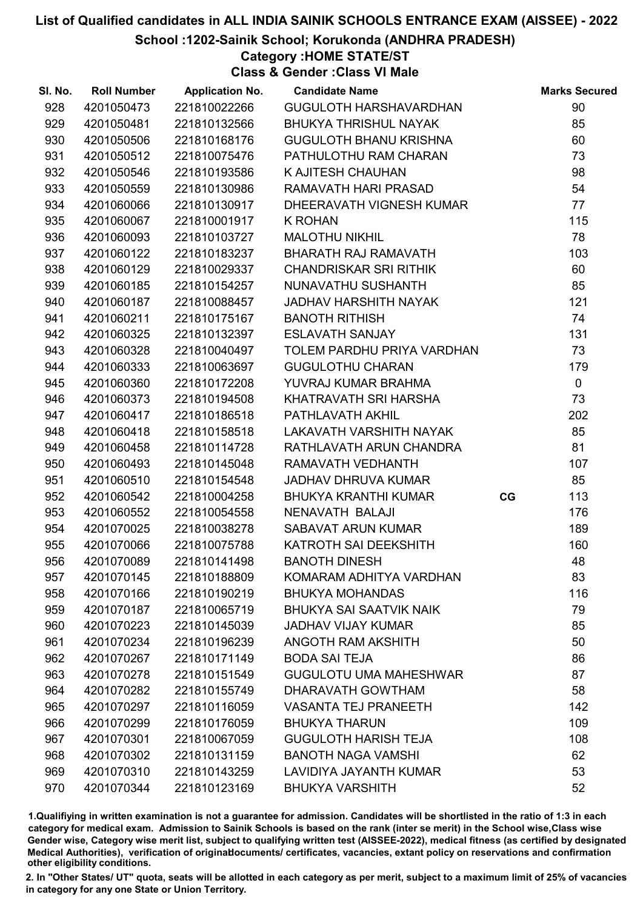# List of Qualified candidates in ALL INDIA SAINIK SCHOOLS ENTRANCE EXAM (AISSEE) - 2022

## School :1202-Sainik School; Korukonda (ANDHRA PRADESH)

### Category :HOME STATE/ST

### Class & Gender :Class VI Male

| Sl. No. | Roll Number | Application No. | Candidate Name | | Marks Secured |
|---|---|---|---|---|---|
| 928 | 4201050473 | 221810022266 | GUGULOTH HARSHAVARDHAN | | 90 |
| 929 | 4201050481 | 221810132566 | BHUKYA THRISHUL NAYAK | | 85 |
| 930 | 4201050506 | 221810168176 | GUGULOTH BHANU KRISHNA | | 60 |
| 931 | 4201050512 | 221810075476 | PATHULOTHU RAM CHARAN | | 73 |
| 932 | 4201050546 | 221810193586 | K AJITESH CHAUHAN | | 98 |
| 933 | 4201050559 | 221810130986 | RAMAVATH HARI PRASAD | | 54 |
| 934 | 4201060066 | 221810130917 | DHEERAVATH VIGNESH KUMAR | | 77 |
| 935 | 4201060067 | 221810001917 | K ROHAN | | 115 |
| 936 | 4201060093 | 221810103727 | MALOTHU NIKHIL | | 78 |
| 937 | 4201060122 | 221810183237 | BHARATH RAJ RAMAVATH | | 103 |
| 938 | 4201060129 | 221810029337 | CHANDRISKAR SRI RITHIK | | 60 |
| 939 | 4201060185 | 221810154257 | NUNAVATHU SUSHANTH | | 85 |
| 940 | 4201060187 | 221810088457 | JADHAV HARSHITH NAYAK | | 121 |
| 941 | 4201060211 | 221810175167 | BANOTH RITHISH | | 74 |
| 942 | 4201060325 | 221810132397 | ESLAVATH SANJAY | | 131 |
| 943 | 4201060328 | 221810040497 | TOLEM PARDHU PRIYA VARDHAN | | 73 |
| 944 | 4201060333 | 221810063697 | GUGULOTHU CHARAN | | 179 |
| 945 | 4201060360 | 221810172208 | YUVRAJ KUMAR BRAHMA | | 0 |
| 946 | 4201060373 | 221810194508 | KHATRAVATH SRI HARSHA | | 73 |
| 947 | 4201060417 | 221810186518 | PATHLAVATH AKHIL | | 202 |
| 948 | 4201060418 | 221810158518 | LAKAVATH VARSHITH NAYAK | | 85 |
| 949 | 4201060458 | 221810114728 | RATHLAVATH ARUN CHANDRA | | 81 |
| 950 | 4201060493 | 221810145048 | RAMAVATH VEDHANTH | | 107 |
| 951 | 4201060510 | 221810154548 | JADHAV DHRUVA KUMAR | | 85 |
| 952 | 4201060542 | 221810004258 | BHUKYA KRANTHI KUMAR | CG | 113 |
| 953 | 4201060552 | 221810054558 | NENAVATH BALAJI | | 176 |
| 954 | 4201070025 | 221810038278 | SABAVAT ARUN KUMAR | | 189 |
| 955 | 4201070066 | 221810075788 | KATROTH SAI DEEKSHITH | | 160 |
| 956 | 4201070089 | 221810141498 | BANOTH DINESH | | 48 |
| 957 | 4201070145 | 221810188809 | KOMARAM ADHITYA VARDHAN | | 83 |
| 958 | 4201070166 | 221810190219 | BHUKYA MOHANDAS | | 116 |
| 959 | 4201070187 | 221810065719 | BHUKYA SAI SAATVIK NAIK | | 79 |
| 960 | 4201070223 | 221810145039 | JADHAV VIJAY KUMAR | | 85 |
| 961 | 4201070234 | 221810196239 | ANGOTH RAM AKSHITH | | 50 |
| 962 | 4201070267 | 221810171149 | BODA SAI TEJA | | 86 |
| 963 | 4201070278 | 221810151549 | GUGULOTU UMA MAHESHWAR | | 87 |
| 964 | 4201070282 | 221810155749 | DHARAVATH GOWTHAM | | 58 |
| 965 | 4201070297 | 221810116059 | VASANTA TEJ PRANEETH | | 142 |
| 966 | 4201070299 | 221810176059 | BHUKYA THARUN | | 109 |
| 967 | 4201070301 | 221810067059 | GUGULOTH HARISH TEJA | | 108 |
| 968 | 4201070302 | 221810131159 | BANOTH NAGA VAMSHI | | 62 |
| 969 | 4201070310 | 221810143259 | LAVIDIYA JAYANTH KUMAR | | 53 |
| 970 | 4201070344 | 221810123169 | BHUKYA VARSHITH | | 52 |

1.Qualifiying in written examination is not a guarantee for admission. Candidates will be shortlisted in the ratio of 1:3 in each category for medical exam. Admission to Sainik Schools is based on the rank (inter se merit) in the School wise,Class wise Gender wise, Category wise merit list, subject to qualifying written test (AISSEE-2022), medical fitness (as certified by designated Medical Authorities), verification of originaldocuments/ certificates, vacancies, extant policy on reservations and confirmation other eligibility conditions.

2. In "Other States/ UT" quota, seats will be allotted in each category as per merit, subject to a maximum limit of 25% of vacancies in category for any one State or Union Territory.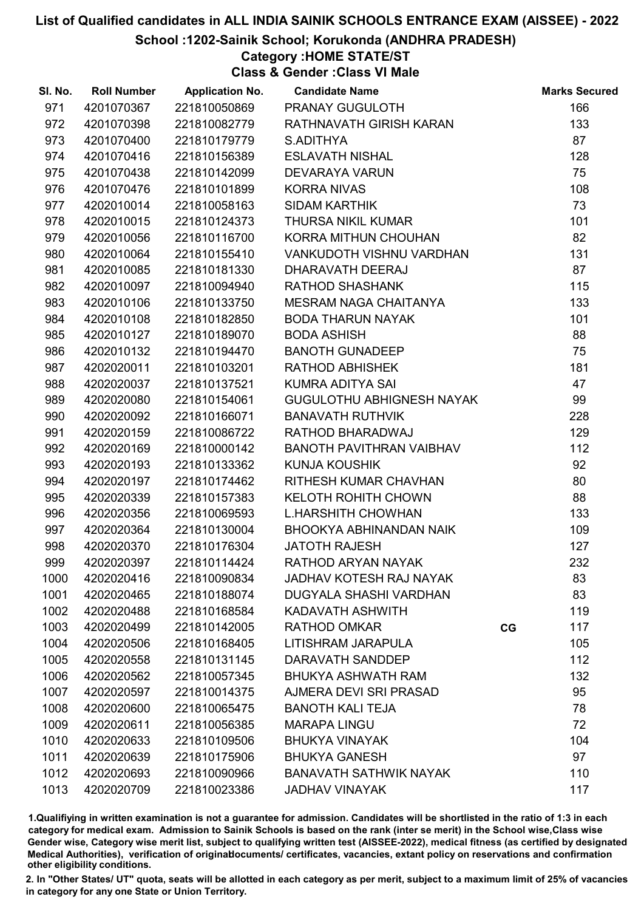# List of Qualified candidates in ALL INDIA SAINIK SCHOOLS ENTRANCE EXAM (AISSEE) - 2022

## School :1202-Sainik School; Korukonda (ANDHRA PRADESH)

### Category :HOME STATE/ST

### Class & Gender :Class VI Male

| Sl. No. | Roll Number | Application No. | Candidate Name | | Marks Secured |
|---|---|---|---|---|---|
| 971 | 4201070367 | 221810050869 | PRANAY GUGULOTH | | 166 |
| 972 | 4201070398 | 221810082779 | RATHNAVATH GIRISH KARAN | | 133 |
| 973 | 4201070400 | 221810179779 | S.ADITHYA | | 87 |
| 974 | 4201070416 | 221810156389 | ESLAVATH NISHAL | | 128 |
| 975 | 4201070438 | 221810142099 | DEVARAYA VARUN | | 75 |
| 976 | 4201070476 | 221810101899 | KORRA NIVAS | | 108 |
| 977 | 4202010014 | 221810058163 | SIDAM KARTHIK | | 73 |
| 978 | 4202010015 | 221810124373 | THURSA NIKIL KUMAR | | 101 |
| 979 | 4202010056 | 221810116700 | KORRA MITHUN CHOUHAN | | 82 |
| 980 | 4202010064 | 221810155410 | VANKUDOTH VISHNU VARDHAN | | 131 |
| 981 | 4202010085 | 221810181330 | DHARAVATH DEERAJ | | 87 |
| 982 | 4202010097 | 221810094940 | RATHOD SHASHANK | | 115 |
| 983 | 4202010106 | 221810133750 | MESRAM NAGA CHAITANYA | | 133 |
| 984 | 4202010108 | 221810182850 | BODA THARUN NAYAK | | 101 |
| 985 | 4202010127 | 221810189070 | BODA ASHISH | | 88 |
| 986 | 4202010132 | 221810194470 | BANOTH GUNADEEP | | 75 |
| 987 | 4202020011 | 221810103201 | RATHOD ABHISHEK | | 181 |
| 988 | 4202020037 | 221810137521 | KUMRA ADITYA SAI | | 47 |
| 989 | 4202020080 | 221810154061 | GUGULOTHU ABHIGNESH NAYAK | | 99 |
| 990 | 4202020092 | 221810166071 | BANAVATH RUTHVIK | | 228 |
| 991 | 4202020159 | 221810086722 | RATHOD BHARADWAJ | | 129 |
| 992 | 4202020169 | 221810000142 | BANOTH PAVITHRAN VAIBHAV | | 112 |
| 993 | 4202020193 | 221810133362 | KUNJA KOUSHIK | | 92 |
| 994 | 4202020197 | 221810174462 | RITHESH KUMAR CHAVHAN | | 80 |
| 995 | 4202020339 | 221810157383 | KELOTH ROHITH CHOWN | | 88 |
| 996 | 4202020356 | 221810069593 | L.HARSHITH CHOWHAN | | 133 |
| 997 | 4202020364 | 221810130004 | BHOOKYA ABHINANDAN NAIK | | 109 |
| 998 | 4202020370 | 221810176304 | JATOTH RAJESH | | 127 |
| 999 | 4202020397 | 221810114424 | RATHOD ARYAN NAYAK | | 232 |
| 1000 | 4202020416 | 221810090834 | JADHAV KOTESH RAJ NAYAK | | 83 |
| 1001 | 4202020465 | 221810188074 | DUGYALA SHASHI VARDHAN | | 83 |
| 1002 | 4202020488 | 221810168584 | KADAVATH ASHWITH | | 119 |
| 1003 | 4202020499 | 221810142005 | RATHOD OMKAR | CG | 117 |
| 1004 | 4202020506 | 221810168405 | LITISHRAM JARAPULA | | 105 |
| 1005 | 4202020558 | 221810131145 | DARAVATH SANDDEP | | 112 |
| 1006 | 4202020562 | 221810057345 | BHUKYA ASHWATH RAM | | 132 |
| 1007 | 4202020597 | 221810014375 | AJMERA DEVI SRI PRASAD | | 95 |
| 1008 | 4202020600 | 221810065475 | BANOTH KALI TEJA | | 78 |
| 1009 | 4202020611 | 221810056385 | MARAPA LINGU | | 72 |
| 1010 | 4202020633 | 221810109506 | BHUKYA VINAYAK | | 104 |
| 1011 | 4202020639 | 221810175906 | BHUKYA GANESH | | 97 |
| 1012 | 4202020693 | 221810090966 | BANAVATH SATHWIK NAYAK | | 110 |
| 1013 | 4202020709 | 221810023386 | JADHAV VINAYAK | | 117 |

1.Qualifying in written examination is not a guarantee for admission. Candidates will be shortlisted in the ratio of 1:3 in each category for medical exam. Admission to Sainik Schools is based on the rank (inter se merit) in the School wise,Class wise Gender wise, Category wise merit list, subject to qualifying written test (AISSEE-2022), medical fitness (as certified by designated Medical Authorities), verification of originaldocuments/ certificates, vacancies, extant policy on reservations and confirmation other eligibility conditions.

2. In "Other States/ UT" quota, seats will be allotted in each category as per merit, subject to a maximum limit of 25% of vacancies in category for any one State or Union Territory.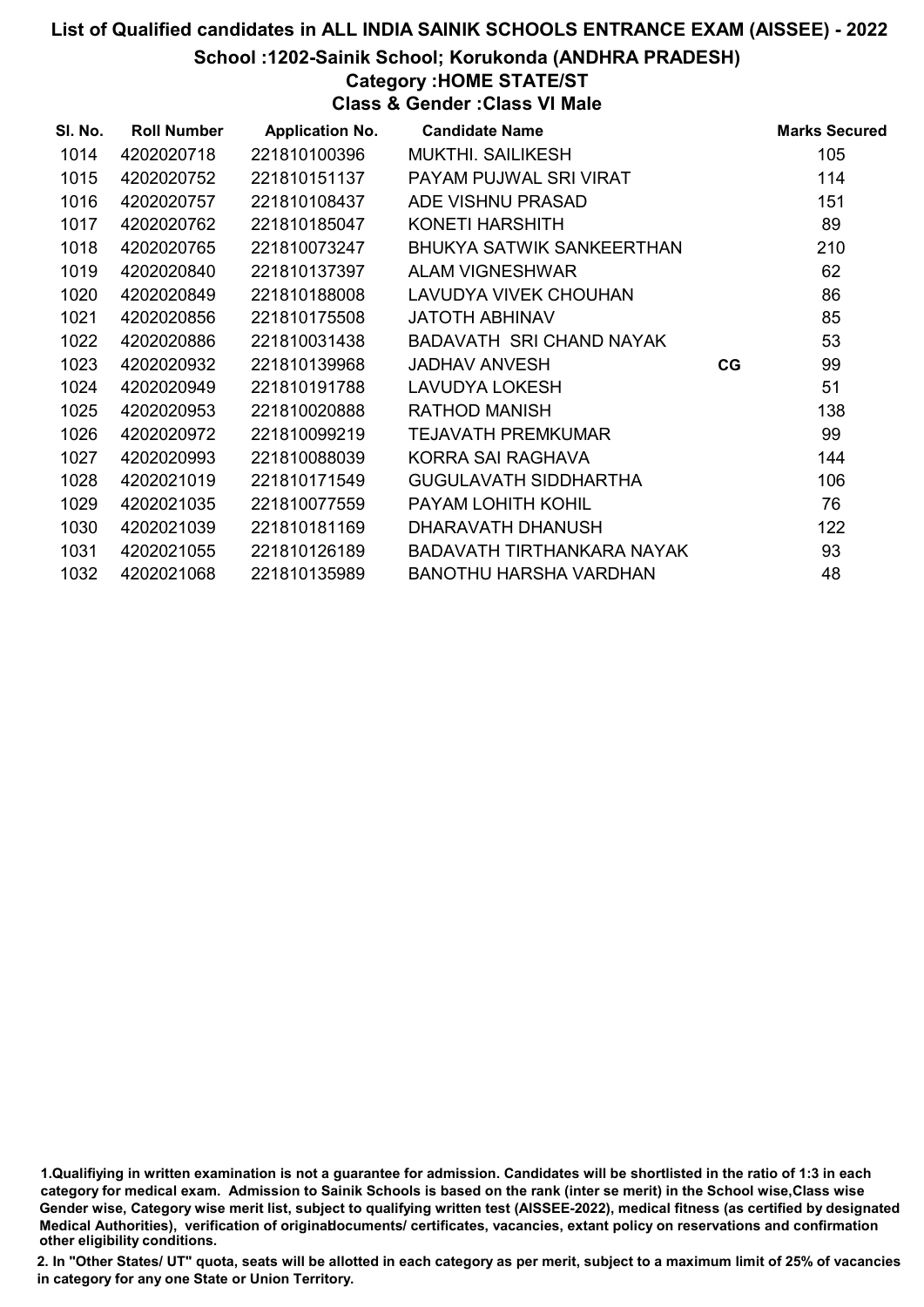# List of Qualified candidates in ALL INDIA SAINIK SCHOOLS ENTRANCE EXAM (AISSEE) - 2022

## School :1202-Sainik School; Korukonda (ANDHRA PRADESH)

### Category :HOME STATE/ST

### Class & Gender :Class VI Male

| Sl. No. | Roll Number | Application No. | Candidate Name | | Marks Secured |
|---|---|---|---|---|---|
| 1014 | 4202020718 | 221810100396 | MUKTHI. SAILIKESH | | 105 |
| 1015 | 4202020752 | 221810151137 | PAYAM PUJWAL SRI VIRAT | | 114 |
| 1016 | 4202020757 | 221810108437 | ADE VISHNU PRASAD | | 151 |
| 1017 | 4202020762 | 221810185047 | KONETI HARSHITH | | 89 |
| 1018 | 4202020765 | 221810073247 | BHUKYA SATWIK SANKEERTHAN | | 210 |
| 1019 | 4202020840 | 221810137397 | ALAM VIGNESHWAR | | 62 |
| 1020 | 4202020849 | 221810188008 | LAVUDYA VIVEK CHOUHAN | | 86 |
| 1021 | 4202020856 | 221810175508 | JATOTH ABHINAV | | 85 |
| 1022 | 4202020886 | 221810031438 | BADAVATH SRI CHAND NAYAK | | 53 |
| 1023 | 4202020932 | 221810139968 | JADHAV ANVESH | CG | 99 |
| 1024 | 4202020949 | 221810191788 | LAVUDYA LOKESH | | 51 |
| 1025 | 4202020953 | 221810020888 | RATHOD MANISH | | 138 |
| 1026 | 4202020972 | 221810099219 | TEJAVATH PREMKUMAR | | 99 |
| 1027 | 4202020993 | 221810088039 | KORRA SAI RAGHAVA | | 144 |
| 1028 | 4202021019 | 221810171549 | GUGULAVATH SIDDHARTHA | | 106 |
| 1029 | 4202021035 | 221810077559 | PAYAM LOHITH KOHIL | | 76 |
| 1030 | 4202021039 | 221810181169 | DHARAVATH DHANUSH | | 122 |
| 1031 | 4202021055 | 221810126189 | BADAVATH TIRTHANKARA NAYAK | | 93 |
| 1032 | 4202021068 | 221810135989 | BANOTHU HARSHA VARDHAN | | 48 |

1.Qualifiying in written examination is not a guarantee for admission. Candidates will be shortlisted in the ratio of 1:3 in each category for medical exam. Admission to Sainik Schools is based on the rank (inter se merit) in the School wise,Class wise Gender wise, Category wise merit list, subject to qualifying written test (AISSEE-2022), medical fitness (as certified by designated Medical Authorities), verification of originaldocuments/ certificates, vacancies, extant policy on reservations and confirmation other eligibility conditions.

2. In "Other States/ UT" quota, seats will be allotted in each category as per merit, subject to a maximum limit of 25% of vacancies in category for any one State or Union Territory.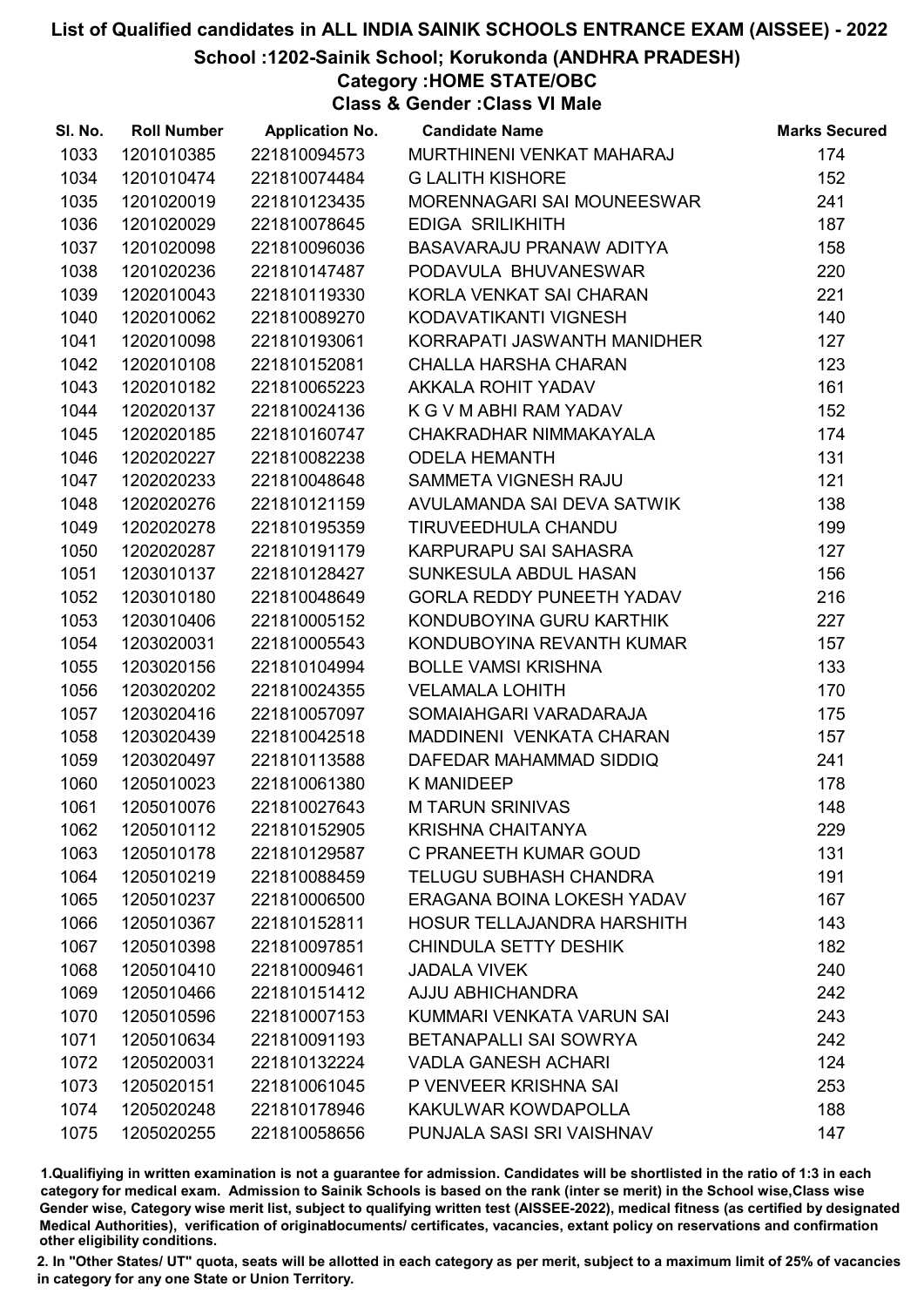# List of Qualified candidates in ALL INDIA SAINIK SCHOOLS ENTRANCE EXAM (AISSEE) - 2022

## School :1202-Sainik School; Korukonda (ANDHRA PRADESH)

### Category :HOME STATE/OBC

### Class & Gender :Class VI Male

| Sl. No. | Roll Number | Application No. | Candidate Name | Marks Secured |
|---|---|---|---|---|
| 1033 | 1201010385 | 221810094573 | MURTHINENI VENKAT MAHARAJ | 174 |
| 1034 | 1201010474 | 221810074484 | G LALITH KISHORE | 152 |
| 1035 | 1201020019 | 221810123435 | MORENNAGARI SAI MOUNEESWAR | 241 |
| 1036 | 1201020029 | 221810078645 | EDIGA SRILIKHITH | 187 |
| 1037 | 1201020098 | 221810096036 | BASAVARAJU PRANAW ADITYA | 158 |
| 1038 | 1201020236 | 221810147487 | PODAVULA BHUVANESWAR | 220 |
| 1039 | 1202010043 | 221810119330 | KORLA VENKAT SAI CHARAN | 221 |
| 1040 | 1202010062 | 221810089270 | KODAVATIKANTI VIGNESH | 140 |
| 1041 | 1202010098 | 221810193061 | KORRAPATI JASWANTH MANIDHER | 127 |
| 1042 | 1202010108 | 221810152081 | CHALLA HARSHA CHARAN | 123 |
| 1043 | 1202010182 | 221810065223 | AKKALA ROHIT YADAV | 161 |
| 1044 | 1202020137 | 221810024136 | K G V M ABHI RAM YADAV | 152 |
| 1045 | 1202020185 | 221810160747 | CHAKRADHAR NIMMAKAYALA | 174 |
| 1046 | 1202020227 | 221810082238 | ODELA HEMANTH | 131 |
| 1047 | 1202020233 | 221810048648 | SAMMETA VIGNESH RAJU | 121 |
| 1048 | 1202020276 | 221810121159 | AVULAMANDA SAI DEVA SATWIK | 138 |
| 1049 | 1202020278 | 221810195359 | TIRUVEEDHULA CHANDU | 199 |
| 1050 | 1202020287 | 221810191179 | KARPURAPU SAI SAHASRA | 127 |
| 1051 | 1203010137 | 221810128427 | SUNKESULA ABDUL HASAN | 156 |
| 1052 | 1203010180 | 221810048649 | GORLA REDDY PUNEETH YADAV | 216 |
| 1053 | 1203010406 | 221810005152 | KONDUBOYINA GURU KARTHIK | 227 |
| 1054 | 1203020031 | 221810005543 | KONDUBOYINA REVANTH KUMAR | 157 |
| 1055 | 1203020156 | 221810104994 | BOLLE VAMSI KRISHNA | 133 |
| 1056 | 1203020202 | 221810024355 | VELAMALA LOHITH | 170 |
| 1057 | 1203020416 | 221810057097 | SOMAIAHGARI VARADARAJA | 175 |
| 1058 | 1203020439 | 221810042518 | MADDINENI VENKATA CHARAN | 157 |
| 1059 | 1203020497 | 221810113588 | DAFEDAR MAHAMMAD SIDDIQ | 241 |
| 1060 | 1205010023 | 221810061380 | K MANIDEEP | 178 |
| 1061 | 1205010076 | 221810027643 | M TARUN SRINIVAS | 148 |
| 1062 | 1205010112 | 221810152905 | KRISHNA CHAITANYA | 229 |
| 1063 | 1205010178 | 221810129587 | C PRANEETH KUMAR GOUD | 131 |
| 1064 | 1205010219 | 221810088459 | TELUGU SUBHASH CHANDRA | 191 |
| 1065 | 1205010237 | 221810006500 | ERAGANA BOINA LOKESH YADAV | 167 |
| 1066 | 1205010367 | 221810152811 | HOSUR TELLAJANDRA HARSHITH | 143 |
| 1067 | 1205010398 | 221810097851 | CHINDULA SETTY DESHIK | 182 |
| 1068 | 1205010410 | 221810009461 | JADALA VIVEK | 240 |
| 1069 | 1205010466 | 221810151412 | AJJU ABHICHANDRA | 242 |
| 1070 | 1205010596 | 221810007153 | KUMMARI VENKATA VARUN SAI | 243 |
| 1071 | 1205010634 | 221810091193 | BETANAPALLI SAI SOWRYA | 242 |
| 1072 | 1205020031 | 221810132224 | VADLA GANESH ACHARI | 124 |
| 1073 | 1205020151 | 221810061045 | P VENVEER KRISHNA SAI | 253 |
| 1074 | 1205020248 | 221810178946 | KAKULWAR KOWDAPOLLA | 188 |
| 1075 | 1205020255 | 221810058656 | PUNJALA SASI SRI VAISHNAV | 147 |

1.Qualifiying in written examination is not a guarantee for admission. Candidates will be shortlisted in the ratio of 1:3 in each category for medical exam. Admission to Sainik Schools is based on the rank (inter se merit) in the School wise,Class wise Gender wise, Category wise merit list, subject to qualifying written test (AISSEE-2022), medical fitness (as certified by designated Medical Authorities), verification of originaldocuments/ certificates, vacancies, extant policy on reservations and confirmation other eligibility conditions.

2. In "Other States/ UT" quota, seats will be allotted in each category as per merit, subject to a maximum limit of 25% of vacancies in category for any one State or Union Territory.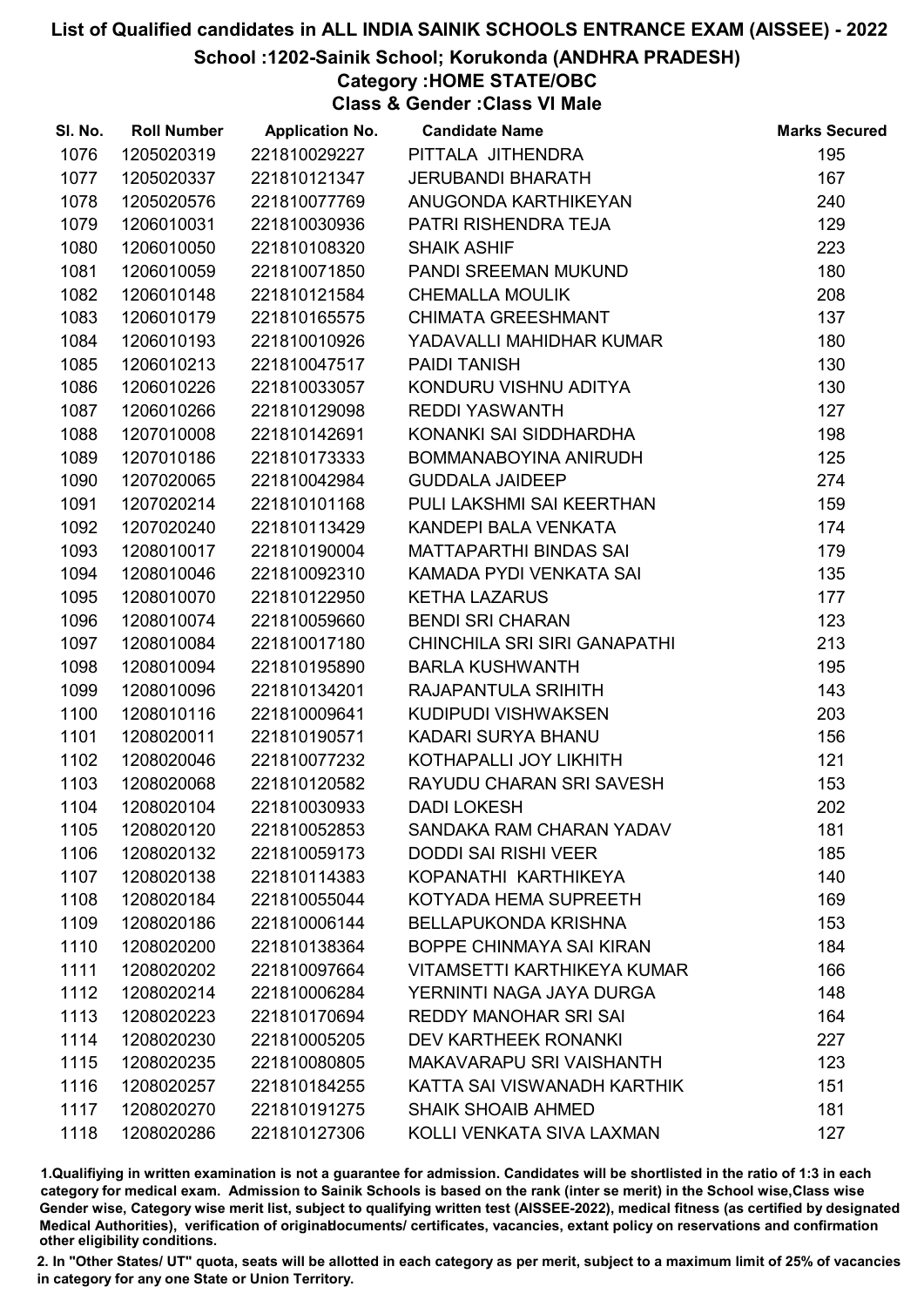# List of Qualified candidates in ALL INDIA SAINIK SCHOOLS ENTRANCE EXAM (AISSEE) - 2022

## School :1202-Sainik School; Korukonda (ANDHRA PRADESH)

### Category :HOME STATE/OBC

### Class & Gender :Class VI Male

| Sl. No. | Roll Number | Application No. | Candidate Name | Marks Secured |
|---|---|---|---|---|
| 1076 | 1205020319 | 221810029227 | PITTALA JITHENDRA | 195 |
| 1077 | 1205020337 | 221810121347 | JERUBANDI BHARATH | 167 |
| 1078 | 1205020576 | 221810077769 | ANUGONDA KARTHIKEYAN | 240 |
| 1079 | 1206010031 | 221810030936 | PATRI RISHENDRA TEJA | 129 |
| 1080 | 1206010050 | 221810108320 | SHAIK ASHIF | 223 |
| 1081 | 1206010059 | 221810071850 | PANDI SREEMAN MUKUND | 180 |
| 1082 | 1206010148 | 221810121584 | CHEMALLA MOULIK | 208 |
| 1083 | 1206010179 | 221810165575 | CHIMATA GREESHMANT | 137 |
| 1084 | 1206010193 | 221810010926 | YADAVALLI MAHIDHAR KUMAR | 180 |
| 1085 | 1206010213 | 221810047517 | PAIDI TANISH | 130 |
| 1086 | 1206010226 | 221810033057 | KONDURU VISHNU ADITYA | 130 |
| 1087 | 1206010266 | 221810129098 | REDDI YASWANTH | 127 |
| 1088 | 1207010008 | 221810142691 | KONANKI SAI SIDDHARDHA | 198 |
| 1089 | 1207010186 | 221810173333 | BOMMANABOYINA ANIRUDH | 125 |
| 1090 | 1207020065 | 221810042984 | GUDDALA JAIDEEP | 274 |
| 1091 | 1207020214 | 221810101168 | PULI LAKSHMI SAI KEERTHAN | 159 |
| 1092 | 1207020240 | 221810113429 | KANDEPI BALA VENKATA | 174 |
| 1093 | 1208010017 | 221810190004 | MATTAPARTHI BINDAS SAI | 179 |
| 1094 | 1208010046 | 221810092310 | KAMADA PYDI VENKATA SAI | 135 |
| 1095 | 1208010070 | 221810122950 | KETHA LAZARUS | 177 |
| 1096 | 1208010074 | 221810059660 | BENDI SRI CHARAN | 123 |
| 1097 | 1208010084 | 221810017180 | CHINCHILA SRI SIRI GANAPATHI | 213 |
| 1098 | 1208010094 | 221810195890 | BARLA KUSHWANTH | 195 |
| 1099 | 1208010096 | 221810134201 | RAJAPANTULA SRIHITH | 143 |
| 1100 | 1208010116 | 221810009641 | KUDIPUDI VISHWAKSEN | 203 |
| 1101 | 1208020011 | 221810190571 | KADARI SURYA BHANU | 156 |
| 1102 | 1208020046 | 221810077232 | KOTHAPALLI JOY LIKHITH | 121 |
| 1103 | 1208020068 | 221810120582 | RAYUDU CHARAN SRI SAVESH | 153 |
| 1104 | 1208020104 | 221810030933 | DADI LOKESH | 202 |
| 1105 | 1208020120 | 221810052853 | SANDAKA RAM CHARAN YADAV | 181 |
| 1106 | 1208020132 | 221810059173 | DODDI SAI RISHI VEER | 185 |
| 1107 | 1208020138 | 221810114383 | KOPANATHI KARTHIKEYA | 140 |
| 1108 | 1208020184 | 221810055044 | KOTYADA HEMA SUPREETH | 169 |
| 1109 | 1208020186 | 221810006144 | BELLAPUKONDA KRISHNA | 153 |
| 1110 | 1208020200 | 221810138364 | BOPPE CHINMAYA SAI KIRAN | 184 |
| 1111 | 1208020202 | 221810097664 | VITAMSETTI KARTHIKEYA KUMAR | 166 |
| 1112 | 1208020214 | 221810006284 | YERNINTI NAGA JAYA DURGA | 148 |
| 1113 | 1208020223 | 221810170694 | REDDY MANOHAR SRI SAI | 164 |
| 1114 | 1208020230 | 221810005205 | DEV KARTHEEK RONANKI | 227 |
| 1115 | 1208020235 | 221810080805 | MAKAVARAPU SRI VAISHANTH | 123 |
| 1116 | 1208020257 | 221810184255 | KATTA SAI VISWANADH KARTHIK | 151 |
| 1117 | 1208020270 | 221810191275 | SHAIK SHOAIB AHMED | 181 |
| 1118 | 1208020286 | 221810127306 | KOLLI VENKATA SIVA LAXMAN | 127 |

1.Qualifiying in written examination is not a guarantee for admission. Candidates will be shortlisted in the ratio of 1:3 in each category for medical exam. Admission to Sainik Schools is based on the rank (inter se merit) in the School wise,Class wise Gender wise, Category wise merit list, subject to qualifying written test (AISSEE-2022), medical fitness (as certified by designated Medical Authorities), verification of originaldocuments/ certificates, vacancies, extant policy on reservations and confirmation other eligibility conditions.

2. In "Other States/ UT" quota, seats will be allotted in each category as per merit, subject to a maximum limit of 25% of vacancies in category for any one State or Union Territory.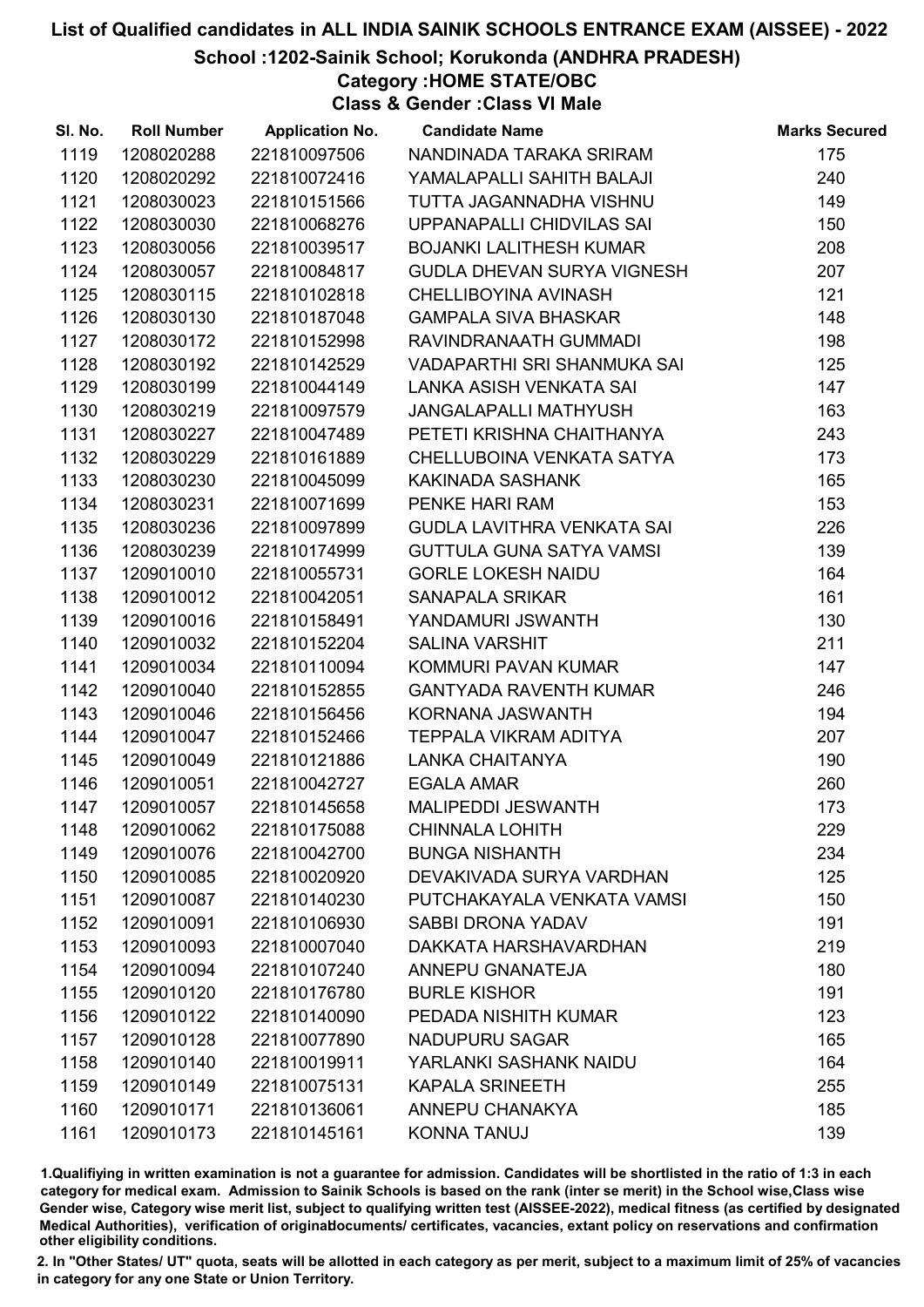# List of Qualified candidates in ALL INDIA SAINIK SCHOOLS ENTRANCE EXAM (AISSEE) - 2022

## School :1202-Sainik School; Korukonda (ANDHRA PRADESH)

### Category :HOME STATE/OBC

### Class & Gender :Class VI Male

| Sl. No. | Roll Number | Application No. | Candidate Name | Marks Secured |
|---|---|---|---|---|
| 1119 | 1208020288 | 221810097506 | NANDINADA TARAKA SRIRAM | 175 |
| 1120 | 1208020292 | 221810072416 | YAMALAPALLI SAHITH BALAJI | 240 |
| 1121 | 1208030023 | 221810151566 | TUTTA JAGANNADHA VISHNU | 149 |
| 1122 | 1208030030 | 221810068276 | UPPANAPALLI CHIDVILAS SAI | 150 |
| 1123 | 1208030056 | 221810039517 | BOJANKI LALITHESH KUMAR | 208 |
| 1124 | 1208030057 | 221810084817 | GUDLA DHEVAN SURYA VIGNESH | 207 |
| 1125 | 1208030115 | 221810102818 | CHELLIBOYINA AVINASH | 121 |
| 1126 | 1208030130 | 221810187048 | GAMPALA SIVA BHASKAR | 148 |
| 1127 | 1208030172 | 221810152998 | RAVINDRANAATH GUMMADI | 198 |
| 1128 | 1208030192 | 221810142529 | VADAPARTHI SRI SHANMUKA SAI | 125 |
| 1129 | 1208030199 | 221810044149 | LANKA ASISH VENKATA SAI | 147 |
| 1130 | 1208030219 | 221810097579 | JANGALAPALLI MATHYUSH | 163 |
| 1131 | 1208030227 | 221810047489 | PETETI KRISHNA CHAITHANYA | 243 |
| 1132 | 1208030229 | 221810161889 | CHELLUBOINA VENKATA SATYA | 173 |
| 1133 | 1208030230 | 221810045099 | KAKINADA SASHANK | 165 |
| 1134 | 1208030231 | 221810071699 | PENKE HARI RAM | 153 |
| 1135 | 1208030236 | 221810097899 | GUDLA LAVITHRA VENKATA SAI | 226 |
| 1136 | 1208030239 | 221810174999 | GUTTULA GUNA SATYA VAMSI | 139 |
| 1137 | 1209010010 | 221810055731 | GORLE LOKESH NAIDU | 164 |
| 1138 | 1209010012 | 221810042051 | SANAPALA SRIKAR | 161 |
| 1139 | 1209010016 | 221810158491 | YANDAMURI JSWANTH | 130 |
| 1140 | 1209010032 | 221810152204 | SALINA VARSHIT | 211 |
| 1141 | 1209010034 | 221810110094 | KOMMURI PAVAN KUMAR | 147 |
| 1142 | 1209010040 | 221810152855 | GANTYADA RAVENTH KUMAR | 246 |
| 1143 | 1209010046 | 221810156456 | KORNANA JASWANTH | 194 |
| 1144 | 1209010047 | 221810152466 | TEPPALA VIKRAM ADITYA | 207 |
| 1145 | 1209010049 | 221810121886 | LANKA CHAITANYA | 190 |
| 1146 | 1209010051 | 221810042727 | EGALA AMAR | 260 |
| 1147 | 1209010057 | 221810145658 | MALIPEDDI JESWANTH | 173 |
| 1148 | 1209010062 | 221810175088 | CHINNALA LOHITH | 229 |
| 1149 | 1209010076 | 221810042700 | BUNGA NISHANTH | 234 |
| 1150 | 1209010085 | 221810020920 | DEVAKIVADA SURYA VARDHAN | 125 |
| 1151 | 1209010087 | 221810140230 | PUTCHAKAYALA VENKATA VAMSI | 150 |
| 1152 | 1209010091 | 221810106930 | SABBI DRONA YADAV | 191 |
| 1153 | 1209010093 | 221810007040 | DAKKATA HARSHAVARDHAN | 219 |
| 1154 | 1209010094 | 221810107240 | ANNEPU GNANATEJA | 180 |
| 1155 | 1209010120 | 221810176780 | BURLE KISHOR | 191 |
| 1156 | 1209010122 | 221810140090 | PEDADA NISHITH KUMAR | 123 |
| 1157 | 1209010128 | 221810077890 | NADUPURU SAGAR | 165 |
| 1158 | 1209010140 | 221810019911 | YARLANKI SASHANK NAIDU | 164 |
| 1159 | 1209010149 | 221810075131 | KAPALA SRINEETH | 255 |
| 1160 | 1209010171 | 221810136061 | ANNEPU CHANAKYA | 185 |
| 1161 | 1209010173 | 221810145161 | KONNA TANUJ | 139 |

1.Qualifiying in written examination is not a guarantee for admission. Candidates will be shortlisted in the ratio of 1:3 in each category for medical exam. Admission to Sainik Schools is based on the rank (inter se merit) in the School wise,Class wise Gender wise, Category wise merit list, subject to qualifying written test (AISSEE-2022), medical fitness (as certified by designated Medical Authorities), verification of originaldocuments/ certificates, vacancies, extant policy on reservations and confirmation other eligibility conditions.

2. In "Other States/ UT" quota, seats will be allotted in each category as per merit, subject to a maximum limit of 25% of vacancies in category for any one State or Union Territory.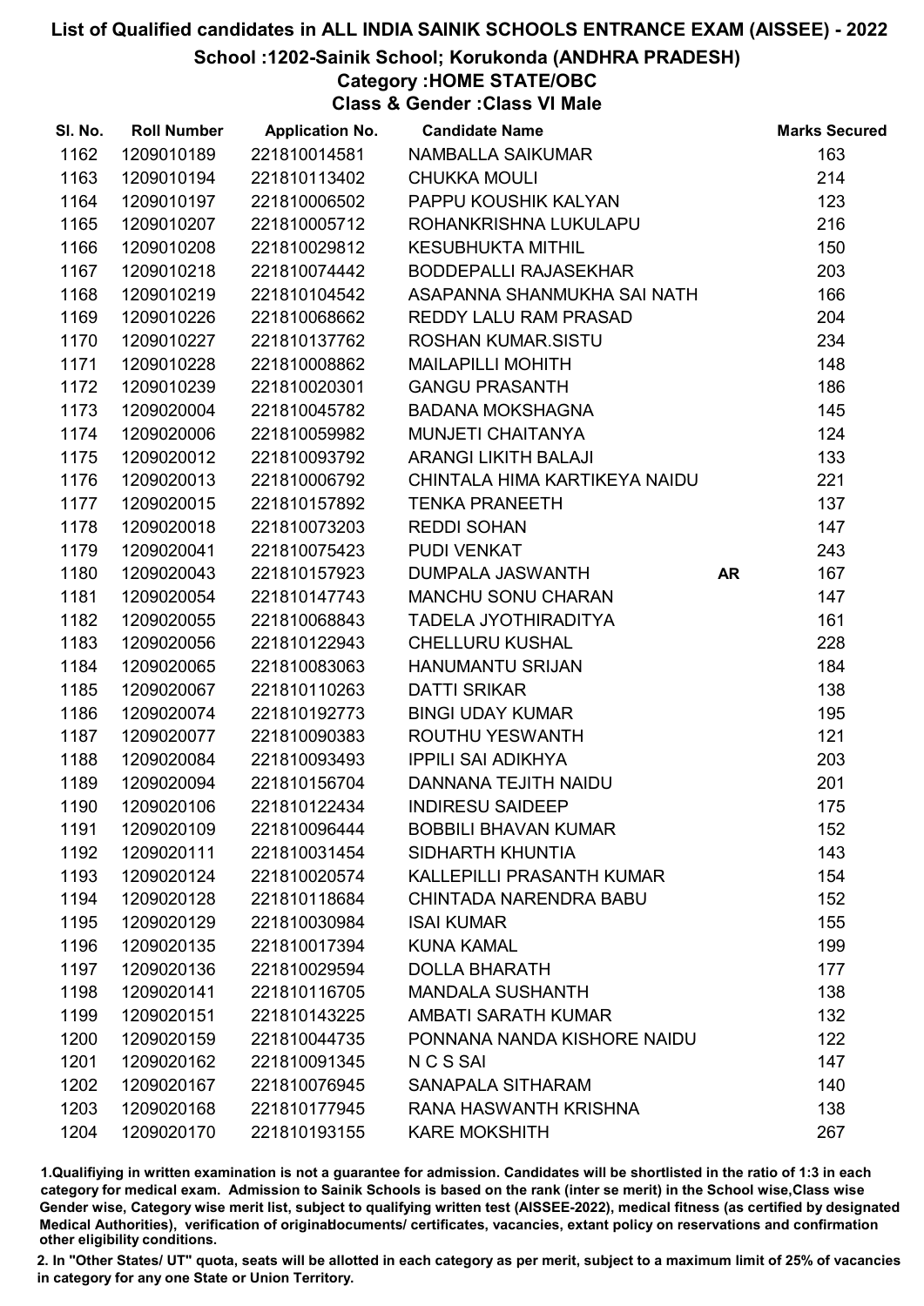# List of Qualified candidates in ALL INDIA SAINIK SCHOOLS ENTRANCE EXAM (AISSEE) - 2022

## School :1202-Sainik School; Korukonda (ANDHRA PRADESH)

### Category :HOME STATE/OBC

### Class & Gender :Class VI Male

| Sl. No. | Roll Number | Application No. | Candidate Name | | Marks Secured |
|---|---|---|---|---|---|
| 1162 | 1209010189 | 221810014581 | NAMBALLA SAIKUMAR | | 163 |
| 1163 | 1209010194 | 221810113402 | CHUKKA MOULI | | 214 |
| 1164 | 1209010197 | 221810006502 | PAPPU KOUSHIK KALYAN | | 123 |
| 1165 | 1209010207 | 221810005712 | ROHANKRISHNA LUKULAPU | | 216 |
| 1166 | 1209010208 | 221810029812 | KESUBHUKTA MITHIL | | 150 |
| 1167 | 1209010218 | 221810074442 | BODDEPALLI RAJASEKHAR | | 203 |
| 1168 | 1209010219 | 221810104542 | ASAPANNA SHANMUKHA SAI NATH | | 166 |
| 1169 | 1209010226 | 221810068662 | REDDY LALU RAM PRASAD | | 204 |
| 1170 | 1209010227 | 221810137762 | ROSHAN KUMAR.SISTU | | 234 |
| 1171 | 1209010228 | 221810008862 | MAILAPILLI MOHITH | | 148 |
| 1172 | 1209010239 | 221810020301 | GANGU PRASANTH | | 186 |
| 1173 | 1209020004 | 221810045782 | BADANA MOKSHAGNA | | 145 |
| 1174 | 1209020006 | 221810059982 | MUNJETI CHAITANYA | | 124 |
| 1175 | 1209020012 | 221810093792 | ARANGI LIKITH BALAJI | | 133 |
| 1176 | 1209020013 | 221810006792 | CHINTALA HIMA KARTIKEYA NAIDU | | 221 |
| 1177 | 1209020015 | 221810157892 | TENKA PRANEETH | | 137 |
| 1178 | 1209020018 | 221810073203 | REDDI SOHAN | | 147 |
| 1179 | 1209020041 | 221810075423 | PUDI VENKAT | | 243 |
| 1180 | 1209020043 | 221810157923 | DUMPALA JASWANTH | **AR** | 167 |
| 1181 | 1209020054 | 221810147743 | MANCHU SONU CHARAN | | 147 |
| 1182 | 1209020055 | 221810068843 | TADELA JYOTHIRADITYA | | 161 |
| 1183 | 1209020056 | 221810122943 | CHELLURU KUSHAL | | 228 |
| 1184 | 1209020065 | 221810083063 | HANUMANTU SRIJAN | | 184 |
| 1185 | 1209020067 | 221810110263 | DATTI SRIKAR | | 138 |
| 1186 | 1209020074 | 221810192773 | BINGI UDAY KUMAR | | 195 |
| 1187 | 1209020077 | 221810090383 | ROUTHU YESWANTH | | 121 |
| 1188 | 1209020084 | 221810093493 | IPPILI SAI ADIKHYA | | 203 |
| 1189 | 1209020094 | 221810156704 | DANNANA TEJITH NAIDU | | 201 |
| 1190 | 1209020106 | 221810122434 | INDIRESU SAIDEEP | | 175 |
| 1191 | 1209020109 | 221810096444 | BOBBILI BHAVAN KUMAR | | 152 |
| 1192 | 1209020111 | 221810031454 | SIDHARTH KHUNTIA | | 143 |
| 1193 | 1209020124 | 221810020574 | KALLEPILLI PRASANTH KUMAR | | 154 |
| 1194 | 1209020128 | 221810118684 | CHINTADA NARENDRA BABU | | 152 |
| 1195 | 1209020129 | 221810030984 | ISAI KUMAR | | 155 |
| 1196 | 1209020135 | 221810017394 | KUNA KAMAL | | 199 |
| 1197 | 1209020136 | 221810029594 | DOLLA BHARATH | | 177 |
| 1198 | 1209020141 | 221810116705 | MANDALA SUSHANTH | | 138 |
| 1199 | 1209020151 | 221810143225 | AMBATI SARATH KUMAR | | 132 |
| 1200 | 1209020159 | 221810044735 | PONNANA NANDA KISHORE NAIDU | | 122 |
| 1201 | 1209020162 | 221810091345 | N C S SAI | | 147 |
| 1202 | 1209020167 | 221810076945 | SANAPALA SITHARAM | | 140 |
| 1203 | 1209020168 | 221810177945 | RANA HASWANTH KRISHNA | | 138 |
| 1204 | 1209020170 | 221810193155 | KARE MOKSHITH | | 267 |

1.Qualifiying in written examination is not a guarantee for admission. Candidates will be shortlisted in the ratio of 1:3 in each category for medical exam. Admission to Sainik Schools is based on the rank (inter se merit) in the School wise,Class wise Gender wise, Category wise merit list, subject to qualifying written test (AISSEE-2022), medical fitness (as certified by designated Medical Authorities), verification of originaldocuments/ certificates, vacancies, extant policy on reservations and confirmation other eligibility conditions.

2. In "Other States/ UT" quota, seats will be allotted in each category as per merit, subject to a maximum limit of 25% of vacancies in category for any one State or Union Territory.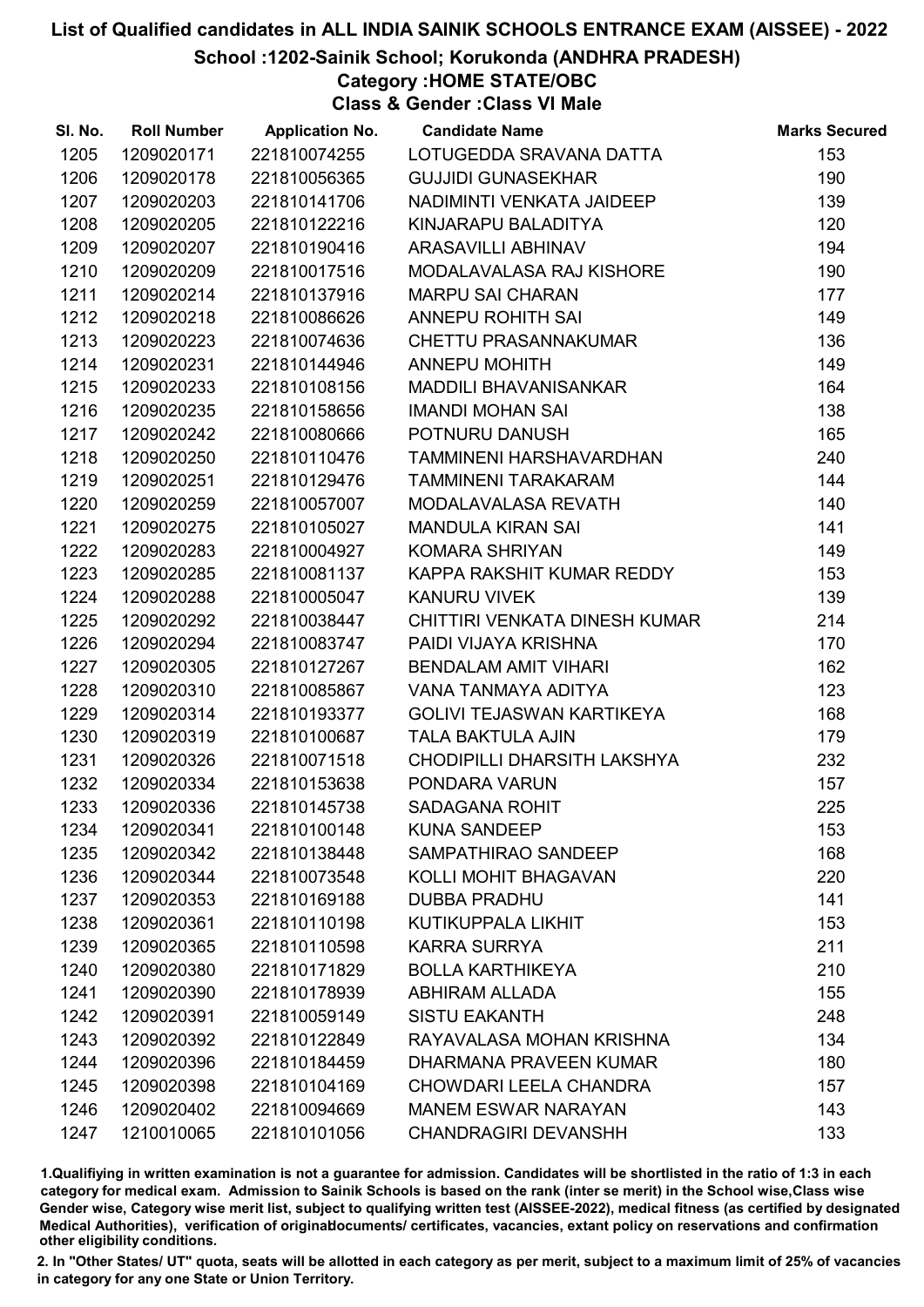# List of Qualified candidates in ALL INDIA SAINIK SCHOOLS ENTRANCE EXAM (AISSEE) - 2022

## School :1202-Sainik School; Korukonda (ANDHRA PRADESH)

### Category :HOME STATE/OBC

### Class & Gender :Class VI Male

| Sl. No. | Roll Number | Application No. | Candidate Name | Marks Secured |
|---|---|---|---|---|
| 1205 | 1209020171 | 221810074255 | LOTUGEDDA SRAVANA DATTA | 153 |
| 1206 | 1209020178 | 221810056365 | GUJJIDI GUNASEKHAR | 190 |
| 1207 | 1209020203 | 221810141706 | NADIMINTI VENKATA JAIDEEP | 139 |
| 1208 | 1209020205 | 221810122216 | KINJARAPU BALADITYA | 120 |
| 1209 | 1209020207 | 221810190416 | ARASAVILLI ABHINAV | 194 |
| 1210 | 1209020209 | 221810017516 | MODALAVALASA RAJ KISHORE | 190 |
| 1211 | 1209020214 | 221810137916 | MARPU SAI CHARAN | 177 |
| 1212 | 1209020218 | 221810086626 | ANNEPU ROHITH SAI | 149 |
| 1213 | 1209020223 | 221810074636 | CHETTU PRASANNAKUMAR | 136 |
| 1214 | 1209020231 | 221810144946 | ANNEPU MOHITH | 149 |
| 1215 | 1209020233 | 221810108156 | MADDILI BHAVANISANKAR | 164 |
| 1216 | 1209020235 | 221810158656 | IMANDI MOHAN SAI | 138 |
| 1217 | 1209020242 | 221810080666 | POTNURU DANUSH | 165 |
| 1218 | 1209020250 | 221810110476 | TAMMINENI HARSHAVARDHAN | 240 |
| 1219 | 1209020251 | 221810129476 | TAMMINENI TARAKARAM | 144 |
| 1220 | 1209020259 | 221810057007 | MODALAVALASA REVATH | 140 |
| 1221 | 1209020275 | 221810105027 | MANDULA KIRAN SAI | 141 |
| 1222 | 1209020283 | 221810004927 | KOMARA SHRIYAN | 149 |
| 1223 | 1209020285 | 221810081137 | KAPPA RAKSHIT KUMAR REDDY | 153 |
| 1224 | 1209020288 | 221810005047 | KANURU VIVEK | 139 |
| 1225 | 1209020292 | 221810038447 | CHITTIRI VENKATA DINESH KUMAR | 214 |
| 1226 | 1209020294 | 221810083747 | PAIDI VIJAYA KRISHNA | 170 |
| 1227 | 1209020305 | 221810127267 | BENDALAM AMIT VIHARI | 162 |
| 1228 | 1209020310 | 221810085867 | VANA TANMAYA ADITYA | 123 |
| 1229 | 1209020314 | 221810193377 | GOLIVI TEJASWAN KARTIKEYA | 168 |
| 1230 | 1209020319 | 221810100687 | TALA BAKTULA AJIN | 179 |
| 1231 | 1209020326 | 221810071518 | CHODIPILLI DHARSITH LAKSHYA | 232 |
| 1232 | 1209020334 | 221810153638 | PONDARA VARUN | 157 |
| 1233 | 1209020336 | 221810145738 | SADAGANA ROHIT | 225 |
| 1234 | 1209020341 | 221810100148 | KUNA SANDEEP | 153 |
| 1235 | 1209020342 | 221810138448 | SAMPATHIRAO SANDEEP | 168 |
| 1236 | 1209020344 | 221810073548 | KOLLI MOHIT BHAGAVAN | 220 |
| 1237 | 1209020353 | 221810169188 | DUBBA PRADHU | 141 |
| 1238 | 1209020361 | 221810110198 | KUTIKUPPALA LIKHIT | 153 |
| 1239 | 1209020365 | 221810110598 | KARRA SURRYA | 211 |
| 1240 | 1209020380 | 221810171829 | BOLLA KARTHIKEYA | 210 |
| 1241 | 1209020390 | 221810178939 | ABHIRAM ALLADA | 155 |
| 1242 | 1209020391 | 221810059149 | SISTU EAKANTH | 248 |
| 1243 | 1209020392 | 221810122849 | RAYAVALASA MOHAN KRISHNA | 134 |
| 1244 | 1209020396 | 221810184459 | DHARMANA PRAVEEN KUMAR | 180 |
| 1245 | 1209020398 | 221810104169 | CHOWDARI LEELA CHANDRA | 157 |
| 1246 | 1209020402 | 221810094669 | MANEM ESWAR NARAYAN | 143 |
| 1247 | 1210010065 | 221810101056 | CHANDRAGIRI DEVANSHH | 133 |

1.Qualifiying in written examination is not a guarantee for admission. Candidates will be shortlisted in the ratio of 1:3 in each category for medical exam. Admission to Sainik Schools is based on the rank (inter se merit) in the School wise,Class wise Gender wise, Category wise merit list, subject to qualifying written test (AISSEE-2022), medical fitness (as certified by designated Medical Authorities), verification of originaldocuments/ certificates, vacancies, extant policy on reservations and confirmation other eligibility conditions.

2. In "Other States/ UT" quota, seats will be allotted in each category as per merit, subject to a maximum limit of 25% of vacancies in category for any one State or Union Territory.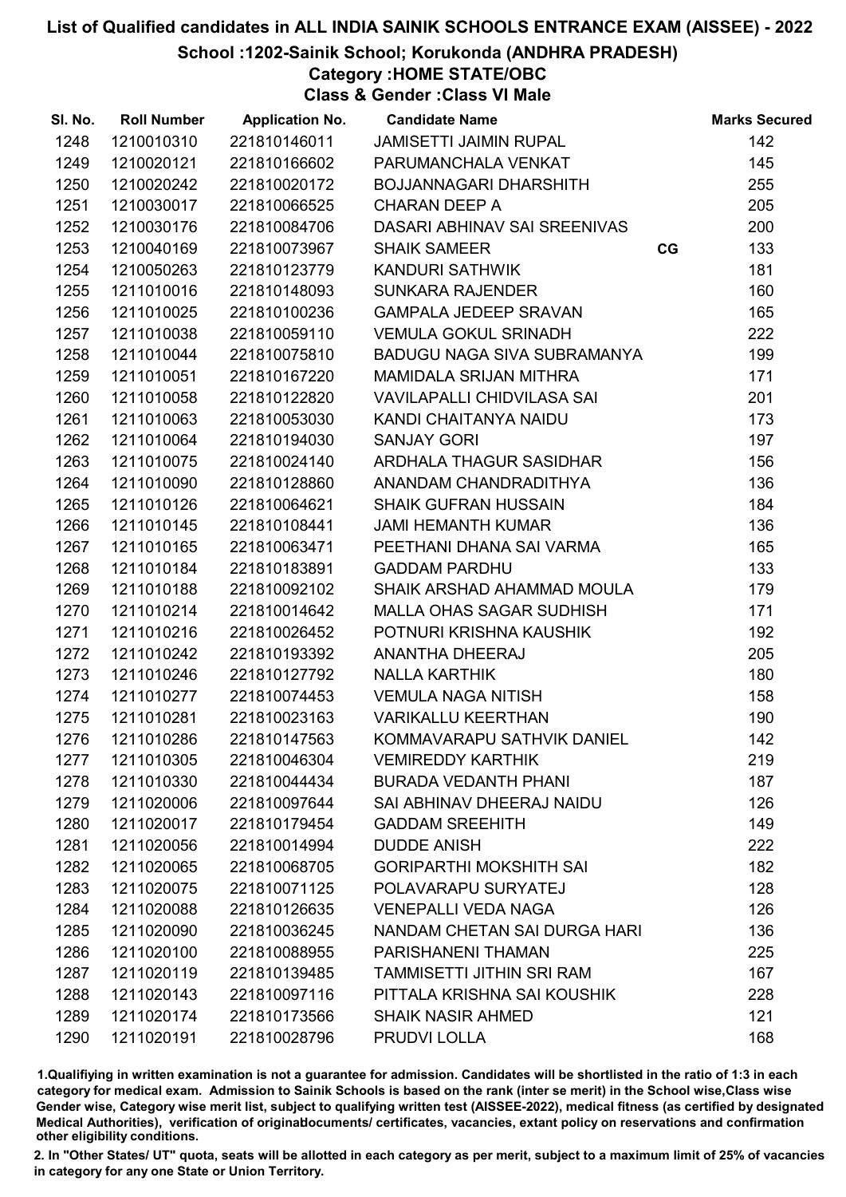# List of Qualified candidates in ALL INDIA SAINIK SCHOOLS ENTRANCE EXAM (AISSEE) - 2022

## School :1202-Sainik School; Korukonda (ANDHRA PRADESH)

### Category :HOME STATE/OBC

### Class & Gender :Class VI Male

| Sl. No. | Roll Number | Application No. | Candidate Name | | Marks Secured |
|---|---|---|---|---|---|
| 1248 | 1210010310 | 221810146011 | JAMISETTI JAIMIN RUPAL | | 142 |
| 1249 | 1210020121 | 221810166602 | PARUMANCHALA VENKAT | | 145 |
| 1250 | 1210020242 | 221810020172 | BOJJANNAGARI DHARSHITH | | 255 |
| 1251 | 1210030017 | 221810066525 | CHARAN DEEP A | | 205 |
| 1252 | 1210030176 | 221810084706 | DASARI ABHINAV SAI SREENIVAS | | 200 |
| 1253 | 1210040169 | 221810073967 | SHAIK SAMEER | CG | 133 |
| 1254 | 1210050263 | 221810123779 | KANDURI SATHWIK | | 181 |
| 1255 | 1211010016 | 221810148093 | SUNKARA RAJENDER | | 160 |
| 1256 | 1211010025 | 221810100236 | GAMPALA JEDEEP SRAVAN | | 165 |
| 1257 | 1211010038 | 221810059110 | VEMULA GOKUL SRINADH | | 222 |
| 1258 | 1211010044 | 221810075810 | BADUGU NAGA SIVA SUBRAMANYA | | 199 |
| 1259 | 1211010051 | 221810167220 | MAMIDALA SRIJAN MITHRA | | 171 |
| 1260 | 1211010058 | 221810122820 | VAVILAPALLI CHIDVILASA SAI | | 201 |
| 1261 | 1211010063 | 221810053030 | KANDI CHAITANYA NAIDU | | 173 |
| 1262 | 1211010064 | 221810194030 | SANJAY GORI | | 197 |
| 1263 | 1211010075 | 221810024140 | ARDHALA THAGUR SASIDHAR | | 156 |
| 1264 | 1211010090 | 221810128860 | ANANDAM CHANDRADITHYA | | 136 |
| 1265 | 1211010126 | 221810064621 | SHAIK GUFRAN HUSSAIN | | 184 |
| 1266 | 1211010145 | 221810108441 | JAMI HEMANTH KUMAR | | 136 |
| 1267 | 1211010165 | 221810063471 | PEETHANI DHANA SAI VARMA | | 165 |
| 1268 | 1211010184 | 221810183891 | GADDAM PARDHU | | 133 |
| 1269 | 1211010188 | 221810092102 | SHAIK ARSHAD AHAMMAD MOULA | | 179 |
| 1270 | 1211010214 | 221810014642 | MALLA OHAS SAGAR SUDHISH | | 171 |
| 1271 | 1211010216 | 221810026452 | POTNURI KRISHNA KAUSHIK | | 192 |
| 1272 | 1211010242 | 221810193392 | ANANTHA DHEERAJ | | 205 |
| 1273 | 1211010246 | 221810127792 | NALLA KARTHIK | | 180 |
| 1274 | 1211010277 | 221810074453 | VEMULA NAGA NITISH | | 158 |
| 1275 | 1211010281 | 221810023163 | VARIKALLU KEERTHAN | | 190 |
| 1276 | 1211010286 | 221810147563 | KOMMAVARAPU SATHVIK DANIEL | | 142 |
| 1277 | 1211010305 | 221810046304 | VEMIREDDY KARTHIK | | 219 |
| 1278 | 1211010330 | 221810044434 | BURADA VEDANTH PHANI | | 187 |
| 1279 | 1211020006 | 221810097644 | SAI ABHINAV DHEERAJ NAIDU | | 126 |
| 1280 | 1211020017 | 221810179454 | GADDAM SREEHITH | | 149 |
| 1281 | 1211020056 | 221810014994 | DUDDE ANISH | | 222 |
| 1282 | 1211020065 | 221810068705 | GORIPARTHI MOKSHITH SAI | | 182 |
| 1283 | 1211020075 | 221810071125 | POLAVARAPU SURYATEJ | | 128 |
| 1284 | 1211020088 | 221810126635 | VENEPALLI VEDA NAGA | | 126 |
| 1285 | 1211020090 | 221810036245 | NANDAM CHETAN SAI DURGA HARI | | 136 |
| 1286 | 1211020100 | 221810088955 | PARISHANENI THAMAN | | 225 |
| 1287 | 1211020119 | 221810139485 | TAMMISETTI JITHIN SRI RAM | | 167 |
| 1288 | 1211020143 | 221810097116 | PITTALA KRISHNA SAI KOUSHIK | | 228 |
| 1289 | 1211020174 | 221810173566 | SHAIK NASIR AHMED | | 121 |
| 1290 | 1211020191 | 221810028796 | PRUDVI LOLLA | | 168 |

1.Qualifiying in written examination is not a guarantee for admission. Candidates will be shortlisted in the ratio of 1:3 in each category for medical exam. Admission to Sainik Schools is based on the rank (inter se merit) in the School wise,Class wise Gender wise, Category wise merit list, subject to qualifying written test (AISSEE-2022), medical fitness (as certified by designated Medical Authorities), verification of originaldocuments/ certificates, vacancies, extant policy on reservations and confirmation other eligibility conditions.

2. In "Other States/ UT" quota, seats will be allotted in each category as per merit, subject to a maximum limit of 25% of vacancies in category for any one State or Union Territory.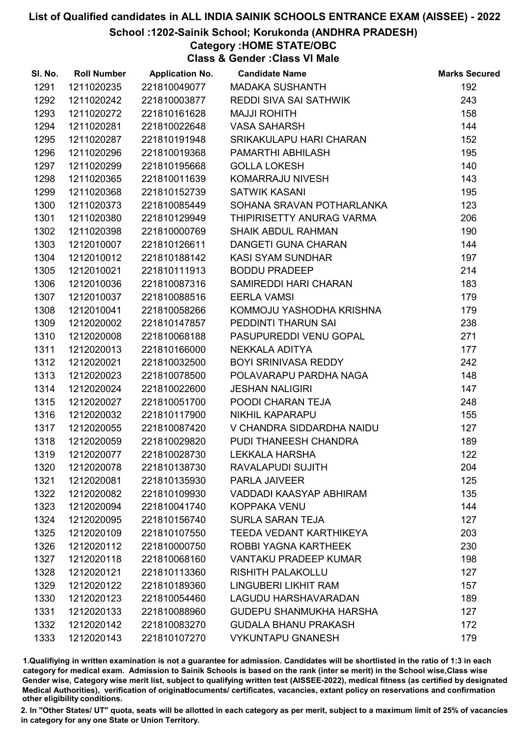# List of Qualified candidates in ALL INDIA SAINIK SCHOOLS ENTRANCE EXAM (AISSEE) - 2022

## School :1202-Sainik School; Korukonda (ANDHRA PRADESH)

### Category :HOME STATE/OBC

### Class & Gender :Class VI Male

| Sl. No. | Roll Number | Application No. | Candidate Name | Marks Secured |
|---|---|---|---|---|
| 1291 | 1211020235 | 221810049077 | MADAKA SUSHANTH | 192 |
| 1292 | 1211020242 | 221810003877 | REDDI SIVA SAI SATHWIK | 243 |
| 1293 | 1211020272 | 221810161628 | MAJJI ROHITH | 158 |
| 1294 | 1211020281 | 221810022648 | VASA SAHARSH | 144 |
| 1295 | 1211020287 | 221810191948 | SRIKAKULAPU HARI CHARAN | 152 |
| 1296 | 1211020296 | 221810019368 | PAMARTHI ABHILASH | 195 |
| 1297 | 1211020299 | 221810195668 | GOLLA LOKESH | 140 |
| 1298 | 1211020365 | 221810011639 | KOMARRAJU NIVESH | 143 |
| 1299 | 1211020368 | 221810152739 | SATWIK KASANI | 195 |
| 1300 | 1211020373 | 221810085449 | SOHANA SRAVAN POTHARLANKA | 123 |
| 1301 | 1211020380 | 221810129949 | THIPIRISETTY ANURAG VARMA | 206 |
| 1302 | 1211020398 | 221810000769 | SHAIK ABDUL RAHMAN | 190 |
| 1303 | 1212010007 | 221810126611 | DANGETI GUNA CHARAN | 144 |
| 1304 | 1212010012 | 221810188142 | KASI SYAM SUNDHAR | 197 |
| 1305 | 1212010021 | 221810111913 | BODDU PRADEEP | 214 |
| 1306 | 1212010036 | 221810087316 | SAMIREDDI HARI CHARAN | 183 |
| 1307 | 1212010037 | 221810088516 | EERLA VAMSI | 179 |
| 1308 | 1212010041 | 221810058266 | KOMMOJU YASHODHA KRISHNA | 179 |
| 1309 | 1212020002 | 221810147857 | PEDDINTI THARUN SAI | 238 |
| 1310 | 1212020008 | 221810068188 | PASUPUREDDI VENU GOPAL | 271 |
| 1311 | 1212020013 | 221810166000 | NEKKALA ADITYA | 177 |
| 1312 | 1212020021 | 221810032500 | BOYI SRINIVASA REDDY | 242 |
| 1313 | 1212020023 | 221810078500 | POLAVARAPU PARDHA NAGA | 148 |
| 1314 | 1212020024 | 221810022600 | JESHAN NALIGIRI | 147 |
| 1315 | 1212020027 | 221810051700 | POODI CHARAN TEJA | 248 |
| 1316 | 1212020032 | 221810117900 | NIKHIL KAPARAPU | 155 |
| 1317 | 1212020055 | 221810087420 | V CHANDRA SIDDARDHA NAIDU | 127 |
| 1318 | 1212020059 | 221810029820 | PUDI THANEESH CHANDRA | 189 |
| 1319 | 1212020077 | 221810028730 | LEKKALA HARSHA | 122 |
| 1320 | 1212020078 | 221810138730 | RAVALAPUDI SUJITH | 204 |
| 1321 | 1212020081 | 221810135930 | PARLA JAIVEER | 125 |
| 1322 | 1212020082 | 221810109930 | VADDADI KAASYAP ABHIRAM | 135 |
| 1323 | 1212020094 | 221810041740 | KOPPAKA VENU | 144 |
| 1324 | 1212020095 | 221810156740 | SURLA SARAN TEJA | 127 |
| 1325 | 1212020109 | 221810107550 | TEEDA VEDANT KARTHIKEYA | 203 |
| 1326 | 1212020112 | 221810000750 | ROBBI YAGNA KARTHEEK | 230 |
| 1327 | 1212020118 | 221810068160 | VANTAKU PRADEEP KUMAR | 198 |
| 1328 | 1212020121 | 221810113360 | RISHITH PALAKOLLU | 127 |
| 1329 | 1212020122 | 221810189360 | LINGUBERI LIKHIT RAM | 157 |
| 1330 | 1212020123 | 221810054460 | LAGUDU HARSHAVARADAN | 189 |
| 1331 | 1212020133 | 221810088960 | GUDEPU SHANMUKHA HARSHA | 127 |
| 1332 | 1212020142 | 221810083270 | GUDALA BHANU PRAKASH | 172 |
| 1333 | 1212020143 | 221810107270 | VYKUNTAPU GNANESH | 179 |

1.Qualifying in written examination is not a guarantee for admission. Candidates will be shortlisted in the ratio of 1:3 in each category for medical exam. Admission to Sainik Schools is based on the rank (inter se merit) in the School wise,Class wise Gender wise, Category wise merit list, subject to qualifying written test (AISSEE-2022), medical fitness (as certified by designated Medical Authorities), verification of originaldocuments/ certificates, vacancies, extant policy on reservations and confirmation other eligibility conditions.

2. In "Other States/ UT" quota, seats will be allotted in each category as per merit, subject to a maximum limit of 25% of vacancies in category for any one State or Union Territory.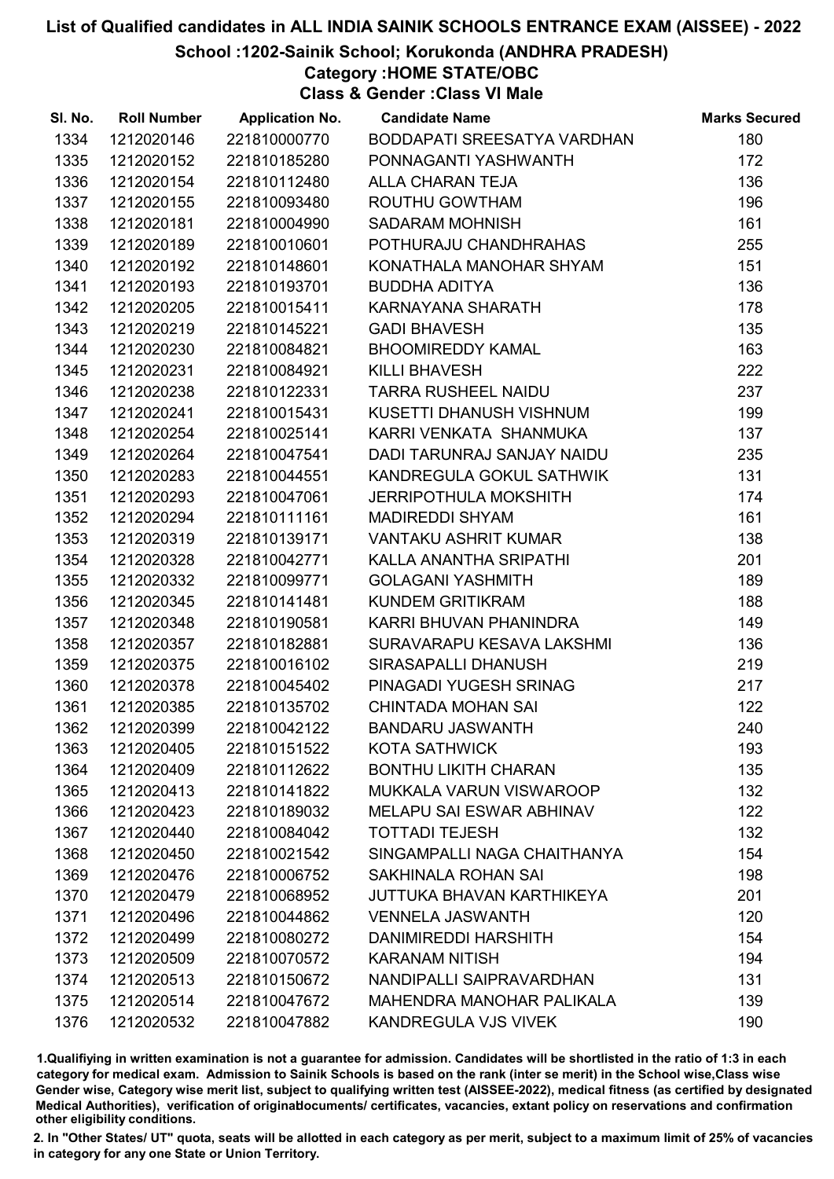# List of Qualified candidates in ALL INDIA SAINIK SCHOOLS ENTRANCE EXAM (AISSEE) - 2022

## School :1202-Sainik School; Korukonda (ANDHRA PRADESH)

### Category :HOME STATE/OBC

### Class & Gender :Class VI Male

| Sl. No. | Roll Number | Application No. | Candidate Name | Marks Secured |
|---|---|---|---|---|
| 1334 | 1212020146 | 221810000770 | BODDAPATI SREESATYA VARDHAN | 180 |
| 1335 | 1212020152 | 221810185280 | PONNAGANTI YASHWANTH | 172 |
| 1336 | 1212020154 | 221810112480 | ALLA CHARAN TEJA | 136 |
| 1337 | 1212020155 | 221810093480 | ROUTHU GOWTHAM | 196 |
| 1338 | 1212020181 | 221810004990 | SADARAM MOHNISH | 161 |
| 1339 | 1212020189 | 221810010601 | POTHURAJU CHANDHRAHAS | 255 |
| 1340 | 1212020192 | 221810148601 | KONATHALA MANOHAR SHYAM | 151 |
| 1341 | 1212020193 | 221810193701 | BUDDHA ADITYA | 136 |
| 1342 | 1212020205 | 221810015411 | KARNAYANA SHARATH | 178 |
| 1343 | 1212020219 | 221810145221 | GADI BHAVESH | 135 |
| 1344 | 1212020230 | 221810084821 | BHOOMIREDDY KAMAL | 163 |
| 1345 | 1212020231 | 221810084921 | KILLI BHAVESH | 222 |
| 1346 | 1212020238 | 221810122331 | TARRA RUSHEEL NAIDU | 237 |
| 1347 | 1212020241 | 221810015431 | KUSETTI DHANUSH VISHNUM | 199 |
| 1348 | 1212020254 | 221810025141 | KARRI VENKATA SHANMUKA | 137 |
| 1349 | 1212020264 | 221810047541 | DADI TARUNRAJ SANJAY NAIDU | 235 |
| 1350 | 1212020283 | 221810044551 | KANDREGULA GOKUL SATHWIK | 131 |
| 1351 | 1212020293 | 221810047061 | JERRIPOTHULA MOKSHITH | 174 |
| 1352 | 1212020294 | 221810111161 | MADIREDDI SHYAM | 161 |
| 1353 | 1212020319 | 221810139171 | VANTAKU ASHRIT KUMAR | 138 |
| 1354 | 1212020328 | 221810042771 | KALLA ANANTHA SRIPATHI | 201 |
| 1355 | 1212020332 | 221810099771 | GOLAGANI YASHMITH | 189 |
| 1356 | 1212020345 | 221810141481 | KUNDEM GRITIKRAM | 188 |
| 1357 | 1212020348 | 221810190581 | KARRI BHUVAN PHANINDRA | 149 |
| 1358 | 1212020357 | 221810182881 | SURAVARAPU KESAVA LAKSHMI | 136 |
| 1359 | 1212020375 | 221810016102 | SIRASAPALLI DHANUSH | 219 |
| 1360 | 1212020378 | 221810045402 | PINAGADI YUGESH SRINAG | 217 |
| 1361 | 1212020385 | 221810135702 | CHINTADA MOHAN SAI | 122 |
| 1362 | 1212020399 | 221810042122 | BANDARU JASWANTH | 240 |
| 1363 | 1212020405 | 221810151522 | KOTA SATHWICK | 193 |
| 1364 | 1212020409 | 221810112622 | BONTHU LIKITH CHARAN | 135 |
| 1365 | 1212020413 | 221810141822 | MUKKALA VARUN VISWAROOP | 132 |
| 1366 | 1212020423 | 221810189032 | MELAPU SAI ESWAR ABHINAV | 122 |
| 1367 | 1212020440 | 221810084042 | TOTTADI TEJESH | 132 |
| 1368 | 1212020450 | 221810021542 | SINGAMPALLI NAGA CHAITHANYA | 154 |
| 1369 | 1212020476 | 221810006752 | SAKHINALA ROHAN SAI | 198 |
| 1370 | 1212020479 | 221810068952 | JUTTUKA BHAVAN KARTHIKEYA | 201 |
| 1371 | 1212020496 | 221810044862 | VENNELA JASWANTH | 120 |
| 1372 | 1212020499 | 221810080272 | DANIMIREDDI HARSHITH | 154 |
| 1373 | 1212020509 | 221810070572 | KARANAM NITISH | 194 |
| 1374 | 1212020513 | 221810150672 | NANDIPALLI SAIPRAVARDHAN | 131 |
| 1375 | 1212020514 | 221810047672 | MAHENDRA MANOHAR PALIKALA | 139 |
| 1376 | 1212020532 | 221810047882 | KANDREGULA VJS VIVEK | 190 |

1.Qualifying in written examination is not a guarantee for admission. Candidates will be shortlisted in the ratio of 1:3 in each category for medical exam. Admission to Sainik Schools is based on the rank (inter se merit) in the School wise,Class wise Gender wise, Category wise merit list, subject to qualifying written test (AISSEE-2022), medical fitness (as certified by designated Medical Authorities), verification of originaldocuments/ certificates, vacancies, extant policy on reservations and confirmation other eligibility conditions.

2. In "Other States/ UT" quota, seats will be allotted in each category as per merit, subject to a maximum limit of 25% of vacancies in category for any one State or Union Territory.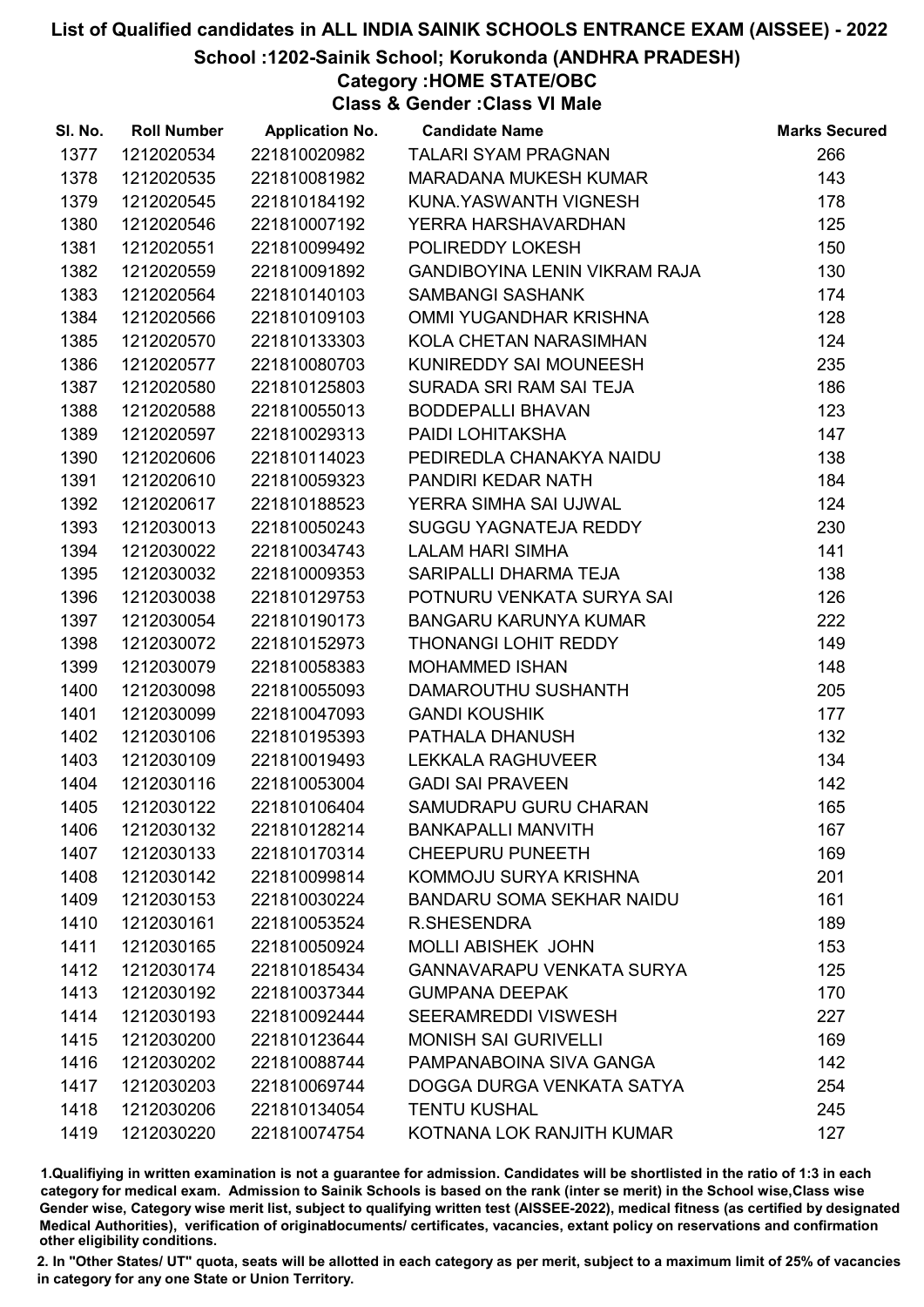# List of Qualified candidates in ALL INDIA SAINIK SCHOOLS ENTRANCE EXAM (AISSEE) - 2022

## School :1202-Sainik School; Korukonda (ANDHRA PRADESH)

### Category :HOME STATE/OBC

### Class & Gender :Class VI Male

| Sl. No. | Roll Number | Application No. | Candidate Name | Marks Secured |
|---|---|---|---|---|
| 1377 | 1212020534 | 221810020982 | TALARI SYAM PRAGNAN | 266 |
| 1378 | 1212020535 | 221810081982 | MARADANA MUKESH KUMAR | 143 |
| 1379 | 1212020545 | 221810184192 | KUNA.YASWANTH VIGNESH | 178 |
| 1380 | 1212020546 | 221810007192 | YERRA HARSHAVARDHAN | 125 |
| 1381 | 1212020551 | 221810099492 | POLIREDDY LOKESH | 150 |
| 1382 | 1212020559 | 221810091892 | GANDIBOYINA LENIN VIKRAM RAJA | 130 |
| 1383 | 1212020564 | 221810140103 | SAMBANGI SASHANK | 174 |
| 1384 | 1212020566 | 221810109103 | OMMI YUGANDHAR KRISHNA | 128 |
| 1385 | 1212020570 | 221810133303 | KOLA CHETAN NARASIMHAN | 124 |
| 1386 | 1212020577 | 221810080703 | KUNIREDDY SAI MOUNEESH | 235 |
| 1387 | 1212020580 | 221810125803 | SURADA SRI RAM SAI TEJA | 186 |
| 1388 | 1212020588 | 221810055013 | BODDEPALLI BHAVAN | 123 |
| 1389 | 1212020597 | 221810029313 | PAIDI LOHITAKSHA | 147 |
| 1390 | 1212020606 | 221810114023 | PEDIREDLA CHANAKYA NAIDU | 138 |
| 1391 | 1212020610 | 221810059323 | PANDIRI KEDAR NATH | 184 |
| 1392 | 1212020617 | 221810188523 | YERRA SIMHA SAI UJWAL | 124 |
| 1393 | 1212030013 | 221810050243 | SUGGU YAGNATEJA REDDY | 230 |
| 1394 | 1212030022 | 221810034743 | LALAM HARI SIMHA | 141 |
| 1395 | 1212030032 | 221810009353 | SARIPALLI DHARMA TEJA | 138 |
| 1396 | 1212030038 | 221810129753 | POTNURU VENKATA SURYA SAI | 126 |
| 1397 | 1212030054 | 221810190173 | BANGARU KARUNYA KUMAR | 222 |
| 1398 | 1212030072 | 221810152973 | THONANGI LOHIT REDDY | 149 |
| 1399 | 1212030079 | 221810058383 | MOHAMMED ISHAN | 148 |
| 1400 | 1212030098 | 221810055093 | DAMAROUTHU SUSHANTH | 205 |
| 1401 | 1212030099 | 221810047093 | GANDI KOUSHIK | 177 |
| 1402 | 1212030106 | 221810195393 | PATHALA DHANUSH | 132 |
| 1403 | 1212030109 | 221810019493 | LEKKALA RAGHUVEER | 134 |
| 1404 | 1212030116 | 221810053004 | GADI SAI PRAVEEN | 142 |
| 1405 | 1212030122 | 221810106404 | SAMUDRAPU GURU CHARAN | 165 |
| 1406 | 1212030132 | 221810128214 | BANKAPALLI MANVITH | 167 |
| 1407 | 1212030133 | 221810170314 | CHEEPURU PUNEETH | 169 |
| 1408 | 1212030142 | 221810099814 | KOMMOJU SURYA KRISHNA | 201 |
| 1409 | 1212030153 | 221810030224 | BANDARU SOMA SEKHAR NAIDU | 161 |
| 1410 | 1212030161 | 221810053524 | R.SHESENDRA | 189 |
| 1411 | 1212030165 | 221810050924 | MOLLI ABISHEK JOHN | 153 |
| 1412 | 1212030174 | 221810185434 | GANNAVARAPU VENKATA SURYA | 125 |
| 1413 | 1212030192 | 221810037344 | GUMPANA DEEPAK | 170 |
| 1414 | 1212030193 | 221810092444 | SEERAMREDDI VISWESH | 227 |
| 1415 | 1212030200 | 221810123644 | MONISH SAI GURIVELLI | 169 |
| 1416 | 1212030202 | 221810088744 | PAMPANABOINA SIVA GANGA | 142 |
| 1417 | 1212030203 | 221810069744 | DOGGA DURGA VENKATA SATYA | 254 |
| 1418 | 1212030206 | 221810134054 | TENTU KUSHAL | 245 |
| 1419 | 1212030220 | 221810074754 | KOTNANA LOK RANJITH KUMAR | 127 |

1.Qualifiying in written examination is not a guarantee for admission. Candidates will be shortlisted in the ratio of 1:3 in each category for medical exam. Admission to Sainik Schools is based on the rank (inter se merit) in the School wise,Class wise Gender wise, Category wise merit list, subject to qualifying written test (AISSEE-2022), medical fitness (as certified by designated Medical Authorities), verification of originaldocuments/ certificates, vacancies, extant policy on reservations and confirmation other eligibility conditions.

2. In "Other States/ UT" quota, seats will be allotted in each category as per merit, subject to a maximum limit of 25% of vacancies in category for any one State or Union Territory.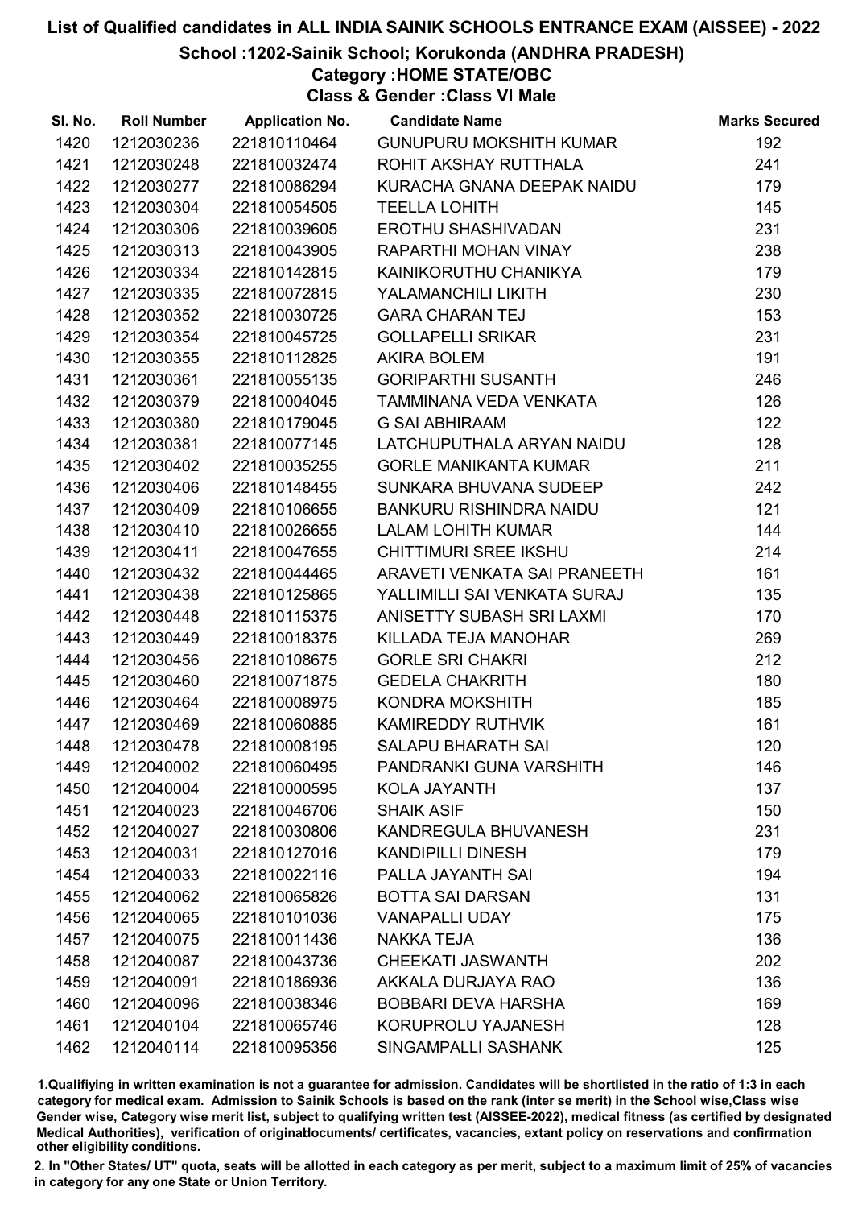# List of Qualified candidates in ALL INDIA SAINIK SCHOOLS ENTRANCE EXAM (AISSEE) - 2022

## School :1202-Sainik School; Korukonda (ANDHRA PRADESH)

### Category :HOME STATE/OBC

### Class & Gender :Class VI Male

| Sl. No. | Roll Number | Application No. | Candidate Name | Marks Secured |
|---|---|---|---|---|
| 1420 | 1212030236 | 221810110464 | GUNUPURU MOKSHITH KUMAR | 192 |
| 1421 | 1212030248 | 221810032474 | ROHIT AKSHAY RUTTHALA | 241 |
| 1422 | 1212030277 | 221810086294 | KURACHA GNANA DEEPAK NAIDU | 179 |
| 1423 | 1212030304 | 221810054505 | TEELLA LOHITH | 145 |
| 1424 | 1212030306 | 221810039605 | EROTHU SHASHIVADAN | 231 |
| 1425 | 1212030313 | 221810043905 | RAPARTHI MOHAN VINAY | 238 |
| 1426 | 1212030334 | 221810142815 | KAINIKORUTHU CHANIKYA | 179 |
| 1427 | 1212030335 | 221810072815 | YALAMANCHILI LIKITH | 230 |
| 1428 | 1212030352 | 221810030725 | GARA CHARAN TEJ | 153 |
| 1429 | 1212030354 | 221810045725 | GOLLAPELLI SRIKAR | 231 |
| 1430 | 1212030355 | 221810112825 | AKIRA BOLEM | 191 |
| 1431 | 1212030361 | 221810055135 | GORIPARTHI SUSANTH | 246 |
| 1432 | 1212030379 | 221810004045 | TAMMINANA VEDA VENKATA | 126 |
| 1433 | 1212030380 | 221810179045 | G SAI ABHIRAAM | 122 |
| 1434 | 1212030381 | 221810077145 | LATCHUPUTHALA ARYAN NAIDU | 128 |
| 1435 | 1212030402 | 221810035255 | GORLE MANIKANTA KUMAR | 211 |
| 1436 | 1212030406 | 221810148455 | SUNKARA BHUVANA SUDEEP | 242 |
| 1437 | 1212030409 | 221810106655 | BANKURU RISHINDRA NAIDU | 121 |
| 1438 | 1212030410 | 221810026655 | LALAM LOHITH KUMAR | 144 |
| 1439 | 1212030411 | 221810047655 | CHITTIMURI SREE IKSHU | 214 |
| 1440 | 1212030432 | 221810044465 | ARAVETI VENKATA SAI PRANEETH | 161 |
| 1441 | 1212030438 | 221810125865 | YALLIMILLI SAI VENKATA SURAJ | 135 |
| 1442 | 1212030448 | 221810115375 | ANISETTY SUBASH SRI LAXMI | 170 |
| 1443 | 1212030449 | 221810018375 | KILLADA TEJA MANOHAR | 269 |
| 1444 | 1212030456 | 221810108675 | GORLE SRI CHAKRI | 212 |
| 1445 | 1212030460 | 221810071875 | GEDELA CHAKRITH | 180 |
| 1446 | 1212030464 | 221810008975 | KONDRA MOKSHITH | 185 |
| 1447 | 1212030469 | 221810060885 | KAMIREDDY RUTHVIK | 161 |
| 1448 | 1212030478 | 221810008195 | SALAPU BHARATH SAI | 120 |
| 1449 | 1212040002 | 221810060495 | PANDRANKI GUNA VARSHITH | 146 |
| 1450 | 1212040004 | 221810000595 | KOLA JAYANTH | 137 |
| 1451 | 1212040023 | 221810046706 | SHAIK ASIF | 150 |
| 1452 | 1212040027 | 221810030806 | KANDREGULA BHUVANESH | 231 |
| 1453 | 1212040031 | 221810127016 | KANDIPILLI DINESH | 179 |
| 1454 | 1212040033 | 221810022116 | PALLA JAYANTH SAI | 194 |
| 1455 | 1212040062 | 221810065826 | BOTTA SAI DARSAN | 131 |
| 1456 | 1212040065 | 221810101036 | VANAPALLI UDAY | 175 |
| 1457 | 1212040075 | 221810011436 | NAKKA TEJA | 136 |
| 1458 | 1212040087 | 221810043736 | CHEEKATI JASWANTH | 202 |
| 1459 | 1212040091 | 221810186936 | AKKALA DURJAYA RAO | 136 |
| 1460 | 1212040096 | 221810038346 | BOBBARI DEVA HARSHA | 169 |
| 1461 | 1212040104 | 221810065746 | KORUPROLU YAJANESH | 128 |
| 1462 | 1212040114 | 221810095356 | SINGAMPALLI SASHANK | 125 |

1.Qualifiying in written examination is not a guarantee for admission. Candidates will be shortlisted in the ratio of 1:3 in each category for medical exam. Admission to Sainik Schools is based on the rank (inter se merit) in the School wise,Class wise Gender wise, Category wise merit list, subject to qualifying written test (AISSEE-2022), medical fitness (as certified by designated Medical Authorities), verification of originaldocuments/ certificates, vacancies, extant policy on reservations and confirmation other eligibility conditions.

2. In "Other States/ UT" quota, seats will be allotted in each category as per merit, subject to a maximum limit of 25% of vacancies in category for any one State or Union Territory.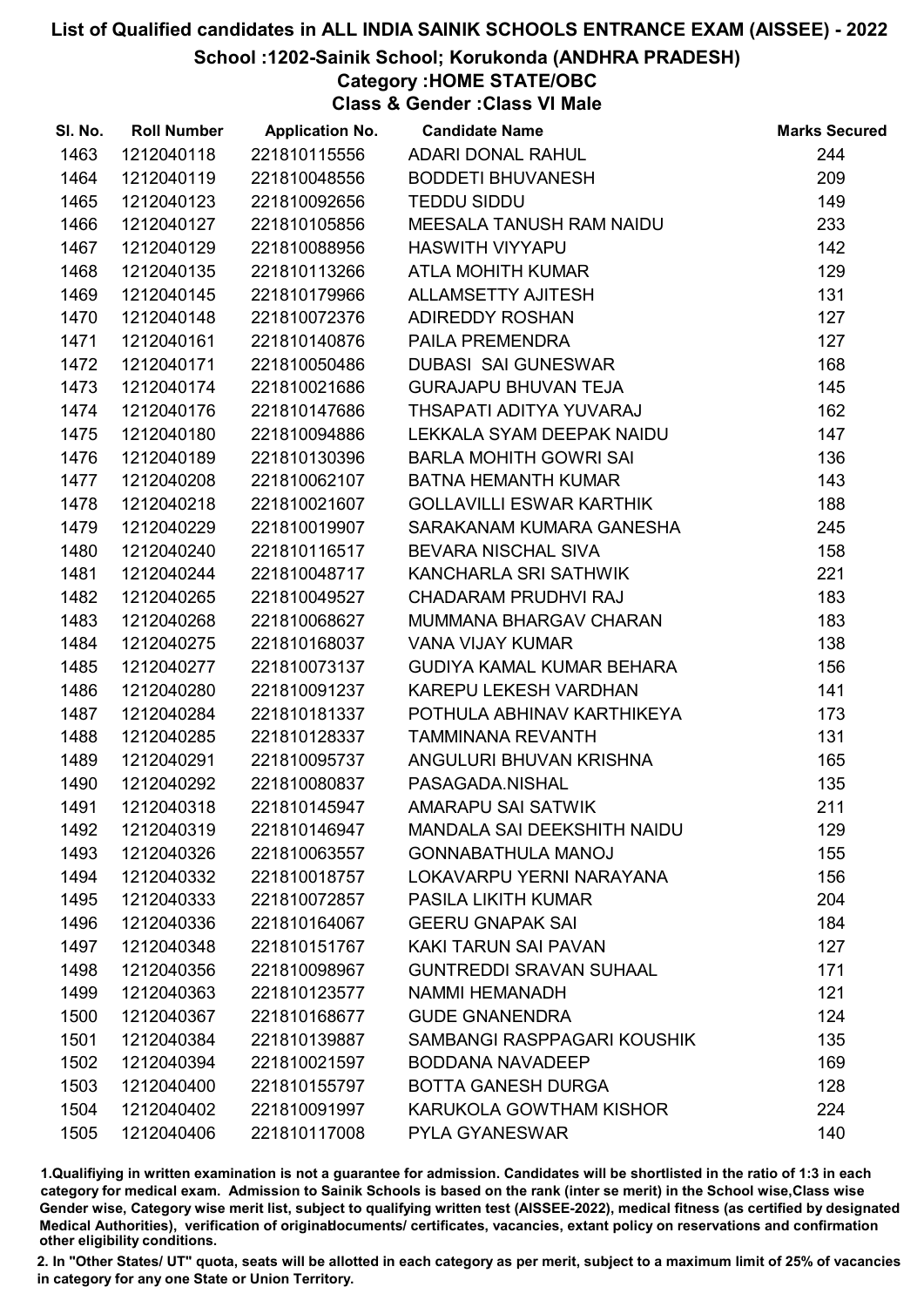# List of Qualified candidates in ALL INDIA SAINIK SCHOOLS ENTRANCE EXAM (AISSEE) - 2022

## School :1202-Sainik School; Korukonda (ANDHRA PRADESH)

### Category :HOME STATE/OBC

### Class & Gender :Class VI Male

| Sl. No. | Roll Number | Application No. | Candidate Name | Marks Secured |
|---|---|---|---|---|
| 1463 | 1212040118 | 221810115556 | ADARI DONAL RAHUL | 244 |
| 1464 | 1212040119 | 221810048556 | BODDETI BHUVANESH | 209 |
| 1465 | 1212040123 | 221810092656 | TEDDU SIDDU | 149 |
| 1466 | 1212040127 | 221810105856 | MEESALA TANUSH RAM NAIDU | 233 |
| 1467 | 1212040129 | 221810088956 | HASWITH VIYYAPU | 142 |
| 1468 | 1212040135 | 221810113266 | ATLA MOHITH KUMAR | 129 |
| 1469 | 1212040145 | 221810179966 | ALLAMSETTY AJITESH | 131 |
| 1470 | 1212040148 | 221810072376 | ADIREDDY ROSHAN | 127 |
| 1471 | 1212040161 | 221810140876 | PAILA PREMENDRA | 127 |
| 1472 | 1212040171 | 221810050486 | DUBASI SAI GUNESWAR | 168 |
| 1473 | 1212040174 | 221810021686 | GURAJAPU BHUVAN TEJA | 145 |
| 1474 | 1212040176 | 221810147686 | THSAPATI ADITYA YUVARAJ | 162 |
| 1475 | 1212040180 | 221810094886 | LEKKALA SYAM DEEPAK NAIDU | 147 |
| 1476 | 1212040189 | 221810130396 | BARLA MOHITH GOWRI SAI | 136 |
| 1477 | 1212040208 | 221810062107 | BATNA HEMANTH KUMAR | 143 |
| 1478 | 1212040218 | 221810021607 | GOLLAVILLI ESWAR KARTHIK | 188 |
| 1479 | 1212040229 | 221810019907 | SARAKANAM KUMARA GANESHA | 245 |
| 1480 | 1212040240 | 221810116517 | BEVARA NISCHAL SIVA | 158 |
| 1481 | 1212040244 | 221810048717 | KANCHARLA SRI SATHWIK | 221 |
| 1482 | 1212040265 | 221810049527 | CHADARAM PRUDHVI RAJ | 183 |
| 1483 | 1212040268 | 221810068627 | MUMMANA BHARGAV CHARAN | 183 |
| 1484 | 1212040275 | 221810168037 | VANA VIJAY KUMAR | 138 |
| 1485 | 1212040277 | 221810073137 | GUDIYA KAMAL KUMAR BEHARA | 156 |
| 1486 | 1212040280 | 221810091237 | KAREPU LEKESH VARDHAN | 141 |
| 1487 | 1212040284 | 221810181337 | POTHULA ABHINAV KARTHIKEYA | 173 |
| 1488 | 1212040285 | 221810128337 | TAMMINANA REVANTH | 131 |
| 1489 | 1212040291 | 221810095737 | ANGULURI BHUVAN KRISHNA | 165 |
| 1490 | 1212040292 | 221810080837 | PASAGADA.NISHAL | 135 |
| 1491 | 1212040318 | 221810145947 | AMARAPU SAI SATWIK | 211 |
| 1492 | 1212040319 | 221810146947 | MANDALA SAI DEEKSHITH NAIDU | 129 |
| 1493 | 1212040326 | 221810063557 | GONNABATHULA MANOJ | 155 |
| 1494 | 1212040332 | 221810018757 | LOKAVARPU YERNI NARAYANA | 156 |
| 1495 | 1212040333 | 221810072857 | PASILA LIKITH KUMAR | 204 |
| 1496 | 1212040336 | 221810164067 | GEERU GNAPAK SAI | 184 |
| 1497 | 1212040348 | 221810151767 | KAKI TARUN SAI PAVAN | 127 |
| 1498 | 1212040356 | 221810098967 | GUNTREDDI SRAVAN SUHAAL | 171 |
| 1499 | 1212040363 | 221810123577 | NAMMI HEMANADH | 121 |
| 1500 | 1212040367 | 221810168677 | GUDE GNANENDRA | 124 |
| 1501 | 1212040384 | 221810139887 | SAMBANGI RASPPAGARI KOUSHIK | 135 |
| 1502 | 1212040394 | 221810021597 | BODDANA NAVADEEP | 169 |
| 1503 | 1212040400 | 221810155797 | BOTTA GANESH DURGA | 128 |
| 1504 | 1212040402 | 221810091997 | KARUKOLA GOWTHAM KISHOR | 224 |
| 1505 | 1212040406 | 221810117008 | PYLA GYANESWAR | 140 |

1.Qualifiying in written examination is not a guarantee for admission. Candidates will be shortlisted in the ratio of 1:3 in each category for medical exam. Admission to Sainik Schools is based on the rank (inter se merit) in the School wise,Class wise Gender wise, Category wise merit list, subject to qualifying written test (AISSEE-2022), medical fitness (as certified by designated Medical Authorities), verification of originaldocuments/ certificates, vacancies, extant policy on reservations and confirmation other eligibility conditions.

2. In "Other States/ UT" quota, seats will be allotted in each category as per merit, subject to a maximum limit of 25% of vacancies in category for any one State or Union Territory.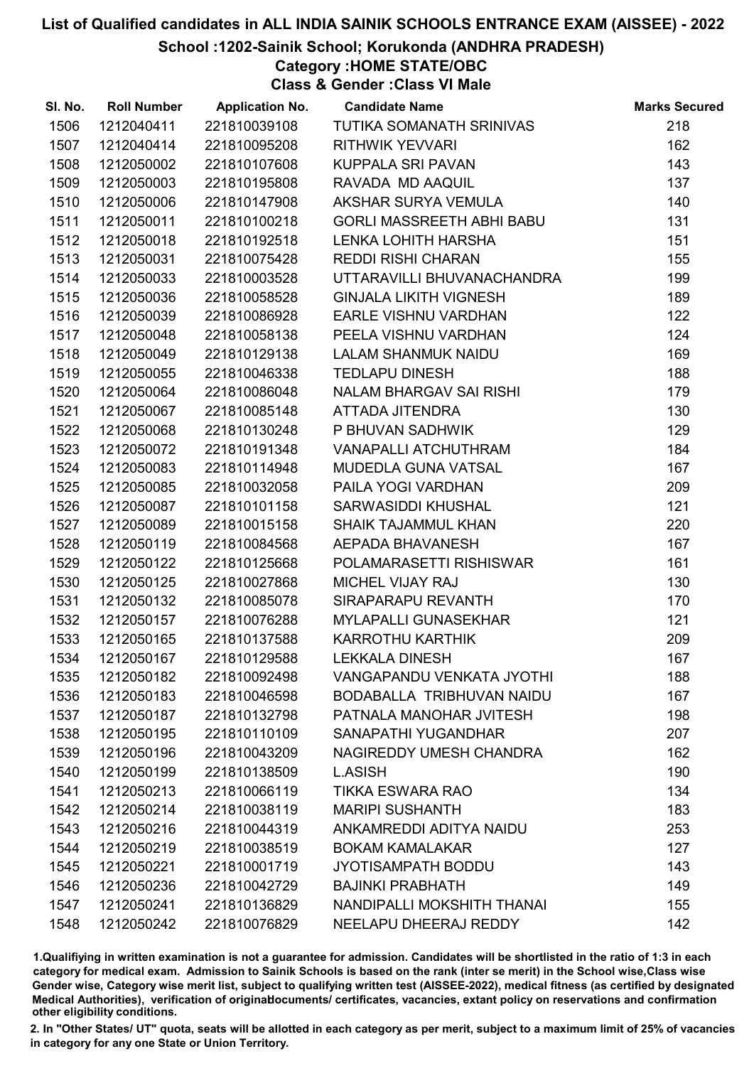# List of Qualified candidates in ALL INDIA SAINIK SCHOOLS ENTRANCE EXAM (AISSEE) - 2022

## School :1202-Sainik School; Korukonda (ANDHRA PRADESH)

### Category :HOME STATE/OBC

### Class & Gender :Class VI Male

| Sl. No. | Roll Number | Application No. | Candidate Name | Marks Secured |
|---|---|---|---|---|
| 1506 | 1212040411 | 221810039108 | TUTIKA SOMANATH SRINIVAS | 218 |
| 1507 | 1212040414 | 221810095208 | RITHWIK YEVVARI | 162 |
| 1508 | 1212050002 | 221810107608 | KUPPALA SRI PAVAN | 143 |
| 1509 | 1212050003 | 221810195808 | RAVADA MD AAQUIL | 137 |
| 1510 | 1212050006 | 221810147908 | AKSHAR SURYA VEMULA | 140 |
| 1511 | 1212050011 | 221810100218 | GORLI MASSREETH ABHI BABU | 131 |
| 1512 | 1212050018 | 221810192518 | LENKA LOHITH HARSHA | 151 |
| 1513 | 1212050031 | 221810075428 | REDDI RISHI CHARAN | 155 |
| 1514 | 1212050033 | 221810003528 | UTTARAVILLI BHUVANACHANDRA | 199 |
| 1515 | 1212050036 | 221810058528 | GINJALA LIKITH VIGNESH | 189 |
| 1516 | 1212050039 | 221810086928 | EARLE VISHNU VARDHAN | 122 |
| 1517 | 1212050048 | 221810058138 | PEELA VISHNU VARDHAN | 124 |
| 1518 | 1212050049 | 221810129138 | LALAM SHANMUK NAIDU | 169 |
| 1519 | 1212050055 | 221810046338 | TEDLAPU DINESH | 188 |
| 1520 | 1212050064 | 221810086048 | NALAM BHARGAV SAI RISHI | 179 |
| 1521 | 1212050067 | 221810085148 | ATTADA JITENDRA | 130 |
| 1522 | 1212050068 | 221810130248 | P BHUVAN SADHWIK | 129 |
| 1523 | 1212050072 | 221810191348 | VANAPALLI ATCHUTHRAM | 184 |
| 1524 | 1212050083 | 221810114948 | MUDEDLA GUNA VATSAL | 167 |
| 1525 | 1212050085 | 221810032058 | PAILA YOGI VARDHAN | 209 |
| 1526 | 1212050087 | 221810101158 | SARWASIDDI KHUSHAL | 121 |
| 1527 | 1212050089 | 221810015158 | SHAIK TAJAMMUL KHAN | 220 |
| 1528 | 1212050119 | 221810084568 | AEPADA BHAVANESH | 167 |
| 1529 | 1212050122 | 221810125668 | POLAMARASETTI RISHISWAR | 161 |
| 1530 | 1212050125 | 221810027868 | MICHEL VIJAY RAJ | 130 |
| 1531 | 1212050132 | 221810085078 | SIRAPARAPU REVANTH | 170 |
| 1532 | 1212050157 | 221810076288 | MYLAPALLI GUNASEKHAR | 121 |
| 1533 | 1212050165 | 221810137588 | KARROTHU KARTHIK | 209 |
| 1534 | 1212050167 | 221810129588 | LEKKALA DINESH | 167 |
| 1535 | 1212050182 | 221810092498 | VANGAPANDU VENKATA JYOTHI | 188 |
| 1536 | 1212050183 | 221810046598 | BODABALLA TRIBHUVAN NAIDU | 167 |
| 1537 | 1212050187 | 221810132798 | PATNALA MANOHAR JVITESH | 198 |
| 1538 | 1212050195 | 221810110109 | SANAPATHI YUGANDHAR | 207 |
| 1539 | 1212050196 | 221810043209 | NAGIREDDY UMESH CHANDRA | 162 |
| 1540 | 1212050199 | 221810138509 | L.ASISH | 190 |
| 1541 | 1212050213 | 221810066119 | TIKKA ESWARA RAO | 134 |
| 1542 | 1212050214 | 221810038119 | MARIPI SUSHANTH | 183 |
| 1543 | 1212050216 | 221810044319 | ANKAMREDDI ADITYA NAIDU | 253 |
| 1544 | 1212050219 | 221810038519 | BOKAM KAMALAKAR | 127 |
| 1545 | 1212050221 | 221810001719 | JYOTISAMPATH BODDU | 143 |
| 1546 | 1212050236 | 221810042729 | BAJINKI PRABHATH | 149 |
| 1547 | 1212050241 | 221810136829 | NANDIPALLI MOKSHITH THANAI | 155 |
| 1548 | 1212050242 | 221810076829 | NEELAPU DHEERAJ REDDY | 142 |

1.Qualifiying in written examination is not a guarantee for admission. Candidates will be shortlisted in the ratio of 1:3 in each category for medical exam. Admission to Sainik Schools is based on the rank (inter se merit) in the School wise,Class wise Gender wise, Category wise merit list, subject to qualifying written test (AISSEE-2022), medical fitness (as certified by designated Medical Authorities), verification of originaldocuments/ certificates, vacancies, extant policy on reservations and confirmation other eligibility conditions.

2. In "Other States/ UT" quota, seats will be allotted in each category as per merit, subject to a maximum limit of 25% of vacancies in category for any one State or Union Territory.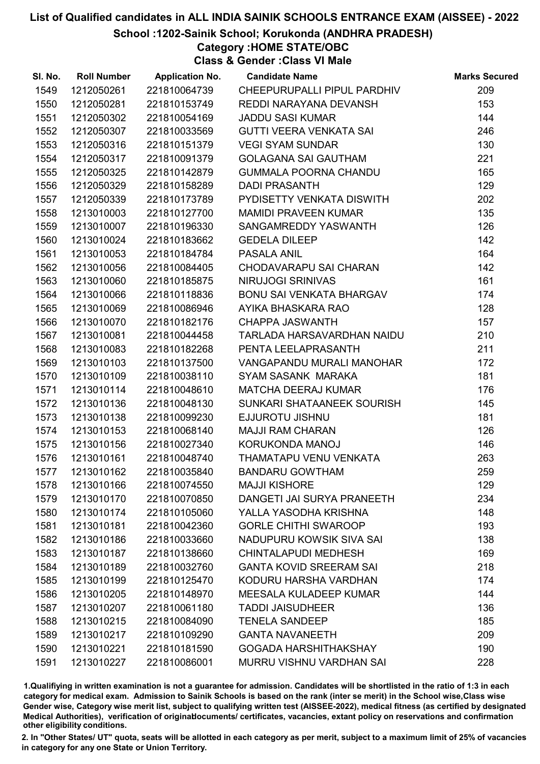# List of Qualified candidates in ALL INDIA SAINIK SCHOOLS ENTRANCE EXAM (AISSEE) - 2022

## School :1202-Sainik School; Korukonda (ANDHRA PRADESH)

### Category :HOME STATE/OBC

### Class & Gender :Class VI Male

| Sl. No. | Roll Number | Application No. | Candidate Name | Marks Secured |
|---|---|---|---|---|
| 1549 | 1212050261 | 221810064739 | CHEEPURUPALLI PIPUL PARDHIV | 209 |
| 1550 | 1212050281 | 221810153749 | REDDI NARAYANA DEVANSH | 153 |
| 1551 | 1212050302 | 221810054169 | JADDU SASI KUMAR | 144 |
| 1552 | 1212050307 | 221810033569 | GUTTI VEERA VENKATA SAI | 246 |
| 1553 | 1212050316 | 221810151379 | VEGI SYAM SUNDAR | 130 |
| 1554 | 1212050317 | 221810091379 | GOLAGANA SAI GAUTHAM | 221 |
| 1555 | 1212050325 | 221810142879 | GUMMALA POORNA CHANDU | 165 |
| 1556 | 1212050329 | 221810158289 | DADI PRASANTH | 129 |
| 1557 | 1212050339 | 221810173789 | PYDISETTY VENKATA DISWITH | 202 |
| 1558 | 1213010003 | 221810127700 | MAMIDI PRAVEEN KUMAR | 135 |
| 1559 | 1213010007 | 221810196330 | SANGAMREDDY YASWANTH | 126 |
| 1560 | 1213010024 | 221810183662 | GEDELA DILEEP | 142 |
| 1561 | 1213010053 | 221810184784 | PASALA ANIL | 164 |
| 1562 | 1213010056 | 221810084405 | CHODAVARAPU SAI CHARAN | 142 |
| 1563 | 1213010060 | 221810185875 | NIRUJOGI SRINIVAS | 161 |
| 1564 | 1213010066 | 221810118836 | BONU SAI VENKATA BHARGAV | 174 |
| 1565 | 1213010069 | 221810086946 | AYIKA BHASKARA RAO | 128 |
| 1566 | 1213010070 | 221810182176 | CHAPPA JASWANTH | 157 |
| 1567 | 1213010081 | 221810044458 | TARLADA HARSAVARDHAN NAIDU | 210 |
| 1568 | 1213010083 | 221810182268 | PENTA LEELAPRASANTH | 211 |
| 1569 | 1213010103 | 221810137500 | VANGAPANDU MURALI MANOHAR | 172 |
| 1570 | 1213010109 | 221810038110 | SYAM SASANK MARAKA | 181 |
| 1571 | 1213010114 | 221810048610 | MATCHA DEERAJ KUMAR | 176 |
| 1572 | 1213010136 | 221810048130 | SUNKARI SHATAANEEK SOURISH | 145 |
| 1573 | 1213010138 | 221810099230 | EJJUROTU JISHNU | 181 |
| 1574 | 1213010153 | 221810068140 | MAJJI RAM CHARAN | 126 |
| 1575 | 1213010156 | 221810027340 | KORUKONDA MANOJ | 146 |
| 1576 | 1213010161 | 221810048740 | THAMATAPU VENU VENKATA | 263 |
| 1577 | 1213010162 | 221810035840 | BANDARU GOWTHAM | 259 |
| 1578 | 1213010166 | 221810074550 | MAJJI KISHORE | 129 |
| 1579 | 1213010170 | 221810070850 | DANGETI JAI SURYA PRANEETH | 234 |
| 1580 | 1213010174 | 221810105060 | YALLA YASODHA KRISHNA | 148 |
| 1581 | 1213010181 | 221810042360 | GORLE CHITHI SWAROOP | 193 |
| 1582 | 1213010186 | 221810033660 | NADUPURU KOWSIK SIVA SAI | 138 |
| 1583 | 1213010187 | 221810138660 | CHINTALAPUDI MEDHESH | 169 |
| 1584 | 1213010189 | 221810032760 | GANTA KOVID SREERAM SAI | 218 |
| 1585 | 1213010199 | 221810125470 | KODURU HARSHA VARDHAN | 174 |
| 1586 | 1213010205 | 221810148970 | MEESALA KULADEEP KUMAR | 144 |
| 1587 | 1213010207 | 221810061180 | TADDI JAISUDHEER | 136 |
| 1588 | 1213010215 | 221810084090 | TENELA SANDEEP | 185 |
| 1589 | 1213010217 | 221810109290 | GANTA NAVANEETH | 209 |
| 1590 | 1213010221 | 221810181590 | GOGADA HARSHITHAKSHAY | 190 |
| 1591 | 1213010227 | 221810086001 | MURRU VISHNU VARDHAN SAI | 228 |

1.Qualifiying in written examination is not a guarantee for admission. Candidates will be shortlisted in the ratio of 1:3 in each category for medical exam. Admission to Sainik Schools is based on the rank (inter se merit) in the School wise,Class wise Gender wise, Category wise merit list, subject to qualifying written test (AISSEE-2022), medical fitness (as certified by designated Medical Authorities), verification of originaldocuments/ certificates, vacancies, extant policy on reservations and confirmation other eligibility conditions.

2. In "Other States/ UT" quota, seats will be allotted in each category as per merit, subject to a maximum limit of 25% of vacancies in category for any one State or Union Territory.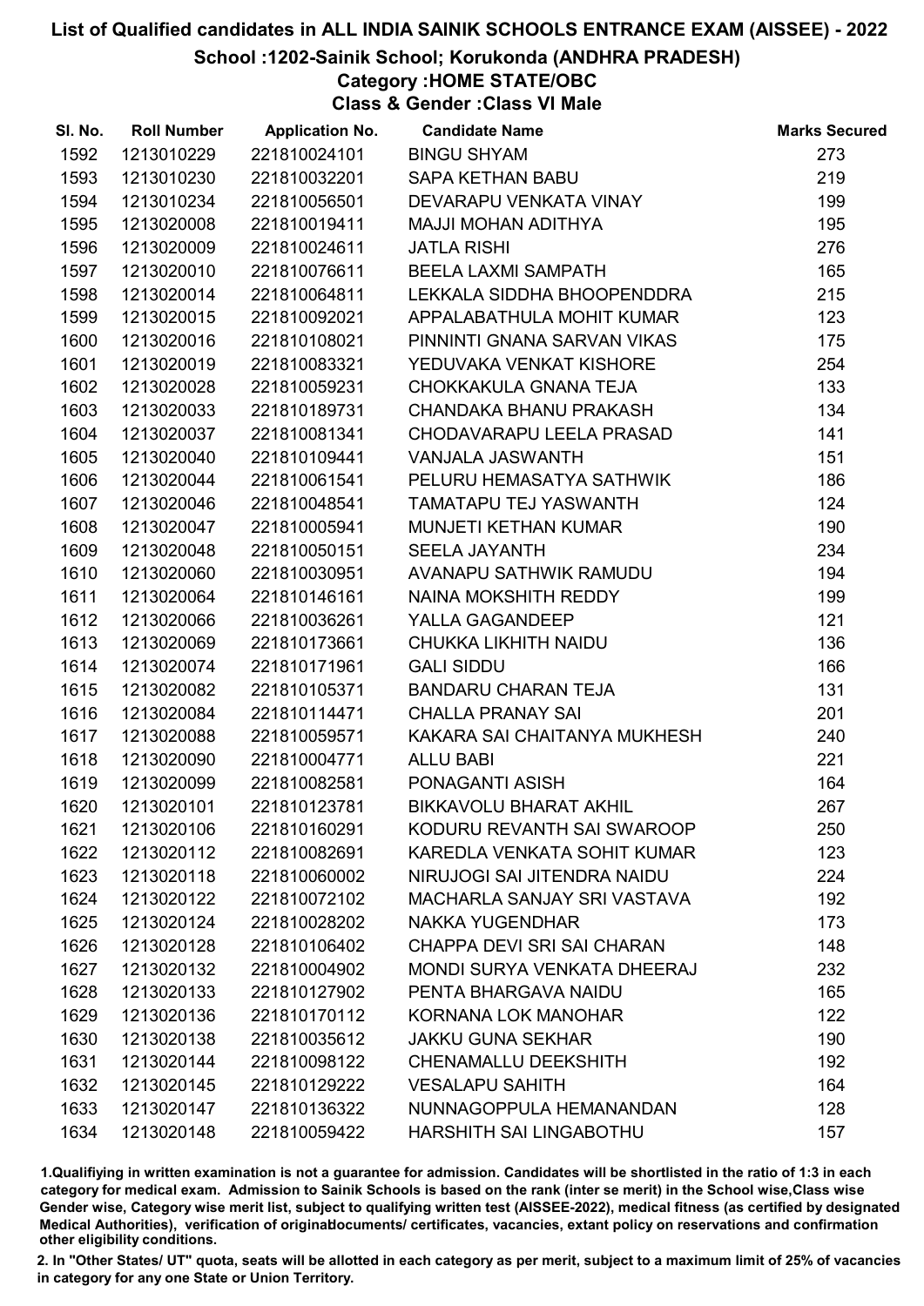# List of Qualified candidates in ALL INDIA SAINIK SCHOOLS ENTRANCE EXAM (AISSEE) - 2022

## School :1202-Sainik School; Korukonda (ANDHRA PRADESH)

### Category :HOME STATE/OBC

### Class & Gender :Class VI Male

| Sl. No. | Roll Number | Application No. | Candidate Name | Marks Secured |
|---|---|---|---|---|
| 1592 | 1213010229 | 221810024101 | BINGU SHYAM | 273 |
| 1593 | 1213010230 | 221810032201 | SAPA KETHAN BABU | 219 |
| 1594 | 1213010234 | 221810056501 | DEVARAPU VENKATA VINAY | 199 |
| 1595 | 1213020008 | 221810019411 | MAJJI MOHAN ADITHYA | 195 |
| 1596 | 1213020009 | 221810024611 | JATLA RISHI | 276 |
| 1597 | 1213020010 | 221810076611 | BEELA LAXMI SAMPATH | 165 |
| 1598 | 1213020014 | 221810064811 | LEKKALA SIDDHA BHOOPENDDRA | 215 |
| 1599 | 1213020015 | 221810092021 | APPALABATHULA MOHIT KUMAR | 123 |
| 1600 | 1213020016 | 221810108021 | PINNINTI GNANA SARVAN VIKAS | 175 |
| 1601 | 1213020019 | 221810083321 | YEDUVAKA VENKAT KISHORE | 254 |
| 1602 | 1213020028 | 221810059231 | CHOKKAKULA GNANA TEJA | 133 |
| 1603 | 1213020033 | 221810189731 | CHANDAKA BHANU PRAKASH | 134 |
| 1604 | 1213020037 | 221810081341 | CHODAVARAPU LEELA PRASAD | 141 |
| 1605 | 1213020040 | 221810109441 | VANJALA JASWANTH | 151 |
| 1606 | 1213020044 | 221810061541 | PELURU HEMASATYA SATHWIK | 186 |
| 1607 | 1213020046 | 221810048541 | TAMATAPU TEJ YASWANTH | 124 |
| 1608 | 1213020047 | 221810005941 | MUNJETI KETHAN KUMAR | 190 |
| 1609 | 1213020048 | 221810050151 | SEELA JAYANTH | 234 |
| 1610 | 1213020060 | 221810030951 | AVANAPU SATHWIK RAMUDU | 194 |
| 1611 | 1213020064 | 221810146161 | NAINA MOKSHITH REDDY | 199 |
| 1612 | 1213020066 | 221810036261 | YALLA GAGANDEEP | 121 |
| 1613 | 1213020069 | 221810173661 | CHUKKA LIKHITH NAIDU | 136 |
| 1614 | 1213020074 | 221810171961 | GALI SIDDU | 166 |
| 1615 | 1213020082 | 221810105371 | BANDARU CHARAN TEJA | 131 |
| 1616 | 1213020084 | 221810114471 | CHALLA PRANAY SAI | 201 |
| 1617 | 1213020088 | 221810059571 | KAKARA SAI CHAITANYA MUKHESH | 240 |
| 1618 | 1213020090 | 221810004771 | ALLU BABI | 221 |
| 1619 | 1213020099 | 221810082581 | PONAGANTI ASISH | 164 |
| 1620 | 1213020101 | 221810123781 | BIKKAVOLU BHARAT AKHIL | 267 |
| 1621 | 1213020106 | 221810160291 | KODURU REVANTH SAI SWAROOP | 250 |
| 1622 | 1213020112 | 221810082691 | KAREDLA VENKATA SOHIT KUMAR | 123 |
| 1623 | 1213020118 | 221810060002 | NIRUJOGI SAI JITENDRA NAIDU | 224 |
| 1624 | 1213020122 | 221810072102 | MACHARLA SANJAY SRI VASTAVA | 192 |
| 1625 | 1213020124 | 221810028202 | NAKKA YUGENDHAR | 173 |
| 1626 | 1213020128 | 221810106402 | CHAPPA DEVI SRI SAI CHARAN | 148 |
| 1627 | 1213020132 | 221810004902 | MONDI SURYA VENKATA DHEERAJ | 232 |
| 1628 | 1213020133 | 221810127902 | PENTA BHARGAVA NAIDU | 165 |
| 1629 | 1213020136 | 221810170112 | KORNANA LOK MANOHAR | 122 |
| 1630 | 1213020138 | 221810035612 | JAKKU GUNA SEKHAR | 190 |
| 1631 | 1213020144 | 221810098122 | CHENAMALLU DEEKSHITH | 192 |
| 1632 | 1213020145 | 221810129222 | VESALAPU SAHITH | 164 |
| 1633 | 1213020147 | 221810136322 | NUNNAGOPPULA HEMANANDAN | 128 |
| 1634 | 1213020148 | 221810059422 | HARSHITH SAI LINGABOTHU | 157 |

1.Qualifiying in written examination is not a guarantee for admission. Candidates will be shortlisted in the ratio of 1:3 in each category for medical exam. Admission to Sainik Schools is based on the rank (inter se merit) in the School wise,Class wise Gender wise, Category wise merit list, subject to qualifying written test (AISSEE-2022), medical fitness (as certified by designated Medical Authorities), verification of originaldocuments/ certificates, vacancies, extant policy on reservations and confirmation other eligibility conditions.

2. In "Other States/ UT" quota, seats will be allotted in each category as per merit, subject to a maximum limit of 25% of vacancies in category for any one State or Union Territory.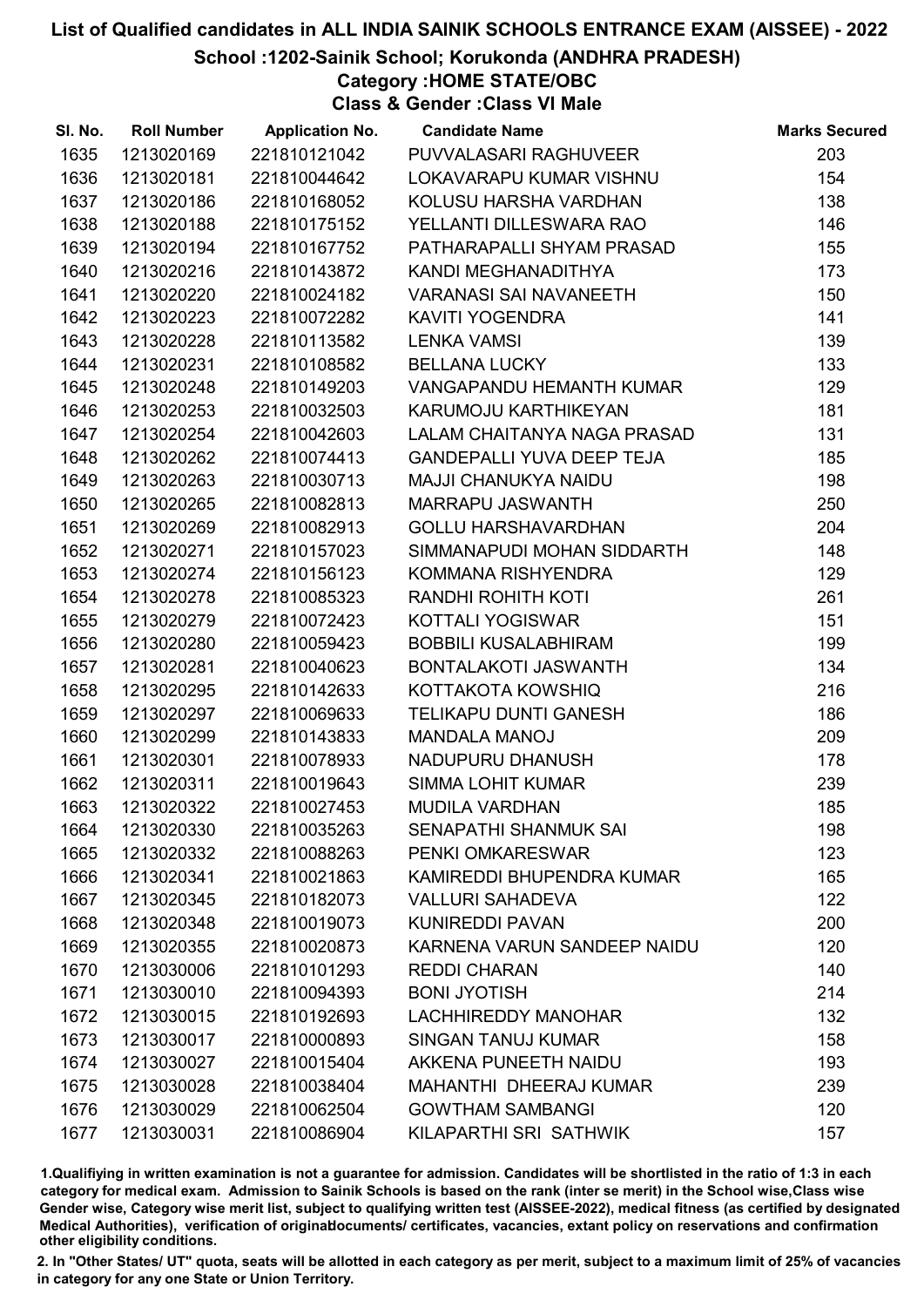# List of Qualified candidates in ALL INDIA SAINIK SCHOOLS ENTRANCE EXAM (AISSEE) - 2022

## School :1202-Sainik School; Korukonda (ANDHRA PRADESH)

### Category :HOME STATE/OBC

### Class & Gender :Class VI Male

| Sl. No. | Roll Number | Application No. | Candidate Name | Marks Secured |
|---|---|---|---|---|
| 1635 | 1213020169 | 221810121042 | PUVVALASARI RAGHUVEER | 203 |
| 1636 | 1213020181 | 221810044642 | LOKAVARAPU KUMAR VISHNU | 154 |
| 1637 | 1213020186 | 221810168052 | KOLUSU HARSHA VARDHAN | 138 |
| 1638 | 1213020188 | 221810175152 | YELLANTI DILLESWARA RAO | 146 |
| 1639 | 1213020194 | 221810167752 | PATHARAPALLI SHYAM PRASAD | 155 |
| 1640 | 1213020216 | 221810143872 | KANDI MEGHANADITHYA | 173 |
| 1641 | 1213020220 | 221810024182 | VARANASI SAI NAVANEETH | 150 |
| 1642 | 1213020223 | 221810072282 | KAVITI YOGENDRA | 141 |
| 1643 | 1213020228 | 221810113582 | LENKA VAMSI | 139 |
| 1644 | 1213020231 | 221810108582 | BELLANA LUCKY | 133 |
| 1645 | 1213020248 | 221810149203 | VANGAPANDU HEMANTH KUMAR | 129 |
| 1646 | 1213020253 | 221810032503 | KARUMOJU KARTHIKEYAN | 181 |
| 1647 | 1213020254 | 221810042603 | LALAM CHAITANYA NAGA PRASAD | 131 |
| 1648 | 1213020262 | 221810074413 | GANDEPALLI YUVA DEEP TEJA | 185 |
| 1649 | 1213020263 | 221810030713 | MAJJI CHANUKYA NAIDU | 198 |
| 1650 | 1213020265 | 221810082813 | MARRAPU JASWANTH | 250 |
| 1651 | 1213020269 | 221810082913 | GOLLU HARSHAVARDHAN | 204 |
| 1652 | 1213020271 | 221810157023 | SIMMANAPUDI MOHAN SIDDARTH | 148 |
| 1653 | 1213020274 | 221810156123 | KOMMANA RISHYENDRA | 129 |
| 1654 | 1213020278 | 221810085323 | RANDHI ROHITH KOTI | 261 |
| 1655 | 1213020279 | 221810072423 | KOTTALI YOGISWAR | 151 |
| 1656 | 1213020280 | 221810059423 | BOBBILI KUSALABHIRAM | 199 |
| 1657 | 1213020281 | 221810040623 | BONTALAKOTI JASWANTH | 134 |
| 1658 | 1213020295 | 221810142633 | KOTTAKOTA KOWSHIQ | 216 |
| 1659 | 1213020297 | 221810069633 | TELIKAPU DUNTI GANESH | 186 |
| 1660 | 1213020299 | 221810143833 | MANDALA MANOJ | 209 |
| 1661 | 1213020301 | 221810078933 | NADUPURU DHANUSH | 178 |
| 1662 | 1213020311 | 221810019643 | SIMMA LOHIT KUMAR | 239 |
| 1663 | 1213020322 | 221810027453 | MUDILA VARDHAN | 185 |
| 1664 | 1213020330 | 221810035263 | SENAPATHI SHANMUK SAI | 198 |
| 1665 | 1213020332 | 221810088263 | PENKI OMKARESWAR | 123 |
| 1666 | 1213020341 | 221810021863 | KAMIREDDI BHUPENDRA KUMAR | 165 |
| 1667 | 1213020345 | 221810182073 | VALLURI SAHADEVA | 122 |
| 1668 | 1213020348 | 221810019073 | KUNIREDDI PAVAN | 200 |
| 1669 | 1213020355 | 221810020873 | KARNENA VARUN SANDEEP NAIDU | 120 |
| 1670 | 1213030006 | 221810101293 | REDDI CHARAN | 140 |
| 1671 | 1213030010 | 221810094393 | BONI JYOTISH | 214 |
| 1672 | 1213030015 | 221810192693 | LACHHIREDDY MANOHAR | 132 |
| 1673 | 1213030017 | 221810000893 | SINGAN TANUJ KUMAR | 158 |
| 1674 | 1213030027 | 221810015404 | AKKENA PUNEETH NAIDU | 193 |
| 1675 | 1213030028 | 221810038404 | MAHANTHI DHEERAJ KUMAR | 239 |
| 1676 | 1213030029 | 221810062504 | GOWTHAM SAMBANGI | 120 |
| 1677 | 1213030031 | 221810086904 | KILAPARTHI SRI SATHWIK | 157 |

1.Qualifiying in written examination is not a guarantee for admission. Candidates will be shortlisted in the ratio of 1:3 in each category for medical exam. Admission to Sainik Schools is based on the rank (inter se merit) in the School wise,Class wise Gender wise, Category wise merit list, subject to qualifying written test (AISSEE-2022), medical fitness (as certified by designated Medical Authorities), verification of originaldocuments/ certificates, vacancies, extant policy on reservations and confirmation other eligibility conditions.

2. In "Other States/ UT" quota, seats will be allotted in each category as per merit, subject to a maximum limit of 25% of vacancies in category for any one State or Union Territory.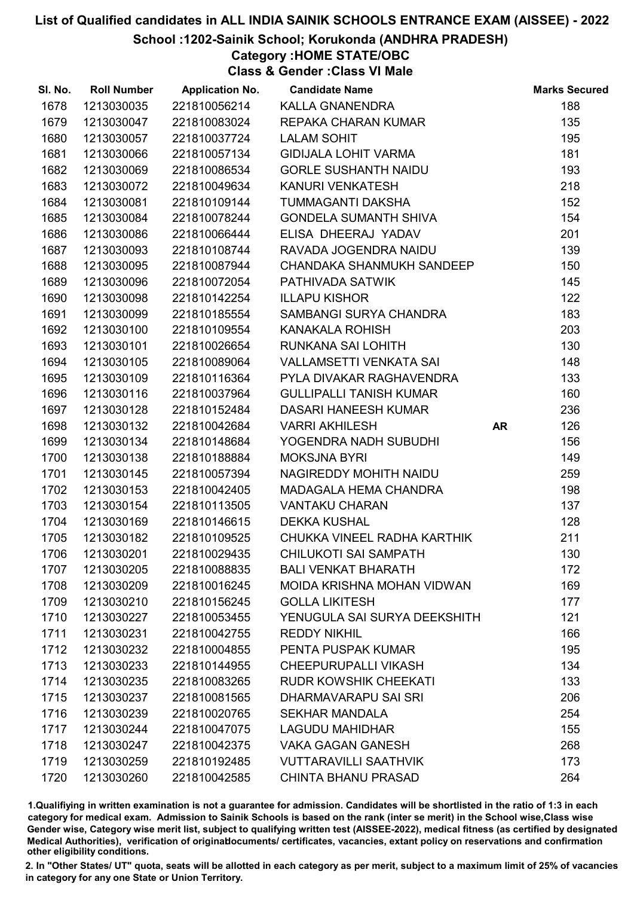# List of Qualified candidates in ALL INDIA SAINIK SCHOOLS ENTRANCE EXAM (AISSEE) - 2022

## School :1202-Sainik School; Korukonda (ANDHRA PRADESH)

### Category :HOME STATE/OBC

### Class & Gender :Class VI Male

| Sl. No. | Roll Number | Application No. | Candidate Name | | Marks Secured |
|---|---|---|---|---|---|
| 1678 | 1213030035 | 221810056214 | KALLA GNANENDRA | | 188 |
| 1679 | 1213030047 | 221810083024 | REPAKA CHARAN KUMAR | | 135 |
| 1680 | 1213030057 | 221810037724 | LALAM SOHIT | | 195 |
| 1681 | 1213030066 | 221810057134 | GIDIJALA LOHIT VARMA | | 181 |
| 1682 | 1213030069 | 221810086534 | GORLE SUSHANTH NAIDU | | 193 |
| 1683 | 1213030072 | 221810049634 | KANURI VENKATESH | | 218 |
| 1684 | 1213030081 | 221810109144 | TUMMAGANTI DAKSHA | | 152 |
| 1685 | 1213030084 | 221810078244 | GONDELA SUMANTH SHIVA | | 154 |
| 1686 | 1213030086 | 221810066444 | ELISA DHEERAJ YADAV | | 201 |
| 1687 | 1213030093 | 221810108744 | RAVADA JOGENDRA NAIDU | | 139 |
| 1688 | 1213030095 | 221810087944 | CHANDAKA SHANMUKH SANDEEP | | 150 |
| 1689 | 1213030096 | 221810072054 | PATHIVADA SATWIK | | 145 |
| 1690 | 1213030098 | 221810142254 | ILLAPU KISHOR | | 122 |
| 1691 | 1213030099 | 221810185554 | SAMBANGI SURYA CHANDRA | | 183 |
| 1692 | 1213030100 | 221810109554 | KANAKALA ROHISH | | 203 |
| 1693 | 1213030101 | 221810026654 | RUNKANA SAI LOHITH | | 130 |
| 1694 | 1213030105 | 221810089064 | VALLAMSETTI VENKATA SAI | | 148 |
| 1695 | 1213030109 | 221810116364 | PYLA DIVAKAR RAGHAVENDRA | | 133 |
| 1696 | 1213030116 | 221810037964 | GULLIPALLI TANISH KUMAR | | 160 |
| 1697 | 1213030128 | 221810152484 | DASARI HANEESH KUMAR | | 236 |
| 1698 | 1213030132 | 221810042684 | VARRI AKHILESH | AR | 126 |
| 1699 | 1213030134 | 221810148684 | YOGENDRA NADH SUBUDHI | | 156 |
| 1700 | 1213030138 | 221810188884 | MOKSJNA BYRI | | 149 |
| 1701 | 1213030145 | 221810057394 | NAGIREDDY MOHITH NAIDU | | 259 |
| 1702 | 1213030153 | 221810042405 | MADAGALA HEMA CHANDRA | | 198 |
| 1703 | 1213030154 | 221810113505 | VANTAKU CHARAN | | 137 |
| 1704 | 1213030169 | 221810146615 | DEKKA KUSHAL | | 128 |
| 1705 | 1213030182 | 221810109525 | CHUKKA VINEEL RADHA KARTHIK | | 211 |
| 1706 | 1213030201 | 221810029435 | CHILUKOTI SAI SAMPATH | | 130 |
| 1707 | 1213030205 | 221810088835 | BALI VENKAT BHARATH | | 172 |
| 1708 | 1213030209 | 221810016245 | MOIDA KRISHNA MOHAN VIDWAN | | 169 |
| 1709 | 1213030210 | 221810156245 | GOLLA LIKITESH | | 177 |
| 1710 | 1213030227 | 221810053455 | YENUGULA SAI SURYA DEEKSHITH | | 121 |
| 1711 | 1213030231 | 221810042755 | REDDY NIKHIL | | 166 |
| 1712 | 1213030232 | 221810004855 | PENTA PUSPAK KUMAR | | 195 |
| 1713 | 1213030233 | 221810144955 | CHEEPURUPALLI VIKASH | | 134 |
| 1714 | 1213030235 | 221810083265 | RUDR KOWSHIK CHEEKATI | | 133 |
| 1715 | 1213030237 | 221810081565 | DHARMAVARAPU SAI SRI | | 206 |
| 1716 | 1213030239 | 221810020765 | SEKHAR MANDALA | | 254 |
| 1717 | 1213030244 | 221810047075 | LAGUDU MAHIDHAR | | 155 |
| 1718 | 1213030247 | 221810042375 | VAKA GAGAN GANESH | | 268 |
| 1719 | 1213030259 | 221810192485 | VUTTARAVILLI SAATHVIK | | 173 |
| 1720 | 1213030260 | 221810042585 | CHINTA BHANU PRASAD | | 264 |

1.Qualifiying in written examination is not a guarantee for admission. Candidates will be shortlisted in the ratio of 1:3 in each category for medical exam. Admission to Sainik Schools is based on the rank (inter se merit) in the School wise,Class wise Gender wise, Category wise merit list, subject to qualifying written test (AISSEE-2022), medical fitness (as certified by designated Medical Authorities), verification of originaldocuments/ certificates, vacancies, extant policy on reservations and confirmation other eligibility conditions.

2. In "Other States/ UT" quota, seats will be allotted in each category as per merit, subject to a maximum limit of 25% of vacancies in category for any one State or Union Territory.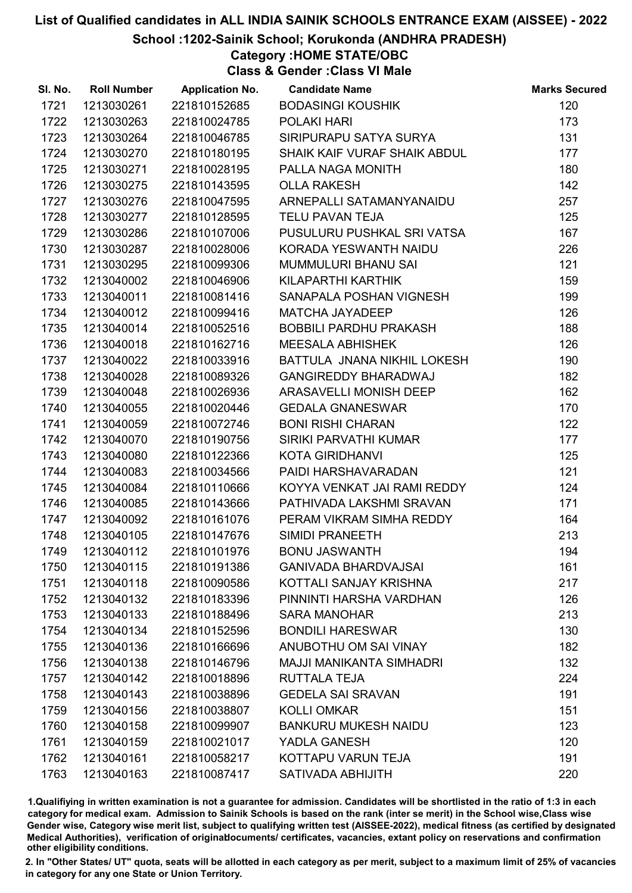# List of Qualified candidates in ALL INDIA SAINIK SCHOOLS ENTRANCE EXAM (AISSEE) - 2022

## School :1202-Sainik School; Korukonda (ANDHRA PRADESH)

### Category :HOME STATE/OBC

### Class & Gender :Class VI Male

| Sl. No. | Roll Number | Application No. | Candidate Name | Marks Secured |
|---|---|---|---|---|
| 1721 | 1213030261 | 221810152685 | BODASINGI KOUSHIK | 120 |
| 1722 | 1213030263 | 221810024785 | POLAKI HARI | 173 |
| 1723 | 1213030264 | 221810046785 | SIRIPURAPU SATYA SURYA | 131 |
| 1724 | 1213030270 | 221810180195 | SHAIK KAIF VURAF SHAIK ABDUL | 177 |
| 1725 | 1213030271 | 221810028195 | PALLA NAGA MONITH | 180 |
| 1726 | 1213030275 | 221810143595 | OLLA RAKESH | 142 |
| 1727 | 1213030276 | 221810047595 | ARNEPALLI SATAMANYANAIDU | 257 |
| 1728 | 1213030277 | 221810128595 | TELU PAVAN TEJA | 125 |
| 1729 | 1213030286 | 221810107006 | PUSULURU PUSHKAL SRI VATSA | 167 |
| 1730 | 1213030287 | 221810028006 | KORADA YESWANTH NAIDU | 226 |
| 1731 | 1213030295 | 221810099306 | MUMMULURI BHANU SAI | 121 |
| 1732 | 1213040002 | 221810046906 | KILAPARTHI KARTHIK | 159 |
| 1733 | 1213040011 | 221810081416 | SANAPALA POSHAN VIGNESH | 199 |
| 1734 | 1213040012 | 221810099416 | MATCHA JAYADEEP | 126 |
| 1735 | 1213040014 | 221810052516 | BOBBILI PARDHU PRAKASH | 188 |
| 1736 | 1213040018 | 221810162716 | MEESALA ABHISHEK | 126 |
| 1737 | 1213040022 | 221810033916 | BATTULA JNANA NIKHIL LOKESH | 190 |
| 1738 | 1213040028 | 221810089326 | GANGIREDDY BHARADWAJ | 182 |
| 1739 | 1213040048 | 221810026936 | ARASAVELLI MONISH DEEP | 162 |
| 1740 | 1213040055 | 221810020446 | GEDALA GNANESWAR | 170 |
| 1741 | 1213040059 | 221810072746 | BONI RISHI CHARAN | 122 |
| 1742 | 1213040070 | 221810190756 | SIRIKI PARVATHI KUMAR | 177 |
| 1743 | 1213040080 | 221810122366 | KOTA GIRIDHANVI | 125 |
| 1744 | 1213040083 | 221810034566 | PAIDI HARSHAVARADAN | 121 |
| 1745 | 1213040084 | 221810110666 | KOYYA VENKAT JAI RAMI REDDY | 124 |
| 1746 | 1213040085 | 221810143666 | PATHIVADA LAKSHMI SRAVAN | 171 |
| 1747 | 1213040092 | 221810161076 | PERAM VIKRAM SIMHA REDDY | 164 |
| 1748 | 1213040105 | 221810147676 | SIMIDI PRANEETH | 213 |
| 1749 | 1213040112 | 221810101976 | BONU JASWANTH | 194 |
| 1750 | 1213040115 | 221810191386 | GANIVADA BHARDVAJSAI | 161 |
| 1751 | 1213040118 | 221810090586 | KOTTALI SANJAY KRISHNA | 217 |
| 1752 | 1213040132 | 221810183396 | PINNINTI HARSHA VARDHAN | 126 |
| 1753 | 1213040133 | 221810188496 | SARA MANOHAR | 213 |
| 1754 | 1213040134 | 221810152596 | BONDILI HARESWAR | 130 |
| 1755 | 1213040136 | 221810166696 | ANUBOTHU OM SAI VINAY | 182 |
| 1756 | 1213040138 | 221810146796 | MAJJI MANIKANTA SIMHADRI | 132 |
| 1757 | 1213040142 | 221810018896 | RUTTALA TEJA | 224 |
| 1758 | 1213040143 | 221810038896 | GEDELA SAI SRAVAN | 191 |
| 1759 | 1213040156 | 221810038807 | KOLLI OMKAR | 151 |
| 1760 | 1213040158 | 221810099907 | BANKURU MUKESH NAIDU | 123 |
| 1761 | 1213040159 | 221810021017 | YADLA GANESH | 120 |
| 1762 | 1213040161 | 221810058217 | KOTTAPU VARUN TEJA | 191 |
| 1763 | 1213040163 | 221810087417 | SATIVADA ABHIJITH | 220 |

1.Qualifiying in written examination is not a guarantee for admission. Candidates will be shortlisted in the ratio of 1:3 in each category for medical exam. Admission to Sainik Schools is based on the rank (inter se merit) in the School wise,Class wise Gender wise, Category wise merit list, subject to qualifying written test (AISSEE-2022), medical fitness (as certified by designated Medical Authorities), verification of originaldocuments/ certificates, vacancies, extant policy on reservations and confirmation other eligibility conditions.

2. In "Other States/ UT" quota, seats will be allotted in each category as per merit, subject to a maximum limit of 25% of vacancies in category for any one State or Union Territory.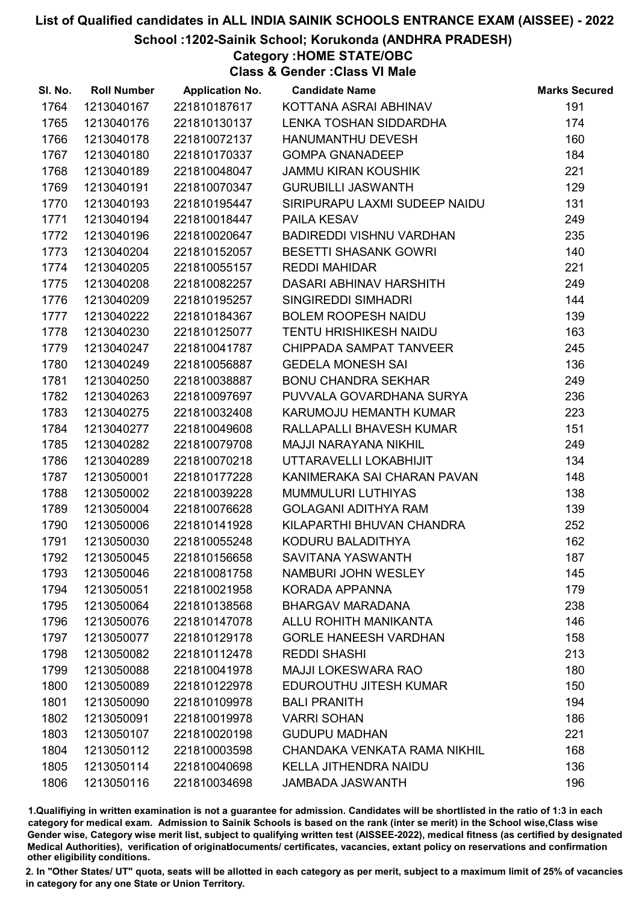# List of Qualified candidates in ALL INDIA SAINIK SCHOOLS ENTRANCE EXAM (AISSEE) - 2022

## School :1202-Sainik School; Korukonda (ANDHRA PRADESH)

### Category :HOME STATE/OBC

### Class & Gender :Class VI Male

| Sl. No. | Roll Number | Application No. | Candidate Name | Marks Secured |
|---|---|---|---|---|
| 1764 | 1213040167 | 221810187617 | KOTTANA ASRAI ABHINAV | 191 |
| 1765 | 1213040176 | 221810130137 | LENKA TOSHAN SIDDARDHA | 174 |
| 1766 | 1213040178 | 221810072137 | HANUMANTHU DEVESH | 160 |
| 1767 | 1213040180 | 221810170337 | GOMPA GNANADEEP | 184 |
| 1768 | 1213040189 | 221810048047 | JAMMU KIRAN KOUSHIK | 221 |
| 1769 | 1213040191 | 221810070347 | GURUBILLI JASWANTH | 129 |
| 1770 | 1213040193 | 221810195447 | SIRIPURAPU LAXMI SUDEEP NAIDU | 131 |
| 1771 | 1213040194 | 221810018447 | PAILA KESAV | 249 |
| 1772 | 1213040196 | 221810020647 | BADIREDDI VISHNU VARDHAN | 235 |
| 1773 | 1213040204 | 221810152057 | BESETTI SHASANK GOWRI | 140 |
| 1774 | 1213040205 | 221810055157 | REDDI MAHIDAR | 221 |
| 1775 | 1213040208 | 221810082257 | DASARI ABHINAV HARSHITH | 249 |
| 1776 | 1213040209 | 221810195257 | SINGIREDDI SIMHADRI | 144 |
| 1777 | 1213040222 | 221810184367 | BOLEM ROOPESH NAIDU | 139 |
| 1778 | 1213040230 | 221810125077 | TENTU HRISHIKESH NAIDU | 163 |
| 1779 | 1213040247 | 221810041787 | CHIPPADA SAMPAT TANVEER | 245 |
| 1780 | 1213040249 | 221810056887 | GEDELA MONESH SAI | 136 |
| 1781 | 1213040250 | 221810038887 | BONU CHANDRA SEKHAR | 249 |
| 1782 | 1213040263 | 221810097697 | PUVVALA GOVARDHANA SURYA | 236 |
| 1783 | 1213040275 | 221810032408 | KARUMOJU HEMANTH KUMAR | 223 |
| 1784 | 1213040277 | 221810049608 | RALLAPALLI BHAVESH KUMAR | 151 |
| 1785 | 1213040282 | 221810079708 | MAJJI NARAYANA NIKHIL | 249 |
| 1786 | 1213040289 | 221810070218 | UTTARAVELLI LOKABHIJIT | 134 |
| 1787 | 1213050001 | 221810177228 | KANIMERAKA SAI CHARAN PAVAN | 148 |
| 1788 | 1213050002 | 221810039228 | MUMMULURI LUTHIYAS | 138 |
| 1789 | 1213050004 | 221810076628 | GOLAGANI ADITHYA RAM | 139 |
| 1790 | 1213050006 | 221810141928 | KILAPARTHI BHUVAN CHANDRA | 252 |
| 1791 | 1213050030 | 221810055248 | KODURU BALADITHYA | 162 |
| 1792 | 1213050045 | 221810156658 | SAVITANA YASWANTH | 187 |
| 1793 | 1213050046 | 221810081758 | NAMBURI JOHN WESLEY | 145 |
| 1794 | 1213050051 | 221810021958 | KORADA APPANNA | 179 |
| 1795 | 1213050064 | 221810138568 | BHARGAV MARADANA | 238 |
| 1796 | 1213050076 | 221810147078 | ALLU ROHITH MANIKANTA | 146 |
| 1797 | 1213050077 | 221810129178 | GORLE HANEESH VARDHAN | 158 |
| 1798 | 1213050082 | 221810112478 | REDDI SHASHI | 213 |
| 1799 | 1213050088 | 221810041978 | MAJJI LOKESWARA RAO | 180 |
| 1800 | 1213050089 | 221810122978 | EDUROUTHU JITESH KUMAR | 150 |
| 1801 | 1213050090 | 221810109978 | BALI PRANITH | 194 |
| 1802 | 1213050091 | 221810019978 | VARRI SOHAN | 186 |
| 1803 | 1213050107 | 221810020198 | GUDUPU MADHAN | 221 |
| 1804 | 1213050112 | 221810003598 | CHANDAKA VENKATA RAMA NIKHIL | 168 |
| 1805 | 1213050114 | 221810040698 | KELLA JITHENDRA NAIDU | 136 |
| 1806 | 1213050116 | 221810034698 | JAMBADA JASWANTH | 196 |

1.Qualifying in written examination is not a guarantee for admission. Candidates will be shortlisted in the ratio of 1:3 in each category for medical exam. Admission to Sainik Schools is based on the rank (inter se merit) in the School wise,Class wise Gender wise, Category wise merit list, subject to qualifying written test (AISSEE-2022), medical fitness (as certified by designated Medical Authorities), verification of originaldocuments/ certificates, vacancies, extant policy on reservations and confirmation other eligibility conditions.

2. In "Other States/ UT" quota, seats will be allotted in each category as per merit, subject to a maximum limit of 25% of vacancies in category for any one State or Union Territory.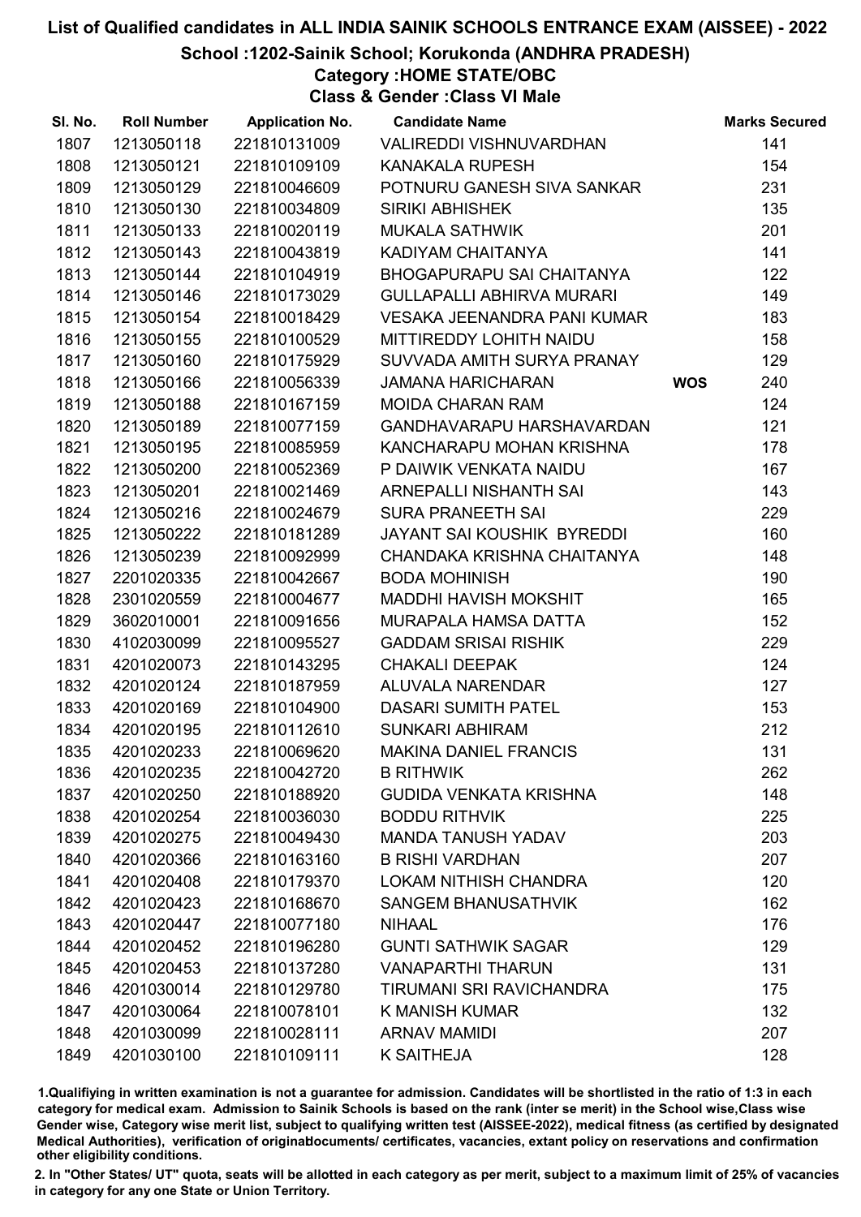# List of Qualified candidates in ALL INDIA SAINIK SCHOOLS ENTRANCE EXAM (AISSEE) - 2022

## School :1202-Sainik School; Korukonda (ANDHRA PRADESH)

### Category :HOME STATE/OBC

### Class & Gender :Class VI Male

| Sl. No. | Roll Number | Application No. | Candidate Name | | Marks Secured |
|---|---|---|---|---|---|
| 1807 | 1213050118 | 221810131009 | VALIREDDI VISHNUVARDHAN | | 141 |
| 1808 | 1213050121 | 221810109109 | KANAKALA RUPESH | | 154 |
| 1809 | 1213050129 | 221810046609 | POTNURU GANESH SIVA SANKAR | | 231 |
| 1810 | 1213050130 | 221810034809 | SIRIKI ABHISHEK | | 135 |
| 1811 | 1213050133 | 221810020119 | MUKALA SATHWIK | | 201 |
| 1812 | 1213050143 | 221810043819 | KADIYAM CHAITANYA | | 141 |
| 1813 | 1213050144 | 221810104919 | BHOGAPURAPU SAI CHAITANYA | | 122 |
| 1814 | 1213050146 | 221810173029 | GULLAPALLI ABHIRVA MURARI | | 149 |
| 1815 | 1213050154 | 221810018429 | VESAKA JEENANDRA PANI KUMAR | | 183 |
| 1816 | 1213050155 | 221810100529 | MITTIREDDY LOHITH NAIDU | | 158 |
| 1817 | 1213050160 | 221810175929 | SUVVADA AMITH SURYA PRANAY | | 129 |
| 1818 | 1213050166 | 221810056339 | JAMANA HARICHARAN | WOS | 240 |
| 1819 | 1213050188 | 221810167159 | MOIDA CHARAN RAM | | 124 |
| 1820 | 1213050189 | 221810077159 | GANDHAVARAPU HARSHAVARDAN | | 121 |
| 1821 | 1213050195 | 221810085959 | KANCHARAPU MOHAN KRISHNA | | 178 |
| 1822 | 1213050200 | 221810052369 | P DAIWIK VENKATA NAIDU | | 167 |
| 1823 | 1213050201 | 221810021469 | ARNEPALLI NISHANTH SAI | | 143 |
| 1824 | 1213050216 | 221810024679 | SURA PRANEETH SAI | | 229 |
| 1825 | 1213050222 | 221810181289 | JAYANT SAI KOUSHIK BYREDDI | | 160 |
| 1826 | 1213050239 | 221810092999 | CHANDAKA KRISHNA CHAITANYA | | 148 |
| 1827 | 2201020335 | 221810042667 | BODA MOHINISH | | 190 |
| 1828 | 2301020559 | 221810004677 | MADDHI HAVISH MOKSHIT | | 165 |
| 1829 | 3602010001 | 221810091656 | MURAPALA HAMSA DATTA | | 152 |
| 1830 | 4102030099 | 221810095527 | GADDAM SRISAI RISHIK | | 229 |
| 1831 | 4201020073 | 221810143295 | CHAKALI DEEPAK | | 124 |
| 1832 | 4201020124 | 221810187959 | ALUVALA NARENDAR | | 127 |
| 1833 | 4201020169 | 221810104900 | DASARI SUMITH PATEL | | 153 |
| 1834 | 4201020195 | 221810112610 | SUNKARI ABHIRAM | | 212 |
| 1835 | 4201020233 | 221810069620 | MAKINA DANIEL FRANCIS | | 131 |
| 1836 | 4201020235 | 221810042720 | B RITHWIK | | 262 |
| 1837 | 4201020250 | 221810188920 | GUDIDA VENKATA KRISHNA | | 148 |
| 1838 | 4201020254 | 221810036030 | BODDU RITHVIK | | 225 |
| 1839 | 4201020275 | 221810049430 | MANDA TANUSH YADAV | | 203 |
| 1840 | 4201020366 | 221810163160 | B RISHI VARDHAN | | 207 |
| 1841 | 4201020408 | 221810179370 | LOKAM NITHISH CHANDRA | | 120 |
| 1842 | 4201020423 | 221810168670 | SANGEM BHANUSATHVIK | | 162 |
| 1843 | 4201020447 | 221810077180 | NIHAAL | | 176 |
| 1844 | 4201020452 | 221810196280 | GUNTI SATHWIK SAGAR | | 129 |
| 1845 | 4201020453 | 221810137280 | VANAPARTHI THARUN | | 131 |
| 1846 | 4201030014 | 221810129780 | TIRUMANI SRI RAVICHANDRA | | 175 |
| 1847 | 4201030064 | 221810078101 | K MANISH KUMAR | | 132 |
| 1848 | 4201030099 | 221810028111 | ARNAV MAMIDI | | 207 |
| 1849 | 4201030100 | 221810109111 | K SAITHEJA | | 128 |

1.Qualifiying in written examination is not a guarantee for admission. Candidates will be shortlisted in the ratio of 1:3 in each category for medical exam. Admission to Sainik Schools is based on the rank (inter se merit) in the School wise,Class wise Gender wise, Category wise merit list, subject to qualifying written test (AISSEE-2022), medical fitness (as certified by designated Medical Authorities), verification of originaldocuments/ certificates, vacancies, extant policy on reservations and confirmation other eligibility conditions.

2. In "Other States/ UT" quota, seats will be allotted in each category as per merit, subject to a maximum limit of 25% of vacancies in category for any one State or Union Territory.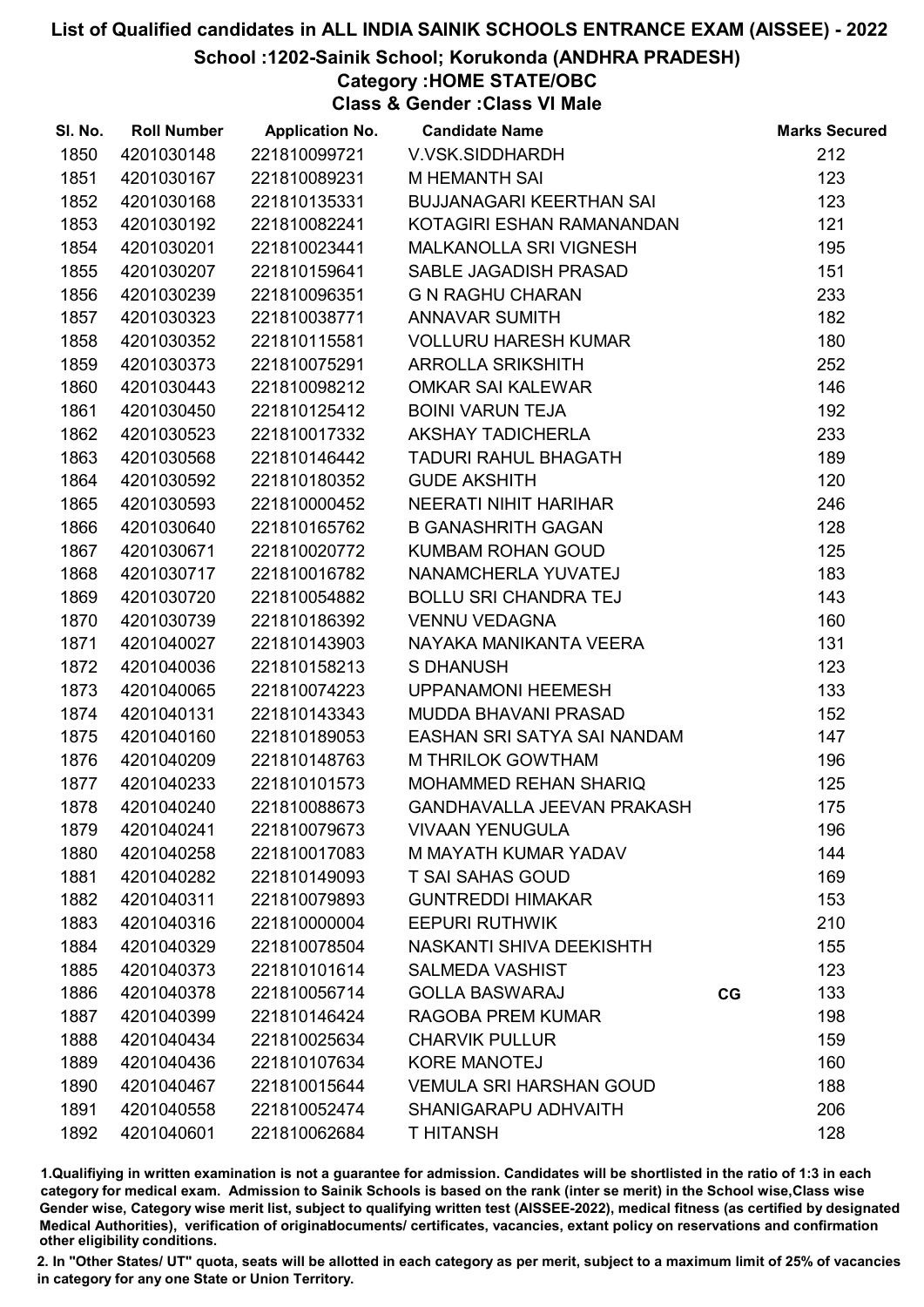# List of Qualified candidates in ALL INDIA SAINIK SCHOOLS ENTRANCE EXAM (AISSEE) - 2022

## School :1202-Sainik School; Korukonda (ANDHRA PRADESH)

### Category :HOME STATE/OBC

### Class & Gender :Class VI Male

| Sl. No. | Roll Number | Application No. | Candidate Name | | Marks Secured |
|---|---|---|---|---|---|
| 1850 | 4201030148 | 221810099721 | V.VSK.SIDDHARDH | | 212 |
| 1851 | 4201030167 | 221810089231 | M HEMANTH SAI | | 123 |
| 1852 | 4201030168 | 221810135331 | BUJJANAGARI KEERTHAN SAI | | 123 |
| 1853 | 4201030192 | 221810082241 | KOTAGIRI ESHAN RAMANANDAN | | 121 |
| 1854 | 4201030201 | 221810023441 | MALKANOLLA SRI VIGNESH | | 195 |
| 1855 | 4201030207 | 221810159641 | SABLE JAGADISH PRASAD | | 151 |
| 1856 | 4201030239 | 221810096351 | G N RAGHU CHARAN | | 233 |
| 1857 | 4201030323 | 221810038771 | ANNAVAR SUMITH | | 182 |
| 1858 | 4201030352 | 221810115581 | VOLLURU HARESH KUMAR | | 180 |
| 1859 | 4201030373 | 221810075291 | ARROLLA SRIKSHITH | | 252 |
| 1860 | 4201030443 | 221810098212 | OMKAR SAI KALEWAR | | 146 |
| 1861 | 4201030450 | 221810125412 | BOINI VARUN TEJA | | 192 |
| 1862 | 4201030523 | 221810017332 | AKSHAY TADICHERLA | | 233 |
| 1863 | 4201030568 | 221810146442 | TADURI RAHUL BHAGATH | | 189 |
| 1864 | 4201030592 | 221810180352 | GUDE AKSHITH | | 120 |
| 1865 | 4201030593 | 221810000452 | NEERATI NIHIT HARIHAR | | 246 |
| 1866 | 4201030640 | 221810165762 | B GANASHRITH GAGAN | | 128 |
| 1867 | 4201030671 | 221810020772 | KUMBAM ROHAN GOUD | | 125 |
| 1868 | 4201030717 | 221810016782 | NANAMCHERLA YUVATEJ | | 183 |
| 1869 | 4201030720 | 221810054882 | BOLLU SRI CHANDRA TEJ | | 143 |
| 1870 | 4201030739 | 221810186392 | VENNU VEDAGNA | | 160 |
| 1871 | 4201040027 | 221810143903 | NAYAKA MANIKANTA VEERA | | 131 |
| 1872 | 4201040036 | 221810158213 | S DHANUSH | | 123 |
| 1873 | 4201040065 | 221810074223 | UPPANAMONI HEEMESH | | 133 |
| 1874 | 4201040131 | 221810143343 | MUDDA BHAVANI PRASAD | | 152 |
| 1875 | 4201040160 | 221810189053 | EASHAN SRI SATYA SAI NANDAM | | 147 |
| 1876 | 4201040209 | 221810148763 | M THRILOK GOWTHAM | | 196 |
| 1877 | 4201040233 | 221810101573 | MOHAMMED REHAN SHARIQ | | 125 |
| 1878 | 4201040240 | 221810088673 | GANDHAVALLA JEEVAN PRAKASH | | 175 |
| 1879 | 4201040241 | 221810079673 | VIVAAN YENUGULA | | 196 |
| 1880 | 4201040258 | 221810017083 | M MAYATH KUMAR YADAV | | 144 |
| 1881 | 4201040282 | 221810149093 | T SAI SAHAS GOUD | | 169 |
| 1882 | 4201040311 | 221810079893 | GUNTREDDI HIMAKAR | | 153 |
| 1883 | 4201040316 | 221810000004 | EEPURI RUTHWIK | | 210 |
| 1884 | 4201040329 | 221810078504 | NASKANTI SHIVA DEEKISHTH | | 155 |
| 1885 | 4201040373 | 221810101614 | SALMEDA VASHIST | | 123 |
| 1886 | 4201040378 | 221810056714 | GOLLA BASWARAJ | CG | 133 |
| 1887 | 4201040399 | 221810146424 | RAGOBA PREM KUMAR | | 198 |
| 1888 | 4201040434 | 221810025634 | CHARVIK PULLUR | | 159 |
| 1889 | 4201040436 | 221810107634 | KORE MANOTEJ | | 160 |
| 1890 | 4201040467 | 221810015644 | VEMULA SRI HARSHAN GOUD | | 188 |
| 1891 | 4201040558 | 221810052474 | SHANIGARAPU ADHVAITH | | 206 |
| 1892 | 4201040601 | 221810062684 | T HITANSH | | 128 |

1.Qualifying in written examination is not a guarantee for admission. Candidates will be shortlisted in the ratio of 1:3 in each category for medical exam. Admission to Sainik Schools is based on the rank (inter se merit) in the School wise,Class wise Gender wise, Category wise merit list, subject to qualifying written test (AISSEE-2022), medical fitness (as certified by designated Medical Authorities), verification of originaldocuments/ certificates, vacancies, extant policy on reservations and confirmation other eligibility conditions.

2. In "Other States/ UT" quota, seats will be allotted in each category as per merit, subject to a maximum limit of 25% of vacancies in category for any one State or Union Territory.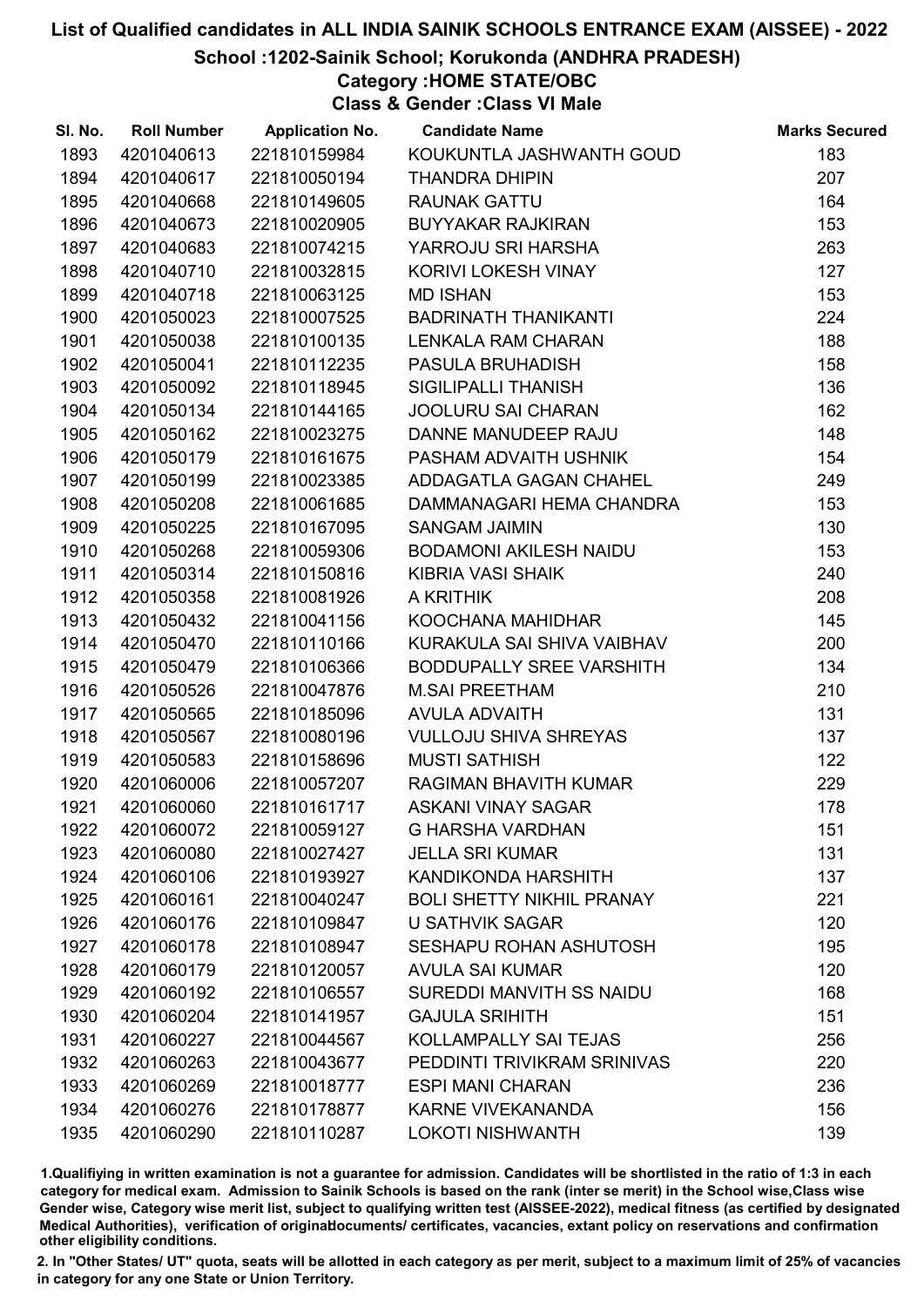# List of Qualified candidates in ALL INDIA SAINIK SCHOOLS ENTRANCE EXAM (AISSEE) - 2022

## School :1202-Sainik School; Korukonda (ANDHRA PRADESH)

### Category :HOME STATE/OBC

### Class & Gender :Class VI Male

| Sl. No. | Roll Number | Application No. | Candidate Name | Marks Secured |
|---|---|---|---|---|
| 1893 | 4201040613 | 221810159984 | KOUKUNTLA JASHWANTH GOUD | 183 |
| 1894 | 4201040617 | 221810050194 | THANDRA DHIPIN | 207 |
| 1895 | 4201040668 | 221810149605 | RAUNAK GATTU | 164 |
| 1896 | 4201040673 | 221810020905 | BUYYAKAR RAJKIRAN | 153 |
| 1897 | 4201040683 | 221810074215 | YARROJU SRI HARSHA | 263 |
| 1898 | 4201040710 | 221810032815 | KORIVI LOKESH VINAY | 127 |
| 1899 | 4201040718 | 221810063125 | MD ISHAN | 153 |
| 1900 | 4201050023 | 221810007525 | BADRINATH THANIKANTI | 224 |
| 1901 | 4201050038 | 221810100135 | LENKALA RAM CHARAN | 188 |
| 1902 | 4201050041 | 221810112235 | PASULA BRUHADISH | 158 |
| 1903 | 4201050092 | 221810118945 | SIGILIPALLI THANISH | 136 |
| 1904 | 4201050134 | 221810144165 | JOOLURU SAI CHARAN | 162 |
| 1905 | 4201050162 | 221810023275 | DANNE MANUDEEP RAJU | 148 |
| 1906 | 4201050179 | 221810161675 | PASHAM ADVAITH USHNIK | 154 |
| 1907 | 4201050199 | 221810023385 | ADDAGATLA GAGAN CHAHEL | 249 |
| 1908 | 4201050208 | 221810061685 | DAMMANAGARI HEMA CHANDRA | 153 |
| 1909 | 4201050225 | 221810167095 | SANGAM JAIMIN | 130 |
| 1910 | 4201050268 | 221810059306 | BODAMONI AKILESH NAIDU | 153 |
| 1911 | 4201050314 | 221810150816 | KIBRIA VASI SHAIK | 240 |
| 1912 | 4201050358 | 221810081926 | A KRITHIK | 208 |
| 1913 | 4201050432 | 221810041156 | KOOCHANA MAHIDHAR | 145 |
| 1914 | 4201050470 | 221810110166 | KURAKULA SAI SHIVA VAIBHAV | 200 |
| 1915 | 4201050479 | 221810106366 | BODDUPALLY SREE VARSHITH | 134 |
| 1916 | 4201050526 | 221810047876 | M.SAI PREETHAM | 210 |
| 1917 | 4201050565 | 221810185096 | AVULA ADVAITH | 131 |
| 1918 | 4201050567 | 221810080196 | VULLOJU SHIVA SHREYAS | 137 |
| 1919 | 4201050583 | 221810158696 | MUSTI SATHISH | 122 |
| 1920 | 4201060006 | 221810057207 | RAGIMAN BHAVITH KUMAR | 229 |
| 1921 | 4201060060 | 221810161717 | ASKANI VINAY SAGAR | 178 |
| 1922 | 4201060072 | 221810059127 | G HARSHA VARDHAN | 151 |
| 1923 | 4201060080 | 221810027427 | JELLA SRI KUMAR | 131 |
| 1924 | 4201060106 | 221810193927 | KANDIKONDA HARSHITH | 137 |
| 1925 | 4201060161 | 221810040247 | BOLI SHETTY NIKHIL PRANAY | 221 |
| 1926 | 4201060176 | 221810109847 | U SATHVIK SAGAR | 120 |
| 1927 | 4201060178 | 221810108947 | SESHAPU ROHAN ASHUTOSH | 195 |
| 1928 | 4201060179 | 221810120057 | AVULA SAI KUMAR | 120 |
| 1929 | 4201060192 | 221810106557 | SUREDDI MANVITH SS NAIDU | 168 |
| 1930 | 4201060204 | 221810141957 | GAJULA SRIHITH | 151 |
| 1931 | 4201060227 | 221810044567 | KOLLAMPALLY SAI TEJAS | 256 |
| 1932 | 4201060263 | 221810043677 | PEDDINTI TRIVIKRAM SRINIVAS | 220 |
| 1933 | 4201060269 | 221810018777 | ESPI MANI CHARAN | 236 |
| 1934 | 4201060276 | 221810178877 | KARNE VIVEKANANDA | 156 |
| 1935 | 4201060290 | 221810110287 | LOKOTI NISHWANTH | 139 |

1.Qualifiying in written examination is not a guarantee for admission. Candidates will be shortlisted in the ratio of 1:3 in each category for medical exam. Admission to Sainik Schools is based on the rank (inter se merit) in the School wise,Class wise Gender wise, Category wise merit list, subject to qualifying written test (AISSEE-2022), medical fitness (as certified by designated Medical Authorities), verification of originaldocuments/ certificates, vacancies, extant policy on reservations and confirmation other eligibility conditions.

2. In "Other States/ UT" quota, seats will be allotted in each category as per merit, subject to a maximum limit of 25% of vacancies in category for any one State or Union Territory.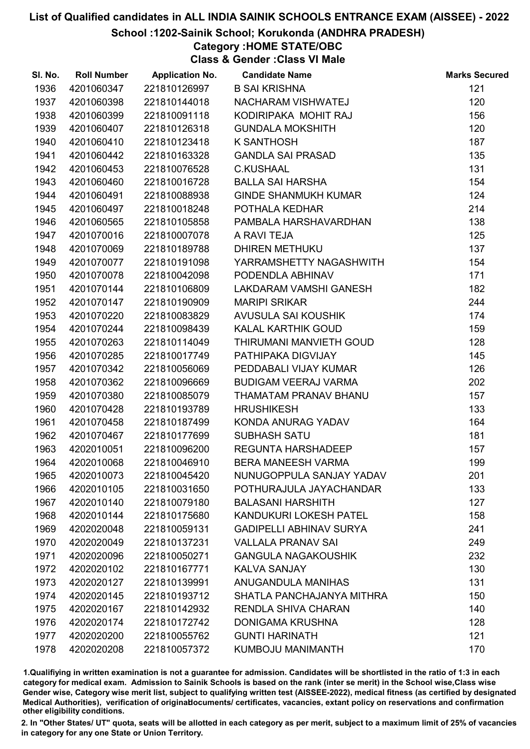# List of Qualified candidates in ALL INDIA SAINIK SCHOOLS ENTRANCE EXAM (AISSEE) - 2022

## School :1202-Sainik School; Korukonda (ANDHRA PRADESH)

### Category :HOME STATE/OBC

### Class & Gender :Class VI Male

| Sl. No. | Roll Number | Application No. | Candidate Name | Marks Secured |
|---|---|---|---|---|
| 1936 | 4201060347 | 221810126997 | B SAI KRISHNA | 121 |
| 1937 | 4201060398 | 221810144018 | NACHARAM VISHWATEJ | 120 |
| 1938 | 4201060399 | 221810091118 | KODIRIPAKA MOHIT RAJ | 156 |
| 1939 | 4201060407 | 221810126318 | GUNDALA MOKSHITH | 120 |
| 1940 | 4201060410 | 221810123418 | K SANTHOSH | 187 |
| 1941 | 4201060442 | 221810163328 | GANDLA SAI PRASAD | 135 |
| 1942 | 4201060453 | 221810076528 | C.KUSHAAL | 131 |
| 1943 | 4201060460 | 221810016728 | BALLA SAI HARSHA | 154 |
| 1944 | 4201060491 | 221810088938 | GINDE SHANMUKH KUMAR | 124 |
| 1945 | 4201060497 | 221810018248 | POTHALA KEDHAR | 214 |
| 1946 | 4201060565 | 221810105858 | PAMBALA HARSHAVARDHAN | 138 |
| 1947 | 4201070016 | 221810007078 | A RAVI TEJA | 125 |
| 1948 | 4201070069 | 221810189788 | DHIREN METHUKU | 137 |
| 1949 | 4201070077 | 221810191098 | YARRAMSHETTY NAGASHWITH | 154 |
| 1950 | 4201070078 | 221810042098 | PODENDLA ABHINAV | 171 |
| 1951 | 4201070144 | 221810106809 | LAKDARAM VAMSHI GANESH | 182 |
| 1952 | 4201070147 | 221810190909 | MARIPI SRIKAR | 244 |
| 1953 | 4201070220 | 221810083829 | AVUSULA SAI KOUSHIK | 174 |
| 1954 | 4201070244 | 221810098439 | KALAL KARTHIK GOUD | 159 |
| 1955 | 4201070263 | 221810114049 | THIRUMANI MANVIETH GOUD | 128 |
| 1956 | 4201070285 | 221810017749 | PATHIPAKA DIGVIJAY | 145 |
| 1957 | 4201070342 | 221810056069 | PEDDABALI VIJAY KUMAR | 126 |
| 1958 | 4201070362 | 221810096669 | BUDIGAM VEERAJ VARMA | 202 |
| 1959 | 4201070380 | 221810085079 | THAMATAM PRANAV BHANU | 157 |
| 1960 | 4201070428 | 221810193789 | HRUSHIKESH | 133 |
| 1961 | 4201070458 | 221810187499 | KONDA ANURAG YADAV | 164 |
| 1962 | 4201070467 | 221810177699 | SUBHASH SATU | 181 |
| 1963 | 4202010051 | 221810096200 | REGUNTA HARSHADEEP | 157 |
| 1964 | 4202010068 | 221810046910 | BERA MANEESH VARMA | 199 |
| 1965 | 4202010073 | 221810045420 | NUNUGOPPULA SANJAY YADAV | 201 |
| 1966 | 4202010105 | 221810031650 | POTHURAJULA JAYACHANDAR | 133 |
| 1967 | 4202010140 | 221810079180 | BALASANI HARSHITH | 127 |
| 1968 | 4202010144 | 221810175680 | KANDUKURI LOKESH PATEL | 158 |
| 1969 | 4202020048 | 221810059131 | GADIPELLI ABHINAV SURYA | 241 |
| 1970 | 4202020049 | 221810137231 | VALLALA PRANAV SAI | 249 |
| 1971 | 4202020096 | 221810050271 | GANGULA NAGAKOUSHIK | 232 |
| 1972 | 4202020102 | 221810167771 | KALVA SANJAY | 130 |
| 1973 | 4202020127 | 221810139991 | ANUGANDULA MANIHAS | 131 |
| 1974 | 4202020145 | 221810193712 | SHATLA PANCHAJANYA MITHRA | 150 |
| 1975 | 4202020167 | 221810142932 | RENDLA SHIVA CHARAN | 140 |
| 1976 | 4202020174 | 221810172742 | DONIGAMA KRUSHNA | 128 |
| 1977 | 4202020200 | 221810055762 | GUNTI HARINATH | 121 |
| 1978 | 4202020208 | 221810057372 | KUMBOJU MANIMANTH | 170 |

1.Qualifiying in written examination is not a guarantee for admission. Candidates will be shortlisted in the ratio of 1:3 in each category for medical exam. Admission to Sainik Schools is based on the rank (inter se merit) in the School wise,Class wise Gender wise, Category wise merit list, subject to qualifying written test (AISSEE-2022), medical fitness (as certified by designated Medical Authorities), verification of originaldocuments/ certificates, vacancies, extant policy on reservations and confirmation other eligibility conditions.

2. In "Other States/ UT" quota, seats will be allotted in each category as per merit, subject to a maximum limit of 25% of vacancies in category for any one State or Union Territory.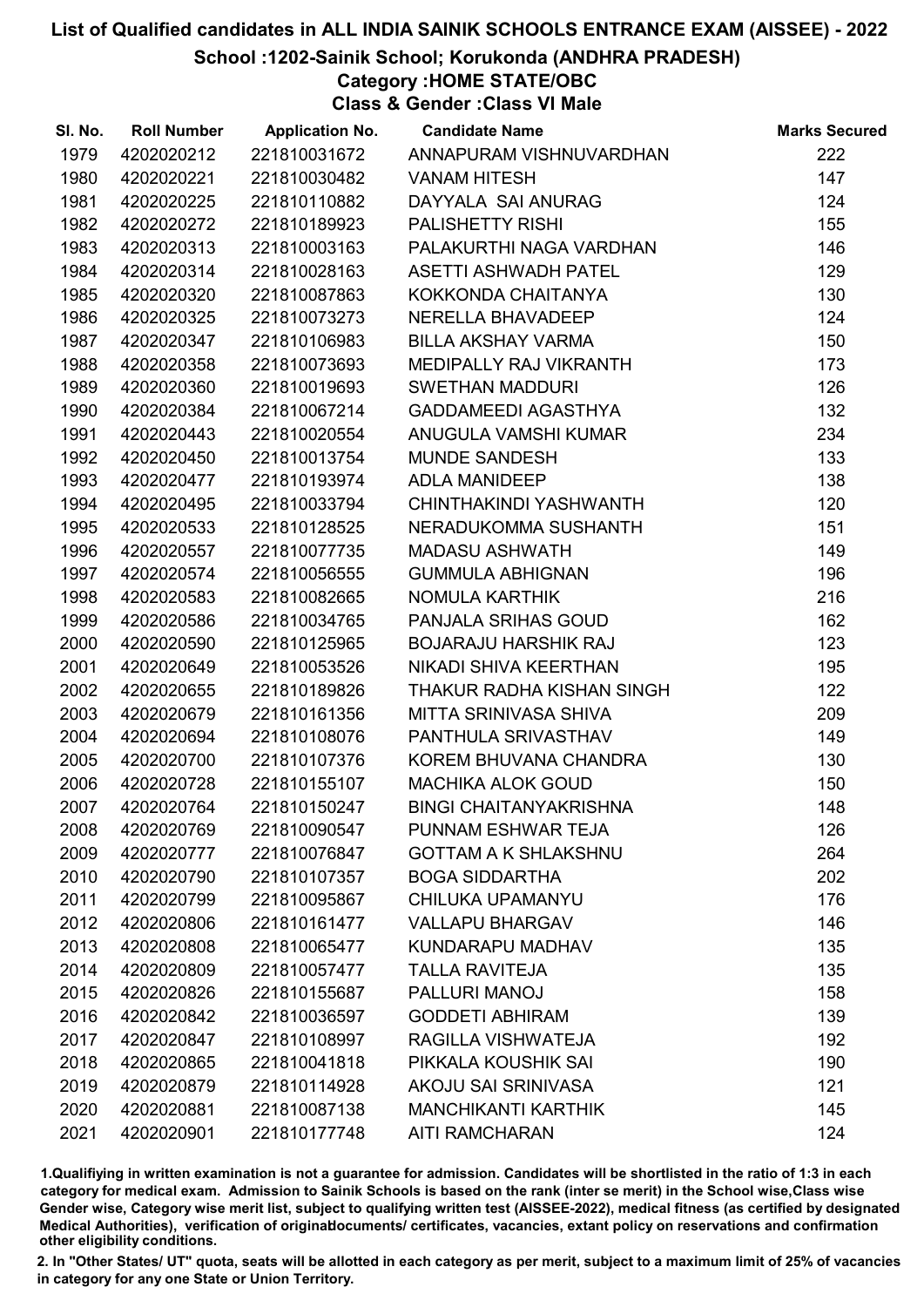# List of Qualified candidates in ALL INDIA SAINIK SCHOOLS ENTRANCE EXAM (AISSEE) - 2022

## School :1202-Sainik School; Korukonda (ANDHRA PRADESH)

### Category :HOME STATE/OBC

### Class & Gender :Class VI Male

| Sl. No. | Roll Number | Application No. | Candidate Name | Marks Secured |
|---|---|---|---|---|
| 1979 | 4202020212 | 221810031672 | ANNAPURAM VISHNUVARDHAN | 222 |
| 1980 | 4202020221 | 221810030482 | VANAM HITESH | 147 |
| 1981 | 4202020225 | 221810110882 | DAYYALA SAI ANURAG | 124 |
| 1982 | 4202020272 | 221810189923 | PALISHETTY RISHI | 155 |
| 1983 | 4202020313 | 221810003163 | PALAKURTHI NAGA VARDHAN | 146 |
| 1984 | 4202020314 | 221810028163 | ASETTI ASHWADH PATEL | 129 |
| 1985 | 4202020320 | 221810087863 | KOKKONDA CHAITANYA | 130 |
| 1986 | 4202020325 | 221810073273 | NERELLA BHAVADEEP | 124 |
| 1987 | 4202020347 | 221810106983 | BILLA AKSHAY VARMA | 150 |
| 1988 | 4202020358 | 221810073693 | MEDIPALLY RAJ VIKRANTH | 173 |
| 1989 | 4202020360 | 221810019693 | SWETHAN MADDURI | 126 |
| 1990 | 4202020384 | 221810067214 | GADDAMEEDI AGASTHYA | 132 |
| 1991 | 4202020443 | 221810020554 | ANUGULA VAMSHI KUMAR | 234 |
| 1992 | 4202020450 | 221810013754 | MUNDE SANDESH | 133 |
| 1993 | 4202020477 | 221810193974 | ADLA MANIDEEP | 138 |
| 1994 | 4202020495 | 221810033794 | CHINTHAKINDI YASHWANTH | 120 |
| 1995 | 4202020533 | 221810128525 | NERADUKOMMA SUSHANTH | 151 |
| 1996 | 4202020557 | 221810077735 | MADASU ASHWATH | 149 |
| 1997 | 4202020574 | 221810056555 | GUMMULA ABHIGNAN | 196 |
| 1998 | 4202020583 | 221810082665 | NOMULA KARTHIK | 216 |
| 1999 | 4202020586 | 221810034765 | PANJALA SRIHAS GOUD | 162 |
| 2000 | 4202020590 | 221810125965 | BOJARAJU HARSHIK RAJ | 123 |
| 2001 | 4202020649 | 221810053526 | NIKADI SHIVA KEERTHAN | 195 |
| 2002 | 4202020655 | 221810189826 | THAKUR RADHA KISHAN SINGH | 122 |
| 2003 | 4202020679 | 221810161356 | MITTA SRINIVASA SHIVA | 209 |
| 2004 | 4202020694 | 221810108076 | PANTHULA SRIVASTHAV | 149 |
| 2005 | 4202020700 | 221810107376 | KOREM BHUVANA CHANDRA | 130 |
| 2006 | 4202020728 | 221810155107 | MACHIKA ALOK GOUD | 150 |
| 2007 | 4202020764 | 221810150247 | BINGI CHAITANYAKRISHNA | 148 |
| 2008 | 4202020769 | 221810090547 | PUNNAM ESHWAR TEJA | 126 |
| 2009 | 4202020777 | 221810076847 | GOTTAM A K SHLAKSHNU | 264 |
| 2010 | 4202020790 | 221810107357 | BOGA SIDDARTHA | 202 |
| 2011 | 4202020799 | 221810095867 | CHILUKA UPAMANYU | 176 |
| 2012 | 4202020806 | 221810161477 | VALLAPU BHARGAV | 146 |
| 2013 | 4202020808 | 221810065477 | KUNDARAPU MADHAV | 135 |
| 2014 | 4202020809 | 221810057477 | TALLA RAVITEJA | 135 |
| 2015 | 4202020826 | 221810155687 | PALLURI MANOJ | 158 |
| 2016 | 4202020842 | 221810036597 | GODDETI ABHIRAM | 139 |
| 2017 | 4202020847 | 221810108997 | RAGILLA VISHWATEJA | 192 |
| 2018 | 4202020865 | 221810041818 | PIKKALA KOUSHIK SAI | 190 |
| 2019 | 4202020879 | 221810114928 | AKOJU SAI SRINIVASA | 121 |
| 2020 | 4202020881 | 221810087138 | MANCHIKANTI KARTHIK | 145 |
| 2021 | 4202020901 | 221810177748 | AITI RAMCHARAN | 124 |

1.Qualifiying in written examination is not a guarantee for admission. Candidates will be shortlisted in the ratio of 1:3 in each category for medical exam. Admission to Sainik Schools is based on the rank (inter se merit) in the School wise,Class wise Gender wise, Category wise merit list, subject to qualifying written test (AISSEE-2022), medical fitness (as certified by designated Medical Authorities), verification of originaldocuments/ certificates, vacancies, extant policy on reservations and confirmation other eligibility conditions.

2. In "Other States/ UT" quota, seats will be allotted in each category as per merit, subject to a maximum limit of 25% of vacancies in category for any one State or Union Territory.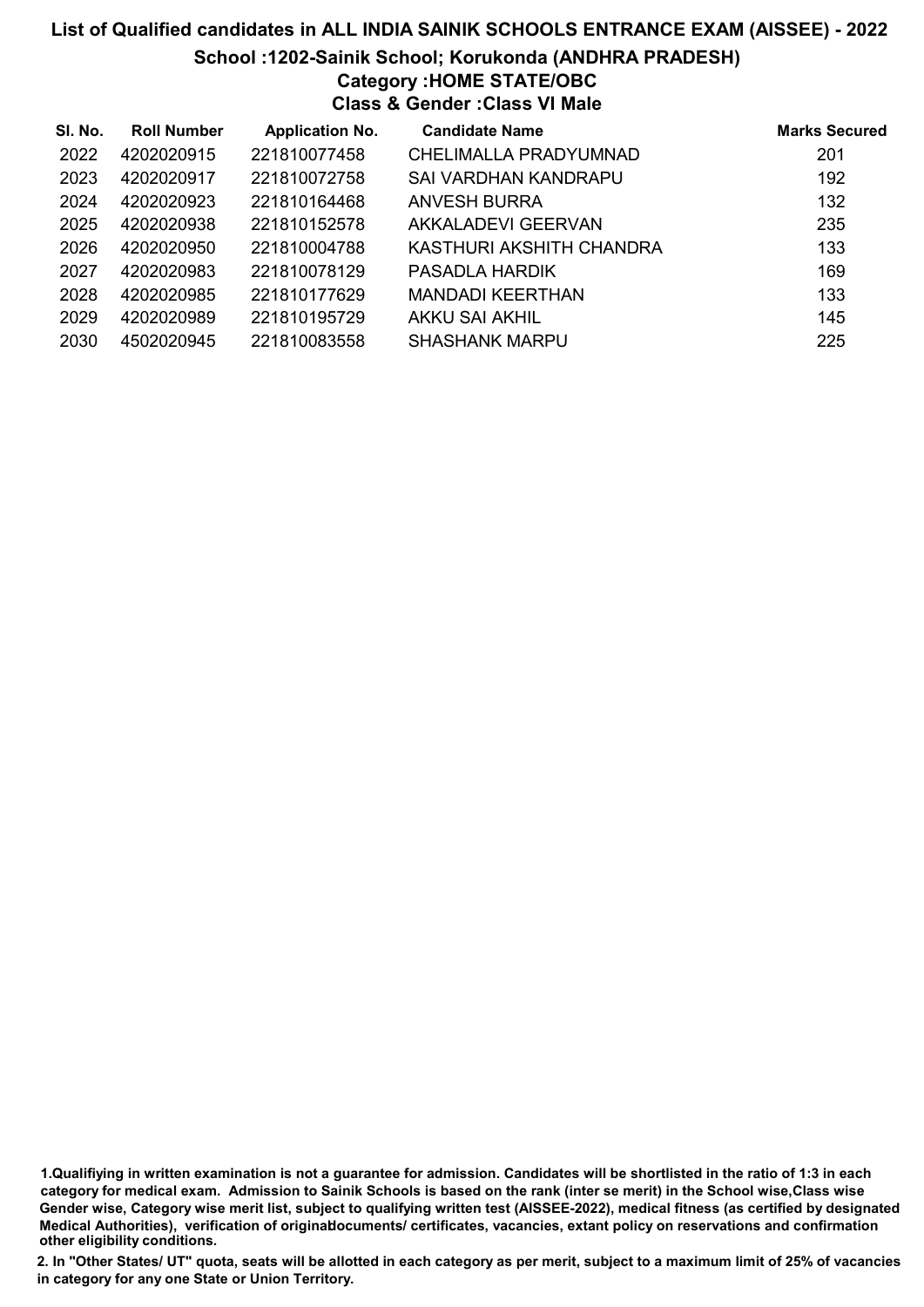# List of Qualified candidates in ALL INDIA SAINIK SCHOOLS ENTRANCE EXAM (AISSEE) - 2022

## School :1202-Sainik School; Korukonda (ANDHRA PRADESH)

### Category :HOME STATE/OBC

### Class & Gender :Class VI Male

| Sl. No. | Roll Number | Application No. | Candidate Name | Marks Secured |
|---|---|---|---|---|
| 2022 | 4202020915 | 221810077458 | CHELIMALLA PRADYUMNAD | 201 |
| 2023 | 4202020917 | 221810072758 | SAI VARDHAN KANDRAPU | 192 |
| 2024 | 4202020923 | 221810164468 | ANVESH BURRA | 132 |
| 2025 | 4202020938 | 221810152578 | AKKALADEVI GEERVAN | 235 |
| 2026 | 4202020950 | 221810004788 | KASTHURI AKSHITH CHANDRA | 133 |
| 2027 | 4202020983 | 221810078129 | PASADLA HARDIK | 169 |
| 2028 | 4202020985 | 221810177629 | MANDADI KEERTHAN | 133 |
| 2029 | 4202020989 | 221810195729 | AKKU SAI AKHIL | 145 |
| 2030 | 4502020945 | 221810083558 | SHASHANK MARPU | 225 |

1.Qualifiying in written examination is not a guarantee for admission. Candidates will be shortlisted in the ratio of 1:3 in each category for medical exam. Admission to Sainik Schools is based on the rank (inter se merit) in the School wise,Class wise Gender wise, Category wise merit list, subject to qualifying written test (AISSEE-2022), medical fitness (as certified by designated Medical Authorities), verification of originaldocuments/ certificates, vacancies, extant policy on reservations and confirmation other eligibility conditions.

2. In "Other States/ UT" quota, seats will be allotted in each category as per merit, subject to a maximum limit of 25% of vacancies in category for any one State or Union Territory.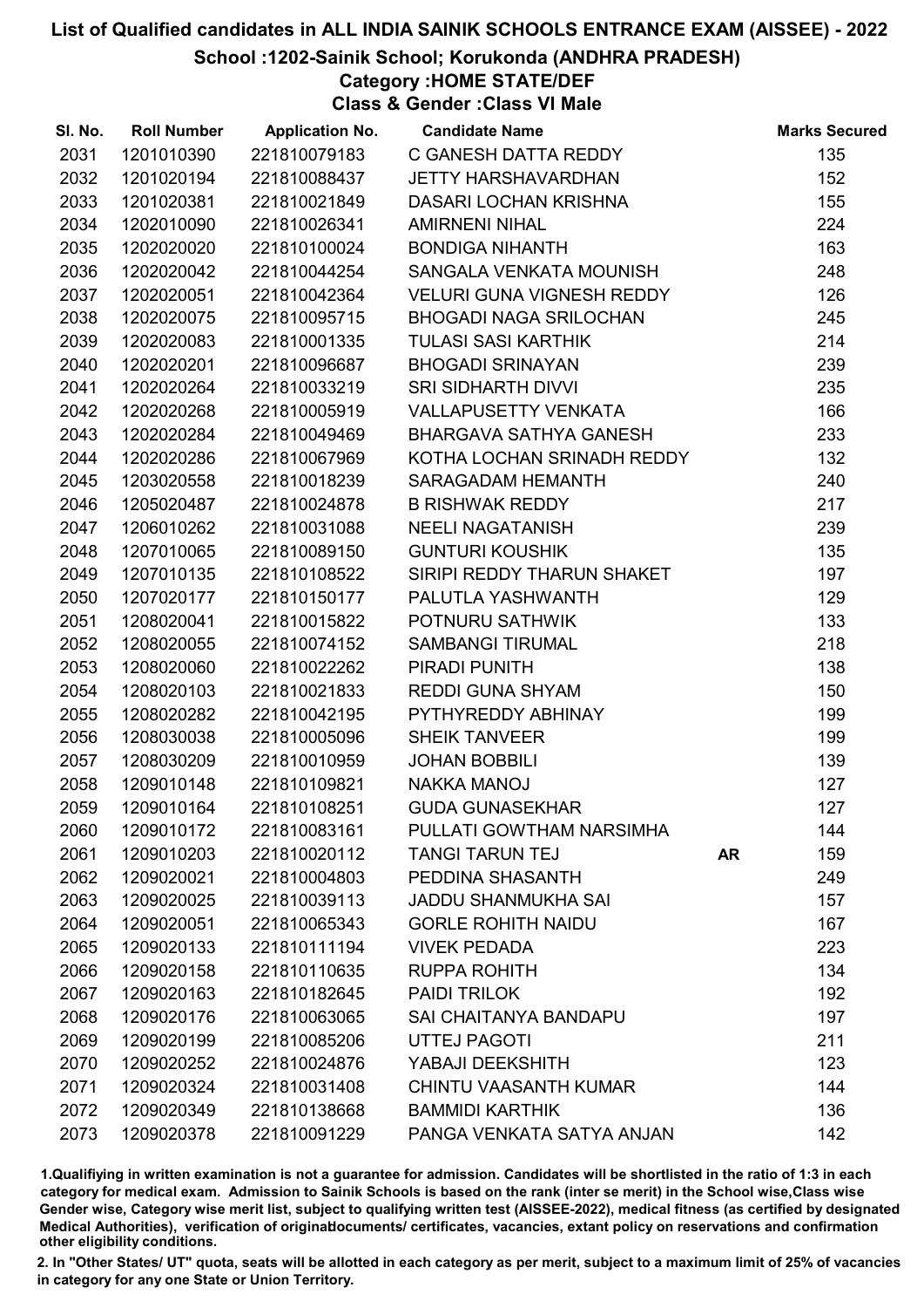# List of Qualified candidates in ALL INDIA SAINIK SCHOOLS ENTRANCE EXAM (AISSEE) - 2022

## School :1202-Sainik School; Korukonda (ANDHRA PRADESH)

### Category :HOME STATE/DEF

### Class & Gender :Class VI Male

| Sl. No. | Roll Number | Application No. | Candidate Name | | Marks Secured |
|---|---|---|---|---|---|
| 2031 | 1201010390 | 221810079183 | C GANESH DATTA REDDY | | 135 |
| 2032 | 1201020194 | 221810088437 | JETTY HARSHAVARDHAN | | 152 |
| 2033 | 1201020381 | 221810021849 | DASARI LOCHAN KRISHNA | | 155 |
| 2034 | 1202010090 | 221810026341 | AMIRNENI NIHAL | | 224 |
| 2035 | 1202020020 | 221810100024 | BONDIGA NIHANTH | | 163 |
| 2036 | 1202020042 | 221810044254 | SANGALA VENKATA MOUNISH | | 248 |
| 2037 | 1202020051 | 221810042364 | VELURI GUNA VIGNESH REDDY | | 126 |
| 2038 | 1202020075 | 221810095715 | BHOGADI NAGA SRILOCHAN | | 245 |
| 2039 | 1202020083 | 221810001335 | TULASI SASI KARTHIK | | 214 |
| 2040 | 1202020201 | 221810096687 | BHOGADI SRINAYAN | | 239 |
| 2041 | 1202020264 | 221810033219 | SRI SIDHARTH DIVVI | | 235 |
| 2042 | 1202020268 | 221810005919 | VALLAPUSETTY VENKATA | | 166 |
| 2043 | 1202020284 | 221810049469 | BHARGAVA SATHYA GANESH | | 233 |
| 2044 | 1202020286 | 221810067969 | KOTHA LOCHAN SRINADH REDDY | | 132 |
| 2045 | 1203020558 | 221810018239 | SARAGADAM HEMANTH | | 240 |
| 2046 | 1205020487 | 221810024878 | B RISHWAK REDDY | | 217 |
| 2047 | 1206010262 | 221810031088 | NEELI NAGATANISH | | 239 |
| 2048 | 1207010065 | 221810089150 | GUNTURI KOUSHIK | | 135 |
| 2049 | 1207010135 | 221810108522 | SIRIPI REDDY THARUN SHAKET | | 197 |
| 2050 | 1207020177 | 221810150177 | PALUTLA YASHWANTH | | 129 |
| 2051 | 1208020041 | 221810015822 | POTNURU SATHWIK | | 133 |
| 2052 | 1208020055 | 221810074152 | SAMBANGI TIRUMAL | | 218 |
| 2053 | 1208020060 | 221810022262 | PIRADI PUNITH | | 138 |
| 2054 | 1208020103 | 221810021833 | REDDI GUNA SHYAM | | 150 |
| 2055 | 1208020282 | 221810042195 | PYTHYREDDY ABHINAY | | 199 |
| 2056 | 1208030038 | 221810005096 | SHEIK TANVEER | | 199 |
| 2057 | 1208030209 | 221810010959 | JOHAN BOBBILI | | 139 |
| 2058 | 1209010148 | 221810109821 | NAKKA MANOJ | | 127 |
| 2059 | 1209010164 | 221810108251 | GUDA GUNASEKHAR | | 127 |
| 2060 | 1209010172 | 221810083161 | PULLATI GOWTHAM NARSIMHA | | 144 |
| 2061 | 1209010203 | 221810020112 | TANGI TARUN TEJ | AR | 159 |
| 2062 | 1209020021 | 221810004803 | PEDDINA SHASANTH | | 249 |
| 2063 | 1209020025 | 221810039113 | JADDU SHANMUKHA SAI | | 157 |
| 2064 | 1209020051 | 221810065343 | GORLE ROHITH NAIDU | | 167 |
| 2065 | 1209020133 | 221810111194 | VIVEK PEDADA | | 223 |
| 2066 | 1209020158 | 221810110635 | RUPPA ROHITH | | 134 |
| 2067 | 1209020163 | 221810182645 | PAIDI TRILOK | | 192 |
| 2068 | 1209020176 | 221810063065 | SAI CHAITANYA BANDAPU | | 197 |
| 2069 | 1209020199 | 221810085206 | UTTEJ PAGOTI | | 211 |
| 2070 | 1209020252 | 221810024876 | YABAJI DEEKSHITH | | 123 |
| 2071 | 1209020324 | 221810031408 | CHINTU VAASANTH KUMAR | | 144 |
| 2072 | 1209020349 | 221810138668 | BAMMIDI KARTHIK | | 136 |
| 2073 | 1209020378 | 221810091229 | PANGA VENKATA SATYA ANJAN | | 142 |

1.Qualifiying in written examination is not a guarantee for admission. Candidates will be shortlisted in the ratio of 1:3 in each category for medical exam. Admission to Sainik Schools is based on the rank (inter se merit) in the School wise,Class wise Gender wise, Category wise merit list, subject to qualifying written test (AISSEE-2022), medical fitness (as certified by designated Medical Authorities), verification of originaldocuments/ certificates, vacancies, extant policy on reservations and confirmation other eligibility conditions.

2. In "Other States/ UT" quota, seats will be allotted in each category as per merit, subject to a maximum limit of 25% of vacancies in category for any one State or Union Territory.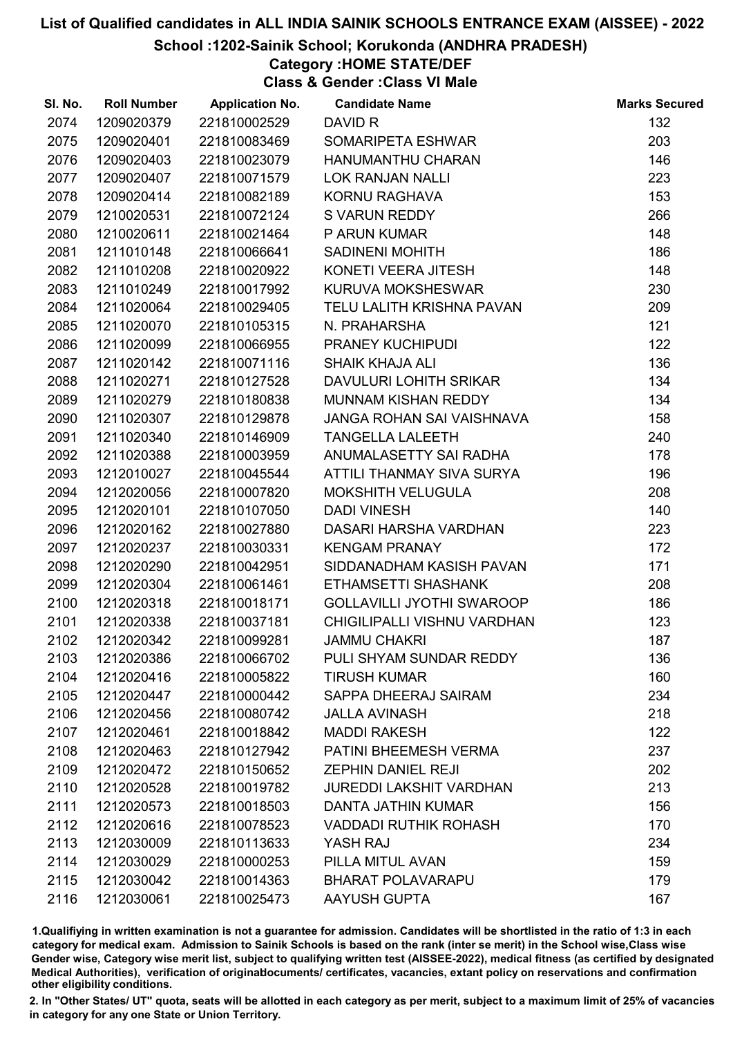# List of Qualified candidates in ALL INDIA SAINIK SCHOOLS ENTRANCE EXAM (AISSEE) - 2022

## School :1202-Sainik School; Korukonda (ANDHRA PRADESH)

### Category :HOME STATE/DEF

### Class & Gender :Class VI Male

| Sl. No. | Roll Number | Application No. | Candidate Name | Marks Secured |
|---|---|---|---|---|
| 2074 | 1209020379 | 221810002529 | DAVID R | 132 |
| 2075 | 1209020401 | 221810083469 | SOMARIPETA ESHWAR | 203 |
| 2076 | 1209020403 | 221810023079 | HANUMANTHU CHARAN | 146 |
| 2077 | 1209020407 | 221810071579 | LOK RANJAN NALLI | 223 |
| 2078 | 1209020414 | 221810082189 | KORNU RAGHAVA | 153 |
| 2079 | 1210020531 | 221810072124 | S VARUN REDDY | 266 |
| 2080 | 1210020611 | 221810021464 | P ARUN KUMAR | 148 |
| 2081 | 1211010148 | 221810066641 | SADINENI MOHITH | 186 |
| 2082 | 1211010208 | 221810020922 | KONETI VEERA JITESH | 148 |
| 2083 | 1211010249 | 221810017992 | KURUVA MOKSHESWAR | 230 |
| 2084 | 1211020064 | 221810029405 | TELU LALITH KRISHNA PAVAN | 209 |
| 2085 | 1211020070 | 221810105315 | N. PRAHARSHA | 121 |
| 2086 | 1211020099 | 221810066955 | PRANEY KUCHIPUDI | 122 |
| 2087 | 1211020142 | 221810071116 | SHAIK KHAJA ALI | 136 |
| 2088 | 1211020271 | 221810127528 | DAVULURI LOHITH SRIKAR | 134 |
| 2089 | 1211020279 | 221810180838 | MUNNAM KISHAN REDDY | 134 |
| 2090 | 1211020307 | 221810129878 | JANGA ROHAN SAI VAISHNAVA | 158 |
| 2091 | 1211020340 | 221810146909 | TANGELLA LALEETH | 240 |
| 2092 | 1211020388 | 221810003959 | ANUMALASETTY SAI RADHA | 178 |
| 2093 | 1212010027 | 221810045544 | ATTILI THANMAY SIVA SURYA | 196 |
| 2094 | 1212020056 | 221810007820 | MOKSHITH VELUGULA | 208 |
| 2095 | 1212020101 | 221810107050 | DADI VINESH | 140 |
| 2096 | 1212020162 | 221810027880 | DASARI HARSHA VARDHAN | 223 |
| 2097 | 1212020237 | 221810030331 | KENGAM PRANAY | 172 |
| 2098 | 1212020290 | 221810042951 | SIDDANADHAM KASISH PAVAN | 171 |
| 2099 | 1212020304 | 221810061461 | ETHAMSETTI SHASHANK | 208 |
| 2100 | 1212020318 | 221810018171 | GOLLAVILLI JYOTHI SWAROOP | 186 |
| 2101 | 1212020338 | 221810037181 | CHIGILIPALLI VISHNU VARDHAN | 123 |
| 2102 | 1212020342 | 221810099281 | JAMMU CHAKRI | 187 |
| 2103 | 1212020386 | 221810066702 | PULI SHYAM SUNDAR REDDY | 136 |
| 2104 | 1212020416 | 221810005822 | TIRUSH KUMAR | 160 |
| 2105 | 1212020447 | 221810000442 | SAPPA DHEERAJ SAIRAM | 234 |
| 2106 | 1212020456 | 221810080742 | JALLA AVINASH | 218 |
| 2107 | 1212020461 | 221810018842 | MADDI RAKESH | 122 |
| 2108 | 1212020463 | 221810127942 | PATINI BHEEMESH VERMA | 237 |
| 2109 | 1212020472 | 221810150652 | ZEPHIN DANIEL REJI | 202 |
| 2110 | 1212020528 | 221810019782 | JUREDDI LAKSHIT VARDHAN | 213 |
| 2111 | 1212020573 | 221810018503 | DANTA JATHIN KUMAR | 156 |
| 2112 | 1212020616 | 221810078523 | VADDADI RUTHIK ROHASH | 170 |
| 2113 | 1212030009 | 221810113633 | YASH RAJ | 234 |
| 2114 | 1212030029 | 221810000253 | PILLA MITUL AVAN | 159 |
| 2115 | 1212030042 | 221810014363 | BHARAT POLAVARAPU | 179 |
| 2116 | 1212030061 | 221810025473 | AAYUSH GUPTA | 167 |

1.Qualifying in written examination is not a guarantee for admission. Candidates will be shortlisted in the ratio of 1:3 in each category for medical exam. Admission to Sainik Schools is based on the rank (inter se merit) in the School wise,Class wise Gender wise, Category wise merit list, subject to qualifying written test (AISSEE-2022), medical fitness (as certified by designated Medical Authorities), verification of originaldocuments/ certificates, vacancies, extant policy on reservations and confirmation other eligibility conditions.

2. In "Other States/ UT" quota, seats will be allotted in each category as per merit, subject to a maximum limit of 25% of vacancies in category for any one State or Union Territory.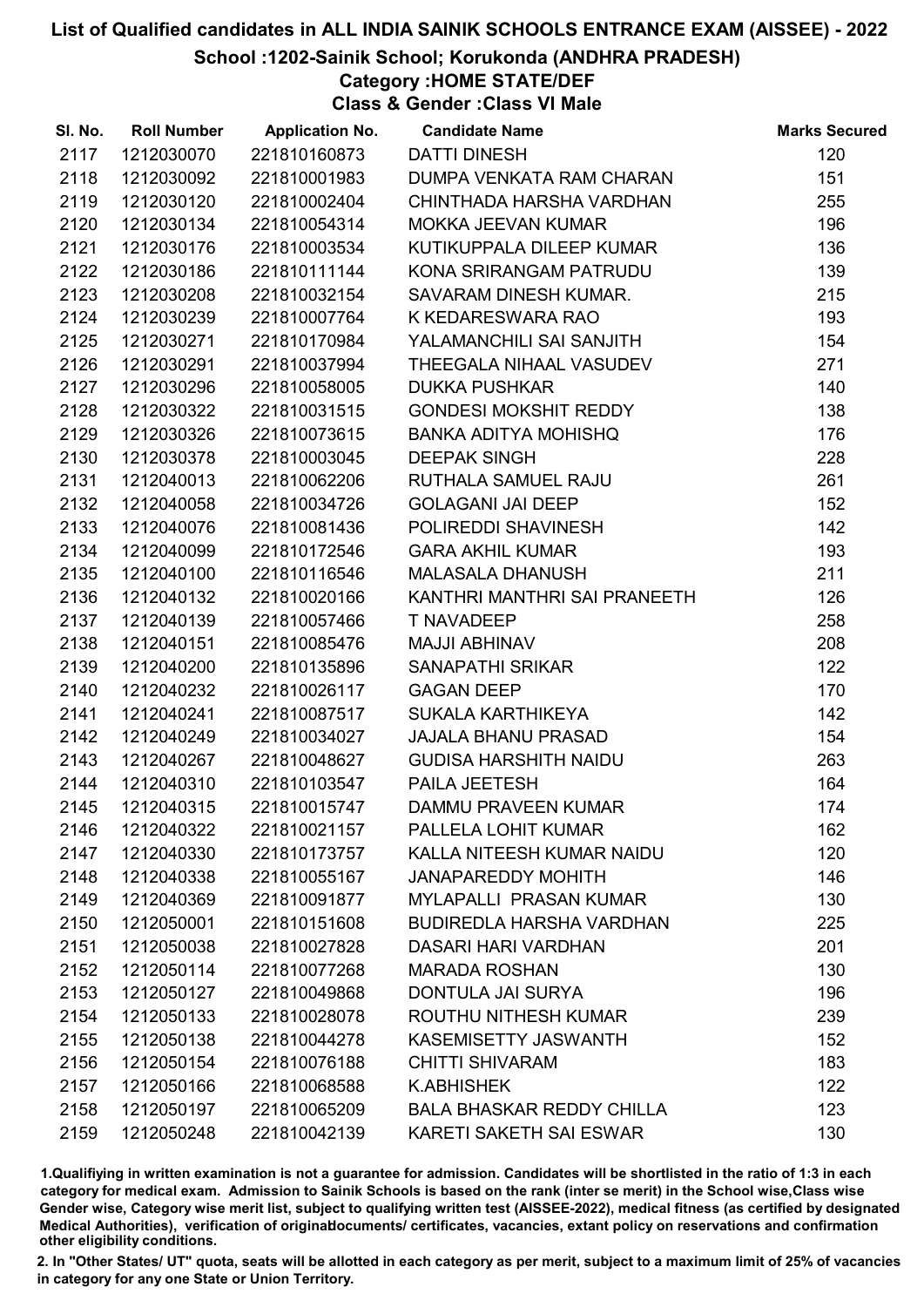# List of Qualified candidates in ALL INDIA SAINIK SCHOOLS ENTRANCE EXAM (AISSEE) - 2022

## School :1202-Sainik School; Korukonda (ANDHRA PRADESH)

### Category :HOME STATE/DEF

### Class & Gender :Class VI Male

| Sl. No. | Roll Number | Application No. | Candidate Name | Marks Secured |
|---|---|---|---|---|
| 2117 | 1212030070 | 221810160873 | DATTI DINESH | 120 |
| 2118 | 1212030092 | 221810001983 | DUMPA VENKATA RAM CHARAN | 151 |
| 2119 | 1212030120 | 221810002404 | CHINTHADA HARSHA VARDHAN | 255 |
| 2120 | 1212030134 | 221810054314 | MOKKA JEEVAN KUMAR | 196 |
| 2121 | 1212030176 | 221810003534 | KUTIKUPPALA DILEEP KUMAR | 136 |
| 2122 | 1212030186 | 221810111144 | KONA SRIRANGAM PATRUDU | 139 |
| 2123 | 1212030208 | 221810032154 | SAVARAM DINESH KUMAR. | 215 |
| 2124 | 1212030239 | 221810007764 | K KEDARESWARA RAO | 193 |
| 2125 | 1212030271 | 221810170984 | YALAMANCHILI SAI SANJITH | 154 |
| 2126 | 1212030291 | 221810037994 | THEEGALA NIHAAL VASUDEV | 271 |
| 2127 | 1212030296 | 221810058005 | DUKKA PUSHKAR | 140 |
| 2128 | 1212030322 | 221810031515 | GONDESI MOKSHIT REDDY | 138 |
| 2129 | 1212030326 | 221810073615 | BANKA ADITYA MOHISHQ | 176 |
| 2130 | 1212030378 | 221810003045 | DEEPAK SINGH | 228 |
| 2131 | 1212040013 | 221810062206 | RUTHALA SAMUEL RAJU | 261 |
| 2132 | 1212040058 | 221810034726 | GOLAGANI JAI DEEP | 152 |
| 2133 | 1212040076 | 221810081436 | POLIREDDI SHAVINESH | 142 |
| 2134 | 1212040099 | 221810172546 | GARA AKHIL KUMAR | 193 |
| 2135 | 1212040100 | 221810116546 | MALASALA DHANUSH | 211 |
| 2136 | 1212040132 | 221810020166 | KANTHRI MANTHRI SAI PRANEETH | 126 |
| 2137 | 1212040139 | 221810057466 | T NAVADEEP | 258 |
| 2138 | 1212040151 | 221810085476 | MAJJI ABHINAV | 208 |
| 2139 | 1212040200 | 221810135896 | SANAPATHI SRIKAR | 122 |
| 2140 | 1212040232 | 221810026117 | GAGAN DEEP | 170 |
| 2141 | 1212040241 | 221810087517 | SUKALA KARTHIKEYA | 142 |
| 2142 | 1212040249 | 221810034027 | JAJALA BHANU PRASAD | 154 |
| 2143 | 1212040267 | 221810048627 | GUDISA HARSHITH NAIDU | 263 |
| 2144 | 1212040310 | 221810103547 | PAILA JEETESH | 164 |
| 2145 | 1212040315 | 221810015747 | DAMMU PRAVEEN KUMAR | 174 |
| 2146 | 1212040322 | 221810021157 | PALLELA LOHIT KUMAR | 162 |
| 2147 | 1212040330 | 221810173757 | KALLA NITEESH KUMAR NAIDU | 120 |
| 2148 | 1212040338 | 221810055167 | JANAPAREDDY MOHITH | 146 |
| 2149 | 1212040369 | 221810091877 | MYLAPALLI PRASAN KUMAR | 130 |
| 2150 | 1212050001 | 221810151608 | BUDIREDLA HARSHA VARDHAN | 225 |
| 2151 | 1212050038 | 221810027828 | DASARI HARI VARDHAN | 201 |
| 2152 | 1212050114 | 221810077268 | MARADA ROSHAN | 130 |
| 2153 | 1212050127 | 221810049868 | DONTULA JAI SURYA | 196 |
| 2154 | 1212050133 | 221810028078 | ROUTHU NITHESH KUMAR | 239 |
| 2155 | 1212050138 | 221810044278 | KASEMISETTY JASWANTH | 152 |
| 2156 | 1212050154 | 221810076188 | CHITTI SHIVARAM | 183 |
| 2157 | 1212050166 | 221810068588 | K.ABHISHEK | 122 |
| 2158 | 1212050197 | 221810065209 | BALA BHASKAR REDDY CHILLA | 123 |
| 2159 | 1212050248 | 221810042139 | KARETI SAKETH SAI ESWAR | 130 |

1.Qualifiying in written examination is not a guarantee for admission. Candidates will be shortlisted in the ratio of 1:3 in each category for medical exam. Admission to Sainik Schools is based on the rank (inter se merit) in the School wise,Class wise Gender wise, Category wise merit list, subject to qualifying written test (AISSEE-2022), medical fitness (as certified by designated Medical Authorities), verification of originaldocuments/ certificates, vacancies, extant policy on reservations and confirmation other eligibility conditions.

2. In "Other States/ UT" quota, seats will be allotted in each category as per merit, subject to a maximum limit of 25% of vacancies in category for any one State or Union Territory.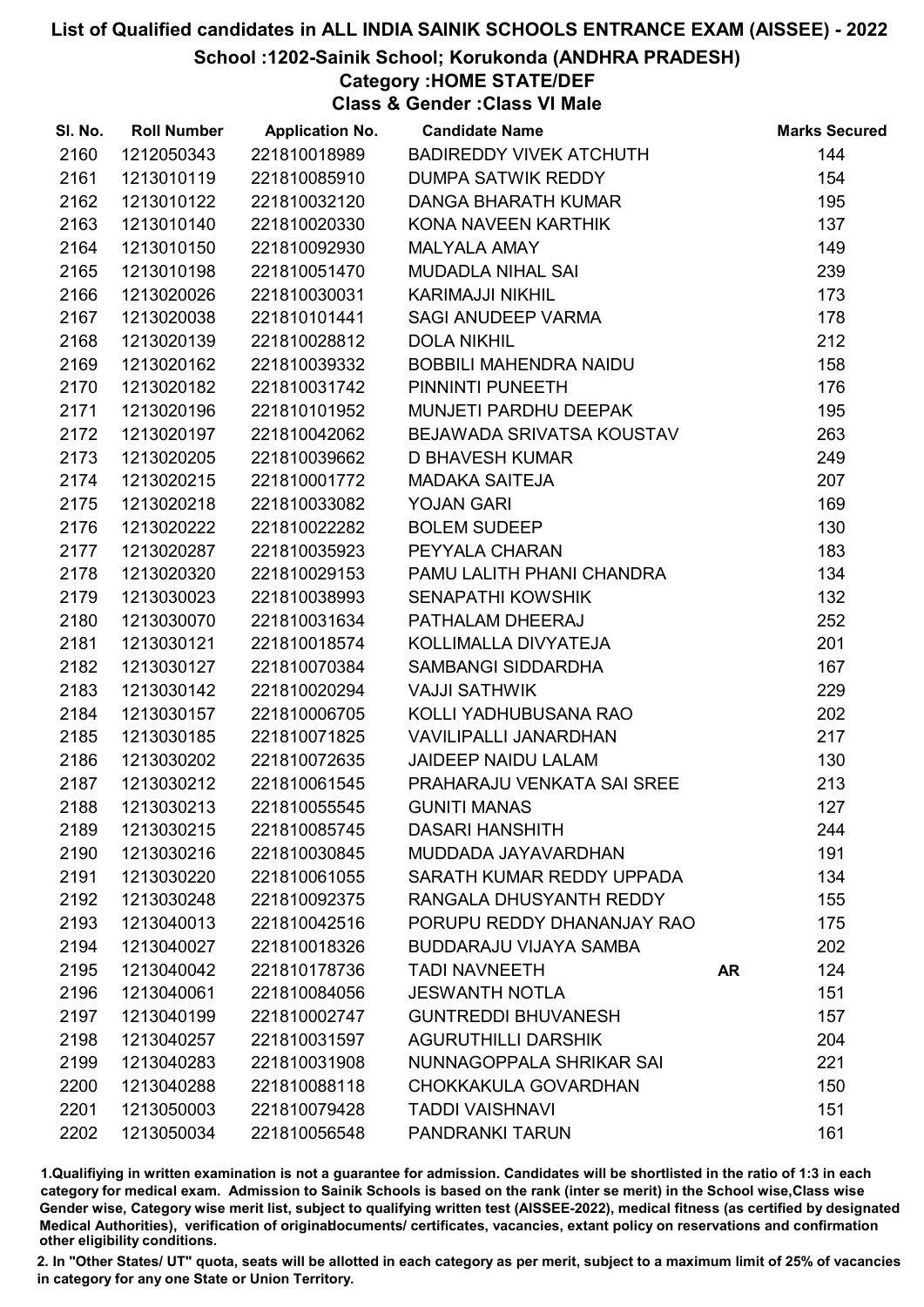# List of Qualified candidates in ALL INDIA SAINIK SCHOOLS ENTRANCE EXAM (AISSEE) - 2022

## School :1202-Sainik School; Korukonda (ANDHRA PRADESH)

### Category :HOME STATE/DEF

### Class & Gender :Class VI Male

| Sl. No. | Roll Number | Application No. | Candidate Name | | Marks Secured |
|---|---|---|---|---|---|
| 2160 | 1212050343 | 221810018989 | BADIREDDY VIVEK ATCHUTH | | 144 |
| 2161 | 1213010119 | 221810085910 | DUMPA SATWIK REDDY | | 154 |
| 2162 | 1213010122 | 221810032120 | DANGA BHARATH KUMAR | | 195 |
| 2163 | 1213010140 | 221810020330 | KONA NAVEEN KARTHIK | | 137 |
| 2164 | 1213010150 | 221810092930 | MALYALA AMAY | | 149 |
| 2165 | 1213010198 | 221810051470 | MUDADLA NIHAL SAI | | 239 |
| 2166 | 1213020026 | 221810030031 | KARIMAJJI NIKHIL | | 173 |
| 2167 | 1213020038 | 221810101441 | SAGI ANUDEEP VARMA | | 178 |
| 2168 | 1213020139 | 221810028812 | DOLA NIKHIL | | 212 |
| 2169 | 1213020162 | 221810039332 | BOBBILI MAHENDRA NAIDU | | 158 |
| 2170 | 1213020182 | 221810031742 | PINNINTI PUNEETH | | 176 |
| 2171 | 1213020196 | 221810101952 | MUNJETI PARDHU DEEPAK | | 195 |
| 2172 | 1213020197 | 221810042062 | BEJAWADA SRIVATSA KOUSTAV | | 263 |
| 2173 | 1213020205 | 221810039662 | D BHAVESH KUMAR | | 249 |
| 2174 | 1213020215 | 221810001772 | MADAKA SAITEJA | | 207 |
| 2175 | 1213020218 | 221810033082 | YOJAN GARI | | 169 |
| 2176 | 1213020222 | 221810022282 | BOLEM SUDEEP | | 130 |
| 2177 | 1213020287 | 221810035923 | PEYYALA CHARAN | | 183 |
| 2178 | 1213020320 | 221810029153 | PAMU LALITH PHANI CHANDRA | | 134 |
| 2179 | 1213030023 | 221810038993 | SENAPATHI KOWSHIK | | 132 |
| 2180 | 1213030070 | 221810031634 | PATHALAM DHEERAJ | | 252 |
| 2181 | 1213030121 | 221810018574 | KOLLIMALLA DIVYATEJA | | 201 |
| 2182 | 1213030127 | 221810070384 | SAMBANGI SIDDARDHA | | 167 |
| 2183 | 1213030142 | 221810020294 | VAJJI SATHWIK | | 229 |
| 2184 | 1213030157 | 221810006705 | KOLLI YADHUBUSANA RAO | | 202 |
| 2185 | 1213030185 | 221810071825 | VAVILIPALLI JANARDHAN | | 217 |
| 2186 | 1213030202 | 221810072635 | JAIDEEP NAIDU LALAM | | 130 |
| 2187 | 1213030212 | 221810061545 | PRAHARAJU VENKATA SAI SREE | | 213 |
| 2188 | 1213030213 | 221810055545 | GUNITI MANAS | | 127 |
| 2189 | 1213030215 | 221810085745 | DASARI HANSHITH | | 244 |
| 2190 | 1213030216 | 221810030845 | MUDDADA JAYAVARDHAN | | 191 |
| 2191 | 1213030220 | 221810061055 | SARATH KUMAR REDDY UPPADA | | 134 |
| 2192 | 1213030248 | 221810092375 | RANGALA DHUSYANTH REDDY | | 155 |
| 2193 | 1213040013 | 221810042516 | PORUPU REDDY DHANANJAY RAO | | 175 |
| 2194 | 1213040027 | 221810018326 | BUDDARAJU VIJAYA SAMBA | | 202 |
| 2195 | 1213040042 | 221810178736 | TADI NAVNEETH | **AR** | 124 |
| 2196 | 1213040061 | 221810084056 | JESWANTH NOTLA | | 151 |
| 2197 | 1213040199 | 221810002747 | GUNTREDDI BHUVANESH | | 157 |
| 2198 | 1213040257 | 221810031597 | AGURUTHILLI DARSHIK | | 204 |
| 2199 | 1213040283 | 221810031908 | NUNNAGOPPALA SHRIKAR SAI | | 221 |
| 2200 | 1213040288 | 221810088118 | CHOKKAKULA GOVARDHAN | | 150 |
| 2201 | 1213050003 | 221810079428 | TADDI VAISHNAVI | | 151 |
| 2202 | 1213050034 | 221810056548 | PANDRANKI TARUN | | 161 |

1.Qualifiying in written examination is not a guarantee for admission. Candidates will be shortlisted in the ratio of 1:3 in each category for medical exam. Admission to Sainik Schools is based on the rank (inter se merit) in the School wise,Class wise Gender wise, Category wise merit list, subject to qualifying written test (AISSEE-2022), medical fitness (as certified by designated Medical Authorities), verification of originaldocuments/ certificates, vacancies, extant policy on reservations and confirmation other eligibility conditions.

2. In "Other States/ UT" quota, seats will be allotted in each category as per merit, subject to a maximum limit of 25% of vacancies in category for any one State or Union Territory.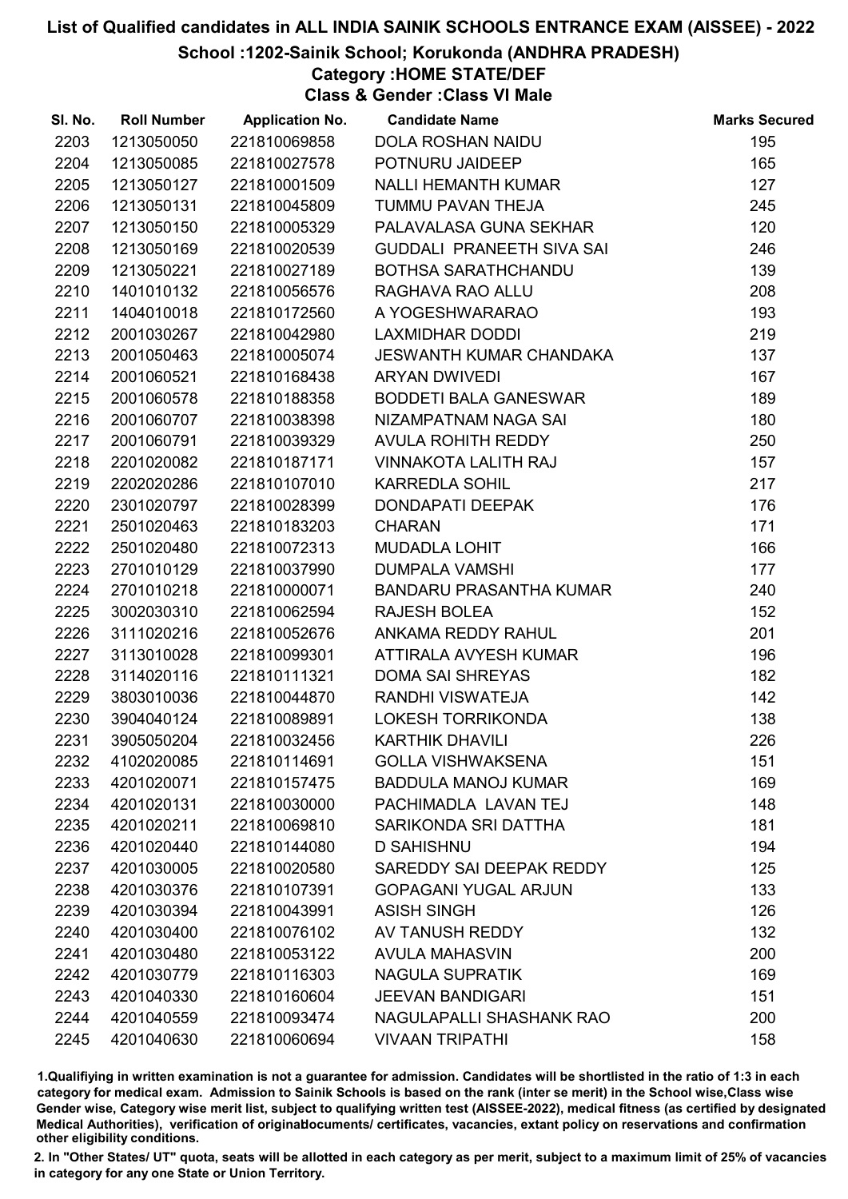# List of Qualified candidates in ALL INDIA SAINIK SCHOOLS ENTRANCE EXAM (AISSEE) - 2022

## School :1202-Sainik School; Korukonda (ANDHRA PRADESH)

### Category :HOME STATE/DEF

### Class & Gender :Class VI Male

| Sl. No. | Roll Number | Application No. | Candidate Name | Marks Secured |
|---|---|---|---|---|
| 2203 | 1213050050 | 221810069858 | DOLA ROSHAN NAIDU | 195 |
| 2204 | 1213050085 | 221810027578 | POTNURU JAIDEEP | 165 |
| 2205 | 1213050127 | 221810001509 | NALLI HEMANTH KUMAR | 127 |
| 2206 | 1213050131 | 221810045809 | TUMMU PAVAN THEJA | 245 |
| 2207 | 1213050150 | 221810005329 | PALAVALASA GUNA SEKHAR | 120 |
| 2208 | 1213050169 | 221810020539 | GUDDALI PRANEETH SIVA SAI | 246 |
| 2209 | 1213050221 | 221810027189 | BOTHSA SARATHCHANDU | 139 |
| 2210 | 1401010132 | 221810056576 | RAGHAVA RAO ALLU | 208 |
| 2211 | 1404010018 | 221810172560 | A YOGESHWARARAO | 193 |
| 2212 | 2001030267 | 221810042980 | LAXMIDHAR DODDI | 219 |
| 2213 | 2001050463 | 221810005074 | JESWANTH KUMAR CHANDAKA | 137 |
| 2214 | 2001060521 | 221810168438 | ARYAN DWIVEDI | 167 |
| 2215 | 2001060578 | 221810188358 | BODDETI BALA GANESWAR | 189 |
| 2216 | 2001060707 | 221810038398 | NIZAMPATNAM NAGA SAI | 180 |
| 2217 | 2001060791 | 221810039329 | AVULA ROHITH REDDY | 250 |
| 2218 | 2201020082 | 221810187171 | VINNAKOTA LALITH RAJ | 157 |
| 2219 | 2202020286 | 221810107010 | KARREDLA SOHIL | 217 |
| 2220 | 2301020797 | 221810028399 | DONDAPATI DEEPAK | 176 |
| 2221 | 2501020463 | 221810183203 | CHARAN | 171 |
| 2222 | 2501020480 | 221810072313 | MUDADLA LOHIT | 166 |
| 2223 | 2701010129 | 221810037990 | DUMPALA VAMSHI | 177 |
| 2224 | 2701010218 | 221810000071 | BANDARU PRASANTHA KUMAR | 240 |
| 2225 | 3002030310 | 221810062594 | RAJESH BOLEA | 152 |
| 2226 | 3111020216 | 221810052676 | ANKAMA REDDY RAHUL | 201 |
| 2227 | 3113010028 | 221810099301 | ATTIRALA AVYESH KUMAR | 196 |
| 2228 | 3114020116 | 221810111321 | DOMA SAI SHREYAS | 182 |
| 2229 | 3803010036 | 221810044870 | RANDHI VISWATEJA | 142 |
| 2230 | 3904040124 | 221810089891 | LOKESH TORRIKONDA | 138 |
| 2231 | 3905050204 | 221810032456 | KARTHIK DHAVILI | 226 |
| 2232 | 4102020085 | 221810114691 | GOLLA VISHWAKSENA | 151 |
| 2233 | 4201020071 | 221810157475 | BADDULA MANOJ KUMAR | 169 |
| 2234 | 4201020131 | 221810030000 | PACHIMADLA LAVAN TEJ | 148 |
| 2235 | 4201020211 | 221810069810 | SARIKONDA SRI DATTHA | 181 |
| 2236 | 4201020440 | 221810144080 | D SAHISHNU | 194 |
| 2237 | 4201030005 | 221810020580 | SAREDDY SAI DEEPAK REDDY | 125 |
| 2238 | 4201030376 | 221810107391 | GOPAGANI YUGAL ARJUN | 133 |
| 2239 | 4201030394 | 221810043991 | ASISH SINGH | 126 |
| 2240 | 4201030400 | 221810076102 | AV TANUSH REDDY | 132 |
| 2241 | 4201030480 | 221810053122 | AVULA MAHASVIN | 200 |
| 2242 | 4201030779 | 221810116303 | NAGULA SUPRATIK | 169 |
| 2243 | 4201040330 | 221810160604 | JEEVAN BANDIGARI | 151 |
| 2244 | 4201040559 | 221810093474 | NAGULAPALLI SHASHANK RAO | 200 |
| 2245 | 4201040630 | 221810060694 | VIVAAN TRIPATHI | 158 |

1.Qualifiying in written examination is not a guarantee for admission. Candidates will be shortlisted in the ratio of 1:3 in each category for medical exam. Admission to Sainik Schools is based on the rank (inter se merit) in the School wise,Class wise Gender wise, Category wise merit list, subject to qualifying written test (AISSEE-2022), medical fitness (as certified by designated Medical Authorities), verification of originaldocuments/ certificates, vacancies, extant policy on reservations and confirmation other eligibility conditions.

2. In "Other States/ UT" quota, seats will be allotted in each category as per merit, subject to a maximum limit of 25% of vacancies in category for any one State or Union Territory.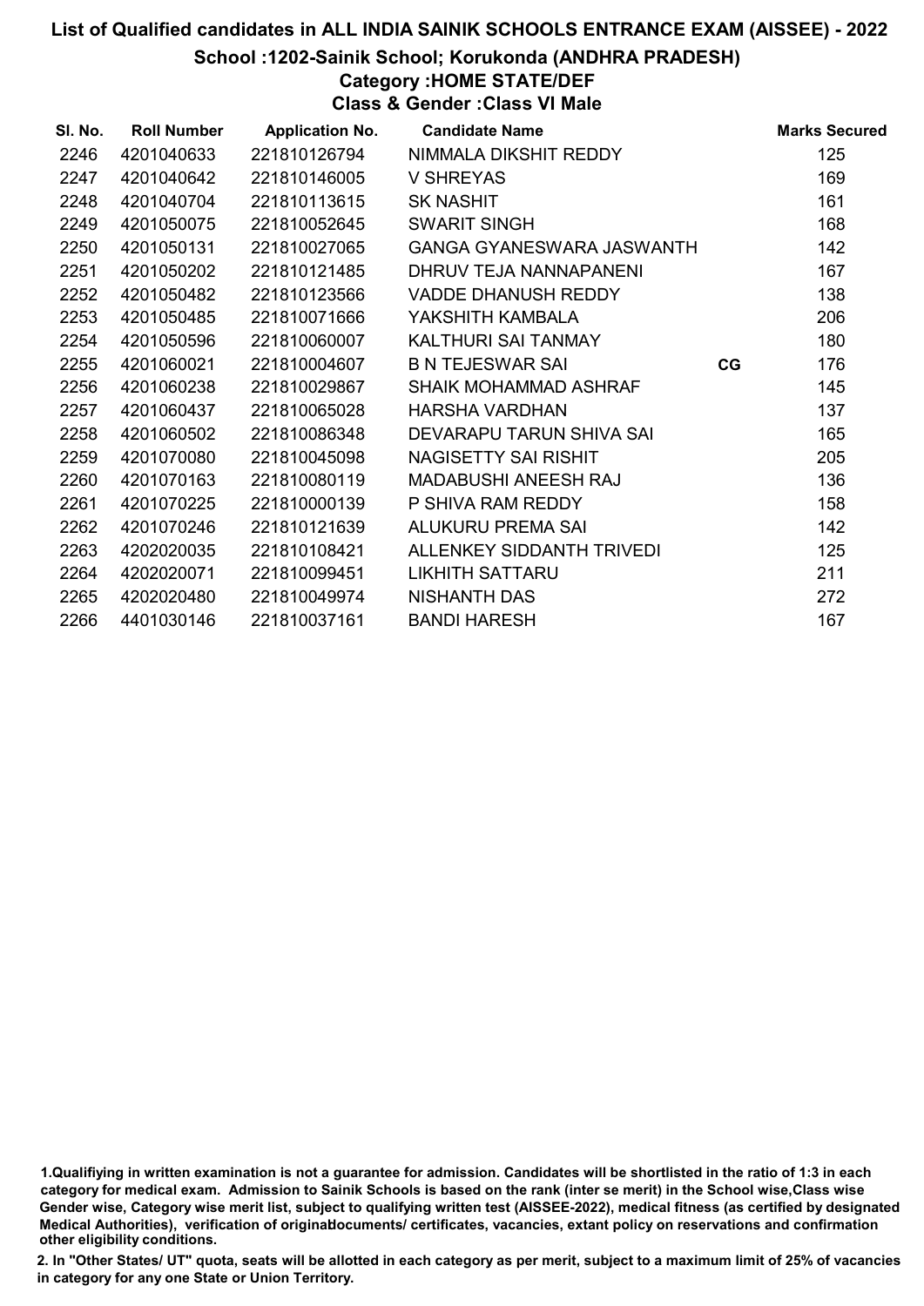# List of Qualified candidates in ALL INDIA SAINIK SCHOOLS ENTRANCE EXAM (AISSEE) - 2022

## School :1202-Sainik School; Korukonda (ANDHRA PRADESH)

### Category :HOME STATE/DEF

### Class & Gender :Class VI Male

| Sl. No. | Roll Number | Application No. | Candidate Name | | Marks Secured |
|---|---|---|---|---|---|
| 2246 | 4201040633 | 221810126794 | NIMMALA DIKSHIT REDDY | | 125 |
| 2247 | 4201040642 | 221810146005 | V SHREYAS | | 169 |
| 2248 | 4201040704 | 221810113615 | SK NASHIT | | 161 |
| 2249 | 4201050075 | 221810052645 | SWARIT SINGH | | 168 |
| 2250 | 4201050131 | 221810027065 | GANGA GYANESWARA JASWANTH | | 142 |
| 2251 | 4201050202 | 221810121485 | DHRUV TEJA NANNAPANENI | | 167 |
| 2252 | 4201050482 | 221810123566 | VADDE DHANUSH REDDY | | 138 |
| 2253 | 4201050485 | 221810071666 | YAKSHITH KAMBALA | | 206 |
| 2254 | 4201050596 | 221810060007 | KALTHURI SAI TANMAY | | 180 |
| 2255 | 4201060021 | 221810004607 | B N TEJESWAR SAI | CG | 176 |
| 2256 | 4201060238 | 221810029867 | SHAIK MOHAMMAD ASHRAF | | 145 |
| 2257 | 4201060437 | 221810065028 | HARSHA VARDHAN | | 137 |
| 2258 | 4201060502 | 221810086348 | DEVARAPU TARUN SHIVA SAI | | 165 |
| 2259 | 4201070080 | 221810045098 | NAGISETTY SAI RISHIT | | 205 |
| 2260 | 4201070163 | 221810080119 | MADABUSHI ANEESH RAJ | | 136 |
| 2261 | 4201070225 | 221810000139 | P SHIVA RAM REDDY | | 158 |
| 2262 | 4201070246 | 221810121639 | ALUKURU PREMA SAI | | 142 |
| 2263 | 4202020035 | 221810108421 | ALLENKEY SIDDANTH TRIVEDI | | 125 |
| 2264 | 4202020071 | 221810099451 | LIKHITH SATTARU | | 211 |
| 2265 | 4202020480 | 221810049974 | NISHANTH DAS | | 272 |
| 2266 | 4401030146 | 221810037161 | BANDI HARESH | | 167 |

1.Qualifiying in written examination is not a guarantee for admission. Candidates will be shortlisted in the ratio of 1:3 in each category for medical exam. Admission to Sainik Schools is based on the rank (inter se merit) in the School wise,Class wise Gender wise, Category wise merit list, subject to qualifying written test (AISSEE-2022), medical fitness (as certified by designated Medical Authorities), verification of originaldocuments/ certificates, vacancies, extant policy on reservations and confirmation other eligibility conditions.

2. In "Other States/ UT" quota, seats will be allotted in each category as per merit, subject to a maximum limit of 25% of vacancies in category for any one State or Union Territory.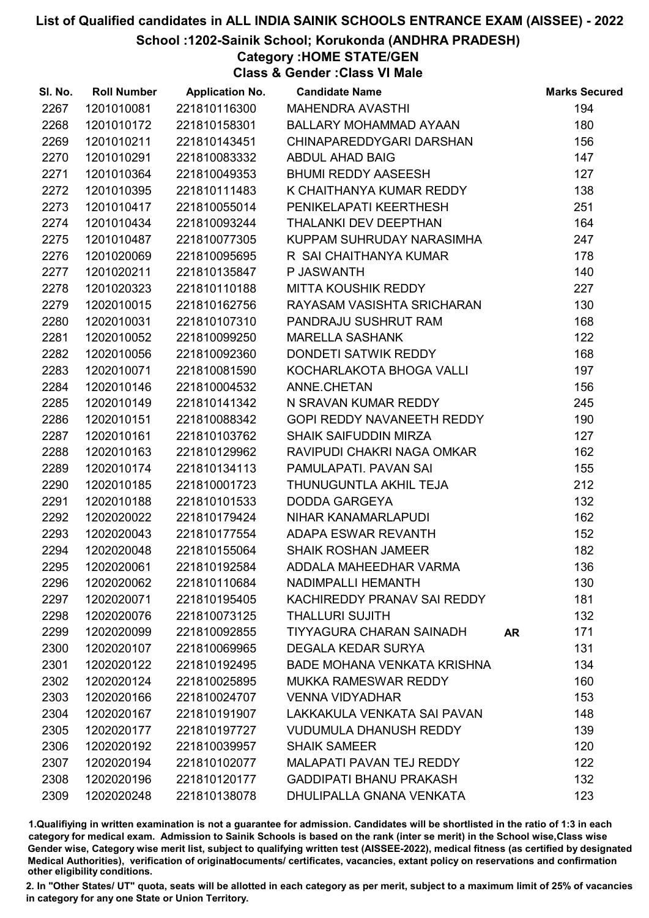# List of Qualified candidates in ALL INDIA SAINIK SCHOOLS ENTRANCE EXAM (AISSEE) - 2022

## School :1202-Sainik School; Korukonda (ANDHRA PRADESH)

### Category :HOME STATE/GEN

### Class & Gender :Class VI Male

| Sl. No. | Roll Number | Application No. | Candidate Name | | Marks Secured |
|---|---|---|---|---|---|
| 2267 | 1201010081 | 221810116300 | MAHENDRA AVASTHI | | 194 |
| 2268 | 1201010172 | 221810158301 | BALLARY MOHAMMAD AYAAN | | 180 |
| 2269 | 1201010211 | 221810143451 | CHINAPAREDDYGARI DARSHAN | | 156 |
| 2270 | 1201010291 | 221810083332 | ABDUL AHAD BAIG | | 147 |
| 2271 | 1201010364 | 221810049353 | BHUMI REDDY AASEESH | | 127 |
| 2272 | 1201010395 | 221810111483 | K CHAITHANYA KUMAR REDDY | | 138 |
| 2273 | 1201010417 | 221810055014 | PENIKELAPATI KEERTHESH | | 251 |
| 2274 | 1201010434 | 221810093244 | THALANKI DEV DEEPTHAN | | 164 |
| 2275 | 1201010487 | 221810077305 | KUPPAM SUHRUDAY NARASIMHA | | 247 |
| 2276 | 1201020069 | 221810095695 | R SAI CHAITHANYA KUMAR | | 178 |
| 2277 | 1201020211 | 221810135847 | P JASWANTH | | 140 |
| 2278 | 1201020323 | 221810110188 | MITTA KOUSHIK REDDY | | 227 |
| 2279 | 1202010015 | 221810162756 | RAYASAM VASISHTA SRICHARAN | | 130 |
| 2280 | 1202010031 | 221810107310 | PANDRAJU SUSHRUT RAM | | 168 |
| 2281 | 1202010052 | 221810099250 | MARELLA SASHANK | | 122 |
| 2282 | 1202010056 | 221810092360 | DONDETI SATWIK REDDY | | 168 |
| 2283 | 1202010071 | 221810081590 | KOCHARLAKOTA BHOGA VALLI | | 197 |
| 2284 | 1202010146 | 221810004532 | ANNE.CHETAN | | 156 |
| 2285 | 1202010149 | 221810141342 | N SRAVAN KUMAR REDDY | | 245 |
| 2286 | 1202010151 | 221810088342 | GOPI REDDY NAVANEETH REDDY | | 190 |
| 2287 | 1202010161 | 221810103762 | SHAIK SAIFUDDIN MIRZA | | 127 |
| 2288 | 1202010163 | 221810129962 | RAVIPUDI CHAKRI NAGA OMKAR | | 162 |
| 2289 | 1202010174 | 221810134113 | PAMULAPATI. PAVAN SAI | | 155 |
| 2290 | 1202010185 | 221810001723 | THUNUGUNTLA AKHIL TEJA | | 212 |
| 2291 | 1202010188 | 221810101533 | DODDA GARGEYA | | 132 |
| 2292 | 1202020022 | 221810179424 | NIHAR KANAMARLAPUDI | | 162 |
| 2293 | 1202020043 | 221810177554 | ADAPA ESWAR REVANTH | | 152 |
| 2294 | 1202020048 | 221810155064 | SHAIK ROSHAN JAMEER | | 182 |
| 2295 | 1202020061 | 221810192584 | ADDALA MAHEEDHAR VARMA | | 136 |
| 2296 | 1202020062 | 221810110684 | NADIMPALLI HEMANTH | | 130 |
| 2297 | 1202020071 | 221810195405 | KACHIREDDY PRANAV SAI REDDY | | 181 |
| 2298 | 1202020076 | 221810073125 | THALLURI SUJITH | | 132 |
| 2299 | 1202020099 | 221810092855 | TIYYAGURA CHARAN SAINADH | AR | 171 |
| 2300 | 1202020107 | 221810069965 | DEGALA KEDAR SURYA | | 131 |
| 2301 | 1202020122 | 221810192495 | BADE MOHANA VENKATA KRISHNA | | 134 |
| 2302 | 1202020124 | 221810025895 | MUKKA RAMESWAR REDDY | | 160 |
| 2303 | 1202020166 | 221810024707 | VENNA VIDYADHAR | | 153 |
| 2304 | 1202020167 | 221810191907 | LAKKAKULA VENKATA SAI PAVAN | | 148 |
| 2305 | 1202020177 | 221810197727 | VUDUMULA DHANUSH REDDY | | 139 |
| 2306 | 1202020192 | 221810039957 | SHAIK SAMEER | | 120 |
| 2307 | 1202020194 | 221810102077 | MALAPATI PAVAN TEJ REDDY | | 122 |
| 2308 | 1202020196 | 221810120177 | GADDIPATI BHANU PRAKASH | | 132 |
| 2309 | 1202020248 | 221810138078 | DHULIPALLA GNANA VENKATA | | 123 |

1.Qualifiying in written examination is not a guarantee for admission. Candidates will be shortlisted in the ratio of 1:3 in each category for medical exam. Admission to Sainik Schools is based on the rank (inter se merit) in the School wise,Class wise Gender wise, Category wise merit list, subject to qualifying written test (AISSEE-2022), medical fitness (as certified by designated Medical Authorities), verification of originaldocuments/ certificates, vacancies, extant policy on reservations and confirmation other eligibility conditions.

2. In "Other States/ UT" quota, seats will be allotted in each category as per merit, subject to a maximum limit of 25% of vacancies in category for any one State or Union Territory.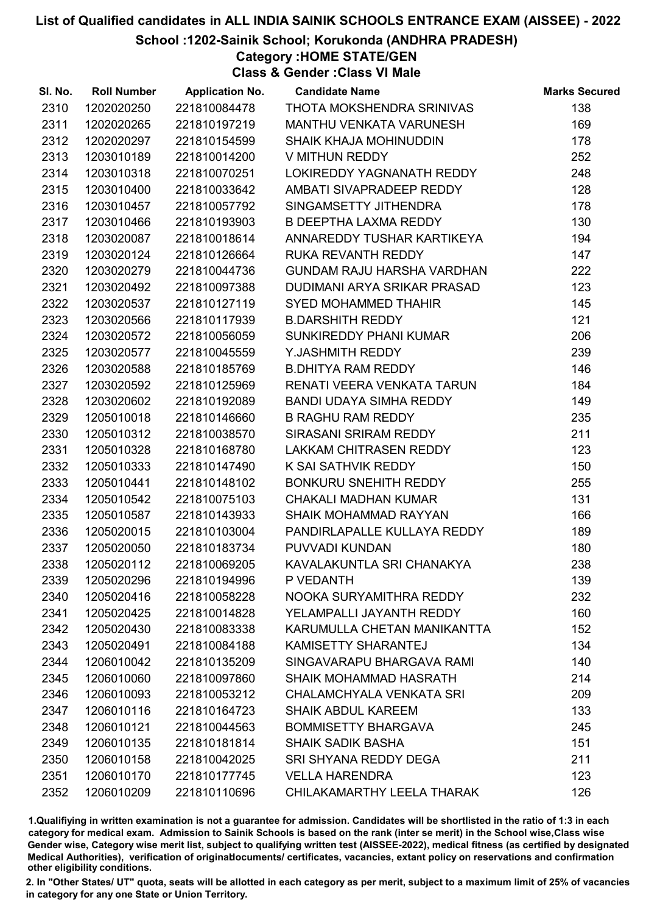# List of Qualified candidates in ALL INDIA SAINIK SCHOOLS ENTRANCE EXAM (AISSEE) - 2022

## School :1202-Sainik School; Korukonda (ANDHRA PRADESH)

### Category :HOME STATE/GEN

### Class & Gender :Class VI Male

| Sl. No. | Roll Number | Application No. | Candidate Name | Marks Secured |
|---|---|---|---|---|
| 2310 | 1202020250 | 221810084478 | THOTA MOKSHENDRA SRINIVAS | 138 |
| 2311 | 1202020265 | 221810197219 | MANTHU VENKATA VARUNESH | 169 |
| 2312 | 1202020297 | 221810154599 | SHAIK KHAJA MOHINUDDIN | 178 |
| 2313 | 1203010189 | 221810014200 | V MITHUN REDDY | 252 |
| 2314 | 1203010318 | 221810070251 | LOKIREDDY YAGNANATH REDDY | 248 |
| 2315 | 1203010400 | 221810033642 | AMBATI SIVAPRADEEP REDDY | 128 |
| 2316 | 1203010457 | 221810057792 | SINGAMSETTY JITHENDRA | 178 |
| 2317 | 1203010466 | 221810193903 | B DEEPTHA LAXMA REDDY | 130 |
| 2318 | 1203020087 | 221810018614 | ANNAREDDY TUSHAR KARTIKEYA | 194 |
| 2319 | 1203020124 | 221810126664 | RUKA REVANTH REDDY | 147 |
| 2320 | 1203020279 | 221810044736 | GUNDAM RAJU HARSHA VARDHAN | 222 |
| 2321 | 1203020492 | 221810097388 | DUDIMANI ARYA SRIKAR PRASAD | 123 |
| 2322 | 1203020537 | 221810127119 | SYED MOHAMMED THAHIR | 145 |
| 2323 | 1203020566 | 221810117939 | B.DARSHITH REDDY | 121 |
| 2324 | 1203020572 | 221810056059 | SUNKIREDDY PHANI KUMAR | 206 |
| 2325 | 1203020577 | 221810045559 | Y.JASHMITH REDDY | 239 |
| 2326 | 1203020588 | 221810185769 | B.DHITYA RAM REDDY | 146 |
| 2327 | 1203020592 | 221810125969 | RENATI VEERA VENKATA TARUN | 184 |
| 2328 | 1203020602 | 221810192089 | BANDI UDAYA SIMHA REDDY | 149 |
| 2329 | 1205010018 | 221810146660 | B RAGHU RAM REDDY | 235 |
| 2330 | 1205010312 | 221810038570 | SIRASANI SRIRAM REDDY | 211 |
| 2331 | 1205010328 | 221810168780 | LAKKAM CHITRASEN REDDY | 123 |
| 2332 | 1205010333 | 221810147490 | K SAI SATHVIK REDDY | 150 |
| 2333 | 1205010441 | 221810148102 | BONKURU SNEHITH REDDY | 255 |
| 2334 | 1205010542 | 221810075103 | CHAKALI MADHAN KUMAR | 131 |
| 2335 | 1205010587 | 221810143933 | SHAIK MOHAMMAD RAYYAN | 166 |
| 2336 | 1205020015 | 221810103004 | PANDIRLAPALLE KULLAYA REDDY | 189 |
| 2337 | 1205020050 | 221810183734 | PUVVADI KUNDAN | 180 |
| 2338 | 1205020112 | 221810069205 | KAVALAKUNTLA SRI CHANAKYA | 238 |
| 2339 | 1205020296 | 221810194996 | P VEDANTH | 139 |
| 2340 | 1205020416 | 221810058228 | NOOKA SURYAMITHRA REDDY | 232 |
| 2341 | 1205020425 | 221810014828 | YELAMPALLI JAYANTH REDDY | 160 |
| 2342 | 1205020430 | 221810083338 | KARUMULLA CHETAN MANIKANTTA | 152 |
| 2343 | 1205020491 | 221810084188 | KAMISETTY SHARANTEJ | 134 |
| 2344 | 1206010042 | 221810135209 | SINGAVARAPU BHARGAVA RAMI | 140 |
| 2345 | 1206010060 | 221810097860 | SHAIK MOHAMMAD HASRATH | 214 |
| 2346 | 1206010093 | 221810053212 | CHALAMCHYALA VENKATA SRI | 209 |
| 2347 | 1206010116 | 221810164723 | SHAIK ABDUL KAREEM | 133 |
| 2348 | 1206010121 | 221810044563 | BOMMISETTY BHARGAVA | 245 |
| 2349 | 1206010135 | 221810181814 | SHAIK SADIK BASHA | 151 |
| 2350 | 1206010158 | 221810042025 | SRI SHYANA REDDY DEGA | 211 |
| 2351 | 1206010170 | 221810177745 | VELLA HARENDRA | 123 |
| 2352 | 1206010209 | 221810110696 | CHILAKAMARTHY LEELA THARAK | 126 |

1.Qualifiying in written examination is not a guarantee for admission. Candidates will be shortlisted in the ratio of 1:3 in each category for medical exam. Admission to Sainik Schools is based on the rank (inter se merit) in the School wise,Class wise Gender wise, Category wise merit list, subject to qualifying written test (AISSEE-2022), medical fitness (as certified by designated Medical Authorities), verification of originaldocuments/ certificates, vacancies, extant policy on reservations and confirmation other eligibility conditions.

2. In "Other States/ UT" quota, seats will be allotted in each category as per merit, subject to a maximum limit of 25% of vacancies in category for any one State or Union Territory.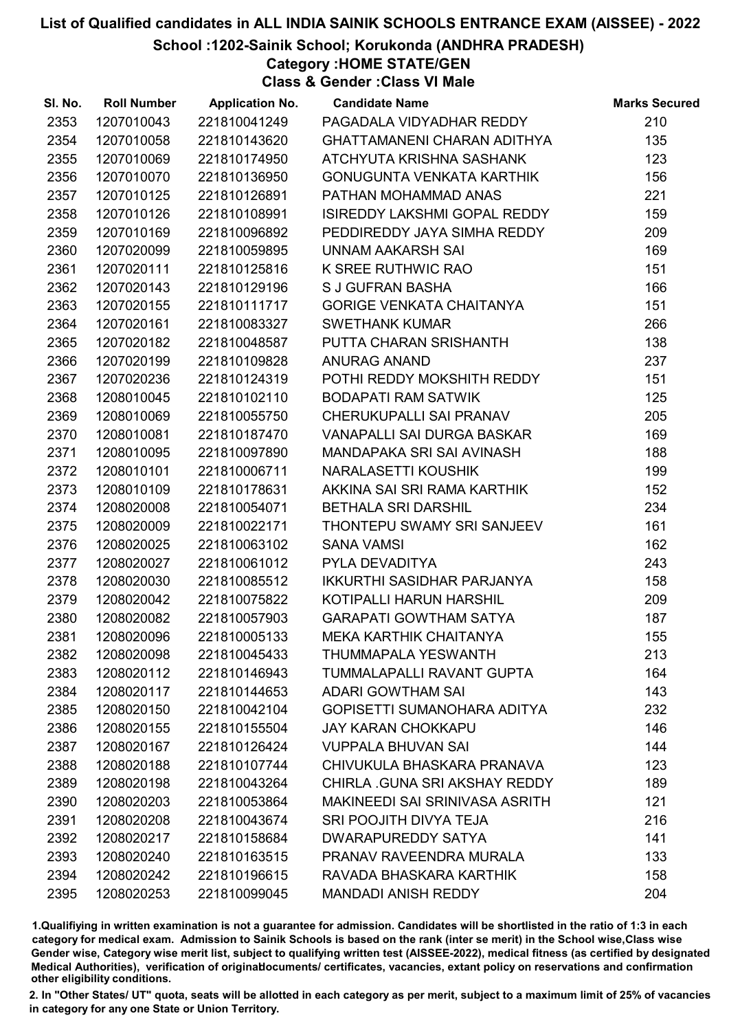# List of Qualified candidates in ALL INDIA SAINIK SCHOOLS ENTRANCE EXAM (AISSEE) - 2022

## School :1202-Sainik School; Korukonda (ANDHRA PRADESH)

### Category :HOME STATE/GEN

### Class & Gender :Class VI Male

| Sl. No. | Roll Number | Application No. | Candidate Name | Marks Secured |
|---|---|---|---|---|
| 2353 | 1207010043 | 221810041249 | PAGADALA VIDYADHAR REDDY | 210 |
| 2354 | 1207010058 | 221810143620 | GHATTAMANENI CHARAN ADITHYA | 135 |
| 2355 | 1207010069 | 221810174950 | ATCHYUTA KRISHNA SASHANK | 123 |
| 2356 | 1207010070 | 221810136950 | GONUGUNTA VENKATA KARTHIK | 156 |
| 2357 | 1207010125 | 221810126891 | PATHAN MOHAMMAD ANAS | 221 |
| 2358 | 1207010126 | 221810108991 | ISIREDDY LAKSHMI GOPAL REDDY | 159 |
| 2359 | 1207010169 | 221810096892 | PEDDIREDDY JAYA SIMHA REDDY | 209 |
| 2360 | 1207020099 | 221810059895 | UNNAM AAKARSH SAI | 169 |
| 2361 | 1207020111 | 221810125816 | K SREE RUTHWIC RAO | 151 |
| 2362 | 1207020143 | 221810129196 | S J GUFRAN BASHA | 166 |
| 2363 | 1207020155 | 221810111717 | GORIGE VENKATA CHAITANYA | 151 |
| 2364 | 1207020161 | 221810083327 | SWETHANK KUMAR | 266 |
| 2365 | 1207020182 | 221810048587 | PUTTA CHARAN SRISHANTH | 138 |
| 2366 | 1207020199 | 221810109828 | ANURAG ANAND | 237 |
| 2367 | 1207020236 | 221810124319 | POTHI REDDY MOKSHITH REDDY | 151 |
| 2368 | 1208010045 | 221810102110 | BODAPATI RAM SATWIK | 125 |
| 2369 | 1208010069 | 221810055750 | CHERUKUPALLI SAI PRANAV | 205 |
| 2370 | 1208010081 | 221810187470 | VANAPALLI SAI DURGA BASKAR | 169 |
| 2371 | 1208010095 | 221810097890 | MANDAPAKA SRI SAI AVINASH | 188 |
| 2372 | 1208010101 | 221810006711 | NARALASETTI KOUSHIK | 199 |
| 2373 | 1208010109 | 221810178631 | AKKINA SAI SRI RAMA KARTHIK | 152 |
| 2374 | 1208020008 | 221810054071 | BETHALA SRI DARSHIL | 234 |
| 2375 | 1208020009 | 221810022171 | THONTEPU SWAMY SRI SANJEEV | 161 |
| 2376 | 1208020025 | 221810063102 | SANA VAMSI | 162 |
| 2377 | 1208020027 | 221810061012 | PYLA DEVADITYA | 243 |
| 2378 | 1208020030 | 221810085512 | IKKURTHI SASIDHAR PARJANYA | 158 |
| 2379 | 1208020042 | 221810075822 | KOTIPALLI HARUN HARSHIL | 209 |
| 2380 | 1208020082 | 221810057903 | GARAPATI GOWTHAM SATYA | 187 |
| 2381 | 1208020096 | 221810005133 | MEKA KARTHIK CHAITANYA | 155 |
| 2382 | 1208020098 | 221810045433 | THUMMAPALA YESWANTH | 213 |
| 2383 | 1208020112 | 221810146943 | TUMMALAPALLI RAVANT GUPTA | 164 |
| 2384 | 1208020117 | 221810144653 | ADARI GOWTHAM SAI | 143 |
| 2385 | 1208020150 | 221810042104 | GOPISETTI SUMANOHARA ADITYA | 232 |
| 2386 | 1208020155 | 221810155504 | JAY KARAN CHOKKAPU | 146 |
| 2387 | 1208020167 | 221810126424 | VUPPALA BHUVAN SAI | 144 |
| 2388 | 1208020188 | 221810107744 | CHIVUKULA BHASKARA PRANAVA | 123 |
| 2389 | 1208020198 | 221810043264 | CHIRLA .GUNA SRI AKSHAY REDDY | 189 |
| 2390 | 1208020203 | 221810053864 | MAKINEEDI SAI SRINIVASA ASRITH | 121 |
| 2391 | 1208020208 | 221810043674 | SRI POOJITH DIVYA TEJA | 216 |
| 2392 | 1208020217 | 221810158684 | DWARAPUREDDY SATYA | 141 |
| 2393 | 1208020240 | 221810163515 | PRANAV RAVEENDRA MURALA | 133 |
| 2394 | 1208020242 | 221810196615 | RAVADA BHASKARA KARTHIK | 158 |
| 2395 | 1208020253 | 221810099045 | MANDADI ANISH REDDY | 204 |

1.Qualifiying in written examination is not a guarantee for admission. Candidates will be shortlisted in the ratio of 1:3 in each category for medical exam. Admission to Sainik Schools is based on the rank (inter se merit) in the School wise,Class wise Gender wise, Category wise merit list, subject to qualifying written test (AISSEE-2022), medical fitness (as certified by designated Medical Authorities), verification of originaldocuments/ certificates, vacancies, extant policy on reservations and confirmation other eligibility conditions.

2. In "Other States/ UT" quota, seats will be allotted in each category as per merit, subject to a maximum limit of 25% of vacancies in category for any one State or Union Territory.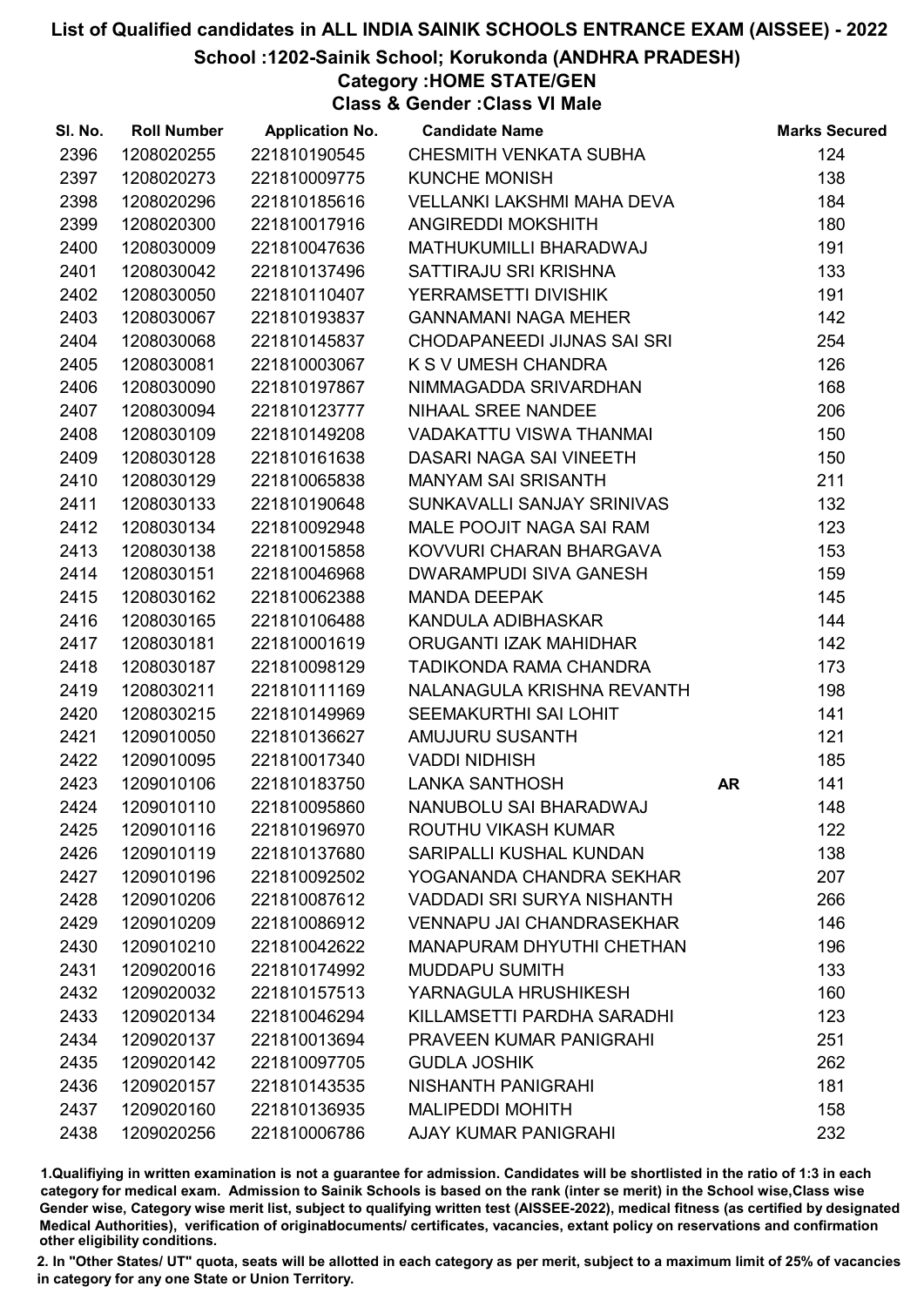# List of Qualified candidates in ALL INDIA SAINIK SCHOOLS ENTRANCE EXAM (AISSEE) - 2022

## School :1202-Sainik School; Korukonda (ANDHRA PRADESH)

### Category :HOME STATE/GEN

### Class & Gender :Class VI Male

| Sl. No. | Roll Number | Application No. | Candidate Name | | Marks Secured |
|---|---|---|---|---|---|
| 2396 | 1208020255 | 221810190545 | CHESMITH VENKATA SUBHA | | 124 |
| 2397 | 1208020273 | 221810009775 | KUNCHE MONISH | | 138 |
| 2398 | 1208020296 | 221810185616 | VELLANKI LAKSHMI MAHA DEVA | | 184 |
| 2399 | 1208020300 | 221810017916 | ANGIREDDI MOKSHITH | | 180 |
| 2400 | 1208030009 | 221810047636 | MATHUKUMILLI BHARADWAJ | | 191 |
| 2401 | 1208030042 | 221810137496 | SATTIRAJU SRI KRISHNA | | 133 |
| 2402 | 1208030050 | 221810110407 | YERRAMSETTI DIVISHIK | | 191 |
| 2403 | 1208030067 | 221810193837 | GANNAMANI NAGA MEHER | | 142 |
| 2404 | 1208030068 | 221810145837 | CHODAPANEEDI JIJNAS SAI SRI | | 254 |
| 2405 | 1208030081 | 221810003067 | K S V UMESH CHANDRA | | 126 |
| 2406 | 1208030090 | 221810197867 | NIMMAGADDA SRIVARDHAN | | 168 |
| 2407 | 1208030094 | 221810123777 | NIHAAL SREE NANDEE | | 206 |
| 2408 | 1208030109 | 221810149208 | VADAKATTU VISWA THANMAI | | 150 |
| 2409 | 1208030128 | 221810161638 | DASARI NAGA SAI VINEETH | | 150 |
| 2410 | 1208030129 | 221810065838 | MANYAM SAI SRISANTH | | 211 |
| 2411 | 1208030133 | 221810190648 | SUNKAVALLI SANJAY SRINIVAS | | 132 |
| 2412 | 1208030134 | 221810092948 | MALE POOJIT NAGA SAI RAM | | 123 |
| 2413 | 1208030138 | 221810015858 | KOVVURI CHARAN BHARGAVA | | 153 |
| 2414 | 1208030151 | 221810046968 | DWARAMPUDI SIVA GANESH | | 159 |
| 2415 | 1208030162 | 221810062388 | MANDA DEEPAK | | 145 |
| 2416 | 1208030165 | 221810106488 | KANDULA ADIBHASKAR | | 144 |
| 2417 | 1208030181 | 221810001619 | ORUGANTI IZAK MAHIDHAR | | 142 |
| 2418 | 1208030187 | 221810098129 | TADIKONDA RAMA CHANDRA | | 173 |
| 2419 | 1208030211 | 221810111169 | NALANAGULA KRISHNA REVANTH | | 198 |
| 2420 | 1208030215 | 221810149969 | SEEMAKURTHI SAI LOHIT | | 141 |
| 2421 | 1209010050 | 221810136627 | AMUJURU SUSANTH | | 121 |
| 2422 | 1209010095 | 221810017340 | VADDI NIDHISH | | 185 |
| 2423 | 1209010106 | 221810183750 | LANKA SANTHOSH | **AR** | 141 |
| 2424 | 1209010110 | 221810095860 | NANUBOLU SAI BHARADWAJ | | 148 |
| 2425 | 1209010116 | 221810196970 | ROUTHU VIKASH KUMAR | | 122 |
| 2426 | 1209010119 | 221810137680 | SARIPALLI KUSHAL KUNDAN | | 138 |
| 2427 | 1209010196 | 221810092502 | YOGANANDA CHANDRA SEKHAR | | 207 |
| 2428 | 1209010206 | 221810087612 | VADDADI SRI SURYA NISHANTH | | 266 |
| 2429 | 1209010209 | 221810086912 | VENNAPU JAI CHANDRASEKHAR | | 146 |
| 2430 | 1209010210 | 221810042622 | MANAPURAM DHYUTHI CHETHAN | | 196 |
| 2431 | 1209020016 | 221810174992 | MUDDAPU SUMITH | | 133 |
| 2432 | 1209020032 | 221810157513 | YARNAGULA HRUSHIKESH | | 160 |
| 2433 | 1209020134 | 221810046294 | KILLAMSETTI PARDHA SARADHI | | 123 |
| 2434 | 1209020137 | 221810013694 | PRAVEEN KUMAR PANIGRAHI | | 251 |
| 2435 | 1209020142 | 221810097705 | GUDLA JOSHIK | | 262 |
| 2436 | 1209020157 | 221810143535 | NISHANTH PANIGRAHI | | 181 |
| 2437 | 1209020160 | 221810136935 | MALIPEDDI MOHITH | | 158 |
| 2438 | 1209020256 | 221810006786 | AJAY KUMAR PANIGRAHI | | 232 |

1.Qualifiying in written examination is not a guarantee for admission. Candidates will be shortlisted in the ratio of 1:3 in each category for medical exam. Admission to Sainik Schools is based on the rank (inter se merit) in the School wise,Class wise Gender wise, Category wise merit list, subject to qualifying written test (AISSEE-2022), medical fitness (as certified by designated Medical Authorities), verification of originaldocuments/ certificates, vacancies, extant policy on reservations and confirmation other eligibility conditions.

2. In "Other States/ UT" quota, seats will be allotted in each category as per merit, subject to a maximum limit of 25% of vacancies in category for any one State or Union Territory.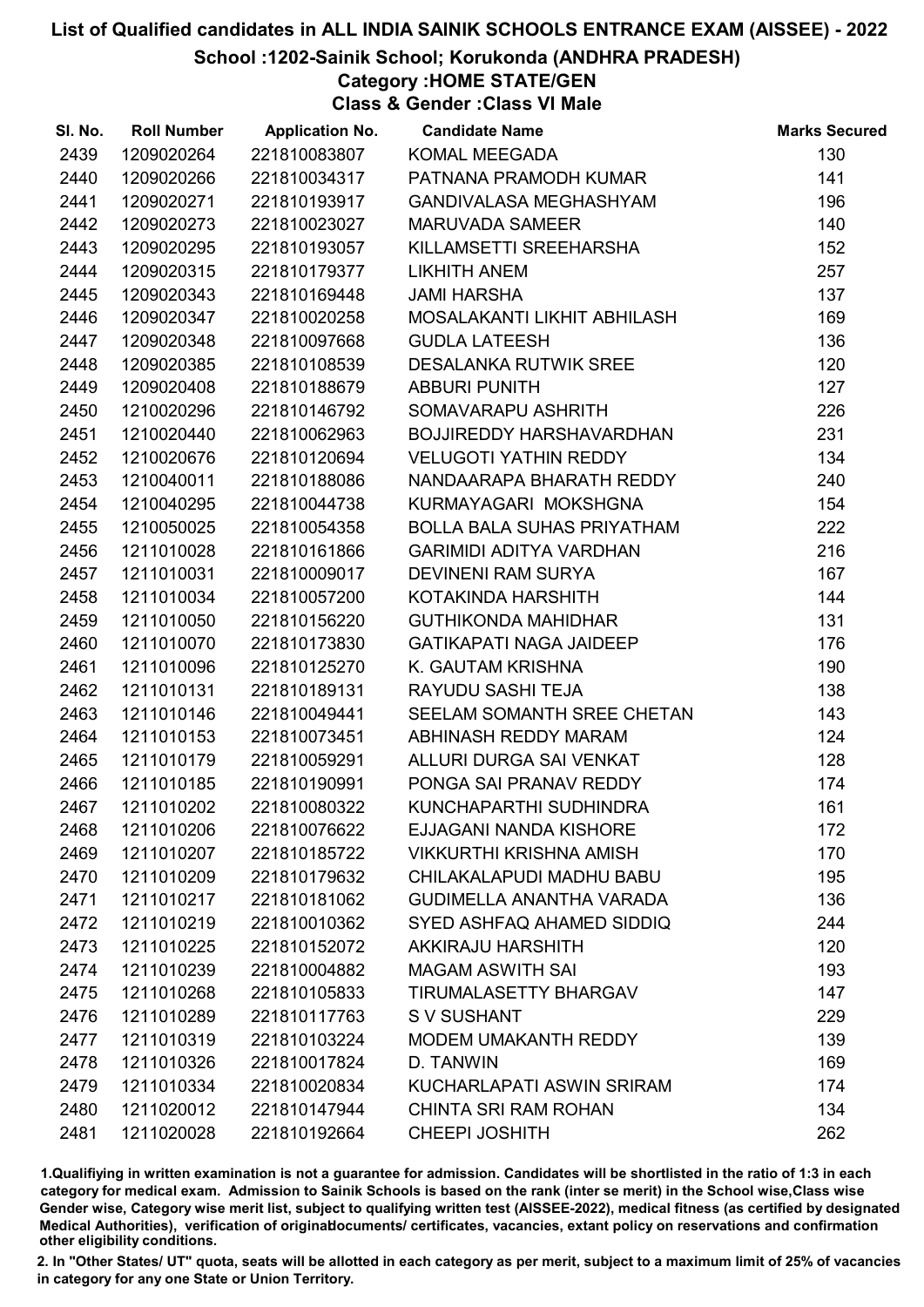# List of Qualified candidates in ALL INDIA SAINIK SCHOOLS ENTRANCE EXAM (AISSEE) - 2022

## School :1202-Sainik School; Korukonda (ANDHRA PRADESH)

### Category :HOME STATE/GEN

### Class & Gender :Class VI Male

| Sl. No. | Roll Number | Application No. | Candidate Name | Marks Secured |
|---|---|---|---|---|
| 2439 | 1209020264 | 221810083807 | KOMAL MEEGADA | 130 |
| 2440 | 1209020266 | 221810034317 | PATNANA PRAMODH KUMAR | 141 |
| 2441 | 1209020271 | 221810193917 | GANDIVALASA MEGHASHYAM | 196 |
| 2442 | 1209020273 | 221810023027 | MARUVADA SAMEER | 140 |
| 2443 | 1209020295 | 221810193057 | KILLAMSETTI SREEHARSHA | 152 |
| 2444 | 1209020315 | 221810179377 | LIKHITH ANEM | 257 |
| 2445 | 1209020343 | 221810169448 | JAMI HARSHA | 137 |
| 2446 | 1209020347 | 221810020258 | MOSALAKANTI LIKHIT ABHILASH | 169 |
| 2447 | 1209020348 | 221810097668 | GUDLA LATEESH | 136 |
| 2448 | 1209020385 | 221810108539 | DESALANKA RUTWIK SREE | 120 |
| 2449 | 1209020408 | 221810188679 | ABBURI PUNITH | 127 |
| 2450 | 1210020296 | 221810146792 | SOMAVARAPU ASHRITH | 226 |
| 2451 | 1210020440 | 221810062963 | BOJJIREDDY HARSHAVARDHAN | 231 |
| 2452 | 1210020676 | 221810120694 | VELUGOTI YATHIN REDDY | 134 |
| 2453 | 1210040011 | 221810188086 | NANDAARAPA BHARATH REDDY | 240 |
| 2454 | 1210040295 | 221810044738 | KURMAYAGARI MOKSHGNA | 154 |
| 2455 | 1210050025 | 221810054358 | BOLLA BALA SUHAS PRIYATHAM | 222 |
| 2456 | 1211010028 | 221810161866 | GARIMIDI ADITYA VARDHAN | 216 |
| 2457 | 1211010031 | 221810009017 | DEVINENI RAM SURYA | 167 |
| 2458 | 1211010034 | 221810057200 | KOTAKINDA HARSHITH | 144 |
| 2459 | 1211010050 | 221810156220 | GUTHIKONDA MAHIDHAR | 131 |
| 2460 | 1211010070 | 221810173830 | GATIKAPATI NAGA JAIDEEP | 176 |
| 2461 | 1211010096 | 221810125270 | K. GAUTAM KRISHNA | 190 |
| 2462 | 1211010131 | 221810189131 | RAYUDU SASHI TEJA | 138 |
| 2463 | 1211010146 | 221810049441 | SEELAM SOMANTH SREE CHETAN | 143 |
| 2464 | 1211010153 | 221810073451 | ABHINASH REDDY MARAM | 124 |
| 2465 | 1211010179 | 221810059291 | ALLURI DURGA SAI VENKAT | 128 |
| 2466 | 1211010185 | 221810190991 | PONGA SAI PRANAV REDDY | 174 |
| 2467 | 1211010202 | 221810080322 | KUNCHAPARTHI SUDHINDRA | 161 |
| 2468 | 1211010206 | 221810076622 | EJJAGANI NANDA KISHORE | 172 |
| 2469 | 1211010207 | 221810185722 | VIKKURTHI KRISHNA AMISH | 170 |
| 2470 | 1211010209 | 221810179632 | CHILAKALAPUDI MADHU BABU | 195 |
| 2471 | 1211010217 | 221810181062 | GUDIMELLA ANANTHA VARADA | 136 |
| 2472 | 1211010219 | 221810010362 | SYED ASHFAQ AHAMED SIDDIQ | 244 |
| 2473 | 1211010225 | 221810152072 | AKKIRAJU HARSHITH | 120 |
| 2474 | 1211010239 | 221810004882 | MAGAM ASWITH SAI | 193 |
| 2475 | 1211010268 | 221810105833 | TIRUMALASETTY BHARGAV | 147 |
| 2476 | 1211010289 | 221810117763 | S V SUSHANT | 229 |
| 2477 | 1211010319 | 221810103224 | MODEM UMAKANTH REDDY | 139 |
| 2478 | 1211010326 | 221810017824 | D. TANWIN | 169 |
| 2479 | 1211010334 | 221810020834 | KUCHARLAPATI ASWIN SRIRAM | 174 |
| 2480 | 1211020012 | 221810147944 | CHINTA SRI RAM ROHAN | 134 |
| 2481 | 1211020028 | 221810192664 | CHEEPI JOSHITH | 262 |

1.Qualifiying in written examination is not a guarantee for admission. Candidates will be shortlisted in the ratio of 1:3 in each category for medical exam. Admission to Sainik Schools is based on the rank (inter se merit) in the School wise,Class wise Gender wise, Category wise merit list, subject to qualifying written test (AISSEE-2022), medical fitness (as certified by designated Medical Authorities), verification of originaldocuments/ certificates, vacancies, extant policy on reservations and confirmation other eligibility conditions.

2. In "Other States/ UT" quota, seats will be allotted in each category as per merit, subject to a maximum limit of 25% of vacancies in category for any one State or Union Territory.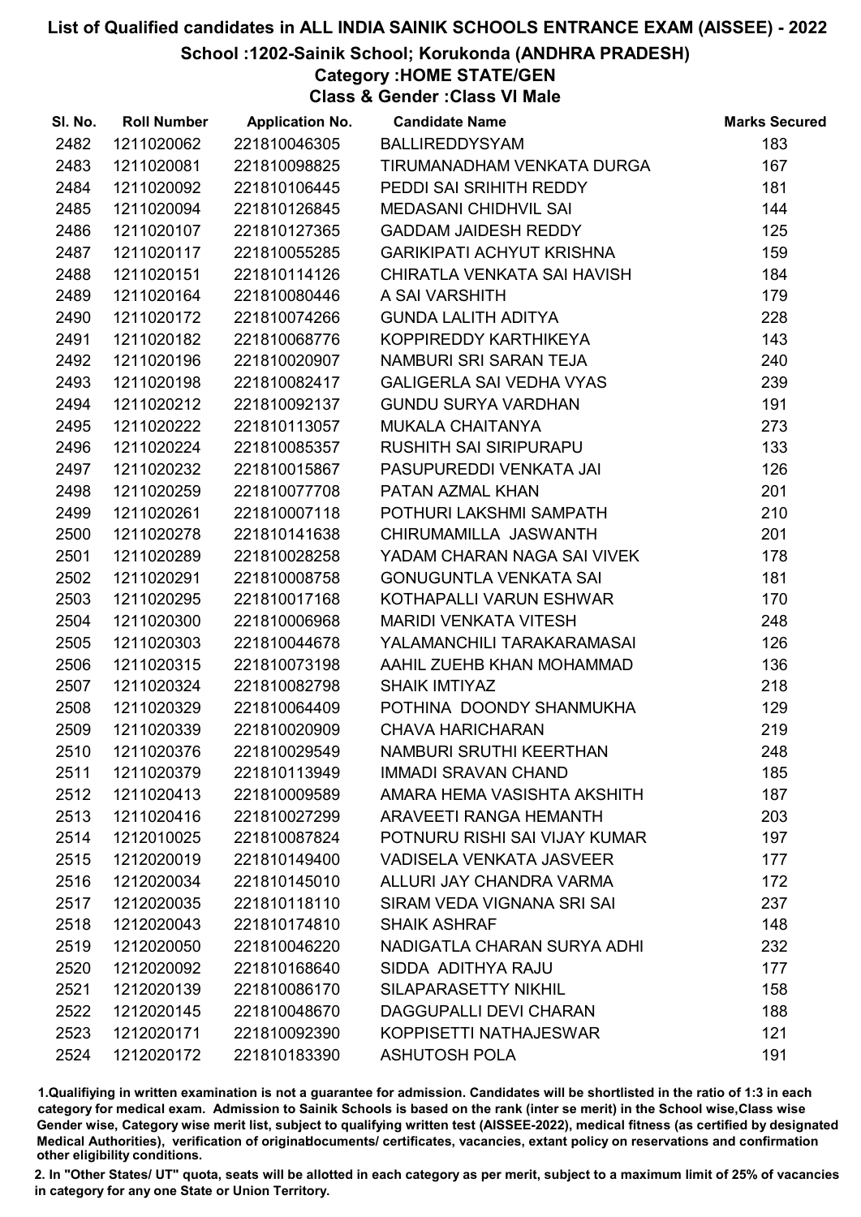# List of Qualified candidates in ALL INDIA SAINIK SCHOOLS ENTRANCE EXAM (AISSEE) - 2022

## School :1202-Sainik School; Korukonda (ANDHRA PRADESH)

### Category :HOME STATE/GEN

### Class & Gender :Class VI Male

| Sl. No. | Roll Number | Application No. | Candidate Name | Marks Secured |
|---|---|---|---|---|
| 2482 | 1211020062 | 221810046305 | BALLIREDDYSYAM | 183 |
| 2483 | 1211020081 | 221810098825 | TIRUMANADHAM VENKATA DURGA | 167 |
| 2484 | 1211020092 | 221810106445 | PEDDI SAI SRIHITH REDDY | 181 |
| 2485 | 1211020094 | 221810126845 | MEDASANI CHIDHVIL SAI | 144 |
| 2486 | 1211020107 | 221810127365 | GADDAM JAIDESH REDDY | 125 |
| 2487 | 1211020117 | 221810055285 | GARIKIPATI ACHYUT KRISHNA | 159 |
| 2488 | 1211020151 | 221810114126 | CHIRATLA VENKATA SAI HAVISH | 184 |
| 2489 | 1211020164 | 221810080446 | A SAI VARSHITH | 179 |
| 2490 | 1211020172 | 221810074266 | GUNDA LALITH ADITYA | 228 |
| 2491 | 1211020182 | 221810068776 | KOPPIREDDY KARTHIKEYA | 143 |
| 2492 | 1211020196 | 221810020907 | NAMBURI SRI SARAN TEJA | 240 |
| 2493 | 1211020198 | 221810082417 | GALIGERLA SAI VEDHA VYAS | 239 |
| 2494 | 1211020212 | 221810092137 | GUNDU SURYA VARDHAN | 191 |
| 2495 | 1211020222 | 221810113057 | MUKALA CHAITANYA | 273 |
| 2496 | 1211020224 | 221810085357 | RUSHITH SAI SIRIPURAPU | 133 |
| 2497 | 1211020232 | 221810015867 | PASUPUREDDI VENKATA JAI | 126 |
| 2498 | 1211020259 | 221810077708 | PATAN AZMAL KHAN | 201 |
| 2499 | 1211020261 | 221810007118 | POTHURI LAKSHMI SAMPATH | 210 |
| 2500 | 1211020278 | 221810141638 | CHIRUMAMILLA JASWANTH | 201 |
| 2501 | 1211020289 | 221810028258 | YADAM CHARAN NAGA SAI VIVEK | 178 |
| 2502 | 1211020291 | 221810008758 | GONUGUNTLA VENKATA SAI | 181 |
| 2503 | 1211020295 | 221810017168 | KOTHAPALLI VARUN ESHWAR | 170 |
| 2504 | 1211020300 | 221810006968 | MARIDI VENKATA VITESH | 248 |
| 2505 | 1211020303 | 221810044678 | YALAMANCHILI TARAKARAMASAI | 126 |
| 2506 | 1211020315 | 221810073198 | AAHIL ZUEHB KHAN MOHAMMAD | 136 |
| 2507 | 1211020324 | 221810082798 | SHAIK IMTIYAZ | 218 |
| 2508 | 1211020329 | 221810064409 | POTHINA DOONDY SHANMUKHA | 129 |
| 2509 | 1211020339 | 221810020909 | CHAVA HARICHARAN | 219 |
| 2510 | 1211020376 | 221810029549 | NAMBURI SRUTHI KEERTHAN | 248 |
| 2511 | 1211020379 | 221810113949 | IMMADI SRAVAN CHAND | 185 |
| 2512 | 1211020413 | 221810009589 | AMARA HEMA VASISHTA AKSHITH | 187 |
| 2513 | 1211020416 | 221810027299 | ARAVEETI RANGA HEMANTH | 203 |
| 2514 | 1212010025 | 221810087824 | POTNURU RISHI SAI VIJAY KUMAR | 197 |
| 2515 | 1212020019 | 221810149400 | VADISELA VENKATA JASVEER | 177 |
| 2516 | 1212020034 | 221810145010 | ALLURI JAY CHANDRA VARMA | 172 |
| 2517 | 1212020035 | 221810118110 | SIRAM VEDA VIGNANA SRI SAI | 237 |
| 2518 | 1212020043 | 221810174810 | SHAIK ASHRAF | 148 |
| 2519 | 1212020050 | 221810046220 | NADIGATLA CHARAN SURYA ADHI | 232 |
| 2520 | 1212020092 | 221810168640 | SIDDA ADITHYA RAJU | 177 |
| 2521 | 1212020139 | 221810086170 | SILAPARASETTY NIKHIL | 158 |
| 2522 | 1212020145 | 221810048670 | DAGGUPALLI DEVI CHARAN | 188 |
| 2523 | 1212020171 | 221810092390 | KOPPISETTI NATHAJESWAR | 121 |
| 2524 | 1212020172 | 221810183390 | ASHUTOSH POLA | 191 |

1.Qualifiying in written examination is not a guarantee for admission. Candidates will be shortlisted in the ratio of 1:3 in each category for medical exam. Admission to Sainik Schools is based on the rank (inter se merit) in the School wise,Class wise Gender wise, Category wise merit list, subject to qualifying written test (AISSEE-2022), medical fitness (as certified by designated Medical Authorities), verification of originaldocuments/ certificates, vacancies, extant policy on reservations and confirmation other eligibility conditions.

2. In "Other States/ UT" quota, seats will be allotted in each category as per merit, subject to a maximum limit of 25% of vacancies in category for any one State or Union Territory.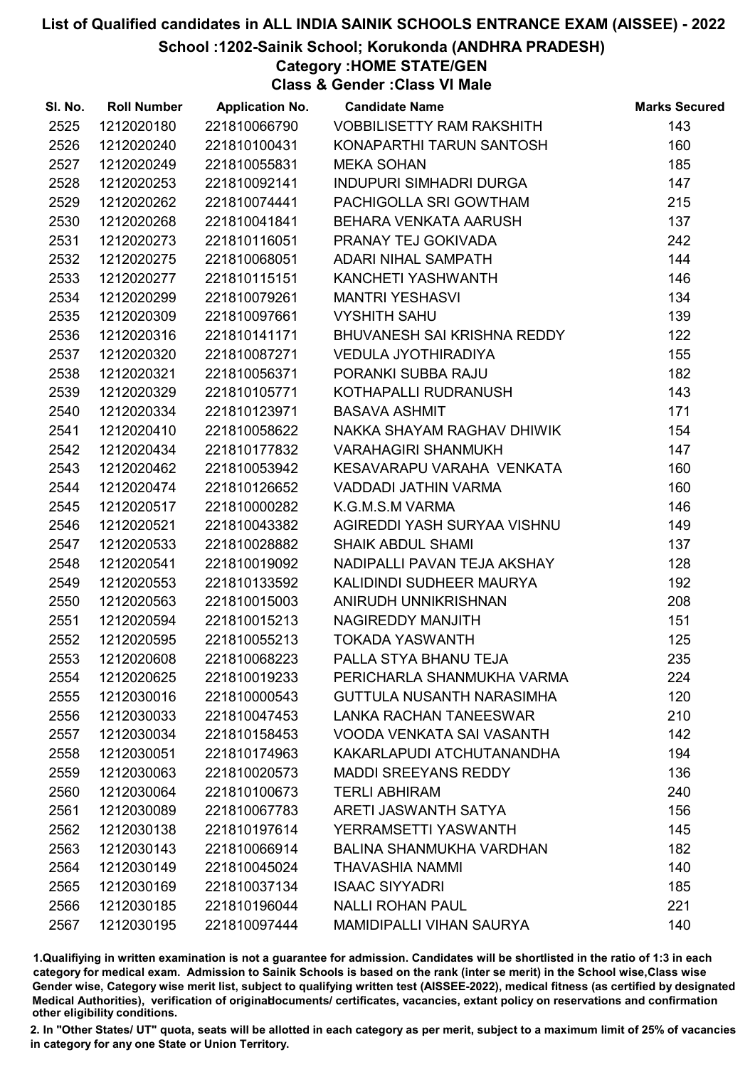# List of Qualified candidates in ALL INDIA SAINIK SCHOOLS ENTRANCE EXAM (AISSEE) - 2022

## School :1202-Sainik School; Korukonda (ANDHRA PRADESH)

### Category :HOME STATE/GEN

### Class & Gender :Class VI Male

| Sl. No. | Roll Number | Application No. | Candidate Name | Marks Secured |
|---|---|---|---|---|
| 2525 | 1212020180 | 221810066790 | VOBBILISETTY RAM RAKSHITH | 143 |
| 2526 | 1212020240 | 221810100431 | KONAPARTHI TARUN SANTOSH | 160 |
| 2527 | 1212020249 | 221810055831 | MEKA SOHAN | 185 |
| 2528 | 1212020253 | 221810092141 | INDUPURI SIMHADRI DURGA | 147 |
| 2529 | 1212020262 | 221810074441 | PACHIGOLLA SRI GOWTHAM | 215 |
| 2530 | 1212020268 | 221810041841 | BEHARA VENKATA AARUSH | 137 |
| 2531 | 1212020273 | 221810116051 | PRANAY TEJ GOKIVADA | 242 |
| 2532 | 1212020275 | 221810068051 | ADARI NIHAL SAMPATH | 144 |
| 2533 | 1212020277 | 221810115151 | KANCHETI YASHWANTH | 146 |
| 2534 | 1212020299 | 221810079261 | MANTRI YESHASVI | 134 |
| 2535 | 1212020309 | 221810097661 | VYSHITH SAHU | 139 |
| 2536 | 1212020316 | 221810141171 | BHUVANESH SAI KRISHNA REDDY | 122 |
| 2537 | 1212020320 | 221810087271 | VEDULA JYOTHIRADIYA | 155 |
| 2538 | 1212020321 | 221810056371 | PORANKI SUBBA RAJU | 182 |
| 2539 | 1212020329 | 221810105771 | KOTHAPALLI RUDRANUSH | 143 |
| 2540 | 1212020334 | 221810123971 | BASAVA ASHMIT | 171 |
| 2541 | 1212020410 | 221810058622 | NAKKA SHAYAM RAGHAV DHIWIK | 154 |
| 2542 | 1212020434 | 221810177832 | VARAHAGIRI SHANMUKH | 147 |
| 2543 | 1212020462 | 221810053942 | KESAVARAPU VARAHA VENKATA | 160 |
| 2544 | 1212020474 | 221810126652 | VADDADI JATHIN VARMA | 160 |
| 2545 | 1212020517 | 221810000282 | K.G.M.S.M VARMA | 146 |
| 2546 | 1212020521 | 221810043382 | AGIREDDI YASH SURYAA VISHNU | 149 |
| 2547 | 1212020533 | 221810028882 | SHAIK ABDUL SHAMI | 137 |
| 2548 | 1212020541 | 221810019092 | NADIPALLI PAVAN TEJA AKSHAY | 128 |
| 2549 | 1212020553 | 221810133592 | KALIDINDI SUDHEER MAURYA | 192 |
| 2550 | 1212020563 | 221810015003 | ANIRUDH UNNIKRISHNAN | 208 |
| 2551 | 1212020594 | 221810015213 | NAGIREDDY MANJITH | 151 |
| 2552 | 1212020595 | 221810055213 | TOKADA YASWANTH | 125 |
| 2553 | 1212020608 | 221810068223 | PALLA STYA BHANU TEJA | 235 |
| 2554 | 1212020625 | 221810019233 | PERICHARLA SHANMUKHA VARMA | 224 |
| 2555 | 1212030016 | 221810000543 | GUTTULA NUSANTH NARASIMHA | 120 |
| 2556 | 1212030033 | 221810047453 | LANKA RACHAN TANEESWAR | 210 |
| 2557 | 1212030034 | 221810158453 | VOODA VENKATA SAI VASANTH | 142 |
| 2558 | 1212030051 | 221810174963 | KAKARLAPUDI ATCHUTANANDHA | 194 |
| 2559 | 1212030063 | 221810020573 | MADDI SREEYANS REDDY | 136 |
| 2560 | 1212030064 | 221810100673 | TERLI ABHIRAM | 240 |
| 2561 | 1212030089 | 221810067783 | ARETI JASWANTH SATYA | 156 |
| 2562 | 1212030138 | 221810197614 | YERRAMSETTI YASWANTH | 145 |
| 2563 | 1212030143 | 221810066914 | BALINA SHANMUKHA VARDHAN | 182 |
| 2564 | 1212030149 | 221810045024 | THAVASHIA NAMMI | 140 |
| 2565 | 1212030169 | 221810037134 | ISAAC SIYYADRI | 185 |
| 2566 | 1212030185 | 221810196044 | NALLI ROHAN PAUL | 221 |
| 2567 | 1212030195 | 221810097444 | MAMIDIPALLI VIHAN SAURYA | 140 |

1.Qualifiying in written examination is not a guarantee for admission. Candidates will be shortlisted in the ratio of 1:3 in each category for medical exam. Admission to Sainik Schools is based on the rank (inter se merit) in the School wise,Class wise Gender wise, Category wise merit list, subject to qualifying written test (AISSEE-2022), medical fitness (as certified by designated Medical Authorities), verification of originaldocuments/ certificates, vacancies, extant policy on reservations and confirmation other eligibility conditions.

2. In "Other States/ UT" quota, seats will be allotted in each category as per merit, subject to a maximum limit of 25% of vacancies in category for any one State or Union Territory.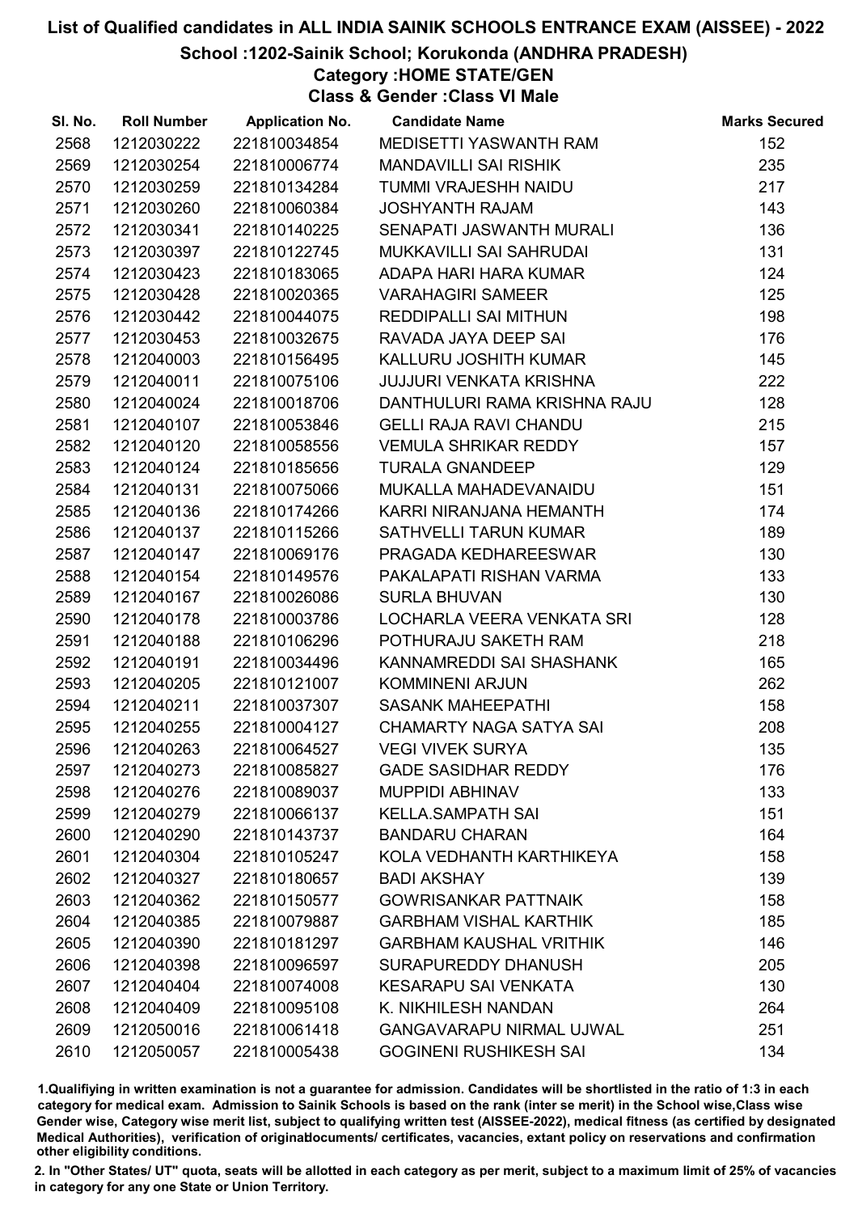# List of Qualified candidates in ALL INDIA SAINIK SCHOOLS ENTRANCE EXAM (AISSEE) - 2022

## School :1202-Sainik School; Korukonda (ANDHRA PRADESH)

### Category :HOME STATE/GEN

### Class & Gender :Class VI Male

| Sl. No. | Roll Number | Application No. | Candidate Name | Marks Secured |
|---|---|---|---|---|
| 2568 | 1212030222 | 221810034854 | MEDISETTI YASWANTH RAM | 152 |
| 2569 | 1212030254 | 221810006774 | MANDAVILLI SAI RISHIK | 235 |
| 2570 | 1212030259 | 221810134284 | TUMMI VRAJESHH NAIDU | 217 |
| 2571 | 1212030260 | 221810060384 | JOSHYANTH RAJAM | 143 |
| 2572 | 1212030341 | 221810140225 | SENAPATI JASWANTH MURALI | 136 |
| 2573 | 1212030397 | 221810122745 | MUKKAVILLI SAI SAHRUDAI | 131 |
| 2574 | 1212030423 | 221810183065 | ADAPA HARI HARA KUMAR | 124 |
| 2575 | 1212030428 | 221810020365 | VARAHAGIRI SAMEER | 125 |
| 2576 | 1212030442 | 221810044075 | REDDIPALLI SAI MITHUN | 198 |
| 2577 | 1212030453 | 221810032675 | RAVADA JAYA DEEP SAI | 176 |
| 2578 | 1212040003 | 221810156495 | KALLURU JOSHITH KUMAR | 145 |
| 2579 | 1212040011 | 221810075106 | JUJJURI VENKATA KRISHNA | 222 |
| 2580 | 1212040024 | 221810018706 | DANTHULURI RAMA KRISHNA RAJU | 128 |
| 2581 | 1212040107 | 221810053846 | GELLI RAJA RAVI CHANDU | 215 |
| 2582 | 1212040120 | 221810058556 | VEMULA SHRIKAR REDDY | 157 |
| 2583 | 1212040124 | 221810185656 | TURALA GNANDEEP | 129 |
| 2584 | 1212040131 | 221810075066 | MUKALLA MAHADEVANAIDU | 151 |
| 2585 | 1212040136 | 221810174266 | KARRI NIRANJANA HEMANTH | 174 |
| 2586 | 1212040137 | 221810115266 | SATHVELLI TARUN KUMAR | 189 |
| 2587 | 1212040147 | 221810069176 | PRAGADA KEDHAREESWAR | 130 |
| 2588 | 1212040154 | 221810149576 | PAKALAPATI RISHAN VARMA | 133 |
| 2589 | 1212040167 | 221810026086 | SURLA BHUVAN | 130 |
| 2590 | 1212040178 | 221810003786 | LOCHARLA VEERA VENKATA SRI | 128 |
| 2591 | 1212040188 | 221810106296 | POTHURAJU SAKETH RAM | 218 |
| 2592 | 1212040191 | 221810034496 | KANNAMREDDI SAI SHASHANK | 165 |
| 2593 | 1212040205 | 221810121007 | KOMMINENI ARJUN | 262 |
| 2594 | 1212040211 | 221810037307 | SASANK MAHEEPATHI | 158 |
| 2595 | 1212040255 | 221810004127 | CHAMARTY NAGA SATYA SAI | 208 |
| 2596 | 1212040263 | 221810064527 | VEGI VIVEK SURYA | 135 |
| 2597 | 1212040273 | 221810085827 | GADE SASIDHAR REDDY | 176 |
| 2598 | 1212040276 | 221810089037 | MUPPIDI ABHINAV | 133 |
| 2599 | 1212040279 | 221810066137 | KELLA.SAMPATH SAI | 151 |
| 2600 | 1212040290 | 221810143737 | BANDARU CHARAN | 164 |
| 2601 | 1212040304 | 221810105247 | KOLA VEDHANTH KARTHIKEYA | 158 |
| 2602 | 1212040327 | 221810180657 | BADI AKSHAY | 139 |
| 2603 | 1212040362 | 221810150577 | GOWRISANKAR PATTNAIK | 158 |
| 2604 | 1212040385 | 221810079887 | GARBHAM VISHAL KARTHIK | 185 |
| 2605 | 1212040390 | 221810181297 | GARBHAM KAUSHAL VRITHIK | 146 |
| 2606 | 1212040398 | 221810096597 | SURAPUREDDY DHANUSH | 205 |
| 2607 | 1212040404 | 221810074008 | KESARAPU SAI VENKATA | 130 |
| 2608 | 1212040409 | 221810095108 | K. NIKHILESH NANDAN | 264 |
| 2609 | 1212050016 | 221810061418 | GANGAVARAPU NIRMAL UJWAL | 251 |
| 2610 | 1212050057 | 221810005438 | GOGINENI RUSHIKESH SAI | 134 |

1.Qualifiying in written examination is not a guarantee for admission. Candidates will be shortlisted in the ratio of 1:3 in each category for medical exam. Admission to Sainik Schools is based on the rank (inter se merit) in the School wise,Class wise Gender wise, Category wise merit list, subject to qualifying written test (AISSEE-2022), medical fitness (as certified by designated Medical Authorities), verification of originaldocuments/ certificates, vacancies, extant policy on reservations and confirmation other eligibility conditions.

2. In "Other States/ UT" quota, seats will be allotted in each category as per merit, subject to a maximum limit of 25% of vacancies in category for any one State or Union Territory.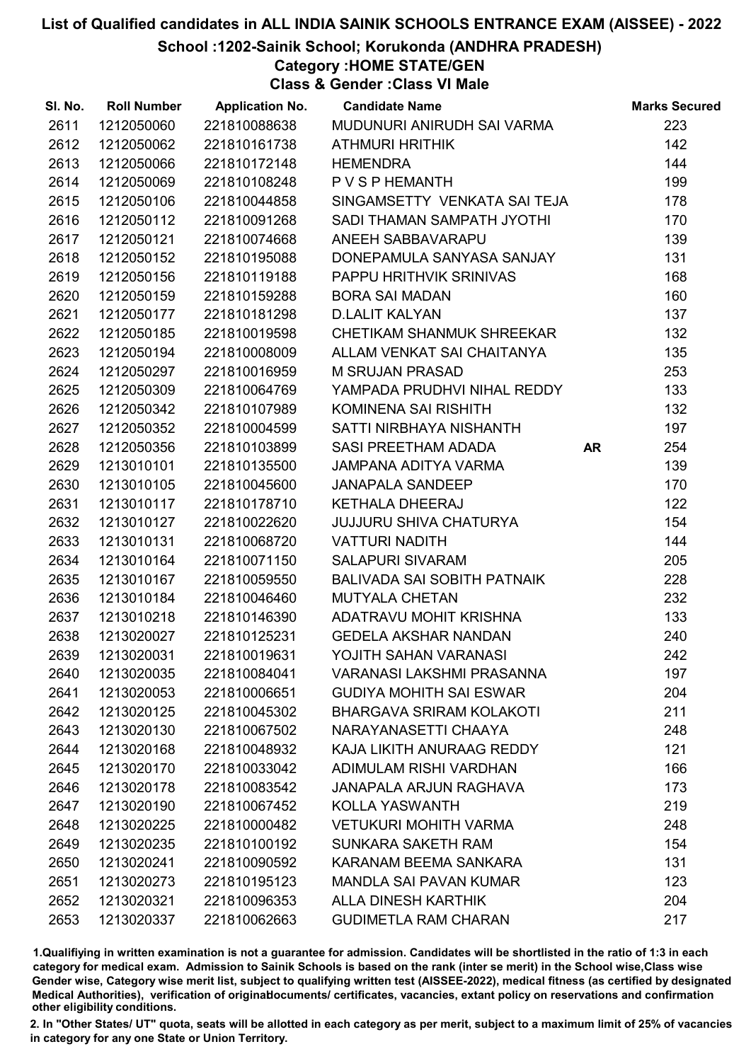# List of Qualified candidates in ALL INDIA SAINIK SCHOOLS ENTRANCE EXAM (AISSEE) - 2022

## School :1202-Sainik School; Korukonda (ANDHRA PRADESH)

### Category :HOME STATE/GEN

### Class & Gender :Class VI Male

| Sl. No. | Roll Number | Application No. | Candidate Name | | Marks Secured |
|---|---|---|---|---|---|
| 2611 | 1212050060 | 221810088638 | MUDUNURI ANIRUDH SAI VARMA | | 223 |
| 2612 | 1212050062 | 221810161738 | ATHMURI HRITHIK | | 142 |
| 2613 | 1212050066 | 221810172148 | HEMENDRA | | 144 |
| 2614 | 1212050069 | 221810108248 | P V S P HEMANTH | | 199 |
| 2615 | 1212050106 | 221810044858 | SINGAMSETTY VENKATA SAI TEJA | | 178 |
| 2616 | 1212050112 | 221810091268 | SADI THAMAN SAMPATH JYOTHI | | 170 |
| 2617 | 1212050121 | 221810074668 | ANEEH SABBAVARAPU | | 139 |
| 2618 | 1212050152 | 221810195088 | DONEPAMULA SANYASA SANJAY | | 131 |
| 2619 | 1212050156 | 221810119188 | PAPPU HRITHVIK SRINIVAS | | 168 |
| 2620 | 1212050159 | 221810159288 | BORA SAI MADAN | | 160 |
| 2621 | 1212050177 | 221810181298 | D.LALIT KALYAN | | 137 |
| 2622 | 1212050185 | 221810019598 | CHETIKAM SHANMUK SHREEKAR | | 132 |
| 2623 | 1212050194 | 221810008009 | ALLAM VENKAT SAI CHAITANYA | | 135 |
| 2624 | 1212050297 | 221810016959 | M SRUJAN PRASAD | | 253 |
| 2625 | 1212050309 | 221810064769 | YAMPADA PRUDHVI NIHAL REDDY | | 133 |
| 2626 | 1212050342 | 221810107989 | KOMINENA SAI RISHITH | | 132 |
| 2627 | 1212050352 | 221810004599 | SATTI NIRBHAYA NISHANTH | | 197 |
| 2628 | 1212050356 | 221810103899 | SASI PREETHAM ADADA | AR | 254 |
| 2629 | 1213010101 | 221810135500 | JAMPANA ADITYA VARMA | | 139 |
| 2630 | 1213010105 | 221810045600 | JANAPALA SANDEEP | | 170 |
| 2631 | 1213010117 | 221810178710 | KETHALA DHEERAJ | | 122 |
| 2632 | 1213010127 | 221810022620 | JUJJURU SHIVA CHATURYA | | 154 |
| 2633 | 1213010131 | 221810068720 | VATTURI NADITH | | 144 |
| 2634 | 1213010164 | 221810071150 | SALAPURI SIVARAM | | 205 |
| 2635 | 1213010167 | 221810059550 | BALIVADA SAI SOBITH PATNAIK | | 228 |
| 2636 | 1213010184 | 221810046460 | MUTYALA CHETAN | | 232 |
| 2637 | 1213010218 | 221810146390 | ADATRAVU MOHIT KRISHNA | | 133 |
| 2638 | 1213020027 | 221810125231 | GEDELA AKSHAR NANDAN | | 240 |
| 2639 | 1213020031 | 221810019631 | YOJITH SAHAN VARANASI | | 242 |
| 2640 | 1213020035 | 221810084041 | VARANASI LAKSHMI PRASANNA | | 197 |
| 2641 | 1213020053 | 221810006651 | GUDIYA MOHITH SAI ESWAR | | 204 |
| 2642 | 1213020125 | 221810045302 | BHARGAVA SRIRAM KOLAKOTI | | 211 |
| 2643 | 1213020130 | 221810067502 | NARAYANASETTI CHAAYA | | 248 |
| 2644 | 1213020168 | 221810048932 | KAJA LIKITH ANURAAG REDDY | | 121 |
| 2645 | 1213020170 | 221810033042 | ADIMULAM RISHI VARDHAN | | 166 |
| 2646 | 1213020178 | 221810083542 | JANAPALA ARJUN RAGHAVA | | 173 |
| 2647 | 1213020190 | 221810067452 | KOLLA YASWANTH | | 219 |
| 2648 | 1213020225 | 221810000482 | VETUKURI MOHITH VARMA | | 248 |
| 2649 | 1213020235 | 221810100192 | SUNKARA SAKETH RAM | | 154 |
| 2650 | 1213020241 | 221810090592 | KARANAM BEEMA SANKARA | | 131 |
| 2651 | 1213020273 | 221810195123 | MANDLA SAI PAVAN KUMAR | | 123 |
| 2652 | 1213020321 | 221810096353 | ALLA DINESH KARTHIK | | 204 |
| 2653 | 1213020337 | 221810062663 | GUDIMETLA RAM CHARAN | | 217 |

1.Qualifiying in written examination is not a guarantee for admission. Candidates will be shortlisted in the ratio of 1:3 in each category for medical exam. Admission to Sainik Schools is based on the rank (inter se merit) in the School wise,Class wise Gender wise, Category wise merit list, subject to qualifying written test (AISSEE-2022), medical fitness (as certified by designated Medical Authorities), verification of originaldocuments/ certificates, vacancies, extant policy on reservations and confirmation other eligibility conditions.

2. In "Other States/ UT" quota, seats will be allotted in each category as per merit, subject to a maximum limit of 25% of vacancies in category for any one State or Union Territory.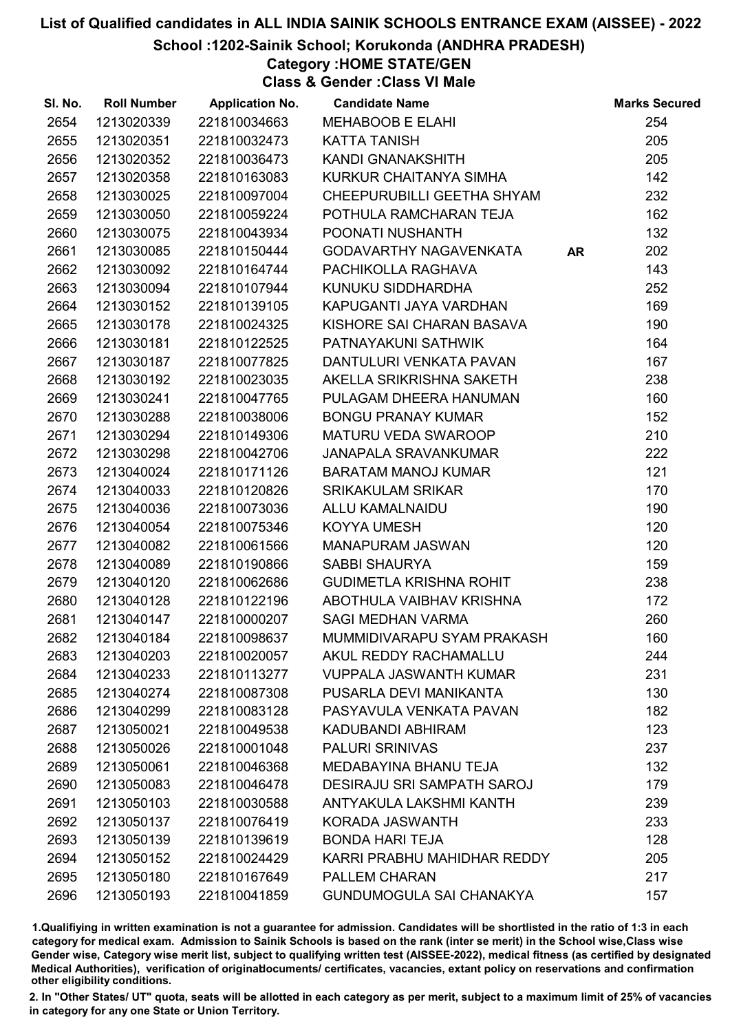# List of Qualified candidates in ALL INDIA SAINIK SCHOOLS ENTRANCE EXAM (AISSEE) - 2022

## School :1202-Sainik School; Korukonda (ANDHRA PRADESH)

### Category :HOME STATE/GEN

### Class & Gender :Class VI Male

| Sl. No. | Roll Number | Application No. | Candidate Name | | Marks Secured |
|---|---|---|---|---|---|
| 2654 | 1213020339 | 221810034663 | MEHABOOB E ELAHI | | 254 |
| 2655 | 1213020351 | 221810032473 | KATTA TANISH | | 205 |
| 2656 | 1213020352 | 221810036473 | KANDI GNANAKSHITH | | 205 |
| 2657 | 1213020358 | 221810163083 | KURKUR CHAITANYA SIMHA | | 142 |
| 2658 | 1213030025 | 221810097004 | CHEEPURUBILLI GEETHA SHYAM | | 232 |
| 2659 | 1213030050 | 221810059224 | POTHULA RAMCHARAN TEJA | | 162 |
| 2660 | 1213030075 | 221810043934 | POONATI NUSHANTH | | 132 |
| 2661 | 1213030085 | 221810150444 | GODAVARTHY NAGAVENKATA | AR | 202 |
| 2662 | 1213030092 | 221810164744 | PACHIKOLLA RAGHAVA | | 143 |
| 2663 | 1213030094 | 221810107944 | KUNUKU SIDDHARDHA | | 252 |
| 2664 | 1213030152 | 221810139105 | KAPUGANTI JAYA VARDHAN | | 169 |
| 2665 | 1213030178 | 221810024325 | KISHORE SAI CHARAN BASAVA | | 190 |
| 2666 | 1213030181 | 221810122525 | PATNAYAKUNI SATHWIK | | 164 |
| 2667 | 1213030187 | 221810077825 | DANTULURI VENKATA PAVAN | | 167 |
| 2668 | 1213030192 | 221810023035 | AKELLA SRIKRISHNA SAKETH | | 238 |
| 2669 | 1213030241 | 221810047765 | PULAGAM DHEERA HANUMAN | | 160 |
| 2670 | 1213030288 | 221810038006 | BONGU PRANAY KUMAR | | 152 |
| 2671 | 1213030294 | 221810149306 | MATURU VEDA SWAROOP | | 210 |
| 2672 | 1213030298 | 221810042706 | JANAPALA SRAVANKUMAR | | 222 |
| 2673 | 1213040024 | 221810171126 | BARATAM MANOJ KUMAR | | 121 |
| 2674 | 1213040033 | 221810120826 | SRIKAKULAM SRIKAR | | 170 |
| 2675 | 1213040036 | 221810073036 | ALLU KAMALNAIDU | | 190 |
| 2676 | 1213040054 | 221810075346 | KOYYA UMESH | | 120 |
| 2677 | 1213040082 | 221810061566 | MANAPURAM JASWAN | | 120 |
| 2678 | 1213040089 | 221810190866 | SABBI SHAURYA | | 159 |
| 2679 | 1213040120 | 221810062686 | GUDIMETLA KRISHNA ROHIT | | 238 |
| 2680 | 1213040128 | 221810122196 | ABOTHULA VAIBHAV KRISHNA | | 172 |
| 2681 | 1213040147 | 221810000207 | SAGI MEDHAN VARMA | | 260 |
| 2682 | 1213040184 | 221810098637 | MUMMIDIVARAPU SYAM PRAKASH | | 160 |
| 2683 | 1213040203 | 221810020057 | AKUL REDDY RACHAMALLU | | 244 |
| 2684 | 1213040233 | 221810113277 | VUPPALA JASWANTH KUMAR | | 231 |
| 2685 | 1213040274 | 221810087308 | PUSARLA DEVI MANIKANTA | | 130 |
| 2686 | 1213040299 | 221810083128 | PASYAVULA VENKATA PAVAN | | 182 |
| 2687 | 1213050021 | 221810049538 | KADUBANDI ABHIRAM | | 123 |
| 2688 | 1213050026 | 221810001048 | PALURI SRINIVAS | | 237 |
| 2689 | 1213050061 | 221810046368 | MEDABAYINA BHANU TEJA | | 132 |
| 2690 | 1213050083 | 221810046478 | DESIRAJU SRI SAMPATH SAROJ | | 179 |
| 2691 | 1213050103 | 221810030588 | ANTYAKULA LAKSHMI KANTH | | 239 |
| 2692 | 1213050137 | 221810076419 | KORADA JASWANTH | | 233 |
| 2693 | 1213050139 | 221810139619 | BONDA HARI TEJA | | 128 |
| 2694 | 1213050152 | 221810024429 | KARRI PRABHU MAHIDHAR REDDY | | 205 |
| 2695 | 1213050180 | 221810167649 | PALLEM CHARAN | | 217 |
| 2696 | 1213050193 | 221810041859 | GUNDUMOGULA SAI CHANAKYA | | 157 |

1.Qualifiying in written examination is not a guarantee for admission. Candidates will be shortlisted in the ratio of 1:3 in each category for medical exam. Admission to Sainik Schools is based on the rank (inter se merit) in the School wise,Class wise Gender wise, Category wise merit list, subject to qualifying written test (AISSEE-2022), medical fitness (as certified by designated Medical Authorities), verification of originaldocuments/ certificates, vacancies, extant policy on reservations and confirmation other eligibility conditions.

2. In "Other States/ UT" quota, seats will be allotted in each category as per merit, subject to a maximum limit of 25% of vacancies in category for any one State or Union Territory.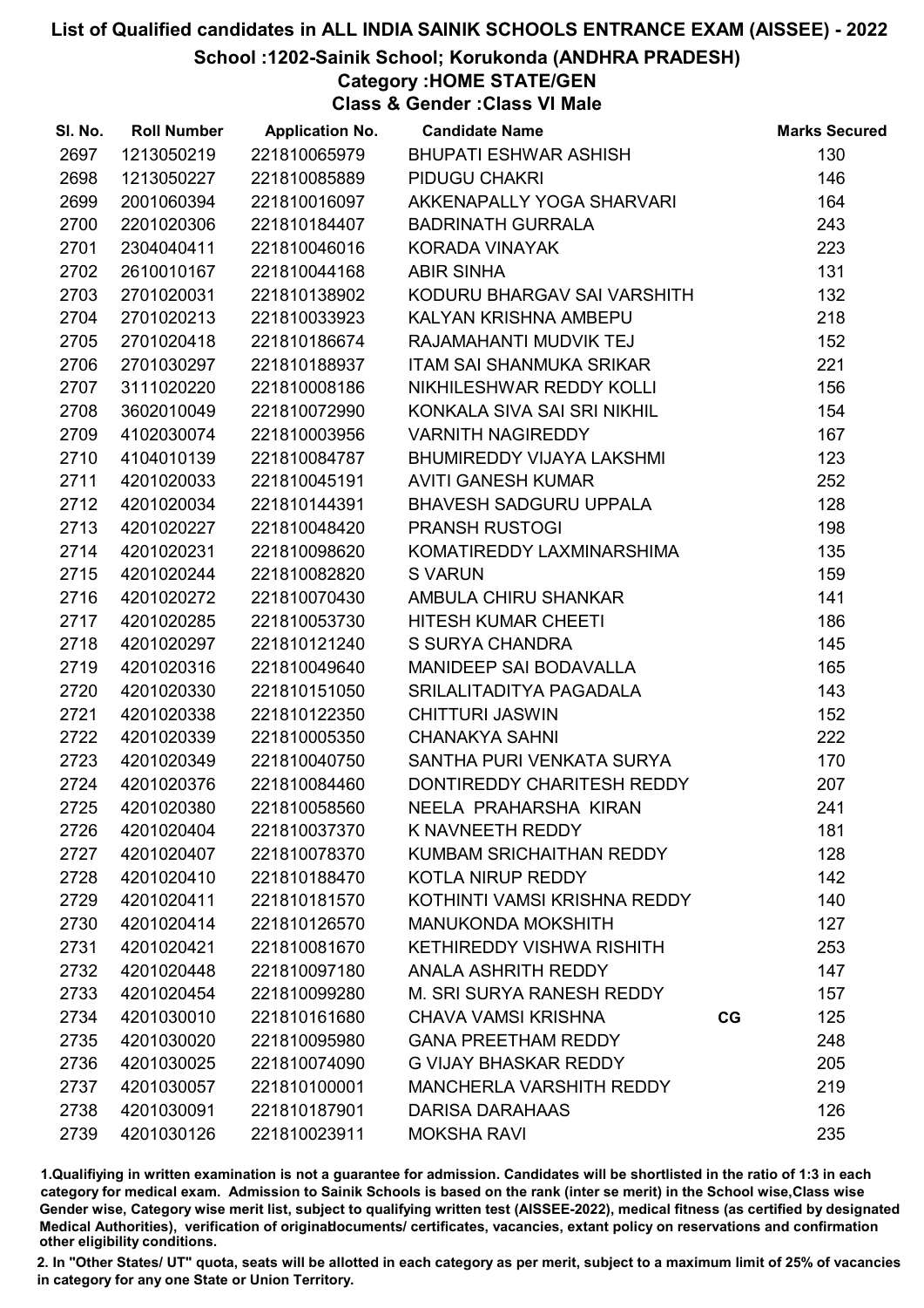# List of Qualified candidates in ALL INDIA SAINIK SCHOOLS ENTRANCE EXAM (AISSEE) - 2022

## School :1202-Sainik School; Korukonda (ANDHRA PRADESH)

### Category :HOME STATE/GEN

### Class & Gender :Class VI Male

| Sl. No. | Roll Number | Application No. | Candidate Name | | Marks Secured |
|---|---|---|---|---|---|
| 2697 | 1213050219 | 221810065979 | BHUPATI ESHWAR ASHISH | | 130 |
| 2698 | 1213050227 | 221810085889 | PIDUGU CHAKRI | | 146 |
| 2699 | 2001060394 | 221810016097 | AKKENAPALLY YOGA SHARVARI | | 164 |
| 2700 | 2201020306 | 221810184407 | BADRINATH GURRALA | | 243 |
| 2701 | 2304040411 | 221810046016 | KORADA VINAYAK | | 223 |
| 2702 | 2610010167 | 221810044168 | ABIR SINHA | | 131 |
| 2703 | 2701020031 | 221810138902 | KODURU BHARGAV SAI VARSHITH | | 132 |
| 2704 | 2701020213 | 221810033923 | KALYAN KRISHNA AMBEPU | | 218 |
| 2705 | 2701020418 | 221810186674 | RAJAMAHANTI MUDVIK TEJ | | 152 |
| 2706 | 2701030297 | 221810188937 | ITAM SAI SHANMUKA SRIKAR | | 221 |
| 2707 | 3111020220 | 221810008186 | NIKHILESHWAR REDDY KOLLI | | 156 |
| 2708 | 3602010049 | 221810072990 | KONKALA SIVA SAI SRI NIKHIL | | 154 |
| 2709 | 4102030074 | 221810003956 | VARNITH NAGIREDDY | | 167 |
| 2710 | 4104010139 | 221810084787 | BHUMIREDDY VIJAYA LAKSHMI | | 123 |
| 2711 | 4201020033 | 221810045191 | AVITI GANESH KUMAR | | 252 |
| 2712 | 4201020034 | 221810144391 | BHAVESH SADGURU UPPALA | | 128 |
| 2713 | 4201020227 | 221810048420 | PRANSH RUSTOGI | | 198 |
| 2714 | 4201020231 | 221810098620 | KOMATIREDDY LAXMINARSHIMA | | 135 |
| 2715 | 4201020244 | 221810082820 | S VARUN | | 159 |
| 2716 | 4201020272 | 221810070430 | AMBULA CHIRU SHANKAR | | 141 |
| 2717 | 4201020285 | 221810053730 | HITESH KUMAR CHEETI | | 186 |
| 2718 | 4201020297 | 221810121240 | S SURYA CHANDRA | | 145 |
| 2719 | 4201020316 | 221810049640 | MANIDEEP SAI BODAVALLA | | 165 |
| 2720 | 4201020330 | 221810151050 | SRILALITADITYA PAGADALA | | 143 |
| 2721 | 4201020338 | 221810122350 | CHITTURI JASWIN | | 152 |
| 2722 | 4201020339 | 221810005350 | CHANAKYA SAHNI | | 222 |
| 2723 | 4201020349 | 221810040750 | SANTHA PURI VENKATA SURYA | | 170 |
| 2724 | 4201020376 | 221810084460 | DONTIREDDY CHARITESH REDDY | | 207 |
| 2725 | 4201020380 | 221810058560 | NEELA PRAHARSHA KIRAN | | 241 |
| 2726 | 4201020404 | 221810037370 | K NAVNEETH REDDY | | 181 |
| 2727 | 4201020407 | 221810078370 | KUMBAM SRICHAITHAN REDDY | | 128 |
| 2728 | 4201020410 | 221810188470 | KOTLA NIRUP REDDY | | 142 |
| 2729 | 4201020411 | 221810181570 | KOTHINTI VAMSI KRISHNA REDDY | | 140 |
| 2730 | 4201020414 | 221810126570 | MANUKONDA MOKSHITH | | 127 |
| 2731 | 4201020421 | 221810081670 | KETHIREDDY VISHWA RISHITH | | 253 |
| 2732 | 4201020448 | 221810097180 | ANALA ASHRITH REDDY | | 147 |
| 2733 | 4201020454 | 221810099280 | M. SRI SURYA RANESH REDDY | | 157 |
| 2734 | 4201030010 | 221810161680 | CHAVA VAMSI KRISHNA | CG | 125 |
| 2735 | 4201030020 | 221810095980 | GANA PREETHAM REDDY | | 248 |
| 2736 | 4201030025 | 221810074090 | G VIJAY BHASKAR REDDY | | 205 |
| 2737 | 4201030057 | 221810100001 | MANCHERLA VARSHITH REDDY | | 219 |
| 2738 | 4201030091 | 221810187901 | DARISA DARAHAAS | | 126 |
| 2739 | 4201030126 | 221810023911 | MOKSHA RAVI | | 235 |

1.Qualifiying in written examination is not a guarantee for admission. Candidates will be shortlisted in the ratio of 1:3 in each category for medical exam. Admission to Sainik Schools is based on the rank (inter se merit) in the School wise,Class wise Gender wise, Category wise merit list, subject to qualifying written test (AISSEE-2022), medical fitness (as certified by designated Medical Authorities), verification of originaldocuments/ certificates, vacancies, extant policy on reservations and confirmation other eligibility conditions.

2. In "Other States/ UT" quota, seats will be allotted in each category as per merit, subject to a maximum limit of 25% of vacancies in category for any one State or Union Territory.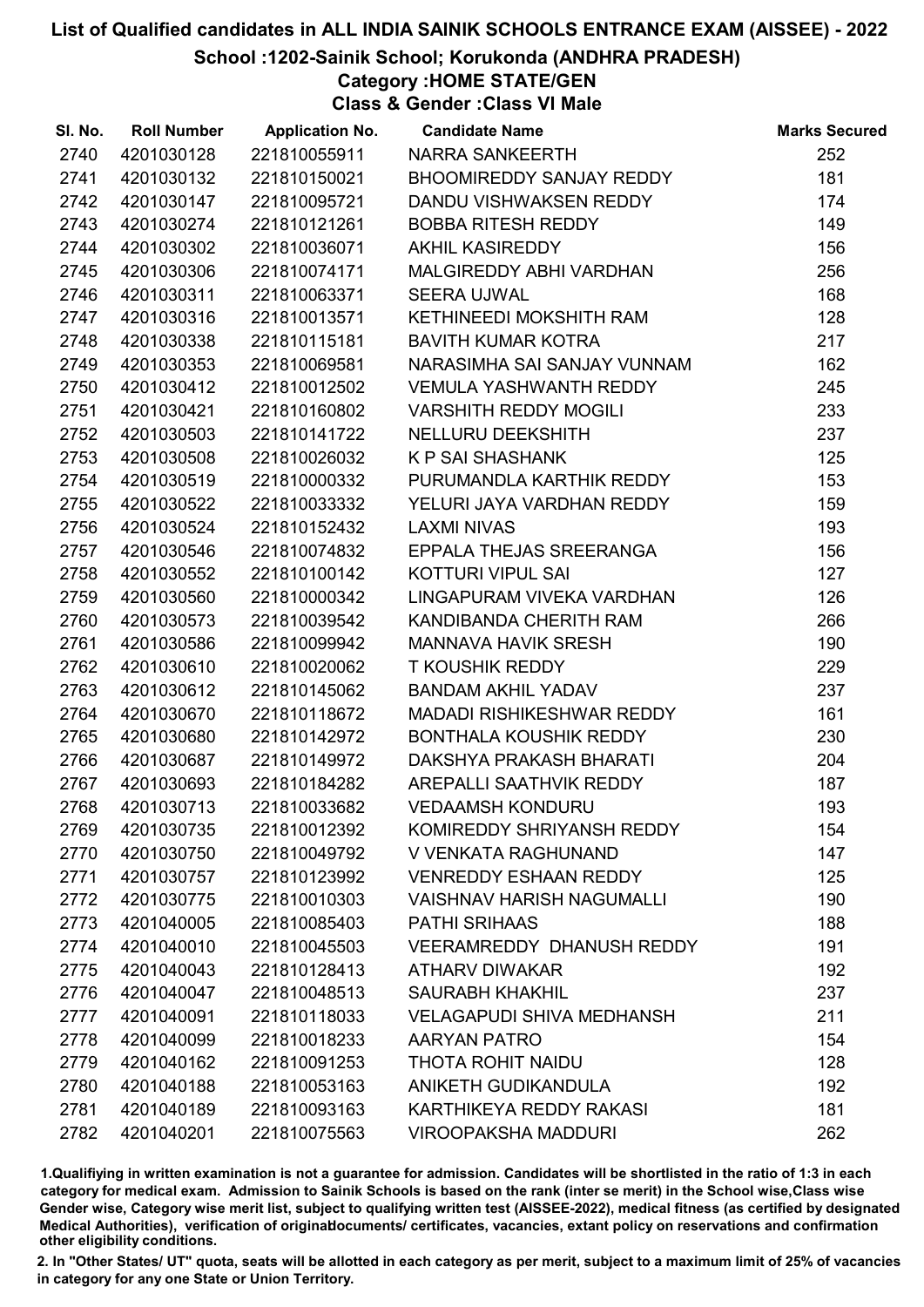# List of Qualified candidates in ALL INDIA SAINIK SCHOOLS ENTRANCE EXAM (AISSEE) - 2022

## School :1202-Sainik School; Korukonda (ANDHRA PRADESH)

### Category :HOME STATE/GEN

### Class & Gender :Class VI Male

| Sl. No. | Roll Number | Application No. | Candidate Name | Marks Secured |
|---|---|---|---|---|
| 2740 | 4201030128 | 221810055911 | NARRA SANKEERTH | 252 |
| 2741 | 4201030132 | 221810150021 | BHOOMIREDDY SANJAY REDDY | 181 |
| 2742 | 4201030147 | 221810095721 | DANDU VISHWAKSEN REDDY | 174 |
| 2743 | 4201030274 | 221810121261 | BOBBA RITESH REDDY | 149 |
| 2744 | 4201030302 | 221810036071 | AKHIL KASIREDDY | 156 |
| 2745 | 4201030306 | 221810074171 | MALGIREDDY ABHI VARDHAN | 256 |
| 2746 | 4201030311 | 221810063371 | SEERA UJWAL | 168 |
| 2747 | 4201030316 | 221810013571 | KETHINEEDI MOKSHITH RAM | 128 |
| 2748 | 4201030338 | 221810115181 | BAVITH KUMAR KOTRA | 217 |
| 2749 | 4201030353 | 221810069581 | NARASIMHA SAI SANJAY VUNNAM | 162 |
| 2750 | 4201030412 | 221810012502 | VEMULA YASHWANTH REDDY | 245 |
| 2751 | 4201030421 | 221810160802 | VARSHITH REDDY MOGILI | 233 |
| 2752 | 4201030503 | 221810141722 | NELLURU DEEKSHITH | 237 |
| 2753 | 4201030508 | 221810026032 | K P SAI SHASHANK | 125 |
| 2754 | 4201030519 | 221810000332 | PURUMANDLA KARTHIK REDDY | 153 |
| 2755 | 4201030522 | 221810033332 | YELURI JAYA VARDHAN REDDY | 159 |
| 2756 | 4201030524 | 221810152432 | LAXMI NIVAS | 193 |
| 2757 | 4201030546 | 221810074832 | EPPALA THEJAS SREERANGA | 156 |
| 2758 | 4201030552 | 221810100142 | KOTTURI VIPUL SAI | 127 |
| 2759 | 4201030560 | 221810000342 | LINGAPURAM VIVEKA VARDHAN | 126 |
| 2760 | 4201030573 | 221810039542 | KANDIBANDA CHERITH RAM | 266 |
| 2761 | 4201030586 | 221810099942 | MANNAVA HAVIK SRESH | 190 |
| 2762 | 4201030610 | 221810020062 | T KOUSHIK REDDY | 229 |
| 2763 | 4201030612 | 221810145062 | BANDAM AKHIL YADAV | 237 |
| 2764 | 4201030670 | 221810118672 | MADADI RISHIKESHWAR REDDY | 161 |
| 2765 | 4201030680 | 221810142972 | BONTHALA KOUSHIK REDDY | 230 |
| 2766 | 4201030687 | 221810149972 | DAKSHYA PRAKASH BHARATI | 204 |
| 2767 | 4201030693 | 221810184282 | AREPALLI SAATHVIK REDDY | 187 |
| 2768 | 4201030713 | 221810033682 | VEDAAMSH KONDURU | 193 |
| 2769 | 4201030735 | 221810012392 | KOMIREDDY SHRIYANSH REDDY | 154 |
| 2770 | 4201030750 | 221810049792 | V VENKATA RAGHUNAND | 147 |
| 2771 | 4201030757 | 221810123992 | VENREDDY ESHAAN REDDY | 125 |
| 2772 | 4201030775 | 221810010303 | VAISHNAV HARISH NAGUMALLI | 190 |
| 2773 | 4201040005 | 221810085403 | PATHI SRIHAAS | 188 |
| 2774 | 4201040010 | 221810045503 | VEERAMREDDY DHANUSH REDDY | 191 |
| 2775 | 4201040043 | 221810128413 | ATHARV DIWAKAR | 192 |
| 2776 | 4201040047 | 221810048513 | SAURABH KHAKHIL | 237 |
| 2777 | 4201040091 | 221810118033 | VELAGAPUDI SHIVA MEDHANSH | 211 |
| 2778 | 4201040099 | 221810018233 | AARYAN PATRO | 154 |
| 2779 | 4201040162 | 221810091253 | THOTA ROHIT NAIDU | 128 |
| 2780 | 4201040188 | 221810053163 | ANIKETH GUDIKANDULA | 192 |
| 2781 | 4201040189 | 221810093163 | KARTHIKEYA REDDY RAKASI | 181 |
| 2782 | 4201040201 | 221810075563 | VIROOPAKSHA MADDURI | 262 |

1.Qualifiying in written examination is not a guarantee for admission. Candidates will be shortlisted in the ratio of 1:3 in each category for medical exam. Admission to Sainik Schools is based on the rank (inter se merit) in the School wise,Class wise Gender wise, Category wise merit list, subject to qualifying written test (AISSEE-2022), medical fitness (as certified by designated Medical Authorities), verification of originaldocuments/ certificates, vacancies, extant policy on reservations and confirmation other eligibility conditions.

2. In "Other States/ UT" quota, seats will be allotted in each category as per merit, subject to a maximum limit of 25% of vacancies in category for any one State or Union Territory.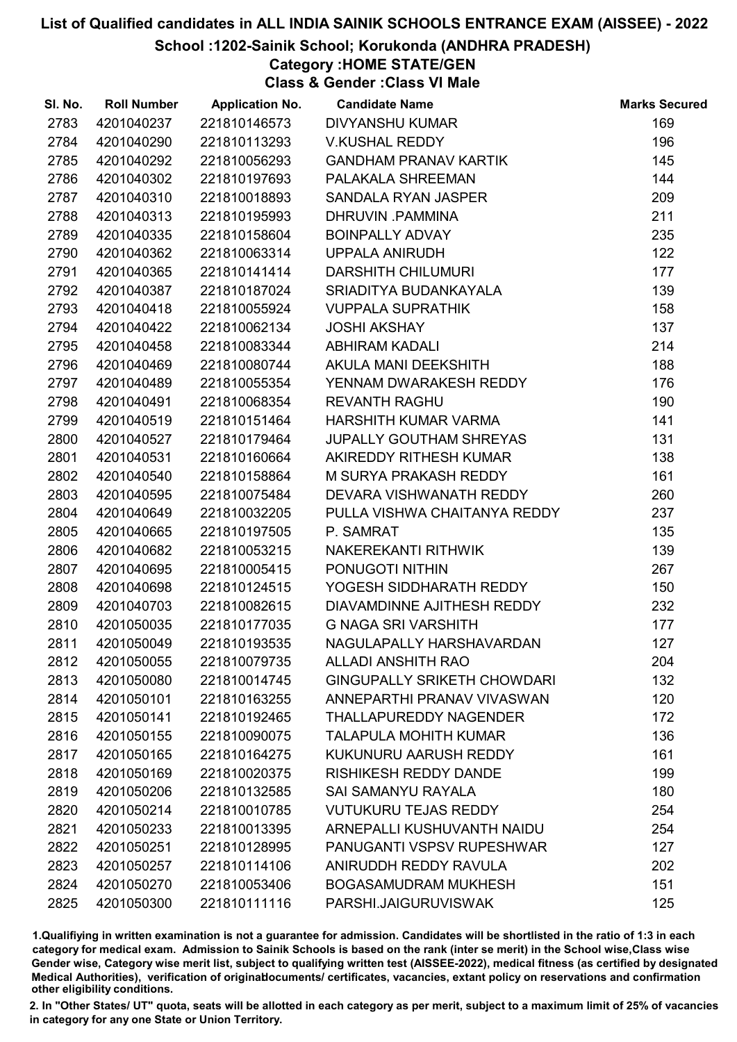# List of Qualified candidates in ALL INDIA SAINIK SCHOOLS ENTRANCE EXAM (AISSEE) - 2022

## School :1202-Sainik School; Korukonda (ANDHRA PRADESH)

### Category :HOME STATE/GEN

### Class & Gender :Class VI Male

| Sl. No. | Roll Number | Application No. | Candidate Name | Marks Secured |
|---|---|---|---|---|
| 2783 | 4201040237 | 221810146573 | DIVYANSHU KUMAR | 169 |
| 2784 | 4201040290 | 221810113293 | V.KUSHAL REDDY | 196 |
| 2785 | 4201040292 | 221810056293 | GANDHAM PRANAV KARTIK | 145 |
| 2786 | 4201040302 | 221810197693 | PALAKALA SHREEMAN | 144 |
| 2787 | 4201040310 | 221810018893 | SANDALA RYAN JASPER | 209 |
| 2788 | 4201040313 | 221810195993 | DHRUVIN .PAMMINA | 211 |
| 2789 | 4201040335 | 221810158604 | BOINPALLY ADVAY | 235 |
| 2790 | 4201040362 | 221810063314 | UPPALA ANIRUDH | 122 |
| 2791 | 4201040365 | 221810141414 | DARSHITH CHILUMURI | 177 |
| 2792 | 4201040387 | 221810187024 | SRIADITYA BUDANKAYALA | 139 |
| 2793 | 4201040418 | 221810055924 | VUPPALA SUPRATHIK | 158 |
| 2794 | 4201040422 | 221810062134 | JOSHI AKSHAY | 137 |
| 2795 | 4201040458 | 221810083344 | ABHIRAM KADALI | 214 |
| 2796 | 4201040469 | 221810080744 | AKULA MANI DEEKSHITH | 188 |
| 2797 | 4201040489 | 221810055354 | YENNAM DWARAKESH REDDY | 176 |
| 2798 | 4201040491 | 221810068354 | REVANTH RAGHU | 190 |
| 2799 | 4201040519 | 221810151464 | HARSHITH KUMAR VARMA | 141 |
| 2800 | 4201040527 | 221810179464 | JUPALLY GOUTHAM SHREYAS | 131 |
| 2801 | 4201040531 | 221810160664 | AKIREDDY RITHESH KUMAR | 138 |
| 2802 | 4201040540 | 221810158864 | M SURYA PRAKASH REDDY | 161 |
| 2803 | 4201040595 | 221810075484 | DEVARA VISHWANATH REDDY | 260 |
| 2804 | 4201040649 | 221810032205 | PULLA VISHWA CHAITANYA REDDY | 237 |
| 2805 | 4201040665 | 221810197505 | P. SAMRAT | 135 |
| 2806 | 4201040682 | 221810053215 | NAKEREKANTI RITHWIK | 139 |
| 2807 | 4201040695 | 221810005415 | PONUGOTI NITHIN | 267 |
| 2808 | 4201040698 | 221810124515 | YOGESH SIDDHARATH REDDY | 150 |
| 2809 | 4201040703 | 221810082615 | DIAVAMDINNE AJITHESH REDDY | 232 |
| 2810 | 4201050035 | 221810177035 | G NAGA SRI VARSHITH | 177 |
| 2811 | 4201050049 | 221810193535 | NAGULAPALLY HARSHAVARDAN | 127 |
| 2812 | 4201050055 | 221810079735 | ALLADI ANSHITH RAO | 204 |
| 2813 | 4201050080 | 221810014745 | GINGUPALLY SRIKETH CHOWDARI | 132 |
| 2814 | 4201050101 | 221810163255 | ANNEPARTHI PRANAV VIVASWAN | 120 |
| 2815 | 4201050141 | 221810192465 | THALLAPUREDDY NAGENDER | 172 |
| 2816 | 4201050155 | 221810090075 | TALAPULA MOHITH KUMAR | 136 |
| 2817 | 4201050165 | 221810164275 | KUKUNURU AARUSH REDDY | 161 |
| 2818 | 4201050169 | 221810020375 | RISHIKESH REDDY DANDE | 199 |
| 2819 | 4201050206 | 221810132585 | SAI SAMANYU RAYALA | 180 |
| 2820 | 4201050214 | 221810010785 | VUTUKURU TEJAS REDDY | 254 |
| 2821 | 4201050233 | 221810013395 | ARNEPALLI KUSHUVANTH NAIDU | 254 |
| 2822 | 4201050251 | 221810128995 | PANUGANTI VSPSV RUPESHWAR | 127 |
| 2823 | 4201050257 | 221810114106 | ANIRUDDH REDDY RAVULA | 202 |
| 2824 | 4201050270 | 221810053406 | BOGASAMUDRAM MUKHESH | 151 |
| 2825 | 4201050300 | 221810111116 | PARSHI.JAIGURUVISWAK | 125 |

1.Qualifying in written examination is not a guarantee for admission. Candidates will be shortlisted in the ratio of 1:3 in each category for medical exam. Admission to Sainik Schools is based on the rank (inter se merit) in the School wise,Class wise Gender wise, Category wise merit list, subject to qualifying written test (AISSEE-2022), medical fitness (as certified by designated Medical Authorities), verification of originaldocuments/ certificates, vacancies, extant policy on reservations and confirmation other eligibility conditions.

2. In "Other States/ UT" quota, seats will be allotted in each category as per merit, subject to a maximum limit of 25% of vacancies in category for any one State or Union Territory.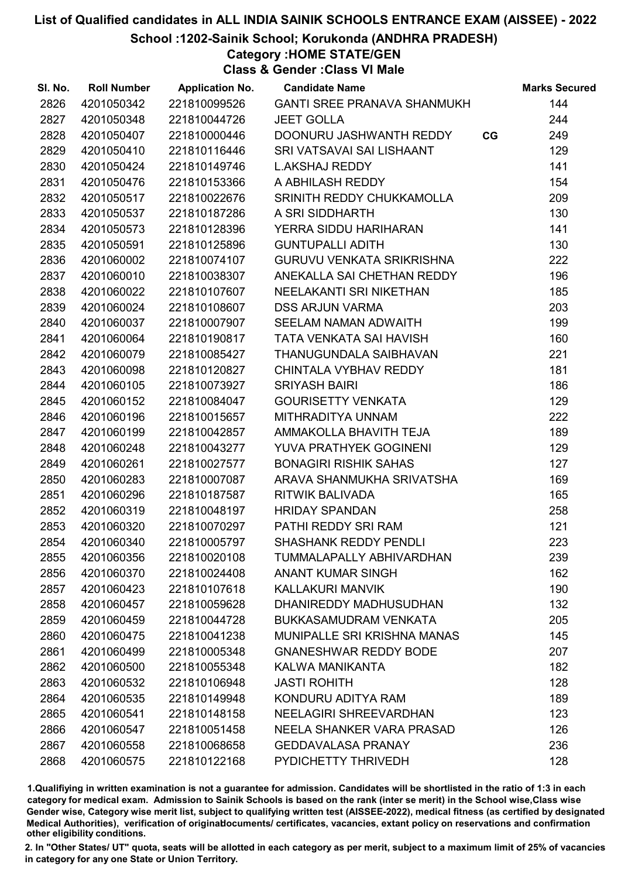# List of Qualified candidates in ALL INDIA SAINIK SCHOOLS ENTRANCE EXAM (AISSEE) - 2022

## School :1202-Sainik School; Korukonda (ANDHRA PRADESH)

### Category :HOME STATE/GEN

### Class & Gender :Class VI Male

| Sl. No. | Roll Number | Application No. | Candidate Name | | Marks Secured |
|---|---|---|---|---|---|
| 2826 | 4201050342 | 221810099526 | GANTI SREE PRANAVA SHANMUKH | | 144 |
| 2827 | 4201050348 | 221810044726 | JEET GOLLA | | 244 |
| 2828 | 4201050407 | 221810000446 | DOONURU JASHWANTH REDDY | CG | 249 |
| 2829 | 4201050410 | 221810116446 | SRI VATSAVAI SAI LISHAANT | | 129 |
| 2830 | 4201050424 | 221810149746 | L.AKSHAJ REDDY | | 141 |
| 2831 | 4201050476 | 221810153366 | A ABHILASH REDDY | | 154 |
| 2832 | 4201050517 | 221810022676 | SRINITH REDDY CHUKKAMOLLA | | 209 |
| 2833 | 4201050537 | 221810187286 | A SRI SIDDHARTH | | 130 |
| 2834 | 4201050573 | 221810128396 | YERRA SIDDU HARIHARAN | | 141 |
| 2835 | 4201050591 | 221810125896 | GUNTUPALLI ADITH | | 130 |
| 2836 | 4201060002 | 221810074107 | GURUVU VENKATA SRIKRISHNA | | 222 |
| 2837 | 4201060010 | 221810038307 | ANEKALLA SAI CHETHAN REDDY | | 196 |
| 2838 | 4201060022 | 221810107607 | NEELAKANTI SRI NIKETHAN | | 185 |
| 2839 | 4201060024 | 221810108607 | DSS ARJUN VARMA | | 203 |
| 2840 | 4201060037 | 221810007907 | SEELAM NAMAN ADWAITH | | 199 |
| 2841 | 4201060064 | 221810190817 | TATA VENKATA SAI HAVISH | | 160 |
| 2842 | 4201060079 | 221810085427 | THANUGUNDALA SAIBHAVAN | | 221 |
| 2843 | 4201060098 | 221810120827 | CHINTALA VYBHAV REDDY | | 181 |
| 2844 | 4201060105 | 221810073927 | SRIYASH BAIRI | | 186 |
| 2845 | 4201060152 | 221810084047 | GOURISETTY VENKATA | | 129 |
| 2846 | 4201060196 | 221810015657 | MITHRADITYA UNNAM | | 222 |
| 2847 | 4201060199 | 221810042857 | AMMAKOLLA BHAVITH TEJA | | 189 |
| 2848 | 4201060248 | 221810043277 | YUVA PRATHYEK GOGINENI | | 129 |
| 2849 | 4201060261 | 221810027577 | BONAGIRI RISHIK SAHAS | | 127 |
| 2850 | 4201060283 | 221810007087 | ARAVA SHANMUKHA SRIVATSHA | | 169 |
| 2851 | 4201060296 | 221810187587 | RITWIK BALIVADA | | 165 |
| 2852 | 4201060319 | 221810048197 | HRIDAY SPANDAN | | 258 |
| 2853 | 4201060320 | 221810070297 | PATHI REDDY SRI RAM | | 121 |
| 2854 | 4201060340 | 221810005797 | SHASHANK REDDY PENDLI | | 223 |
| 2855 | 4201060356 | 221810020108 | TUMMALAPALLY ABHIVARDHAN | | 239 |
| 2856 | 4201060370 | 221810024408 | ANANT KUMAR SINGH | | 162 |
| 2857 | 4201060423 | 221810107618 | KALLAKURI MANVIK | | 190 |
| 2858 | 4201060457 | 221810059628 | DHANIREDDY MADHUSUDHAN | | 132 |
| 2859 | 4201060459 | 221810044728 | BUKKASAMUDRAM VENKATA | | 205 |
| 2860 | 4201060475 | 221810041238 | MUNIPALLE SRI KRISHNA MANAS | | 145 |
| 2861 | 4201060499 | 221810005348 | GNANESHWAR REDDY BODE | | 207 |
| 2862 | 4201060500 | 221810055348 | KALWA MANIKANTA | | 182 |
| 2863 | 4201060532 | 221810106948 | JASTI ROHITH | | 128 |
| 2864 | 4201060535 | 221810149948 | KONDURU ADITYA RAM | | 189 |
| 2865 | 4201060541 | 221810148158 | NEELAGIRI SHREEVARDHAN | | 123 |
| 2866 | 4201060547 | 221810051458 | NEELA SHANKER VARA PRASAD | | 126 |
| 2867 | 4201060558 | 221810068658 | GEDDAVALASA PRANAY | | 236 |
| 2868 | 4201060575 | 221810122168 | PYDICHETTY THRIVEDH | | 128 |

1.Qualifiying in written examination is not a guarantee for admission. Candidates will be shortlisted in the ratio of 1:3 in each category for medical exam. Admission to Sainik Schools is based on the rank (inter se merit) in the School wise,Class wise Gender wise, Category wise merit list, subject to qualifying written test (AISSEE-2022), medical fitness (as certified by designated Medical Authorities), verification of originaldocuments/ certificates, vacancies, extant policy on reservations and confirmation other eligibility conditions.

2. In "Other States/ UT" quota, seats will be allotted in each category as per merit, subject to a maximum limit of 25% of vacancies in category for any one State or Union Territory.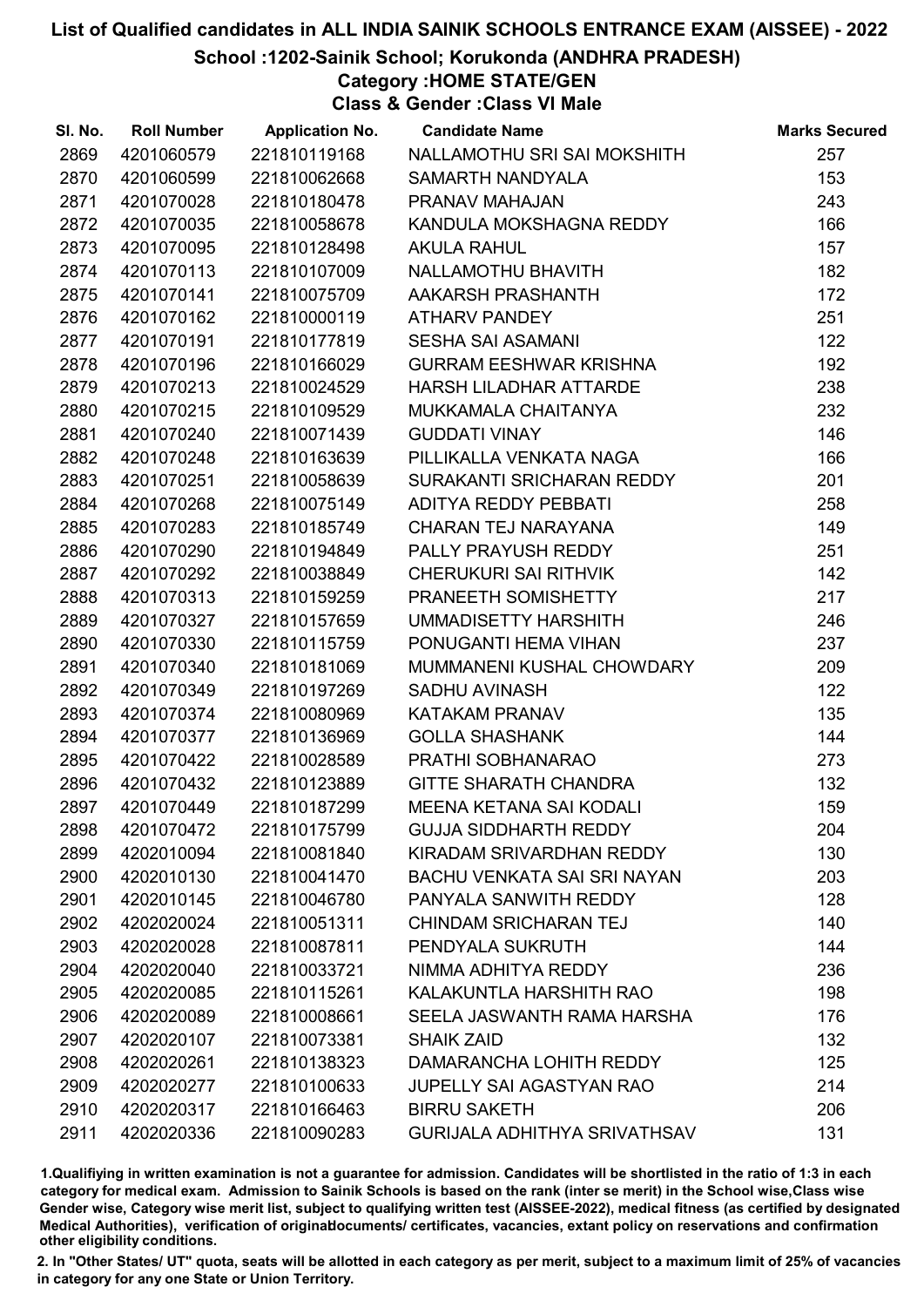# List of Qualified candidates in ALL INDIA SAINIK SCHOOLS ENTRANCE EXAM (AISSEE) - 2022

## School :1202-Sainik School; Korukonda (ANDHRA PRADESH)

### Category :HOME STATE/GEN

### Class & Gender :Class VI Male

| Sl. No. | Roll Number | Application No. | Candidate Name | Marks Secured |
|---|---|---|---|---|
| 2869 | 4201060579 | 221810119168 | NALLAMOTHU SRI SAI MOKSHITH | 257 |
| 2870 | 4201060599 | 221810062668 | SAMARTH NANDYALA | 153 |
| 2871 | 4201070028 | 221810180478 | PRANAV MAHAJAN | 243 |
| 2872 | 4201070035 | 221810058678 | KANDULA MOKSHAGNA REDDY | 166 |
| 2873 | 4201070095 | 221810128498 | AKULA RAHUL | 157 |
| 2874 | 4201070113 | 221810107009 | NALLAMOTHU BHAVITH | 182 |
| 2875 | 4201070141 | 221810075709 | AAKARSH PRASHANTH | 172 |
| 2876 | 4201070162 | 221810000119 | ATHARV PANDEY | 251 |
| 2877 | 4201070191 | 221810177819 | SESHA SAI ASAMANI | 122 |
| 2878 | 4201070196 | 221810166029 | GURRAM EESHWAR KRISHNA | 192 |
| 2879 | 4201070213 | 221810024529 | HARSH LILADHAR ATTARDE | 238 |
| 2880 | 4201070215 | 221810109529 | MUKKAMALA CHAITANYA | 232 |
| 2881 | 4201070240 | 221810071439 | GUDDATI VINAY | 146 |
| 2882 | 4201070248 | 221810163639 | PILLIKALLA VENKATA NAGA | 166 |
| 2883 | 4201070251 | 221810058639 | SURAKANTI SRICHARAN REDDY | 201 |
| 2884 | 4201070268 | 221810075149 | ADITYA REDDY PEBBATI | 258 |
| 2885 | 4201070283 | 221810185749 | CHARAN TEJ NARAYANA | 149 |
| 2886 | 4201070290 | 221810194849 | PALLY PRAYUSH REDDY | 251 |
| 2887 | 4201070292 | 221810038849 | CHERUKURI SAI RITHVIK | 142 |
| 2888 | 4201070313 | 221810159259 | PRANEETH SOMISHETTY | 217 |
| 2889 | 4201070327 | 221810157659 | UMMADISETTY HARSHITH | 246 |
| 2890 | 4201070330 | 221810115759 | PONUGANTI HEMA VIHAN | 237 |
| 2891 | 4201070340 | 221810181069 | MUMMANENI KUSHAL CHOWDARY | 209 |
| 2892 | 4201070349 | 221810197269 | SADHU AVINASH | 122 |
| 2893 | 4201070374 | 221810080969 | KATAKAM PRANAV | 135 |
| 2894 | 4201070377 | 221810136969 | GOLLA SHASHANK | 144 |
| 2895 | 4201070422 | 221810028589 | PRATHI SOBHANARAO | 273 |
| 2896 | 4201070432 | 221810123889 | GITTE SHARATH CHANDRA | 132 |
| 2897 | 4201070449 | 221810187299 | MEENA KETANA SAI KODALI | 159 |
| 2898 | 4201070472 | 221810175799 | GUJJA SIDDHARTH REDDY | 204 |
| 2899 | 4202010094 | 221810081840 | KIRADAM SRIVARDHAN REDDY | 130 |
| 2900 | 4202010130 | 221810041470 | BACHU VENKATA SAI SRI NAYAN | 203 |
| 2901 | 4202010145 | 221810046780 | PANYALA SANWITH REDDY | 128 |
| 2902 | 4202020024 | 221810051311 | CHINDAM SRICHARAN TEJ | 140 |
| 2903 | 4202020028 | 221810087811 | PENDYALA SUKRUTH | 144 |
| 2904 | 4202020040 | 221810033721 | NIMMA ADHITYA REDDY | 236 |
| 2905 | 4202020085 | 221810115261 | KALAKUNTLA HARSHITH RAO | 198 |
| 2906 | 4202020089 | 221810008661 | SEELA JASWANTH RAMA HARSHA | 176 |
| 2907 | 4202020107 | 221810073381 | SHAIK ZAID | 132 |
| 2908 | 4202020261 | 221810138323 | DAMARANCHA LOHITH REDDY | 125 |
| 2909 | 4202020277 | 221810100633 | JUPELLY SAI AGASTYAN RAO | 214 |
| 2910 | 4202020317 | 221810166463 | BIRRU SAKETH | 206 |
| 2911 | 4202020336 | 221810090283 | GURIJALA ADHITHYA SRIVATHSAV | 131 |

1.Qualifiying in written examination is not a guarantee for admission. Candidates will be shortlisted in the ratio of 1:3 in each category for medical exam. Admission to Sainik Schools is based on the rank (inter se merit) in the School wise,Class wise Gender wise, Category wise merit list, subject to qualifying written test (AISSEE-2022), medical fitness (as certified by designated Medical Authorities), verification of originaldocuments/ certificates, vacancies, extant policy on reservations and confirmation other eligibility conditions.

2. In "Other States/ UT" quota, seats will be allotted in each category as per merit, subject to a maximum limit of 25% of vacancies in category for any one State or Union Territory.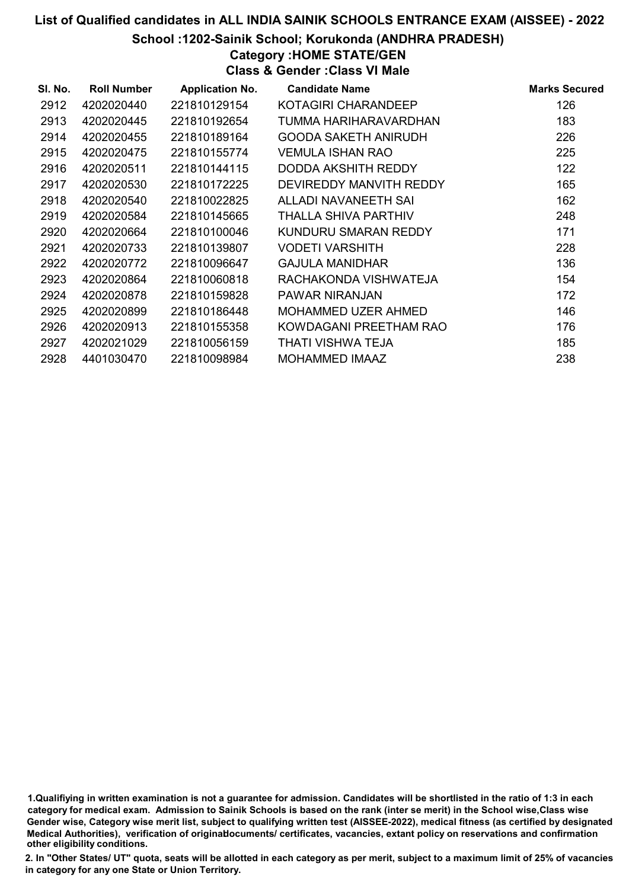# List of Qualified candidates in ALL INDIA SAINIK SCHOOLS ENTRANCE EXAM (AISSEE) - 2022

## School :1202-Sainik School; Korukonda (ANDHRA PRADESH)

### Category :HOME STATE/GEN

### Class & Gender :Class VI Male

| Sl. No. | Roll Number | Application No. | Candidate Name | Marks Secured |
|---|---|---|---|---|
| 2912 | 4202020440 | 221810129154 | KOTAGIRI CHARANDEEP | 126 |
| 2913 | 4202020445 | 221810192654 | TUMMA HARIHARAVARDHAN | 183 |
| 2914 | 4202020455 | 221810189164 | GOODA SAKETH ANIRUDH | 226 |
| 2915 | 4202020475 | 221810155774 | VEMULA ISHAN RAO | 225 |
| 2916 | 4202020511 | 221810144115 | DODDA AKSHITH REDDY | 122 |
| 2917 | 4202020530 | 221810172225 | DEVIREDDY MANVITH REDDY | 165 |
| 2918 | 4202020540 | 221810022825 | ALLADI NAVANEETH SAI | 162 |
| 2919 | 4202020584 | 221810145665 | THALLA SHIVA PARTHIV | 248 |
| 2920 | 4202020664 | 221810100046 | KUNDURU SMARAN REDDY | 171 |
| 2921 | 4202020733 | 221810139807 | VODETI VARSHITH | 228 |
| 2922 | 4202020772 | 221810096647 | GAJULA MANIDHAR | 136 |
| 2923 | 4202020864 | 221810060818 | RACHAKONDA VISHWATEJA | 154 |
| 2924 | 4202020878 | 221810159828 | PAWAR NIRANJAN | 172 |
| 2925 | 4202020899 | 221810186448 | MOHAMMED UZER AHMED | 146 |
| 2926 | 4202020913 | 221810155358 | KOWDAGANI PREETHAM RAO | 176 |
| 2927 | 4202021029 | 221810056159 | THATI VISHWA TEJA | 185 |
| 2928 | 4401030470 | 221810098984 | MOHAMMED IMAAZ | 238 |

1.Qualifiying in written examination is not a guarantee for admission. Candidates will be shortlisted in the ratio of 1:3 in each category for medical exam. Admission to Sainik Schools is based on the rank (inter se merit) in the School wise,Class wise Gender wise, Category wise merit list, subject to qualifying written test (AISSEE-2022), medical fitness (as certified by designated Medical Authorities), verification of originaldocuments/ certificates, vacancies, extant policy on reservations and confirmation other eligibility conditions.

2. In "Other States/ UT" quota, seats will be allotted in each category as per merit, subject to a maximum limit of 25% of vacancies in category for any one State or Union Territory.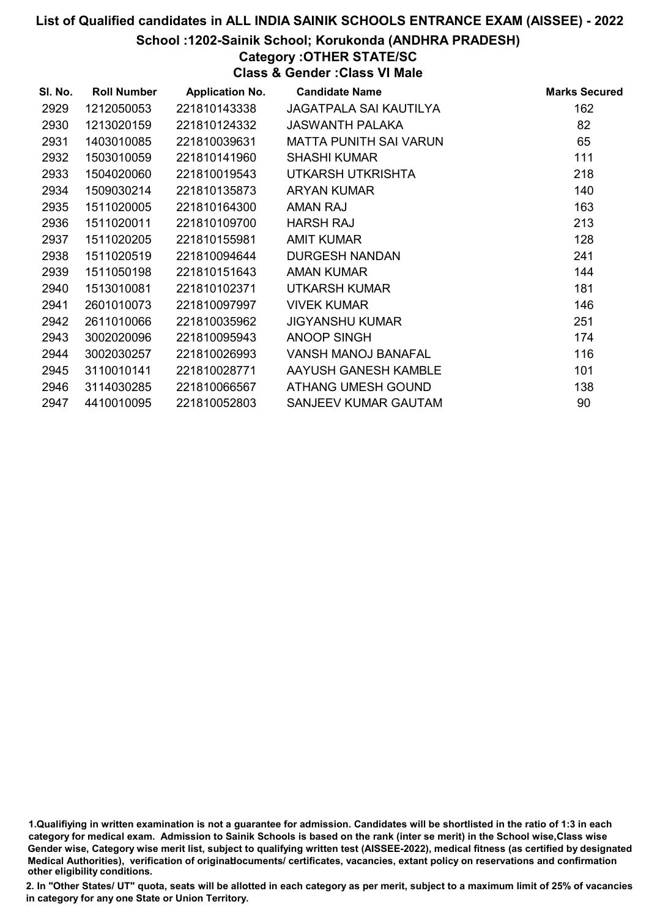# List of Qualified candidates in ALL INDIA SAINIK SCHOOLS ENTRANCE EXAM (AISSEE) - 2022

## School :1202-Sainik School; Korukonda (ANDHRA PRADESH)

### Category :OTHER STATE/SC

### Class & Gender :Class VI Male

| Sl. No. | Roll Number | Application No. | Candidate Name | Marks Secured |
|---|---|---|---|---|
| 2929 | 1212050053 | 221810143338 | JAGATPALA SAI KAUTILYA | 162 |
| 2930 | 1213020159 | 221810124332 | JASWANTH PALAKA | 82 |
| 2931 | 1403010085 | 221810039631 | MATTA PUNITH SAI VARUN | 65 |
| 2932 | 1503010059 | 221810141960 | SHASHI KUMAR | 111 |
| 2933 | 1504020060 | 221810019543 | UTKARSH UTKRISHTA | 218 |
| 2934 | 1509030214 | 221810135873 | ARYAN KUMAR | 140 |
| 2935 | 1511020005 | 221810164300 | AMAN RAJ | 163 |
| 2936 | 1511020011 | 221810109700 | HARSH RAJ | 213 |
| 2937 | 1511020205 | 221810155981 | AMIT KUMAR | 128 |
| 2938 | 1511020519 | 221810094644 | DURGESH NANDAN | 241 |
| 2939 | 1511050198 | 221810151643 | AMAN KUMAR | 144 |
| 2940 | 1513010081 | 221810102371 | UTKARSH KUMAR | 181 |
| 2941 | 2601010073 | 221810097997 | VIVEK KUMAR | 146 |
| 2942 | 2611010066 | 221810035962 | JIGYANSHU KUMAR | 251 |
| 2943 | 3002020096 | 221810095943 | ANOOP SINGH | 174 |
| 2944 | 3002030257 | 221810026993 | VANSH MANOJ BANAFAL | 116 |
| 2945 | 3110010141 | 221810028771 | AAYUSH GANESH KAMBLE | 101 |
| 2946 | 3114030285 | 221810066567 | ATHANG UMESH GOUND | 138 |
| 2947 | 4410010095 | 221810052803 | SANJEEV KUMAR GAUTAM | 90 |

1.Qualifiying in written examination is not a guarantee for admission. Candidates will be shortlisted in the ratio of 1:3 in each category for medical exam. Admission to Sainik Schools is based on the rank (inter se merit) in the School wise,Class wise Gender wise, Category wise merit list, subject to qualifying written test (AISSEE-2022), medical fitness (as certified by designated Medical Authorities), verification of originaldocuments/ certificates, vacancies, extant policy on reservations and confirmation other eligibility conditions.

2. In "Other States/ UT" quota, seats will be allotted in each category as per merit, subject to a maximum limit of 25% of vacancies in category for any one State or Union Territory.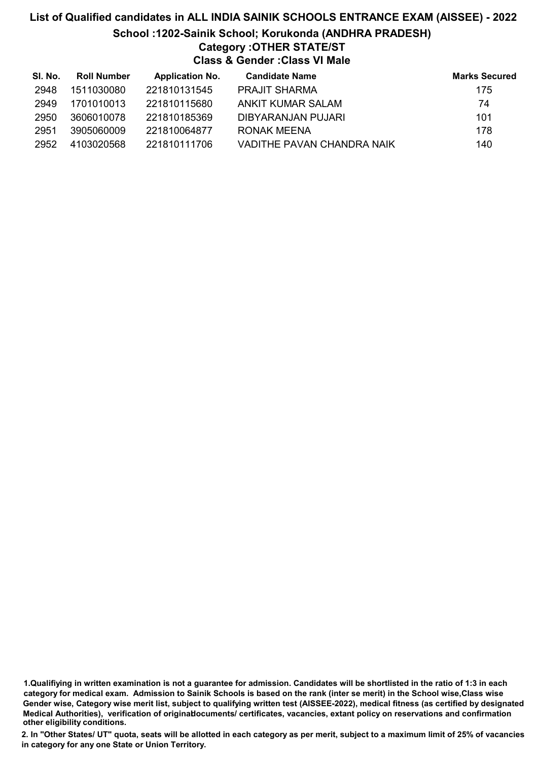# List of Qualified candidates in ALL INDIA SAINIK SCHOOLS ENTRANCE EXAM (AISSEE) - 2022

## School :1202-Sainik School; Korukonda (ANDHRA PRADESH)

### Category :OTHER STATE/ST

### Class & Gender :Class VI Male

| Sl. No. | Roll Number | Application No. | Candidate Name | Marks Secured |
|---|---|---|---|---|
| 2948 | 1511030080 | 221810131545 | PRAJIT SHARMA | 175 |
| 2949 | 1701010013 | 221810115680 | ANKIT KUMAR SALAM | 74 |
| 2950 | 3606010078 | 221810185369 | DIBYARANJAN PUJARI | 101 |
| 2951 | 3905060009 | 221810064877 | RONAK MEENA | 178 |
| 2952 | 4103020568 | 221810111706 | VADITHE PAVAN CHANDRA NAIK | 140 |

1.Qualifiying in written examination is not a guarantee for admission. Candidates will be shortlisted in the ratio of 1:3 in each category for medical exam. Admission to Sainik Schools is based on the rank (inter se merit) in the School wise,Class wise Gender wise, Category wise merit list, subject to qualifying written test (AISSEE-2022), medical fitness (as certified by designated Medical Authorities), verification of originaldocuments/ certificates, vacancies, extant policy on reservations and confirmation other eligibility conditions.

2. In "Other States/ UT" quota, seats will be allotted in each category as per merit, subject to a maximum limit of 25% of vacancies in category for any one State or Union Territory.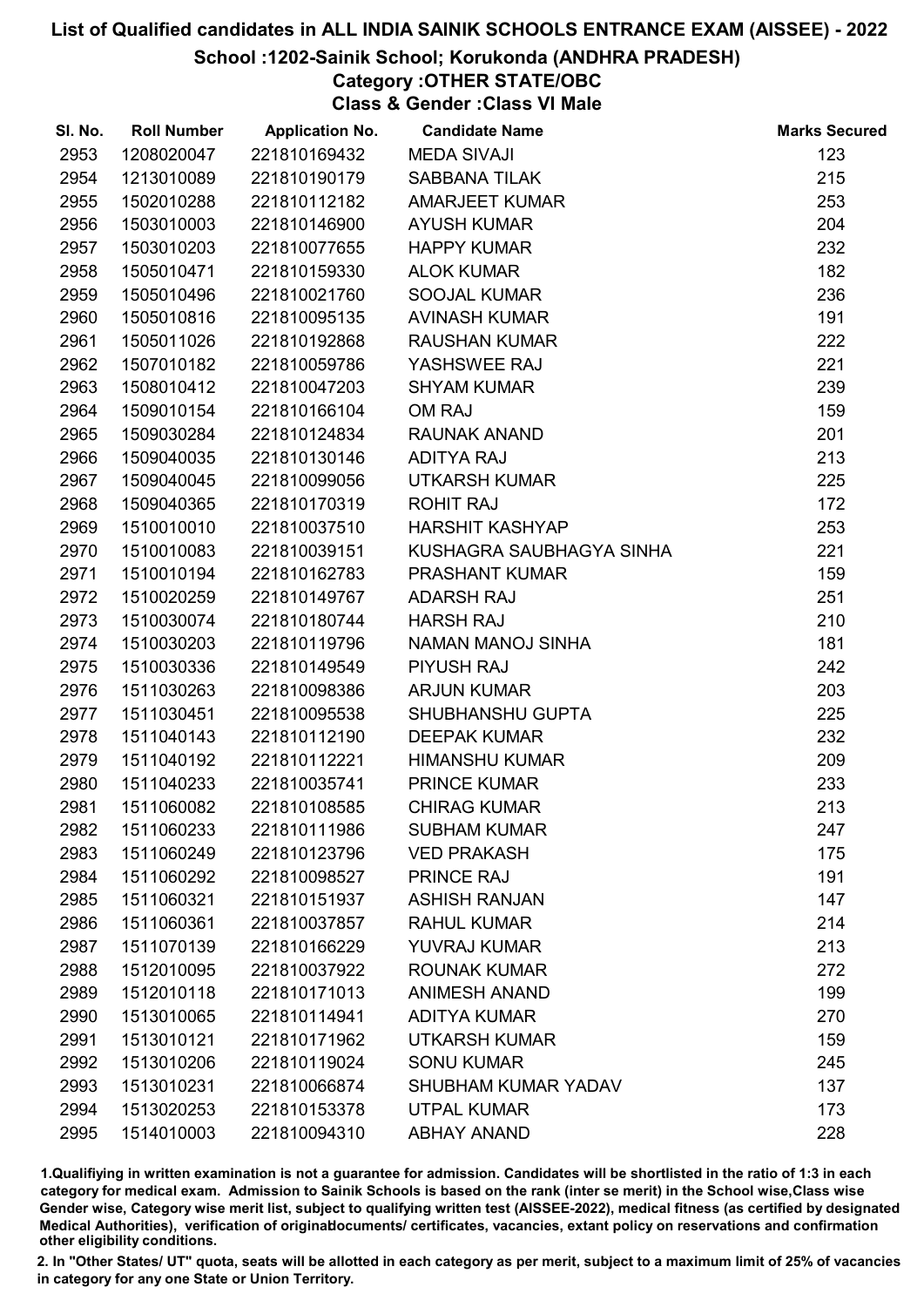# List of Qualified candidates in ALL INDIA SAINIK SCHOOLS ENTRANCE EXAM (AISSEE) - 2022

## School :1202-Sainik School; Korukonda (ANDHRA PRADESH)

### Category :OTHER STATE/OBC

### Class & Gender :Class VI Male

| Sl. No. | Roll Number | Application No. | Candidate Name | Marks Secured |
|---|---|---|---|---|
| 2953 | 1208020047 | 221810169432 | MEDA SIVAJI | 123 |
| 2954 | 1213010089 | 221810190179 | SABBANA TILAK | 215 |
| 2955 | 1502010288 | 221810112182 | AMARJEET KUMAR | 253 |
| 2956 | 1503010003 | 221810146900 | AYUSH KUMAR | 204 |
| 2957 | 1503010203 | 221810077655 | HAPPY KUMAR | 232 |
| 2958 | 1505010471 | 221810159330 | ALOK KUMAR | 182 |
| 2959 | 1505010496 | 221810021760 | SOOJAL KUMAR | 236 |
| 2960 | 1505010816 | 221810095135 | AVINASH KUMAR | 191 |
| 2961 | 1505011026 | 221810192868 | RAUSHAN KUMAR | 222 |
| 2962 | 1507010182 | 221810059786 | YASHSWEE RAJ | 221 |
| 2963 | 1508010412 | 221810047203 | SHYAM KUMAR | 239 |
| 2964 | 1509010154 | 221810166104 | OM RAJ | 159 |
| 2965 | 1509030284 | 221810124834 | RAUNAK ANAND | 201 |
| 2966 | 1509040035 | 221810130146 | ADITYA RAJ | 213 |
| 2967 | 1509040045 | 221810099056 | UTKARSH KUMAR | 225 |
| 2968 | 1509040365 | 221810170319 | ROHIT RAJ | 172 |
| 2969 | 1510010010 | 221810037510 | HARSHIT KASHYAP | 253 |
| 2970 | 1510010083 | 221810039151 | KUSHAGRA SAUBHAGYA SINHA | 221 |
| 2971 | 1510010194 | 221810162783 | PRASHANT KUMAR | 159 |
| 2972 | 1510020259 | 221810149767 | ADARSH RAJ | 251 |
| 2973 | 1510030074 | 221810180744 | HARSH RAJ | 210 |
| 2974 | 1510030203 | 221810119796 | NAMAN MANOJ SINHA | 181 |
| 2975 | 1510030336 | 221810149549 | PIYUSH RAJ | 242 |
| 2976 | 1511030263 | 221810098386 | ARJUN KUMAR | 203 |
| 2977 | 1511030451 | 221810095538 | SHUBHANSHU GUPTA | 225 |
| 2978 | 1511040143 | 221810112190 | DEEPAK KUMAR | 232 |
| 2979 | 1511040192 | 221810112221 | HIMANSHU KUMAR | 209 |
| 2980 | 1511040233 | 221810035741 | PRINCE KUMAR | 233 |
| 2981 | 1511060082 | 221810108585 | CHIRAG KUMAR | 213 |
| 2982 | 1511060233 | 221810111986 | SUBHAM KUMAR | 247 |
| 2983 | 1511060249 | 221810123796 | VED PRAKASH | 175 |
| 2984 | 1511060292 | 221810098527 | PRINCE RAJ | 191 |
| 2985 | 1511060321 | 221810151937 | ASHISH RANJAN | 147 |
| 2986 | 1511060361 | 221810037857 | RAHUL KUMAR | 214 |
| 2987 | 1511070139 | 221810166229 | YUVRAJ KUMAR | 213 |
| 2988 | 1512010095 | 221810037922 | ROUNAK KUMAR | 272 |
| 2989 | 1512010118 | 221810171013 | ANIMESH ANAND | 199 |
| 2990 | 1513010065 | 221810114941 | ADITYA KUMAR | 270 |
| 2991 | 1513010121 | 221810171962 | UTKARSH KUMAR | 159 |
| 2992 | 1513010206 | 221810119024 | SONU KUMAR | 245 |
| 2993 | 1513010231 | 221810066874 | SHUBHAM KUMAR YADAV | 137 |
| 2994 | 1513020253 | 221810153378 | UTPAL KUMAR | 173 |
| 2995 | 1514010003 | 221810094310 | ABHAY ANAND | 228 |

1.Qualifying in written examination is not a guarantee for admission. Candidates will be shortlisted in the ratio of 1:3 in each category for medical exam. Admission to Sainik Schools is based on the rank (inter se merit) in the School wise,Class wise Gender wise, Category wise merit list, subject to qualifying written test (AISSEE-2022), medical fitness (as certified by designated Medical Authorities), verification of originaldocuments/ certificates, vacancies, extant policy on reservations and confirmation other eligibility conditions.

2. In "Other States/ UT" quota, seats will be allotted in each category as per merit, subject to a maximum limit of 25% of vacancies in category for any one State or Union Territory.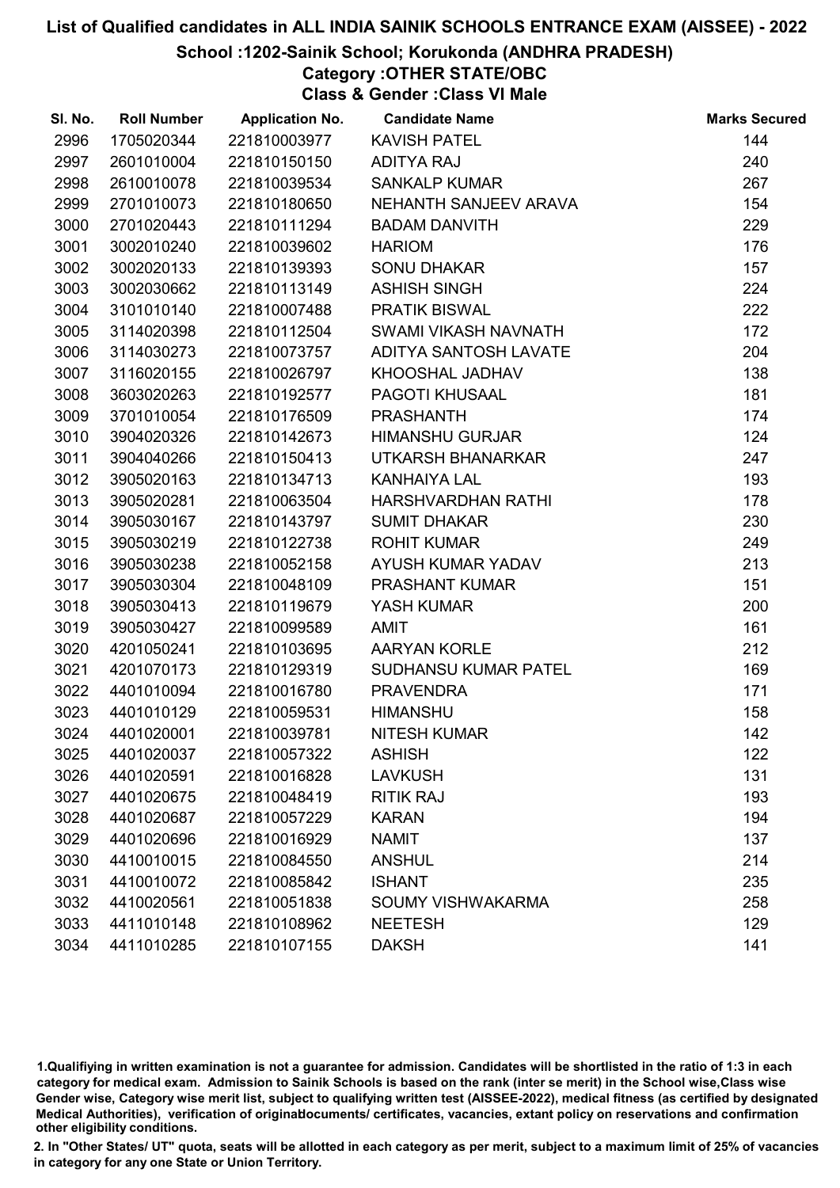# List of Qualified candidates in ALL INDIA SAINIK SCHOOLS ENTRANCE EXAM (AISSEE) - 2022

## School :1202-Sainik School; Korukonda (ANDHRA PRADESH)

### Category :OTHER STATE/OBC

### Class & Gender :Class VI Male

| Sl. No. | Roll Number | Application No. | Candidate Name | Marks Secured |
|---|---|---|---|---|
| 2996 | 1705020344 | 221810003977 | KAVISH PATEL | 144 |
| 2997 | 2601010004 | 221810150150 | ADITYA RAJ | 240 |
| 2998 | 2610010078 | 221810039534 | SANKALP KUMAR | 267 |
| 2999 | 2701010073 | 221810180650 | NEHANTH SANJEEV ARAVA | 154 |
| 3000 | 2701020443 | 221810111294 | BADAM DANVITH | 229 |
| 3001 | 3002010240 | 221810039602 | HARIOM | 176 |
| 3002 | 3002020133 | 221810139393 | SONU DHAKAR | 157 |
| 3003 | 3002030662 | 221810113149 | ASHISH SINGH | 224 |
| 3004 | 3101010140 | 221810007488 | PRATIK BISWAL | 222 |
| 3005 | 3114020398 | 221810112504 | SWAMI VIKASH NAVNATH | 172 |
| 3006 | 3114030273 | 221810073757 | ADITYA SANTOSH LAVATE | 204 |
| 3007 | 3116020155 | 221810026797 | KHOOSHAL JADHAV | 138 |
| 3008 | 3603020263 | 221810192577 | PAGOTI KHUSAAL | 181 |
| 3009 | 3701010054 | 221810176509 | PRASHANTH | 174 |
| 3010 | 3904020326 | 221810142673 | HIMANSHU GURJAR | 124 |
| 3011 | 3904040266 | 221810150413 | UTKARSH BHANARKAR | 247 |
| 3012 | 3905020163 | 221810134713 | KANHAIYA LAL | 193 |
| 3013 | 3905020281 | 221810063504 | HARSHVARDHAN RATHI | 178 |
| 3014 | 3905030167 | 221810143797 | SUMIT DHAKAR | 230 |
| 3015 | 3905030219 | 221810122738 | ROHIT KUMAR | 249 |
| 3016 | 3905030238 | 221810052158 | AYUSH KUMAR YADAV | 213 |
| 3017 | 3905030304 | 221810048109 | PRASHANT KUMAR | 151 |
| 3018 | 3905030413 | 221810119679 | YASH KUMAR | 200 |
| 3019 | 3905030427 | 221810099589 | AMIT | 161 |
| 3020 | 4201050241 | 221810103695 | AARYAN KORLE | 212 |
| 3021 | 4201070173 | 221810129319 | SUDHANSU KUMAR PATEL | 169 |
| 3022 | 4401010094 | 221810016780 | PRAVENDRA | 171 |
| 3023 | 4401010129 | 221810059531 | HIMANSHU | 158 |
| 3024 | 4401020001 | 221810039781 | NITESH KUMAR | 142 |
| 3025 | 4401020037 | 221810057322 | ASHISH | 122 |
| 3026 | 4401020591 | 221810016828 | LAVKUSH | 131 |
| 3027 | 4401020675 | 221810048419 | RITIK RAJ | 193 |
| 3028 | 4401020687 | 221810057229 | KARAN | 194 |
| 3029 | 4401020696 | 221810016929 | NAMIT | 137 |
| 3030 | 4410010015 | 221810084550 | ANSHUL | 214 |
| 3031 | 4410010072 | 221810085842 | ISHANT | 235 |
| 3032 | 4410020561 | 221810051838 | SOUMY VISHWAKARMA | 258 |
| 3033 | 4411010148 | 221810108962 | NEETESH | 129 |
| 3034 | 4411010285 | 221810107155 | DAKSH | 141 |

1.Qualifiying in written examination is not a guarantee for admission. Candidates will be shortlisted in the ratio of 1:3 in each category for medical exam. Admission to Sainik Schools is based on the rank (inter se merit) in the School wise,Class wise Gender wise, Category wise merit list, subject to qualifying written test (AISSEE-2022), medical fitness (as certified by designated Medical Authorities), verification of originaldocuments/ certificates, vacancies, extant policy on reservations and confirmation other eligibility conditions.

2. In "Other States/ UT" quota, seats will be allotted in each category as per merit, subject to a maximum limit of 25% of vacancies in category for any one State or Union Territory.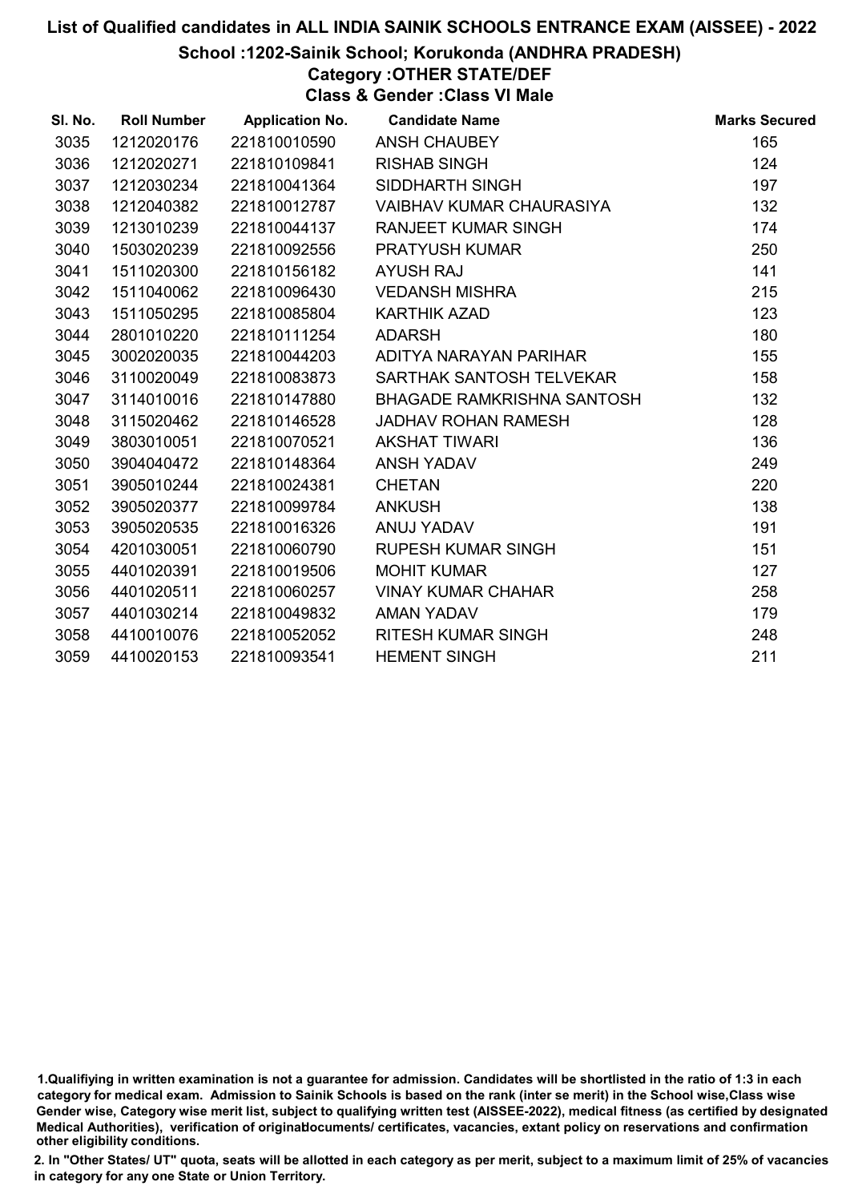# List of Qualified candidates in ALL INDIA SAINIK SCHOOLS ENTRANCE EXAM (AISSEE) - 2022

## School :1202-Sainik School; Korukonda (ANDHRA PRADESH)

### Category :OTHER STATE/DEF

### Class & Gender :Class VI Male

| Sl. No. | Roll Number | Application No. | Candidate Name | Marks Secured |
|---|---|---|---|---|
| 3035 | 1212020176 | 221810010590 | ANSH CHAUBEY | 165 |
| 3036 | 1212020271 | 221810109841 | RISHAB SINGH | 124 |
| 3037 | 1212030234 | 221810041364 | SIDDHARTH SINGH | 197 |
| 3038 | 1212040382 | 221810012787 | VAIBHAV KUMAR CHAURASIYA | 132 |
| 3039 | 1213010239 | 221810044137 | RANJEET KUMAR SINGH | 174 |
| 3040 | 1503020239 | 221810092556 | PRATYUSH KUMAR | 250 |
| 3041 | 1511020300 | 221810156182 | AYUSH RAJ | 141 |
| 3042 | 1511040062 | 221810096430 | VEDANSH MISHRA | 215 |
| 3043 | 1511050295 | 221810085804 | KARTHIK AZAD | 123 |
| 3044 | 2801010220 | 221810111254 | ADARSH | 180 |
| 3045 | 3002020035 | 221810044203 | ADITYA NARAYAN PARIHAR | 155 |
| 3046 | 3110020049 | 221810083873 | SARTHAK SANTOSH TELVEKAR | 158 |
| 3047 | 3114010016 | 221810147880 | BHAGADE RAMKRISHNA SANTOSH | 132 |
| 3048 | 3115020462 | 221810146528 | JADHAV ROHAN RAMESH | 128 |
| 3049 | 3803010051 | 221810070521 | AKSHAT TIWARI | 136 |
| 3050 | 3904040472 | 221810148364 | ANSH YADAV | 249 |
| 3051 | 3905010244 | 221810024381 | CHETAN | 220 |
| 3052 | 3905020377 | 221810099784 | ANKUSH | 138 |
| 3053 | 3905020535 | 221810016326 | ANUJ YADAV | 191 |
| 3054 | 4201030051 | 221810060790 | RUPESH KUMAR SINGH | 151 |
| 3055 | 4401020391 | 221810019506 | MOHIT KUMAR | 127 |
| 3056 | 4401020511 | 221810060257 | VINAY KUMAR CHAHAR | 258 |
| 3057 | 4401030214 | 221810049832 | AMAN YADAV | 179 |
| 3058 | 4410010076 | 221810052052 | RITESH KUMAR SINGH | 248 |
| 3059 | 4410020153 | 221810093541 | HEMENT SINGH | 211 |

1.Qualifiying in written examination is not a guarantee for admission. Candidates will be shortlisted in the ratio of 1:3 in each category for medical exam. Admission to Sainik Schools is based on the rank (inter se merit) in the School wise,Class wise Gender wise, Category wise merit list, subject to qualifying written test (AISSEE-2022), medical fitness (as certified by designated Medical Authorities), verification of originaldocuments/ certificates, vacancies, extant policy on reservations and confirmation other eligibility conditions.

2. In "Other States/ UT" quota, seats will be allotted in each category as per merit, subject to a maximum limit of 25% of vacancies in category for any one State or Union Territory.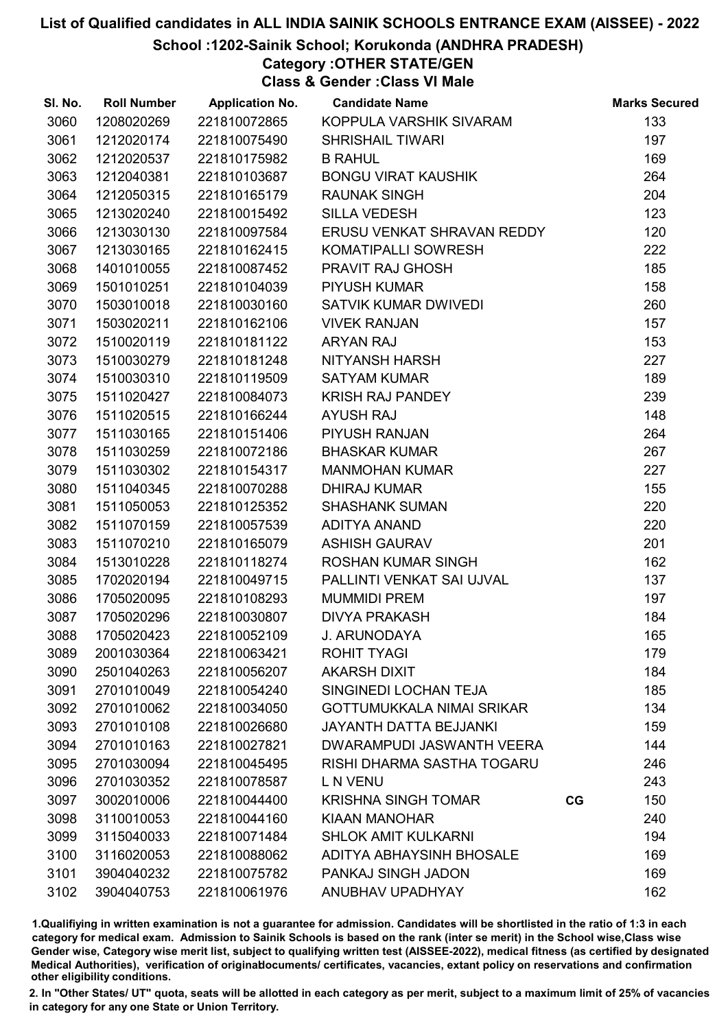# List of Qualified candidates in ALL INDIA SAINIK SCHOOLS ENTRANCE EXAM (AISSEE) - 2022

## School :1202-Sainik School; Korukonda (ANDHRA PRADESH)

### Category :OTHER STATE/GEN

### Class & Gender :Class VI Male

| Sl. No. | Roll Number | Application No. | Candidate Name | | Marks Secured |
|---|---|---|---|---|---|
| 3060 | 1208020269 | 221810072865 | KOPPULA VARSHIK SIVARAM | | 133 |
| 3061 | 1212020174 | 221810075490 | SHRISHAIL TIWARI | | 197 |
| 3062 | 1212020537 | 221810175982 | B RAHUL | | 169 |
| 3063 | 1212040381 | 221810103687 | BONGU VIRAT KAUSHIK | | 264 |
| 3064 | 1212050315 | 221810165179 | RAUNAK SINGH | | 204 |
| 3065 | 1213020240 | 221810015492 | SILLA VEDESH | | 123 |
| 3066 | 1213030130 | 221810097584 | ERUSU VENKAT SHRAVAN REDDY | | 120 |
| 3067 | 1213030165 | 221810162415 | KOMATIPALLI SOWRESH | | 222 |
| 3068 | 1401010055 | 221810087452 | PRAVIT RAJ GHOSH | | 185 |
| 3069 | 1501010251 | 221810104039 | PIYUSH KUMAR | | 158 |
| 3070 | 1503010018 | 221810030160 | SATVIK KUMAR DWIVEDI | | 260 |
| 3071 | 1503020211 | 221810162106 | VIVEK RANJAN | | 157 |
| 3072 | 1510020119 | 221810181122 | ARYAN RAJ | | 153 |
| 3073 | 1510030279 | 221810181248 | NITYANSH HARSH | | 227 |
| 3074 | 1510030310 | 221810119509 | SATYAM KUMAR | | 189 |
| 3075 | 1511020427 | 221810084073 | KRISH RAJ PANDEY | | 239 |
| 3076 | 1511020515 | 221810166244 | AYUSH RAJ | | 148 |
| 3077 | 1511030165 | 221810151406 | PIYUSH RANJAN | | 264 |
| 3078 | 1511030259 | 221810072186 | BHASKAR KUMAR | | 267 |
| 3079 | 1511030302 | 221810154317 | MANMOHAN KUMAR | | 227 |
| 3080 | 1511040345 | 221810070288 | DHIRAJ KUMAR | | 155 |
| 3081 | 1511050053 | 221810125352 | SHASHANK SUMAN | | 220 |
| 3082 | 1511070159 | 221810057539 | ADITYA ANAND | | 220 |
| 3083 | 1511070210 | 221810165079 | ASHISH GAURAV | | 201 |
| 3084 | 1513010228 | 221810118274 | ROSHAN KUMAR SINGH | | 162 |
| 3085 | 1702020194 | 221810049715 | PALLINTI VENKAT SAI UJVAL | | 137 |
| 3086 | 1705020095 | 221810108293 | MUMMIDI PREM | | 197 |
| 3087 | 1705020296 | 221810030807 | DIVYA PRAKASH | | 184 |
| 3088 | 1705020423 | 221810052109 | J. ARUNODAYA | | 165 |
| 3089 | 2001030364 | 221810063421 | ROHIT TYAGI | | 179 |
| 3090 | 2501040263 | 221810056207 | AKARSH DIXIT | | 184 |
| 3091 | 2701010049 | 221810054240 | SINGINEDI LOCHAN TEJA | | 185 |
| 3092 | 2701010062 | 221810034050 | GOTTUMUKKALA NIMAI SRIKAR | | 134 |
| 3093 | 2701010108 | 221810026680 | JAYANTH DATTA BEJJANKI | | 159 |
| 3094 | 2701010163 | 221810027821 | DWARAMPUDI JASWANTH VEERA | | 144 |
| 3095 | 2701030094 | 221810045495 | RISHI DHARMA SASTHA TOGARU | | 246 |
| 3096 | 2701030352 | 221810078587 | L N VENU | | 243 |
| 3097 | 3002010006 | 221810044400 | KRISHNA SINGH TOMAR | CG | 150 |
| 3098 | 3110010053 | 221810044160 | KIAAN MANOHAR | | 240 |
| 3099 | 3115040033 | 221810071484 | SHLOK AMIT KULKARNI | | 194 |
| 3100 | 3116020053 | 221810088062 | ADITYA ABHAYSINH BHOSALE | | 169 |
| 3101 | 3904040232 | 221810075782 | PANKAJ SINGH JADON | | 169 |
| 3102 | 3904040753 | 221810061976 | ANUBHAV UPADHYAY | | 162 |

1.Qualifiying in written examination is not a guarantee for admission. Candidates will be shortlisted in the ratio of 1:3 in each category for medical exam. Admission to Sainik Schools is based on the rank (inter se merit) in the School wise,Class wise Gender wise, Category wise merit list, subject to qualifying written test (AISSEE-2022), medical fitness (as certified by designated Medical Authorities), verification of originablocuments/ certificates, vacancies, extant policy on reservations and confirmation other eligibility conditions.

2. In "Other States/ UT" quota, seats will be allotted in each category as per merit, subject to a maximum limit of 25% of vacancies in category for any one State or Union Territory.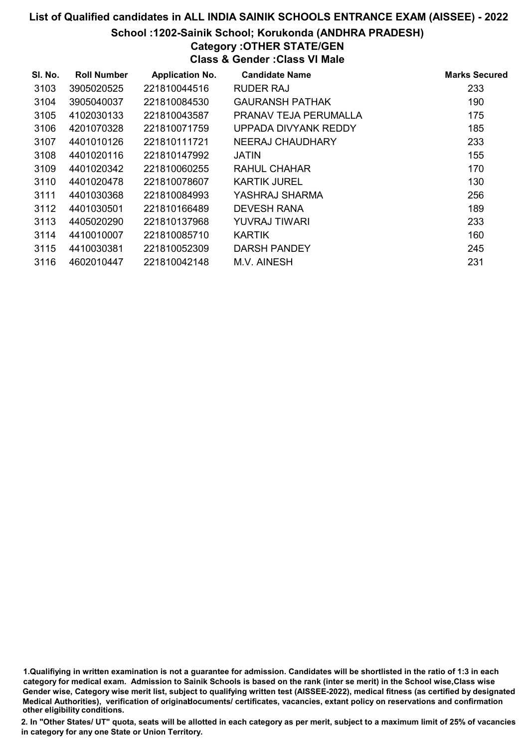# List of Qualified candidates in ALL INDIA SAINIK SCHOOLS ENTRANCE EXAM (AISSEE) - 2022

## School :1202-Sainik School; Korukonda (ANDHRA PRADESH)

### Category :OTHER STATE/GEN

### Class & Gender :Class VI Male

| Sl. No. | Roll Number | Application No. | Candidate Name | Marks Secured |
|---|---|---|---|---|
| 3103 | 3905020525 | 221810044516 | RUDER RAJ | 233 |
| 3104 | 3905040037 | 221810084530 | GAURANSH PATHAK | 190 |
| 3105 | 4102030133 | 221810043587 | PRANAV TEJA PERUMALLA | 175 |
| 3106 | 4201070328 | 221810071759 | UPPADA DIVYANK REDDY | 185 |
| 3107 | 4401010126 | 221810111721 | NEERAJ CHAUDHARY | 233 |
| 3108 | 4401020116 | 221810147992 | JATIN | 155 |
| 3109 | 4401020342 | 221810060255 | RAHUL CHAHAR | 170 |
| 3110 | 4401020478 | 221810078607 | KARTIK JUREL | 130 |
| 3111 | 4401030368 | 221810084993 | YASHRAJ SHARMA | 256 |
| 3112 | 4401030501 | 221810166489 | DEVESH RANA | 189 |
| 3113 | 4405020290 | 221810137968 | YUVRAJ TIWARI | 233 |
| 3114 | 4410010007 | 221810085710 | KARTIK | 160 |
| 3115 | 4410030381 | 221810052309 | DARSH PANDEY | 245 |
| 3116 | 4602010447 | 221810042148 | M.V. AINESH | 231 |

1.Qualifiying in written examination is not a guarantee for admission. Candidates will be shortlisted in the ratio of 1:3 in each category for medical exam. Admission to Sainik Schools is based on the rank (inter se merit) in the School wise,Class wise Gender wise, Category wise merit list, subject to qualifying written test (AISSEE-2022), medical fitness (as certified by designated Medical Authorities), verification of originaldocuments/ certificates, vacancies, extant policy on reservations and confirmation other eligibility conditions.

2. In "Other States/ UT" quota, seats will be allotted in each category as per merit, subject to a maximum limit of 25% of vacancies in category for any one State or Union Territory.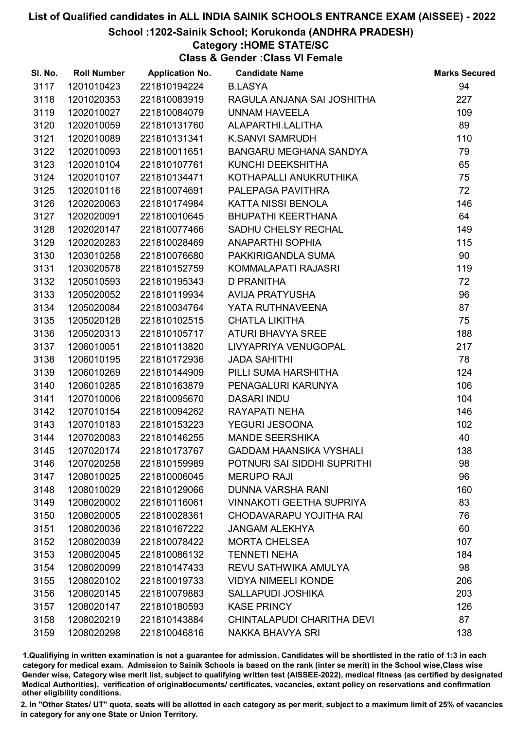# List of Qualified candidates in ALL INDIA SAINIK SCHOOLS ENTRANCE EXAM (AISSEE) - 2022

## School :1202-Sainik School; Korukonda (ANDHRA PRADESH)

### Category :HOME STATE/SC

### Class & Gender :Class VI Female

| Sl. No. | Roll Number | Application No. | Candidate Name | Marks Secured |
|---|---|---|---|---|
| 3117 | 1201010423 | 221810194224 | B.LASYA | 94 |
| 3118 | 1201020353 | 221810083919 | RAGULA ANJANA SAI JOSHITHA | 227 |
| 3119 | 1202010027 | 221810084079 | UNNAM HAVEELA | 109 |
| 3120 | 1202010059 | 221810131760 | ALAPARTHI.LALITHA | 89 |
| 3121 | 1202010089 | 221810131341 | K.SANVI SAMRUDH | 110 |
| 3122 | 1202010093 | 221810011651 | BANGARU MEGHANA SANDYA | 79 |
| 3123 | 1202010104 | 221810107761 | KUNCHI DEEKSHITHA | 65 |
| 3124 | 1202010107 | 221810134471 | KOTHAPALLI ANUKRUTHIKA | 75 |
| 3125 | 1202010116 | 221810074691 | PALEPAGA PAVITHRA | 72 |
| 3126 | 1202020063 | 221810174984 | KATTA NISSI BENOLA | 146 |
| 3127 | 1202020091 | 221810010645 | BHUPATHI KEERTHANA | 64 |
| 3128 | 1202020147 | 221810077466 | SADHU CHELSY RECHAL | 149 |
| 3129 | 1202020283 | 221810028469 | ANAPARTHI SOPHIA | 115 |
| 3130 | 1203010258 | 221810076680 | PAKKIRIGANDLA SUMA | 90 |
| 3131 | 1203020578 | 221810152759 | KOMMALAPATI RAJASRI | 119 |
| 3132 | 1205010593 | 221810195343 | D PRANITHA | 72 |
| 3133 | 1205020052 | 221810119934 | AVIJA PRATYUSHA | 96 |
| 3134 | 1205020084 | 221810034764 | YATA RUTHNAVEENA | 87 |
| 3135 | 1205020128 | 221810102515 | CHATLA LIKITHA | 75 |
| 3136 | 1205020313 | 221810105717 | ATURI BHAVYA SREE | 188 |
| 3137 | 1206010051 | 221810113820 | LIVYAPRIYA VENUGOPAL | 217 |
| 3138 | 1206010195 | 221810172936 | JADA SAHITHI | 78 |
| 3139 | 1206010269 | 221810144909 | PILLI SUMA HARSHITHA | 124 |
| 3140 | 1206010285 | 221810163879 | PENAGALURI KARUNYA | 106 |
| 3141 | 1207010006 | 221810095670 | DASARI INDU | 104 |
| 3142 | 1207010154 | 221810094262 | RAYAPATI NEHA | 146 |
| 3143 | 1207010183 | 221810153223 | YEGURI JESOONA | 102 |
| 3144 | 1207020083 | 221810146255 | MANDE SEERSHIKA | 40 |
| 3145 | 1207020174 | 221810173767 | GADDAM HAANSIKA VYSHALI | 138 |
| 3146 | 1207020258 | 221810159989 | POTNURI SAI SIDDHI SUPRITHI | 98 |
| 3147 | 1208010025 | 221810006045 | MERUPO RAJI | 96 |
| 3148 | 1208010029 | 221810129066 | DUNNA VARSHA RANI | 160 |
| 3149 | 1208020002 | 221810116061 | VINNAKOTI GEETHA SUPRIYA | 83 |
| 3150 | 1208020005 | 221810028361 | CHODAVARAPU YOJITHA RAI | 76 |
| 3151 | 1208020036 | 221810167222 | JANGAM ALEKHYA | 60 |
| 3152 | 1208020039 | 221810078422 | MORTA CHELSEA | 107 |
| 3153 | 1208020045 | 221810086132 | TENNETI NEHA | 184 |
| 3154 | 1208020099 | 221810147433 | REVU SATHWIKA AMULYA | 98 |
| 3155 | 1208020102 | 221810019733 | VIDYA NIMEELI KONDE | 206 |
| 3156 | 1208020145 | 221810079883 | SALLAPUDI JOSHIKA | 203 |
| 3157 | 1208020147 | 221810180593 | KASE PRINCY | 126 |
| 3158 | 1208020219 | 221810143884 | CHINTALAPUDI CHARITHA DEVI | 87 |
| 3159 | 1208020298 | 221810046816 | NAKKA BHAVYA SRI | 138 |

1.Qualifiying in written examination is not a guarantee for admission. Candidates will be shortlisted in the ratio of 1:3 in each category for medical exam. Admission to Sainik Schools is based on the rank (inter se merit) in the School wise,Class wise Gender wise, Category wise merit list, subject to qualifying written test (AISSEE-2022), medical fitness (as certified by designated Medical Authorities), verification of originaldocuments/ certificates, vacancies, extant policy on reservations and confirmation other eligibility conditions.

2. In "Other States/ UT" quota, seats will be allotted in each category as per merit, subject to a maximum limit of 25% of vacancies in category for any one State or Union Territory.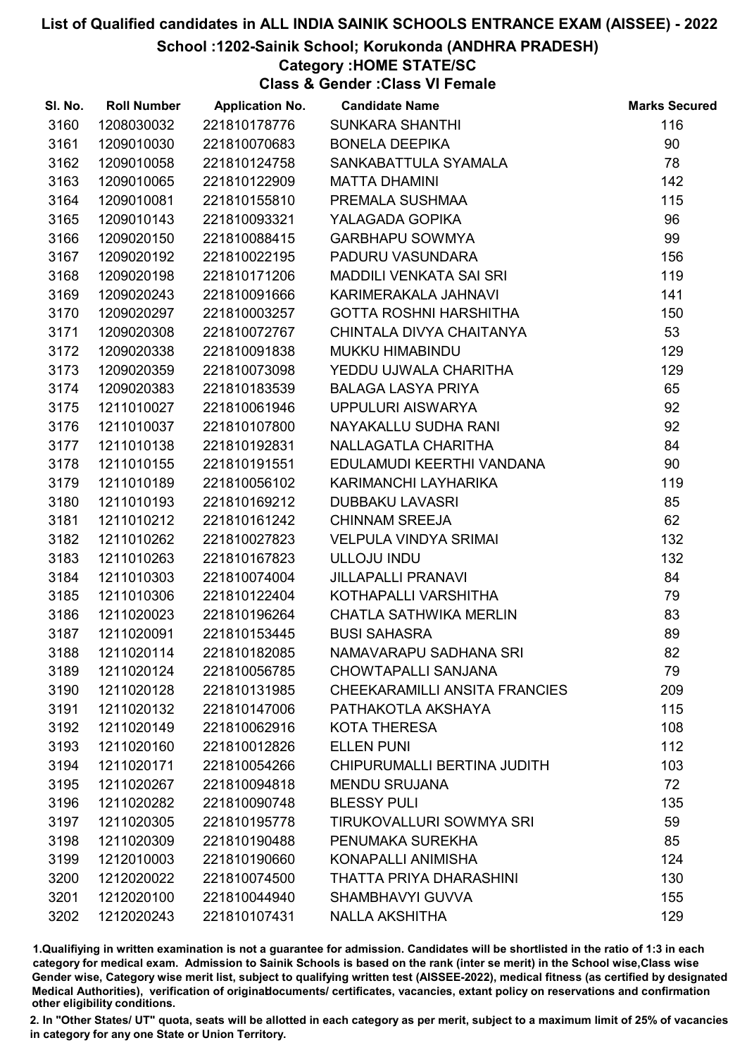# List of Qualified candidates in ALL INDIA SAINIK SCHOOLS ENTRANCE EXAM (AISSEE) - 2022

## School :1202-Sainik School; Korukonda (ANDHRA PRADESH)

### Category :HOME STATE/SC

### Class & Gender :Class VI Female

| Sl. No. | Roll Number | Application No. | Candidate Name | Marks Secured |
|---|---|---|---|---|
| 3160 | 1208030032 | 221810178776 | SUNKARA SHANTHI | 116 |
| 3161 | 1209010030 | 221810070683 | BONELA DEEPIKA | 90 |
| 3162 | 1209010058 | 221810124758 | SANKABATTULA SYAMALA | 78 |
| 3163 | 1209010065 | 221810122909 | MATTA DHAMINI | 142 |
| 3164 | 1209010081 | 221810155810 | PREMALA SUSHMAA | 115 |
| 3165 | 1209010143 | 221810093321 | YALAGADA GOPIKA | 96 |
| 3166 | 1209020150 | 221810088415 | GARBHAPU SOWMYA | 99 |
| 3167 | 1209020192 | 221810022195 | PADURU VASUNDARA | 156 |
| 3168 | 1209020198 | 221810171206 | MADDILI VENKATA SAI SRI | 119 |
| 3169 | 1209020243 | 221810091666 | KARIMERAKALA JAHNAVI | 141 |
| 3170 | 1209020297 | 221810003257 | GOTTA ROSHNI HARSHITHA | 150 |
| 3171 | 1209020308 | 221810072767 | CHINTALA DIVYA CHAITANYA | 53 |
| 3172 | 1209020338 | 221810091838 | MUKKU HIMABINDU | 129 |
| 3173 | 1209020359 | 221810073098 | YEDDU UJWALA CHARITHA | 129 |
| 3174 | 1209020383 | 221810183539 | BALAGA LASYA PRIYA | 65 |
| 3175 | 1211010027 | 221810061946 | UPPULURI AISWARYA | 92 |
| 3176 | 1211010037 | 221810107800 | NAYAKALLU SUDHA RANI | 92 |
| 3177 | 1211010138 | 221810192831 | NALLAGATLA CHARITHA | 84 |
| 3178 | 1211010155 | 221810191551 | EDULAMUDI KEERTHI VANDANA | 90 |
| 3179 | 1211010189 | 221810056102 | KARIMANCHI LAYHARIKA | 119 |
| 3180 | 1211010193 | 221810169212 | DUBBAKU LAVASRI | 85 |
| 3181 | 1211010212 | 221810161242 | CHINNAM SREEJA | 62 |
| 3182 | 1211010262 | 221810027823 | VELPULA VINDYA SRIMAI | 132 |
| 3183 | 1211010263 | 221810167823 | ULLOJU INDU | 132 |
| 3184 | 1211010303 | 221810074004 | JILLAPALLI PRANAVI | 84 |
| 3185 | 1211010306 | 221810122404 | KOTHAPALLI VARSHITHA | 79 |
| 3186 | 1211020023 | 221810196264 | CHATLA SATHWIKA MERLIN | 83 |
| 3187 | 1211020091 | 221810153445 | BUSI SAHASRA | 89 |
| 3188 | 1211020114 | 221810182085 | NAMAVARAPU SADHANA SRI | 82 |
| 3189 | 1211020124 | 221810056785 | CHOWTAPALLI SANJANA | 79 |
| 3190 | 1211020128 | 221810131985 | CHEEKARAMILLI ANSITA FRANCIES | 209 |
| 3191 | 1211020132 | 221810147006 | PATHAKOTLA AKSHAYA | 115 |
| 3192 | 1211020149 | 221810062916 | KOTA THERESA | 108 |
| 3193 | 1211020160 | 221810012826 | ELLEN PUNI | 112 |
| 3194 | 1211020171 | 221810054266 | CHIPURUMALLI BERTINA JUDITH | 103 |
| 3195 | 1211020267 | 221810094818 | MENDU SRUJANA | 72 |
| 3196 | 1211020282 | 221810090748 | BLESSY PULI | 135 |
| 3197 | 1211020305 | 221810195778 | TIRUKOVALLURI SOWMYA SRI | 59 |
| 3198 | 1211020309 | 221810190488 | PENUMAKA SUREKHA | 85 |
| 3199 | 1212010003 | 221810190660 | KONAPALLI ANIMISHA | 124 |
| 3200 | 1212020022 | 221810074500 | THATTA PRIYA DHARASHINI | 130 |
| 3201 | 1212020100 | 221810044940 | SHAMBHAVYI GUVVA | 155 |
| 3202 | 1212020243 | 221810107431 | NALLA AKSHITHA | 129 |

1.Qualifiying in written examination is not a guarantee for admission. Candidates will be shortlisted in the ratio of 1:3 in each category for medical exam. Admission to Sainik Schools is based on the rank (inter se merit) in the School wise,Class wise Gender wise, Category wise merit list, subject to qualifying written test (AISSEE-2022), medical fitness (as certified by designated Medical Authorities), verification of originaldocuments/ certificates, vacancies, extant policy on reservations and confirmation other eligibility conditions.

2. In "Other States/ UT" quota, seats will be allotted in each category as per merit, subject to a maximum limit of 25% of vacancies in category for any one State or Union Territory.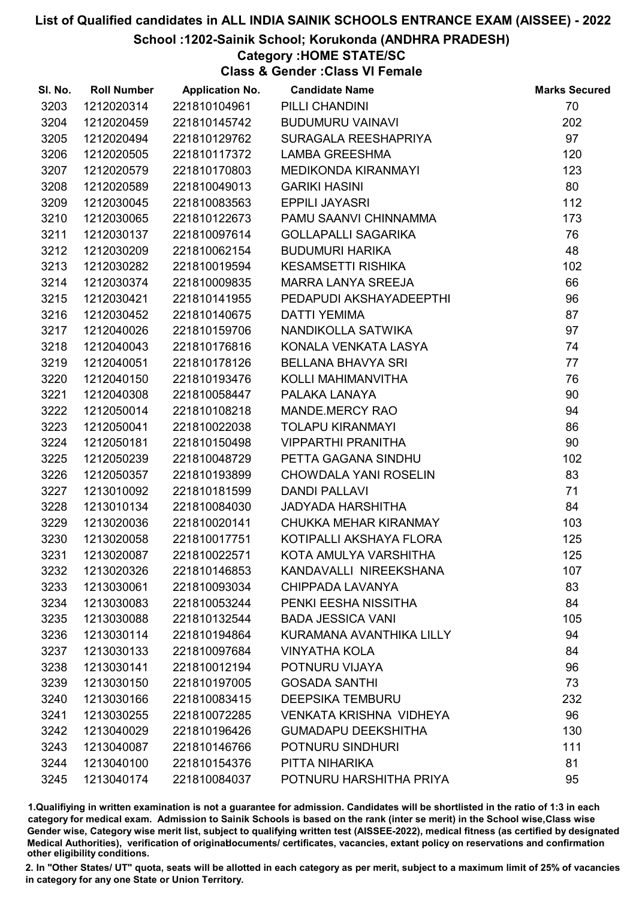# List of Qualified candidates in ALL INDIA SAINIK SCHOOLS ENTRANCE EXAM (AISSEE) - 2022

## School :1202-Sainik School; Korukonda (ANDHRA PRADESH)

### Category :HOME STATE/SC

### Class & Gender :Class VI Female

| Sl. No. | Roll Number | Application No. | Candidate Name | Marks Secured |
|---|---|---|---|---|
| 3203 | 1212020314 | 221810104961 | PILLI CHANDINI | 70 |
| 3204 | 1212020459 | 221810145742 | BUDUMURU VAINAVI | 202 |
| 3205 | 1212020494 | 221810129762 | SURAGALA REESHAPRIYA | 97 |
| 3206 | 1212020505 | 221810117372 | LAMBA GREESHMA | 120 |
| 3207 | 1212020579 | 221810170803 | MEDIKONDA KIRANMAYI | 123 |
| 3208 | 1212020589 | 221810049013 | GARIKI HASINI | 80 |
| 3209 | 1212030045 | 221810083563 | EPPILI JAYASRI | 112 |
| 3210 | 1212030065 | 221810122673 | PAMU SAANVI CHINNAMMA | 173 |
| 3211 | 1212030137 | 221810097614 | GOLLAPALLI SAGARIKA | 76 |
| 3212 | 1212030209 | 221810062154 | BUDUMURI HARIKA | 48 |
| 3213 | 1212030282 | 221810019594 | KESAMSETTI RISHIKA | 102 |
| 3214 | 1212030374 | 221810009835 | MARRA LANYA SREEJA | 66 |
| 3215 | 1212030421 | 221810141955 | PEDAPUDI AKSHAYADEEPTHI | 96 |
| 3216 | 1212030452 | 221810140675 | DATTI YEMIMA | 87 |
| 3217 | 1212040026 | 221810159706 | NANDIKOLLA SATWIKA | 97 |
| 3218 | 1212040043 | 221810176816 | KONALA VENKATA LASYA | 74 |
| 3219 | 1212040051 | 221810178126 | BELLANA BHAVYA SRI | 77 |
| 3220 | 1212040150 | 221810193476 | KOLLI MAHIMANVITHA | 76 |
| 3221 | 1212040308 | 221810058447 | PALAKA LANAYA | 90 |
| 3222 | 1212050014 | 221810108218 | MANDE.MERCY RAO | 94 |
| 3223 | 1212050041 | 221810022038 | TOLAPU KIRANMAYI | 86 |
| 3224 | 1212050181 | 221810150498 | VIPPARTHI PRANITHA | 90 |
| 3225 | 1212050239 | 221810048729 | PETTA GAGANA SINDHU | 102 |
| 3226 | 1212050357 | 221810193899 | CHOWDALA YANI ROSELIN | 83 |
| 3227 | 1213010092 | 221810181599 | DANDI PALLAVI | 71 |
| 3228 | 1213010134 | 221810084030 | JADYADA HARSHITHA | 84 |
| 3229 | 1213020036 | 221810020141 | CHUKKA MEHAR KIRANMAY | 103 |
| 3230 | 1213020058 | 221810017751 | KOTIPALLI AKSHAYA FLORA | 125 |
| 3231 | 1213020087 | 221810022571 | KOTA AMULYA VARSHITHA | 125 |
| 3232 | 1213020326 | 221810146853 | KANDAVALLI NIREEKSHANA | 107 |
| 3233 | 1213030061 | 221810093034 | CHIPPADA LAVANYA | 83 |
| 3234 | 1213030083 | 221810053244 | PENKI EESHA NISSITHA | 84 |
| 3235 | 1213030088 | 221810132544 | BADA JESSICA VANI | 105 |
| 3236 | 1213030114 | 221810194864 | KURAMANA AVANTHIKA LILLY | 94 |
| 3237 | 1213030133 | 221810097684 | VINYATHA KOLA | 84 |
| 3238 | 1213030141 | 221810012194 | POTNURU VIJAYA | 96 |
| 3239 | 1213030150 | 221810197005 | GOSADA SANTHI | 73 |
| 3240 | 1213030166 | 221810083415 | DEEPSIKA TEMBURU | 232 |
| 3241 | 1213030255 | 221810072285 | VENKATA KRISHNA VIDHEYA | 96 |
| 3242 | 1213040029 | 221810196426 | GUMADAPU DEEKSHITHA | 130 |
| 3243 | 1213040087 | 221810146766 | POTNURU SINDHURI | 111 |
| 3244 | 1213040100 | 221810154376 | PITTA NIHARIKA | 81 |
| 3245 | 1213040174 | 221810084037 | POTNURU HARSHITHA PRIYA | 95 |

1.Qualifiying in written examination is not a guarantee for admission. Candidates will be shortlisted in the ratio of 1:3 in each category for medical exam. Admission to Sainik Schools is based on the rank (inter se merit) in the School wise,Class wise Gender wise, Category wise merit list, subject to qualifying written test (AISSEE-2022), medical fitness (as certified by designated Medical Authorities), verification of originaldocuments/ certificates, vacancies, extant policy on reservations and confirmation other eligibility conditions.

2. In "Other States/ UT" quota, seats will be allotted in each category as per merit, subject to a maximum limit of 25% of vacancies in category for any one State or Union Territory.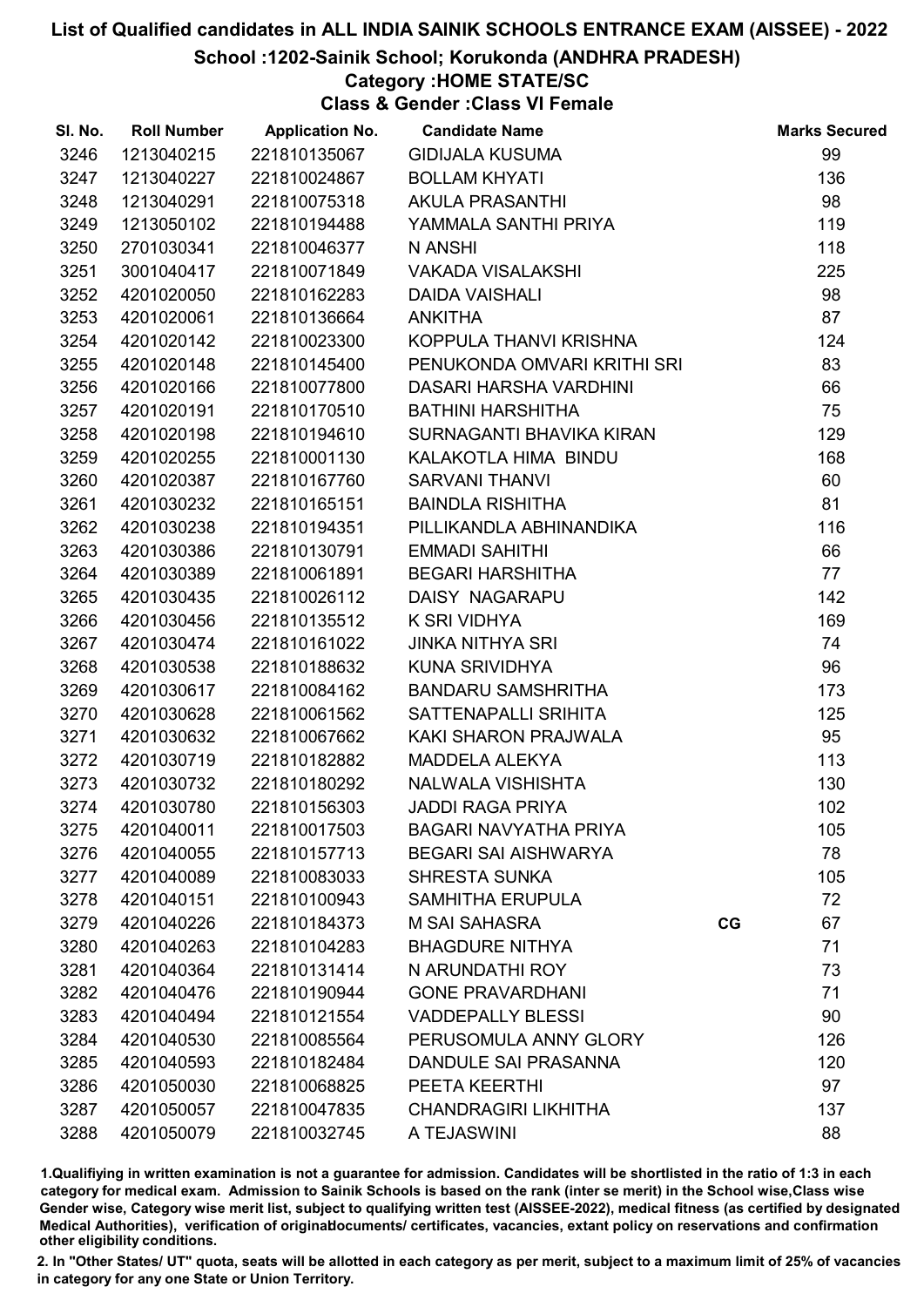# List of Qualified candidates in ALL INDIA SAINIK SCHOOLS ENTRANCE EXAM (AISSEE) - 2022

## School :1202-Sainik School; Korukonda (ANDHRA PRADESH)

### Category :HOME STATE/SC

### Class & Gender :Class VI Female

| Sl. No. | Roll Number | Application No. | Candidate Name | | Marks Secured |
|---|---|---|---|---|---|
| 3246 | 1213040215 | 221810135067 | GIDIJALA KUSUMA | | 99 |
| 3247 | 1213040227 | 221810024867 | BOLLAM KHYATI | | 136 |
| 3248 | 1213040291 | 221810075318 | AKULA PRASANTHI | | 98 |
| 3249 | 1213050102 | 221810194488 | YAMMALA SANTHI PRIYA | | 119 |
| 3250 | 2701030341 | 221810046377 | N ANSHI | | 118 |
| 3251 | 3001040417 | 221810071849 | VAKADA VISALAKSHI | | 225 |
| 3252 | 4201020050 | 221810162283 | DAIDA VAISHALI | | 98 |
| 3253 | 4201020061 | 221810136664 | ANKITHA | | 87 |
| 3254 | 4201020142 | 221810023300 | KOPPULA THANVI KRISHNA | | 124 |
| 3255 | 4201020148 | 221810145400 | PENUKONDA OMVARI KRITHI SRI | | 83 |
| 3256 | 4201020166 | 221810077800 | DASARI HARSHA VARDHINI | | 66 |
| 3257 | 4201020191 | 221810170510 | BATHINI HARSHITHA | | 75 |
| 3258 | 4201020198 | 221810194610 | SURNAGANTI BHAVIKA KIRAN | | 129 |
| 3259 | 4201020255 | 221810001130 | KALAKOTLA HIMA BINDU | | 168 |
| 3260 | 4201020387 | 221810167760 | SARVANI THANVI | | 60 |
| 3261 | 4201030232 | 221810165151 | BAINDLA RISHITHA | | 81 |
| 3262 | 4201030238 | 221810194351 | PILLIKANDLA ABHINANDIKA | | 116 |
| 3263 | 4201030386 | 221810130791 | EMMADI SAHITHI | | 66 |
| 3264 | 4201030389 | 221810061891 | BEGARI HARSHITHA | | 77 |
| 3265 | 4201030435 | 221810026112 | DAISY NAGARAPU | | 142 |
| 3266 | 4201030456 | 221810135512 | K SRI VIDHYA | | 169 |
| 3267 | 4201030474 | 221810161022 | JINKA NITHYA SRI | | 74 |
| 3268 | 4201030538 | 221810188632 | KUNA SRIVIDHYA | | 96 |
| 3269 | 4201030617 | 221810084162 | BANDARU SAMSHRITHA | | 173 |
| 3270 | 4201030628 | 221810061562 | SATTENAPALLI SRIHITA | | 125 |
| 3271 | 4201030632 | 221810067662 | KAKI SHARON PRAJWALA | | 95 |
| 3272 | 4201030719 | 221810182882 | MADDELA ALEKYA | | 113 |
| 3273 | 4201030732 | 221810180292 | NALWALA VISHISHTA | | 130 |
| 3274 | 4201030780 | 221810156303 | JADDI RAGA PRIYA | | 102 |
| 3275 | 4201040011 | 221810017503 | BAGARI NAVYATHA PRIYA | | 105 |
| 3276 | 4201040055 | 221810157713 | BEGARI SAI AISHWARYA | | 78 |
| 3277 | 4201040089 | 221810083033 | SHRESTA SUNKA | | 105 |
| 3278 | 4201040151 | 221810100943 | SAMHITHA ERUPULA | | 72 |
| 3279 | 4201040226 | 221810184373 | M SAI SAHASRA | CG | 67 |
| 3280 | 4201040263 | 221810104283 | BHAGDURE NITHYA | | 71 |
| 3281 | 4201040364 | 221810131414 | N ARUNDATHI ROY | | 73 |
| 3282 | 4201040476 | 221810190944 | GONE PRAVARDHANI | | 71 |
| 3283 | 4201040494 | 221810121554 | VADDEPALLY BLESSI | | 90 |
| 3284 | 4201040530 | 221810085564 | PERUSOMULA ANNY GLORY | | 126 |
| 3285 | 4201040593 | 221810182484 | DANDULE SAI PRASANNA | | 120 |
| 3286 | 4201050030 | 221810068825 | PEETA KEERTHI | | 97 |
| 3287 | 4201050057 | 221810047835 | CHANDRAGIRI LIKHITHA | | 137 |
| 3288 | 4201050079 | 221810032745 | A TEJASWINI | | 88 |

1.Qualifying in written examination is not a guarantee for admission. Candidates will be shortlisted in the ratio of 1:3 in each category for medical exam. Admission to Sainik Schools is based on the rank (inter se merit) in the School wise,Class wise Gender wise, Category wise merit list, subject to qualifying written test (AISSEE-2022), medical fitness (as certified by designated Medical Authorities), verification of originaldocuments/ certificates, vacancies, extant policy on reservations and confirmation other eligibility conditions.

2. In "Other States/ UT" quota, seats will be allotted in each category as per merit, subject to a maximum limit of 25% of vacancies in category for any one State or Union Territory.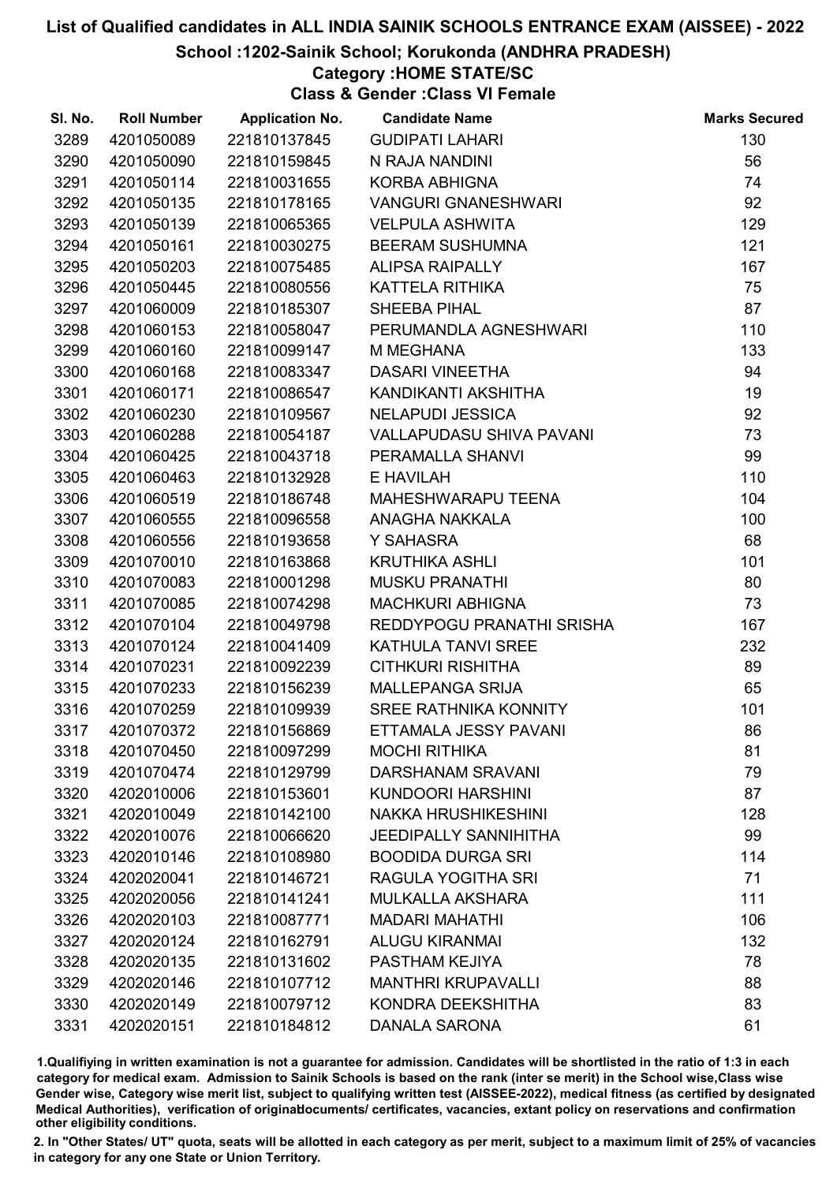# List of Qualified candidates in ALL INDIA SAINIK SCHOOLS ENTRANCE EXAM (AISSEE) - 2022

## School :1202-Sainik School; Korukonda (ANDHRA PRADESH)

### Category :HOME STATE/SC

### Class & Gender :Class VI Female

| Sl. No. | Roll Number | Application No. | Candidate Name | Marks Secured |
|---|---|---|---|---|
| 3289 | 4201050089 | 221810137845 | GUDIPATI LAHARI | 130 |
| 3290 | 4201050090 | 221810159845 | N RAJA NANDINI | 56 |
| 3291 | 4201050114 | 221810031655 | KORBA ABHIGNA | 74 |
| 3292 | 4201050135 | 221810178165 | VANGURI GNANESHWARI | 92 |
| 3293 | 4201050139 | 221810065365 | VELPULA ASHWITA | 129 |
| 3294 | 4201050161 | 221810030275 | BEERAM SUSHUMNA | 121 |
| 3295 | 4201050203 | 221810075485 | ALIPSA RAIPALLY | 167 |
| 3296 | 4201050445 | 221810080556 | KATTELA RITHIKA | 75 |
| 3297 | 4201060009 | 221810185307 | SHEEBA PIHAL | 87 |
| 3298 | 4201060153 | 221810058047 | PERUMANDLA AGNESHWARI | 110 |
| 3299 | 4201060160 | 221810099147 | M MEGHANA | 133 |
| 3300 | 4201060168 | 221810083347 | DASARI VINEETHA | 94 |
| 3301 | 4201060171 | 221810086547 | KANDIKANTI AKSHITHA | 19 |
| 3302 | 4201060230 | 221810109567 | NELAPUDI JESSICA | 92 |
| 3303 | 4201060288 | 221810054187 | VALLAPUDASU SHIVA PAVANI | 73 |
| 3304 | 4201060425 | 221810043718 | PERAMALLA SHANVI | 99 |
| 3305 | 4201060463 | 221810132928 | E HAVILAH | 110 |
| 3306 | 4201060519 | 221810186748 | MAHESHWARAPU TEENA | 104 |
| 3307 | 4201060555 | 221810096558 | ANAGHA NAKKALA | 100 |
| 3308 | 4201060556 | 221810193658 | Y SAHASRA | 68 |
| 3309 | 4201070010 | 221810163868 | KRUTHIKA ASHLI | 101 |
| 3310 | 4201070083 | 221810001298 | MUSKU PRANATHI | 80 |
| 3311 | 4201070085 | 221810074298 | MACHKURI ABHIGNA | 73 |
| 3312 | 4201070104 | 221810049798 | REDDYPOGU PRANATHI SRISHA | 167 |
| 3313 | 4201070124 | 221810041409 | KATHULA TANVI SREE | 232 |
| 3314 | 4201070231 | 221810092239 | CITHKURI RISHITHA | 89 |
| 3315 | 4201070233 | 221810156239 | MALLEPANGA SRIJA | 65 |
| 3316 | 4201070259 | 221810109939 | SREE RATHNIKA KONNITY | 101 |
| 3317 | 4201070372 | 221810156869 | ETTAMALA JESSY PAVANI | 86 |
| 3318 | 4201070450 | 221810097299 | MOCHI RITHIKA | 81 |
| 3319 | 4201070474 | 221810129799 | DARSHANAM SRAVANI | 79 |
| 3320 | 4202010006 | 221810153601 | KUNDOORI HARSHINI | 87 |
| 3321 | 4202010049 | 221810142100 | NAKKA HRUSHIKESHINI | 128 |
| 3322 | 4202010076 | 221810066620 | JEEDIPALLY SANNIHITHA | 99 |
| 3323 | 4202010146 | 221810108980 | BOODIDA DURGA SRI | 114 |
| 3324 | 4202020041 | 221810146721 | RAGULA YOGITHA SRI | 71 |
| 3325 | 4202020056 | 221810141241 | MULKALLA AKSHARA | 111 |
| 3326 | 4202020103 | 221810087771 | MADARI MAHATHI | 106 |
| 3327 | 4202020124 | 221810162791 | ALUGU KIRANMAI | 132 |
| 3328 | 4202020135 | 221810131602 | PASTHAM KEJIYA | 78 |
| 3329 | 4202020146 | 221810107712 | MANTHRI KRUPAVALLI | 88 |
| 3330 | 4202020149 | 221810079712 | KONDRA DEEKSHITHA | 83 |
| 3331 | 4202020151 | 221810184812 | DANALA SARONA | 61 |

1.Qualifiying in written examination is not a guarantee for admission. Candidates will be shortlisted in the ratio of 1:3 in each category for medical exam. Admission to Sainik Schools is based on the rank (inter se merit) in the School wise,Class wise Gender wise, Category wise merit list, subject to qualifying written test (AISSEE-2022), medical fitness (as certified by designated Medical Authorities), verification of originaldocuments/ certificates, vacancies, extant policy on reservations and confirmation other eligibility conditions.

2. In "Other States/ UT" quota, seats will be allotted in each category as per merit, subject to a maximum limit of 25% of vacancies in category for any one State or Union Territory.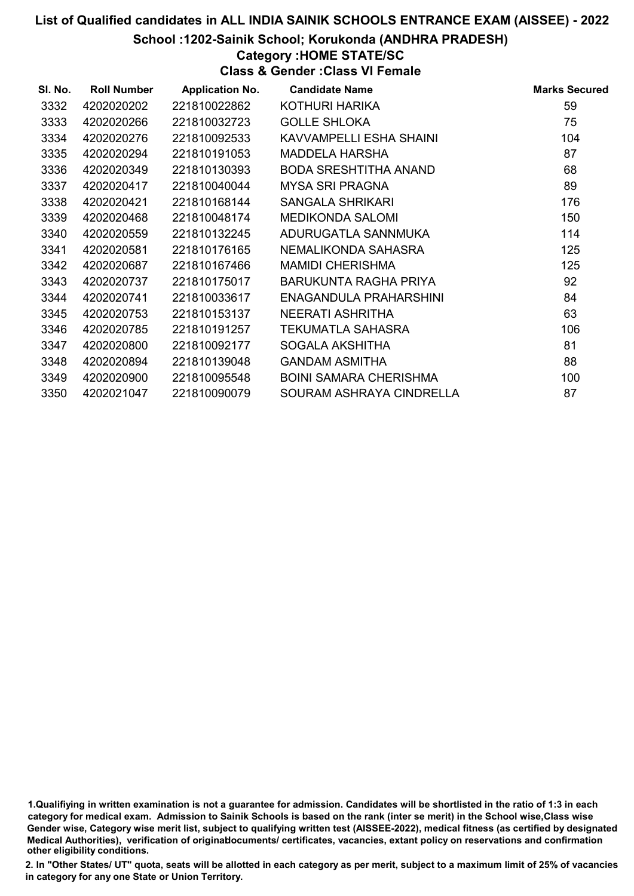# List of Qualified candidates in ALL INDIA SAINIK SCHOOLS ENTRANCE EXAM (AISSEE) - 2022

## School :1202-Sainik School; Korukonda (ANDHRA PRADESH)

### Category :HOME STATE/SC

### Class & Gender :Class VI Female

| Sl. No. | Roll Number | Application No. | Candidate Name | Marks Secured |
|---|---|---|---|---|
| 3332 | 4202020202 | 221810022862 | KOTHURI HARIKA | 59 |
| 3333 | 4202020266 | 221810032723 | GOLLE SHLOKA | 75 |
| 3334 | 4202020276 | 221810092533 | KAVVAMPELLI ESHA SHAINI | 104 |
| 3335 | 4202020294 | 221810191053 | MADDELA HARSHA | 87 |
| 3336 | 4202020349 | 221810130393 | BODA SRESHTITHA ANAND | 68 |
| 3337 | 4202020417 | 221810040044 | MYSA SRI PRAGNA | 89 |
| 3338 | 4202020421 | 221810168144 | SANGALA SHRIKARI | 176 |
| 3339 | 4202020468 | 221810048174 | MEDIKONDA SALOMI | 150 |
| 3340 | 4202020559 | 221810132245 | ADURUGATLA SANNMUKA | 114 |
| 3341 | 4202020581 | 221810176165 | NEMALIKONDA SAHASRA | 125 |
| 3342 | 4202020687 | 221810167466 | MAMIDI CHERISHMA | 125 |
| 3343 | 4202020737 | 221810175017 | BARUKUNTA RAGHA PRIYA | 92 |
| 3344 | 4202020741 | 221810033617 | ENAGANDULA PRAHARSHINI | 84 |
| 3345 | 4202020753 | 221810153137 | NEERATI ASHRITHA | 63 |
| 3346 | 4202020785 | 221810191257 | TEKUMATLA SAHASRA | 106 |
| 3347 | 4202020800 | 221810092177 | SOGALA AKSHITHA | 81 |
| 3348 | 4202020894 | 221810139048 | GANDAM ASMITHA | 88 |
| 3349 | 4202020900 | 221810095548 | BOINI SAMARA CHERISHMA | 100 |
| 3350 | 4202021047 | 221810090079 | SOURAM ASHRAYA CINDRELLA | 87 |

1.Qualifiying in written examination is not a guarantee for admission. Candidates will be shortlisted in the ratio of 1:3 in each category for medical exam. Admission to Sainik Schools is based on the rank (inter se merit) in the School wise,Class wise Gender wise, Category wise merit list, subject to qualifying written test (AISSEE-2022), medical fitness (as certified by designated Medical Authorities), verification of originaldocuments/ certificates, vacancies, extant policy on reservations and confirmation other eligibility conditions.

2. In "Other States/ UT" quota, seats will be allotted in each category as per merit, subject to a maximum limit of 25% of vacancies in category for any one State or Union Territory.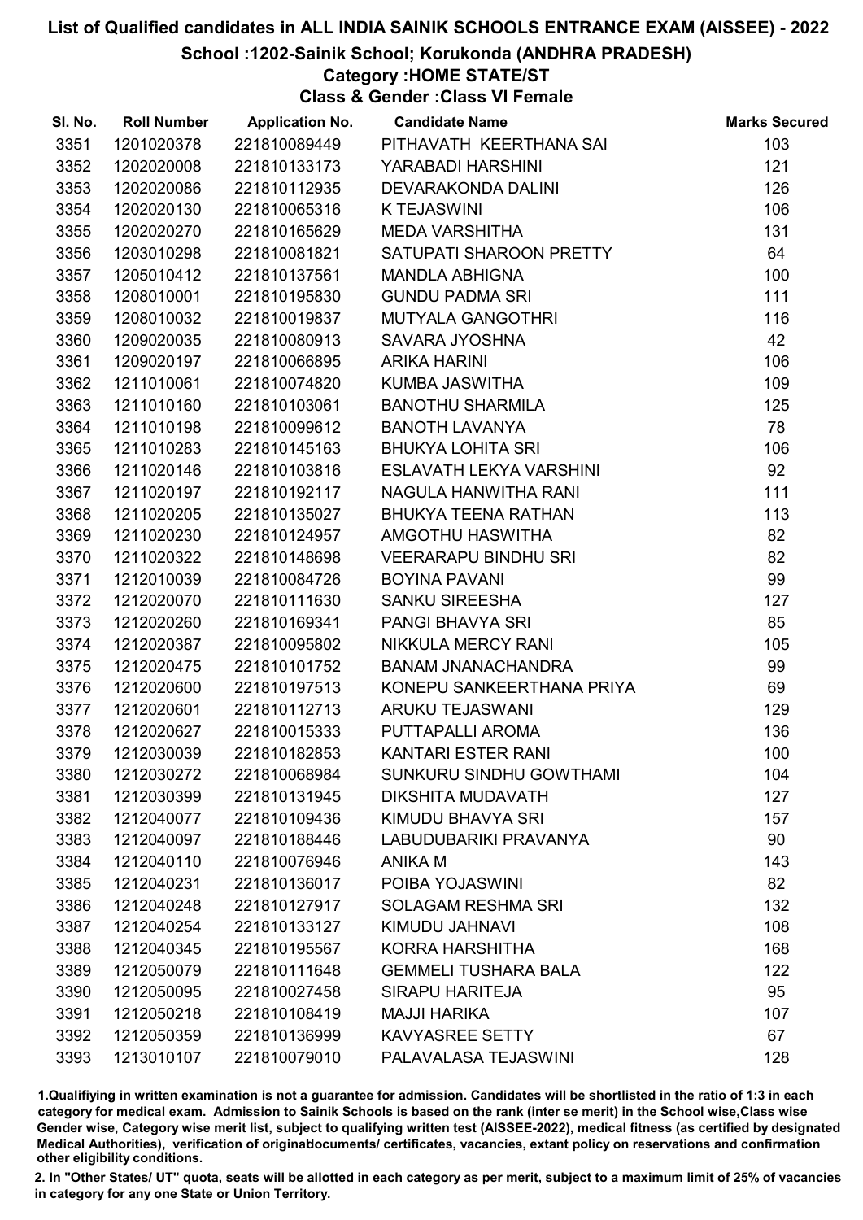# List of Qualified candidates in ALL INDIA SAINIK SCHOOLS ENTRANCE EXAM (AISSEE) - 2022

## School :1202-Sainik School; Korukonda (ANDHRA PRADESH)

### Category :HOME STATE/ST

### Class & Gender :Class VI Female

| Sl. No. | Roll Number | Application No. | Candidate Name | Marks Secured |
|---|---|---|---|---|
| 3351 | 1201020378 | 221810089449 | PITHAVATH KEERTHANA SAI | 103 |
| 3352 | 1202020008 | 221810133173 | YARABADI HARSHINI | 121 |
| 3353 | 1202020086 | 221810112935 | DEVARAKONDA DALINI | 126 |
| 3354 | 1202020130 | 221810065316 | K TEJASWINI | 106 |
| 3355 | 1202020270 | 221810165629 | MEDA VARSHITHA | 131 |
| 3356 | 1203010298 | 221810081821 | SATUPATI SHAROON PRETTY | 64 |
| 3357 | 1205010412 | 221810137561 | MANDLA ABHIGNA | 100 |
| 3358 | 1208010001 | 221810195830 | GUNDU PADMA SRI | 111 |
| 3359 | 1208010032 | 221810019837 | MUTYALA GANGOTHRI | 116 |
| 3360 | 1209020035 | 221810080913 | SAVARA JYOSHNA | 42 |
| 3361 | 1209020197 | 221810066895 | ARIKA HARINI | 106 |
| 3362 | 1211010061 | 221810074820 | KUMBA JASWITHA | 109 |
| 3363 | 1211010160 | 221810103061 | BANOTHU SHARMILA | 125 |
| 3364 | 1211010198 | 221810099612 | BANOTH LAVANYA | 78 |
| 3365 | 1211010283 | 221810145163 | BHUKYA LOHITA SRI | 106 |
| 3366 | 1211020146 | 221810103816 | ESLAVATH LEKYA VARSHINI | 92 |
| 3367 | 1211020197 | 221810192117 | NAGULA HANWITHA RANI | 111 |
| 3368 | 1211020205 | 221810135027 | BHUKYA TEENA RATHAN | 113 |
| 3369 | 1211020230 | 221810124957 | AMGOTHU HASWITHA | 82 |
| 3370 | 1211020322 | 221810148698 | VEERARAPU BINDHU SRI | 82 |
| 3371 | 1212010039 | 221810084726 | BOYINA PAVANI | 99 |
| 3372 | 1212020070 | 221810111630 | SANKU SIREESHA | 127 |
| 3373 | 1212020260 | 221810169341 | PANGI BHAVYA SRI | 85 |
| 3374 | 1212020387 | 221810095802 | NIKKULA MERCY RANI | 105 |
| 3375 | 1212020475 | 221810101752 | BANAM JNANACHANDRA | 99 |
| 3376 | 1212020600 | 221810197513 | KONEPU SANKEERTHANA PRIYA | 69 |
| 3377 | 1212020601 | 221810112713 | ARUKU TEJASWANI | 129 |
| 3378 | 1212020627 | 221810015333 | PUTTAPALLI AROMA | 136 |
| 3379 | 1212030039 | 221810182853 | KANTARI ESTER RANI | 100 |
| 3380 | 1212030272 | 221810068984 | SUNKURU SINDHU GOWTHAMI | 104 |
| 3381 | 1212030399 | 221810131945 | DIKSHITA MUDAVATH | 127 |
| 3382 | 1212040077 | 221810109436 | KIMUDU BHAVYA SRI | 157 |
| 3383 | 1212040097 | 221810188446 | LABUDUBARIKI PRAVANYA | 90 |
| 3384 | 1212040110 | 221810076946 | ANIKA M | 143 |
| 3385 | 1212040231 | 221810136017 | POIBA YOJASWINI | 82 |
| 3386 | 1212040248 | 221810127917 | SOLAGAM RESHMA SRI | 132 |
| 3387 | 1212040254 | 221810133127 | KIMUDU JAHNAVI | 108 |
| 3388 | 1212040345 | 221810195567 | KORRA HARSHITHA | 168 |
| 3389 | 1212050079 | 221810111648 | GEMMELI TUSHARA BALA | 122 |
| 3390 | 1212050095 | 221810027458 | SIRAPU HARITEJA | 95 |
| 3391 | 1212050218 | 221810108419 | MAJJI HARIKA | 107 |
| 3392 | 1212050359 | 221810136999 | KAVYASREE SETTY | 67 |
| 3393 | 1213010107 | 221810079010 | PALAVALASA TEJASWINI | 128 |

1.Qualifiying in written examination is not a guarantee for admission. Candidates will be shortlisted in the ratio of 1:3 in each category for medical exam. Admission to Sainik Schools is based on the rank (inter se merit) in the School wise,Class wise Gender wise, Category wise merit list, subject to qualifying written test (AISSEE-2022), medical fitness (as certified by designated Medical Authorities), verification of originaldocuments/ certificates, vacancies, extant policy on reservations and confirmation other eligibility conditions.

2. In "Other States/ UT" quota, seats will be allotted in each category as per merit, subject to a maximum limit of 25% of vacancies in category for any one State or Union Territory.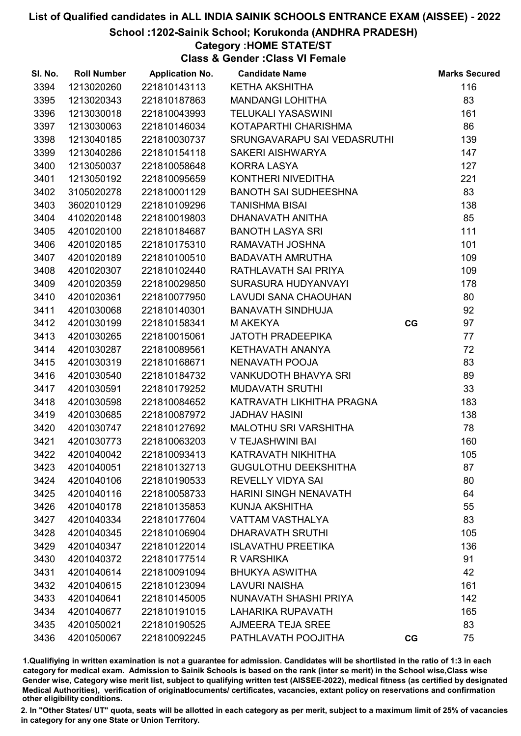# List of Qualified candidates in ALL INDIA SAINIK SCHOOLS ENTRANCE EXAM (AISSEE) - 2022

## School :1202-Sainik School; Korukonda (ANDHRA PRADESH)

### Category :HOME STATE/ST

### Class & Gender :Class VI Female

| Sl. No. | Roll Number | Application No. | Candidate Name | | Marks Secured |
|---|---|---|---|---|---|
| 3394 | 1213020260 | 221810143113 | KETHA AKSHITHA | | 116 |
| 3395 | 1213020343 | 221810187863 | MANDANGI LOHITHA | | 83 |
| 3396 | 1213030018 | 221810043993 | TELUKALI YASASWINI | | 161 |
| 3397 | 1213030063 | 221810146034 | KOTAPARTHI CHARISHMA | | 86 |
| 3398 | 1213040185 | 221810030737 | SRUNGAVARAPU SAI VEDASRUTHI | | 139 |
| 3399 | 1213040286 | 221810154118 | SAKERI AISHWARYA | | 147 |
| 3400 | 1213050037 | 221810058648 | KORRA LASYA | | 127 |
| 3401 | 1213050192 | 221810095659 | KONTHERI NIVEDITHA | | 221 |
| 3402 | 3105020278 | 221810001129 | BANOTH SAI SUDHEESHNA | | 83 |
| 3403 | 3602010129 | 221810109296 | TANISHMA BISAI | | 138 |
| 3404 | 4102020148 | 221810019803 | DHANAVATH ANITHA | | 85 |
| 3405 | 4201020100 | 221810184687 | BANOTH LASYA SRI | | 111 |
| 3406 | 4201020185 | 221810175310 | RAMAVATH JOSHNA | | 101 |
| 3407 | 4201020189 | 221810100510 | BADAVATH AMRUTHA | | 109 |
| 3408 | 4201020307 | 221810102440 | RATHLAVATH SAI PRIYA | | 109 |
| 3409 | 4201020359 | 221810029850 | SURASURA HUDYANVAYI | | 178 |
| 3410 | 4201020361 | 221810077950 | LAVUDI SANA CHAOUHAN | | 80 |
| 3411 | 4201030068 | 221810140301 | BANAVATH SINDHUJA | | 92 |
| 3412 | 4201030199 | 221810158341 | M AKEKYA | CG | 97 |
| 3413 | 4201030265 | 221810015061 | JATOTH PRADEEPIKA | | 77 |
| 3414 | 4201030287 | 221810089561 | KETHAVATH ANANYA | | 72 |
| 3415 | 4201030319 | 221810168671 | NENAVATH POOJA | | 83 |
| 3416 | 4201030540 | 221810184732 | VANKUDOTH BHAVYA SRI | | 89 |
| 3417 | 4201030591 | 221810179252 | MUDAVATH SRUTHI | | 33 |
| 3418 | 4201030598 | 221810084652 | KATRAVATH LIKHITHA PRAGNA | | 183 |
| 3419 | 4201030685 | 221810087972 | JADHAV HASINI | | 138 |
| 3420 | 4201030747 | 221810127692 | MALOTHU SRI VARSHITHA | | 78 |
| 3421 | 4201030773 | 221810063203 | V TEJASHWINI BAI | | 160 |
| 3422 | 4201040042 | 221810093413 | KATRAVATH NIKHITHA | | 105 |
| 3423 | 4201040051 | 221810132713 | GUGULOTHU DEEKSHITHA | | 87 |
| 3424 | 4201040106 | 221810190533 | REVELLY VIDYA SAI | | 80 |
| 3425 | 4201040116 | 221810058733 | HARINI SINGH NENAVATH | | 64 |
| 3426 | 4201040178 | 221810135853 | KUNJA AKSHITHA | | 55 |
| 3427 | 4201040334 | 221810177604 | VATTAM VASTHALYA | | 83 |
| 3428 | 4201040345 | 221810106904 | DHARAVATH SRUTHI | | 105 |
| 3429 | 4201040347 | 221810122014 | ISLAVATHU PREETIKA | | 136 |
| 3430 | 4201040372 | 221810177514 | R VARSHIKA | | 91 |
| 3431 | 4201040614 | 221810091094 | BHUKYA ASWITHA | | 42 |
| 3432 | 4201040615 | 221810123094 | LAVURI NAISHA | | 161 |
| 3433 | 4201040641 | 221810145005 | NUNAVATH SHASHI PRIYA | | 142 |
| 3434 | 4201040677 | 221810191015 | LAHARIKA RUPAVATH | | 165 |
| 3435 | 4201050021 | 221810190525 | AJMEERA TEJA SREE | | 83 |
| 3436 | 4201050067 | 221810092245 | PATHLAVATH POOJITHA | CG | 75 |

1.Qualifiying in written examination is not a guarantee for admission. Candidates will be shortlisted in the ratio of 1:3 in each category for medical exam. Admission to Sainik Schools is based on the rank (inter se merit) in the School wise,Class wise Gender wise, Category wise merit list, subject to qualifying written test (AISSEE-2022), medical fitness (as certified by designated Medical Authorities), verification of originaldocuments/ certificates, vacancies, extant policy on reservations and confirmation other eligibility conditions.

2. In "Other States/ UT" quota, seats will be allotted in each category as per merit, subject to a maximum limit of 25% of vacancies in category for any one State or Union Territory.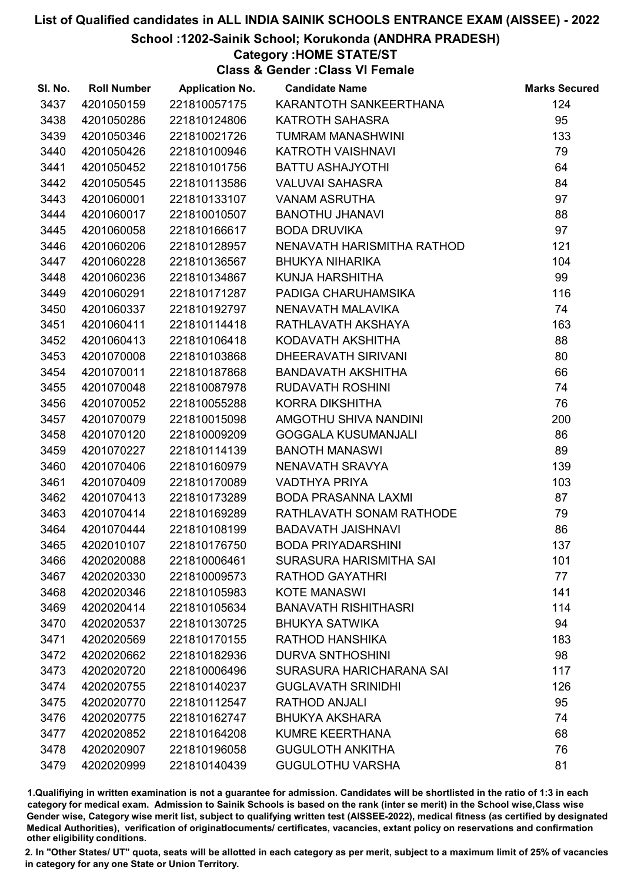# List of Qualified candidates in ALL INDIA SAINIK SCHOOLS ENTRANCE EXAM (AISSEE) - 2022

## School :1202-Sainik School; Korukonda (ANDHRA PRADESH)

### Category :HOME STATE/ST

### Class & Gender :Class VI Female

| Sl. No. | Roll Number | Application No. | Candidate Name | Marks Secured |
|---|---|---|---|---|
| 3437 | 4201050159 | 221810057175 | KARANTOTH SANKEERTHANA | 124 |
| 3438 | 4201050286 | 221810124806 | KATROTH SAHASRA | 95 |
| 3439 | 4201050346 | 221810021726 | TUMRAM MANASHWINI | 133 |
| 3440 | 4201050426 | 221810100946 | KATROTH VAISHNAVI | 79 |
| 3441 | 4201050452 | 221810101756 | BATTU ASHAJYOTHI | 64 |
| 3442 | 4201050545 | 221810113586 | VALUVAI SAHASRA | 84 |
| 3443 | 4201060001 | 221810133107 | VANAM ASRUTHA | 97 |
| 3444 | 4201060017 | 221810010507 | BANOTHU JHANAVI | 88 |
| 3445 | 4201060058 | 221810166617 | BODA DRUVIKA | 97 |
| 3446 | 4201060206 | 221810128957 | NENAVATH HARISMITHA RATHOD | 121 |
| 3447 | 4201060228 | 221810136567 | BHUKYA NIHARIKA | 104 |
| 3448 | 4201060236 | 221810134867 | KUNJA HARSHITHA | 99 |
| 3449 | 4201060291 | 221810171287 | PADIGA CHARUHAMSIKA | 116 |
| 3450 | 4201060337 | 221810192797 | NENAVATH MALAVIKA | 74 |
| 3451 | 4201060411 | 221810114418 | RATHLAVATH AKSHAYA | 163 |
| 3452 | 4201060413 | 221810106418 | KODAVATH AKSHITHA | 88 |
| 3453 | 4201070008 | 221810103868 | DHEERAVATH SIRIVANI | 80 |
| 3454 | 4201070011 | 221810187868 | BANDAVATH AKSHITHA | 66 |
| 3455 | 4201070048 | 221810087978 | RUDAVATH ROSHINI | 74 |
| 3456 | 4201070052 | 221810055288 | KORRA DIKSHITHA | 76 |
| 3457 | 4201070079 | 221810015098 | AMGOTHU SHIVA NANDINI | 200 |
| 3458 | 4201070120 | 221810009209 | GOGGALA KUSUMANJALI | 86 |
| 3459 | 4201070227 | 221810114139 | BANOTH MANASWI | 89 |
| 3460 | 4201070406 | 221810160979 | NENAVATH SRAVYA | 139 |
| 3461 | 4201070409 | 221810170089 | VADTHYA PRIYA | 103 |
| 3462 | 4201070413 | 221810173289 | BODA PRASANNA LAXMI | 87 |
| 3463 | 4201070414 | 221810169289 | RATHLAVATH SONAM RATHODE | 79 |
| 3464 | 4201070444 | 221810108199 | BADAVATH JAISHNAVI | 86 |
| 3465 | 4202010107 | 221810176750 | BODA PRIYADARSHINI | 137 |
| 3466 | 4202020088 | 221810006461 | SURASURA HARISMITHA SAI | 101 |
| 3467 | 4202020330 | 221810009573 | RATHOD GAYATHRI | 77 |
| 3468 | 4202020346 | 221810105983 | KOTE MANASWI | 141 |
| 3469 | 4202020414 | 221810105634 | BANAVATH RISHITHASRI | 114 |
| 3470 | 4202020537 | 221810130725 | BHUKYA SATWIKA | 94 |
| 3471 | 4202020569 | 221810170155 | RATHOD HANSHIKA | 183 |
| 3472 | 4202020662 | 221810182936 | DURVA SNTHOSHINI | 98 |
| 3473 | 4202020720 | 221810006496 | SURASURA HARICHARANA SAI | 117 |
| 3474 | 4202020755 | 221810140237 | GUGLAVATH SRINIDHI | 126 |
| 3475 | 4202020770 | 221810112547 | RATHOD ANJALI | 95 |
| 3476 | 4202020775 | 221810162747 | BHUKYA AKSHARA | 74 |
| 3477 | 4202020852 | 221810164208 | KUMRE KEERTHANA | 68 |
| 3478 | 4202020907 | 221810196058 | GUGULOTH ANKITHA | 76 |
| 3479 | 4202020999 | 221810140439 | GUGULOTHU VARSHA | 81 |

1.Qualifiying in written examination is not a guarantee for admission. Candidates will be shortlisted in the ratio of 1:3 in each category for medical exam. Admission to Sainik Schools is based on the rank (inter se merit) in the School wise,Class wise Gender wise, Category wise merit list, subject to qualifying written test (AISSEE-2022), medical fitness (as certified by designated Medical Authorities), verification of originaldocuments/ certificates, vacancies, extant policy on reservations and confirmation other eligibility conditions.

2. In "Other States/ UT" quota, seats will be allotted in each category as per merit, subject to a maximum limit of 25% of vacancies in category for any one State or Union Territory.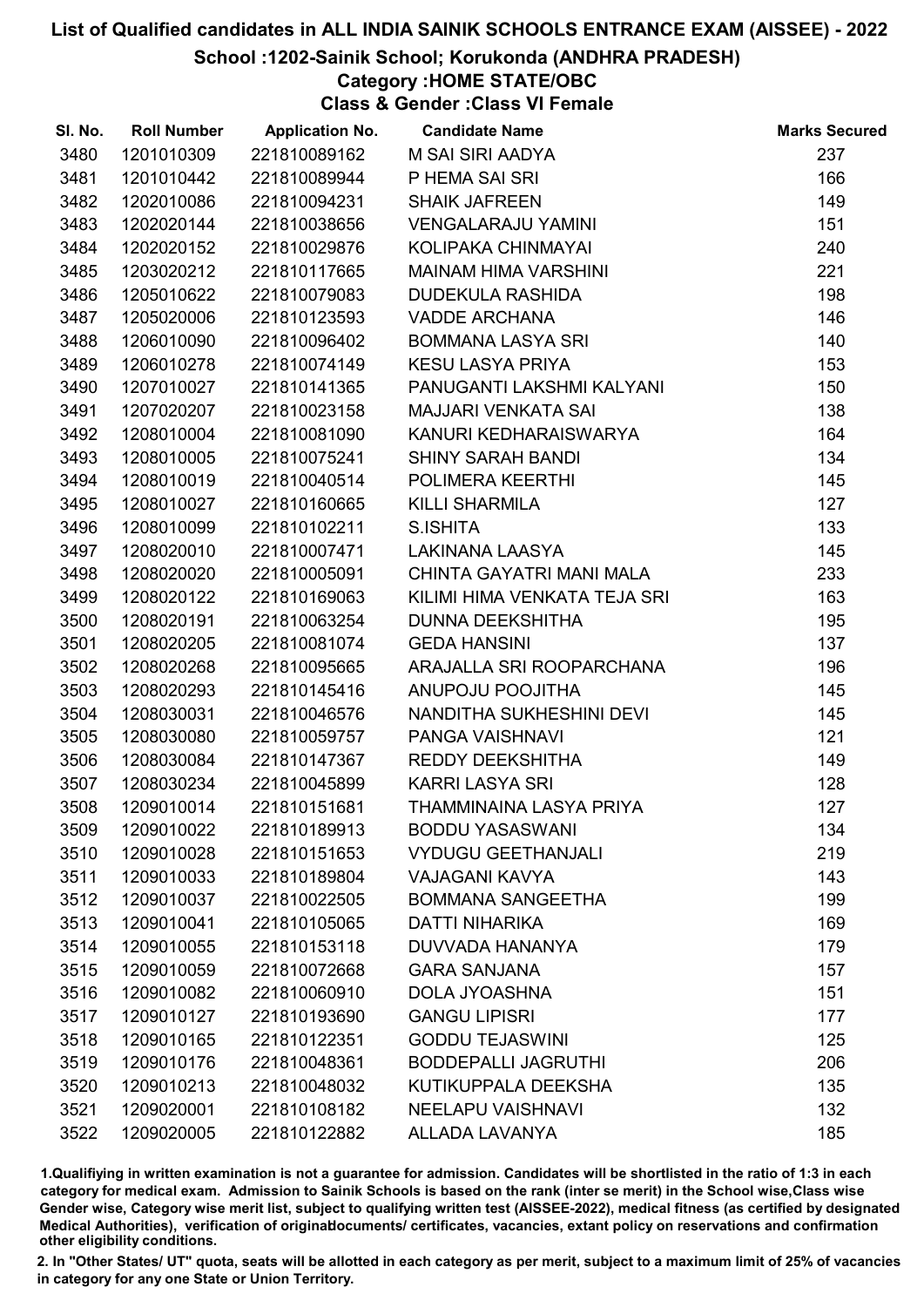# List of Qualified candidates in ALL INDIA SAINIK SCHOOLS ENTRANCE EXAM (AISSEE) - 2022

## School :1202-Sainik School; Korukonda (ANDHRA PRADESH)

### Category :HOME STATE/OBC

### Class & Gender :Class VI Female

| Sl. No. | Roll Number | Application No. | Candidate Name | Marks Secured |
|---|---|---|---|---|
| 3480 | 1201010309 | 221810089162 | M SAI SIRI AADYA | 237 |
| 3481 | 1201010442 | 221810089944 | P HEMA SAI SRI | 166 |
| 3482 | 1202010086 | 221810094231 | SHAIK JAFREEN | 149 |
| 3483 | 1202020144 | 221810038656 | VENGALARAJU YAMINI | 151 |
| 3484 | 1202020152 | 221810029876 | KOLIPAKA CHINMAYAI | 240 |
| 3485 | 1203020212 | 221810117665 | MAINAM HIMA VARSHINI | 221 |
| 3486 | 1205010622 | 221810079083 | DUDEKULA RASHIDA | 198 |
| 3487 | 1205020006 | 221810123593 | VADDE ARCHANA | 146 |
| 3488 | 1206010090 | 221810096402 | BOMMANA LASYA SRI | 140 |
| 3489 | 1206010278 | 221810074149 | KESU LASYA PRIYA | 153 |
| 3490 | 1207010027 | 221810141365 | PANUGANTI LAKSHMI KALYANI | 150 |
| 3491 | 1207020207 | 221810023158 | MAJJARI VENKATA SAI | 138 |
| 3492 | 1208010004 | 221810081090 | KANURI KEDHARAISWARYA | 164 |
| 3493 | 1208010005 | 221810075241 | SHINY SARAH BANDI | 134 |
| 3494 | 1208010019 | 221810040514 | POLIMERA KEERTHI | 145 |
| 3495 | 1208010027 | 221810160665 | KILLI SHARMILA | 127 |
| 3496 | 1208010099 | 221810102211 | S.ISHITA | 133 |
| 3497 | 1208020010 | 221810007471 | LAKINANA LAASYA | 145 |
| 3498 | 1208020020 | 221810005091 | CHINTA GAYATRI MANI MALA | 233 |
| 3499 | 1208020122 | 221810169063 | KILIMI HIMA VENKATA TEJA SRI | 163 |
| 3500 | 1208020191 | 221810063254 | DUNNA DEEKSHITHA | 195 |
| 3501 | 1208020205 | 221810081074 | GEDA HANSINI | 137 |
| 3502 | 1208020268 | 221810095665 | ARAJALLA SRI ROOPARCHANA | 196 |
| 3503 | 1208020293 | 221810145416 | ANUPOJU POOJITHA | 145 |
| 3504 | 1208030031 | 221810046576 | NANDITHA SUKHESHINI DEVI | 145 |
| 3505 | 1208030080 | 221810059757 | PANGA VAISHNAVI | 121 |
| 3506 | 1208030084 | 221810147367 | REDDY DEEKSHITHA | 149 |
| 3507 | 1208030234 | 221810045899 | KARRI LASYA SRI | 128 |
| 3508 | 1209010014 | 221810151681 | THAMMINAINA LASYA PRIYA | 127 |
| 3509 | 1209010022 | 221810189913 | BODDU YASASWANI | 134 |
| 3510 | 1209010028 | 221810151653 | VYDUGU GEETHANJALI | 219 |
| 3511 | 1209010033 | 221810189804 | VAJAGANI KAVYA | 143 |
| 3512 | 1209010037 | 221810022505 | BOMMANA SANGEETHA | 199 |
| 3513 | 1209010041 | 221810105065 | DATTI NIHARIKA | 169 |
| 3514 | 1209010055 | 221810153118 | DUVVADA HANANYA | 179 |
| 3515 | 1209010059 | 221810072668 | GARA SANJANA | 157 |
| 3516 | 1209010082 | 221810060910 | DOLA JYOASHNA | 151 |
| 3517 | 1209010127 | 221810193690 | GANGU LIPISRI | 177 |
| 3518 | 1209010165 | 221810122351 | GODDU TEJASWINI | 125 |
| 3519 | 1209010176 | 221810048361 | BODDEPALLI JAGRUTHI | 206 |
| 3520 | 1209010213 | 221810048032 | KUTIKUPPALA DEEKSHA | 135 |
| 3521 | 1209020001 | 221810108182 | NEELAPU VAISHNAVI | 132 |
| 3522 | 1209020005 | 221810122882 | ALLADA LAVANYA | 185 |

1.Qualifiying in written examination is not a guarantee for admission. Candidates will be shortlisted in the ratio of 1:3 in each category for medical exam. Admission to Sainik Schools is based on the rank (inter se merit) in the School wise,Class wise Gender wise, Category wise merit list, subject to qualifying written test (AISSEE-2022), medical fitness (as certified by designated Medical Authorities), verification of originaldocuments/ certificates, vacancies, extant policy on reservations and confirmation other eligibility conditions.

2. In "Other States/ UT" quota, seats will be allotted in each category as per merit, subject to a maximum limit of 25% of vacancies in category for any one State or Union Territory.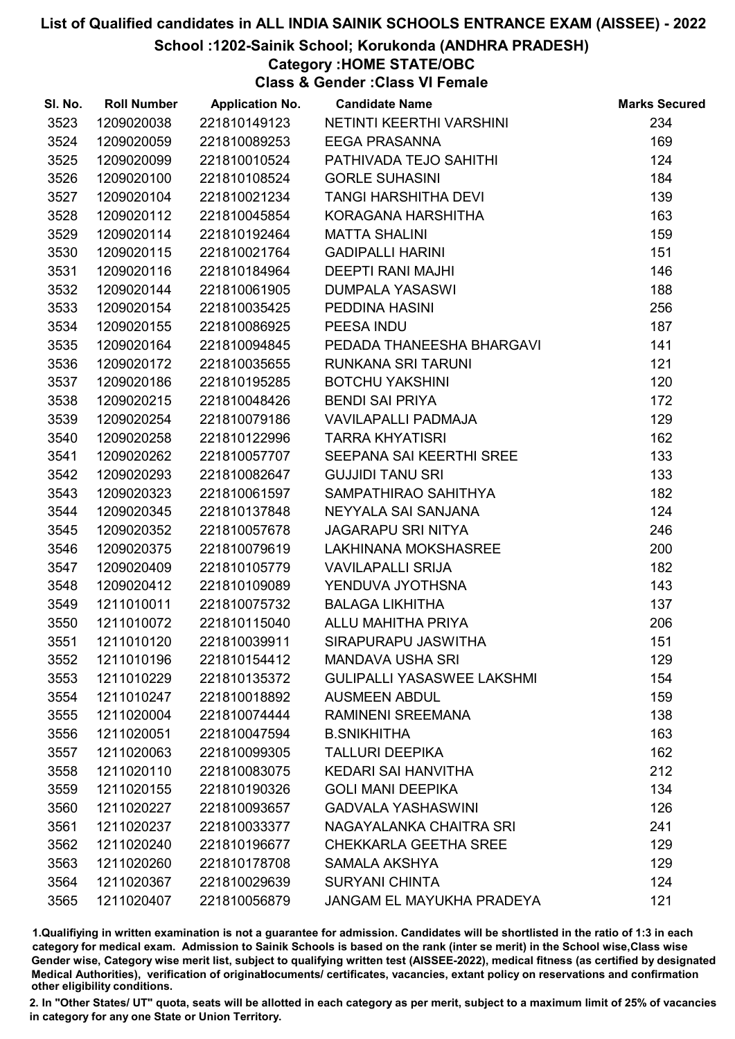# List of Qualified candidates in ALL INDIA SAINIK SCHOOLS ENTRANCE EXAM (AISSEE) - 2022

## School :1202-Sainik School; Korukonda (ANDHRA PRADESH)

### Category :HOME STATE/OBC

### Class & Gender :Class VI Female

| Sl. No. | Roll Number | Application No. | Candidate Name | Marks Secured |
|---|---|---|---|---|
| 3523 | 1209020038 | 221810149123 | NETINTI KEERTHI VARSHINI | 234 |
| 3524 | 1209020059 | 221810089253 | EEGA PRASANNA | 169 |
| 3525 | 1209020099 | 221810010524 | PATHIVADA TEJO SAHITHI | 124 |
| 3526 | 1209020100 | 221810108524 | GORLE SUHASINI | 184 |
| 3527 | 1209020104 | 221810021234 | TANGI HARSHITHA DEVI | 139 |
| 3528 | 1209020112 | 221810045854 | KORAGANA HARSHITHA | 163 |
| 3529 | 1209020114 | 221810192464 | MATTA SHALINI | 159 |
| 3530 | 1209020115 | 221810021764 | GADIPALLI HARINI | 151 |
| 3531 | 1209020116 | 221810184964 | DEEPTI RANI MAJHI | 146 |
| 3532 | 1209020144 | 221810061905 | DUMPALA YASASWI | 188 |
| 3533 | 1209020154 | 221810035425 | PEDDINA HASINI | 256 |
| 3534 | 1209020155 | 221810086925 | PEESA INDU | 187 |
| 3535 | 1209020164 | 221810094845 | PEDADA THANEESHA BHARGAVI | 141 |
| 3536 | 1209020172 | 221810035655 | RUNKANA SRI TARUNI | 121 |
| 3537 | 1209020186 | 221810195285 | BOTCHU YAKSHINI | 120 |
| 3538 | 1209020215 | 221810048426 | BENDI SAI PRIYA | 172 |
| 3539 | 1209020254 | 221810079186 | VAVILAPALLI PADMAJA | 129 |
| 3540 | 1209020258 | 221810122996 | TARRA KHYATISRI | 162 |
| 3541 | 1209020262 | 221810057707 | SEEPANA SAI KEERTHI SREE | 133 |
| 3542 | 1209020293 | 221810082647 | GUJJIDI TANU SRI | 133 |
| 3543 | 1209020323 | 221810061597 | SAMPATHIRAO SAHITHYA | 182 |
| 3544 | 1209020345 | 221810137848 | NEYYALA SAI SANJANA | 124 |
| 3545 | 1209020352 | 221810057678 | JAGARAPU SRI NITYA | 246 |
| 3546 | 1209020375 | 221810079619 | LAKHINANA MOKSHASREE | 200 |
| 3547 | 1209020409 | 221810105779 | VAVILAPALLI SRIJA | 182 |
| 3548 | 1209020412 | 221810109089 | YENDUVA JYOTHSNA | 143 |
| 3549 | 1211010011 | 221810075732 | BALAGA LIKHITHA | 137 |
| 3550 | 1211010072 | 221810115040 | ALLU MAHITHA PRIYA | 206 |
| 3551 | 1211010120 | 221810039911 | SIRAPURAPU JASWITHA | 151 |
| 3552 | 1211010196 | 221810154412 | MANDAVA USHA SRI | 129 |
| 3553 | 1211010229 | 221810135372 | GULIPALLI YASASWEE LAKSHMI | 154 |
| 3554 | 1211010247 | 221810018892 | AUSMEEN ABDUL | 159 |
| 3555 | 1211020004 | 221810074444 | RAMINENI SREEMANA | 138 |
| 3556 | 1211020051 | 221810047594 | B.SNIKHITHA | 163 |
| 3557 | 1211020063 | 221810099305 | TALLURI DEEPIKA | 162 |
| 3558 | 1211020110 | 221810083075 | KEDARI SAI HANVITHA | 212 |
| 3559 | 1211020155 | 221810190326 | GOLI MANI DEEPIKA | 134 |
| 3560 | 1211020227 | 221810093657 | GADVALA YASHASWINI | 126 |
| 3561 | 1211020237 | 221810033377 | NAGAYALANKA CHAITRA SRI | 241 |
| 3562 | 1211020240 | 221810196677 | CHEKKARLA GEETHA SREE | 129 |
| 3563 | 1211020260 | 221810178708 | SAMALA AKSHYA | 129 |
| 3564 | 1211020367 | 221810029639 | SURYANI CHINTA | 124 |
| 3565 | 1211020407 | 221810056879 | JANGAM EL MAYUKHA PRADEYA | 121 |

1.Qualifiying in written examination is not a guarantee for admission. Candidates will be shortlisted in the ratio of 1:3 in each category for medical exam. Admission to Sainik Schools is based on the rank (inter se merit) in the School wise,Class wise Gender wise, Category wise merit list, subject to qualifying written test (AISSEE-2022), medical fitness (as certified by designated Medical Authorities), verification of originaldocuments/ certificates, vacancies, extant policy on reservations and confirmation other eligibility conditions.

2. In "Other States/ UT" quota, seats will be allotted in each category as per merit, subject to a maximum limit of 25% of vacancies in category for any one State or Union Territory.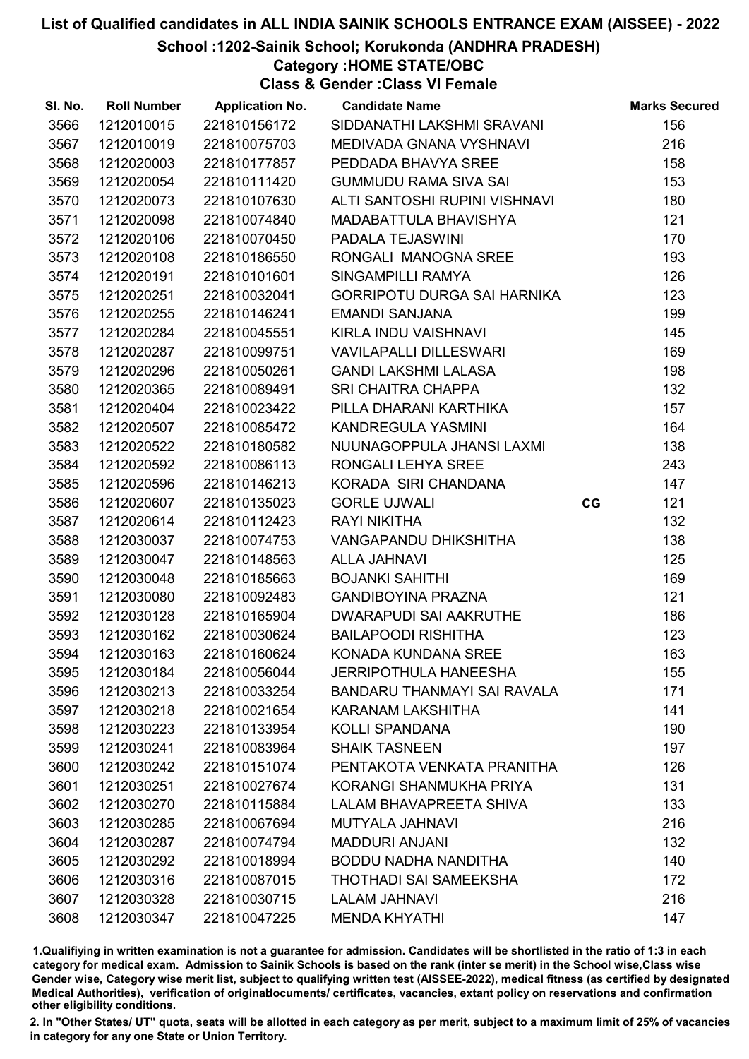# List of Qualified candidates in ALL INDIA SAINIK SCHOOLS ENTRANCE EXAM (AISSEE) - 2022

## School :1202-Sainik School; Korukonda (ANDHRA PRADESH)

### Category :HOME STATE/OBC

### Class & Gender :Class VI Female

| Sl. No. | Roll Number | Application No. | Candidate Name | | Marks Secured |
|---|---|---|---|---|---|
| 3566 | 1212010015 | 221810156172 | SIDDANATHI LAKSHMI SRAVANI | | 156 |
| 3567 | 1212010019 | 221810075703 | MEDIVADA GNANA VYSHNAVI | | 216 |
| 3568 | 1212020003 | 221810177857 | PEDDADA BHAVYA SREE | | 158 |
| 3569 | 1212020054 | 221810111420 | GUMMUDU RAMA SIVA SAI | | 153 |
| 3570 | 1212020073 | 221810107630 | ALTI SANTOSHI RUPINI VISHNAVI | | 180 |
| 3571 | 1212020098 | 221810074840 | MADABATTULA BHAVISHYA | | 121 |
| 3572 | 1212020106 | 221810070450 | PADALA TEJASWINI | | 170 |
| 3573 | 1212020108 | 221810186550 | RONGALI MANOGNA SREE | | 193 |
| 3574 | 1212020191 | 221810101601 | SINGAMPILLI RAMYA | | 126 |
| 3575 | 1212020251 | 221810032041 | GORRIPOTU DURGA SAI HARNIKA | | 123 |
| 3576 | 1212020255 | 221810146241 | EMANDI SANJANA | | 199 |
| 3577 | 1212020284 | 221810045551 | KIRLA INDU VAISHNAVI | | 145 |
| 3578 | 1212020287 | 221810099751 | VAVILAPALLI DILLESWARI | | 169 |
| 3579 | 1212020296 | 221810050261 | GANDI LAKSHMI LALASA | | 198 |
| 3580 | 1212020365 | 221810089491 | SRI CHAITRA CHAPPA | | 132 |
| 3581 | 1212020404 | 221810023422 | PILLA DHARANI KARTHIKA | | 157 |
| 3582 | 1212020507 | 221810085472 | KANDREGULA YASMINI | | 164 |
| 3583 | 1212020522 | 221810180582 | NUUNAGOPPULA JHANSI LAXMI | | 138 |
| 3584 | 1212020592 | 221810086113 | RONGALI LEHYA SREE | | 243 |
| 3585 | 1212020596 | 221810146213 | KORADA SIRI CHANDANA | | 147 |
| 3586 | 1212020607 | 221810135023 | GORLE UJWALI | CG | 121 |
| 3587 | 1212020614 | 221810112423 | RAYI NIKITHA | | 132 |
| 3588 | 1212030037 | 221810074753 | VANGAPANDU DHIKSHITHA | | 138 |
| 3589 | 1212030047 | 221810148563 | ALLA JAHNAVI | | 125 |
| 3590 | 1212030048 | 221810185663 | BOJANKI SAHITHI | | 169 |
| 3591 | 1212030080 | 221810092483 | GANDIBOYINA PRAZNA | | 121 |
| 3592 | 1212030128 | 221810165904 | DWARAPUDI SAI AAKRUTHE | | 186 |
| 3593 | 1212030162 | 221810030624 | BAILAPOODI RISHITHA | | 123 |
| 3594 | 1212030163 | 221810160624 | KONADA KUNDANA SREE | | 163 |
| 3595 | 1212030184 | 221810056044 | JERRIPOTHULA HANEESHA | | 155 |
| 3596 | 1212030213 | 221810033254 | BANDARU THANMAYI SAI RAVALA | | 171 |
| 3597 | 1212030218 | 221810021654 | KARANAM LAKSHITHA | | 141 |
| 3598 | 1212030223 | 221810133954 | KOLLI SPANDANA | | 190 |
| 3599 | 1212030241 | 221810083964 | SHAIK TASNEEN | | 197 |
| 3600 | 1212030242 | 221810151074 | PENTAKOTA VENKATA PRANITHA | | 126 |
| 3601 | 1212030251 | 221810027674 | KORANGI SHANMUKHA PRIYA | | 131 |
| 3602 | 1212030270 | 221810115884 | LALAM BHAVAPREETA SHIVA | | 133 |
| 3603 | 1212030285 | 221810067694 | MUTYALA JAHNAVI | | 216 |
| 3604 | 1212030287 | 221810074794 | MADDURI ANJANI | | 132 |
| 3605 | 1212030292 | 221810018994 | BODDU NADHA NANDITHA | | 140 |
| 3606 | 1212030316 | 221810087015 | THOTHADI SAI SAMEEKSHA | | 172 |
| 3607 | 1212030328 | 221810030715 | LALAM JAHNAVI | | 216 |
| 3608 | 1212030347 | 221810047225 | MENDA KHYATHI | | 147 |

1.Qualifiying in written examination is not a guarantee for admission. Candidates will be shortlisted in the ratio of 1:3 in each category for medical exam. Admission to Sainik Schools is based on the rank (inter se merit) in the School wise,Class wise Gender wise, Category wise merit list, subject to qualifying written test (AISSEE-2022), medical fitness (as certified by designated Medical Authorities), verification of originaldocuments/ certificates, vacancies, extant policy on reservations and confirmation other eligibility conditions.

2. In "Other States/ UT" quota, seats will be allotted in each category as per merit, subject to a maximum limit of 25% of vacancies in category for any one State or Union Territory.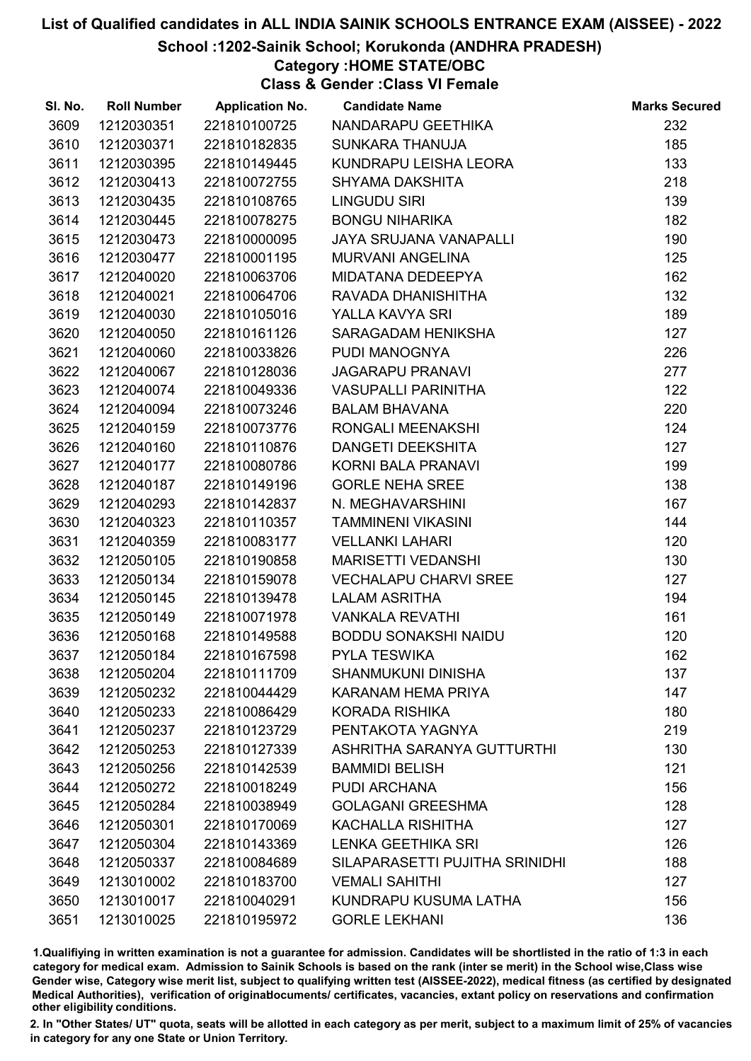# List of Qualified candidates in ALL INDIA SAINIK SCHOOLS ENTRANCE EXAM (AISSEE) - 2022

## School :1202-Sainik School; Korukonda (ANDHRA PRADESH)

### Category :HOME STATE/OBC

### Class & Gender :Class VI Female

| Sl. No. | Roll Number | Application No. | Candidate Name | Marks Secured |
|---|---|---|---|---|
| 3609 | 1212030351 | 221810100725 | NANDARAPU GEETHIKA | 232 |
| 3610 | 1212030371 | 221810182835 | SUNKARA THANUJA | 185 |
| 3611 | 1212030395 | 221810149445 | KUNDRAPU LEISHA LEORA | 133 |
| 3612 | 1212030413 | 221810072755 | SHYAMA DAKSHITA | 218 |
| 3613 | 1212030435 | 221810108765 | LINGUDU SIRI | 139 |
| 3614 | 1212030445 | 221810078275 | BONGU NIHARIKA | 182 |
| 3615 | 1212030473 | 221810000095 | JAYA SRUJANA VANAPALLI | 190 |
| 3616 | 1212030477 | 221810001195 | MURVANI ANGELINA | 125 |
| 3617 | 1212040020 | 221810063706 | MIDATANA DEDEEPYA | 162 |
| 3618 | 1212040021 | 221810064706 | RAVADA DHANISHITHA | 132 |
| 3619 | 1212040030 | 221810105016 | YALLA KAVYA SRI | 189 |
| 3620 | 1212040050 | 221810161126 | SARAGADAM HENIKSHA | 127 |
| 3621 | 1212040060 | 221810033826 | PUDI MANOGNYA | 226 |
| 3622 | 1212040067 | 221810128036 | JAGARAPU PRANAVI | 277 |
| 3623 | 1212040074 | 221810049336 | VASUPALLI PARINITHA | 122 |
| 3624 | 1212040094 | 221810073246 | BALAM BHAVANA | 220 |
| 3625 | 1212040159 | 221810073776 | RONGALI MEENAKSHI | 124 |
| 3626 | 1212040160 | 221810110876 | DANGETI DEEKSHITA | 127 |
| 3627 | 1212040177 | 221810080786 | KORNI BALA PRANAVI | 199 |
| 3628 | 1212040187 | 221810149196 | GORLE NEHA SREE | 138 |
| 3629 | 1212040293 | 221810142837 | N. MEGHAVARSHINI | 167 |
| 3630 | 1212040323 | 221810110357 | TAMMINENI VIKASINI | 144 |
| 3631 | 1212040359 | 221810083177 | VELLANKI LAHARI | 120 |
| 3632 | 1212050105 | 221810190858 | MARISETTI VEDANSHI | 130 |
| 3633 | 1212050134 | 221810159078 | VECHALAPU CHARVI SREE | 127 |
| 3634 | 1212050145 | 221810139478 | LALAM ASRITHA | 194 |
| 3635 | 1212050149 | 221810071978 | VANKALA REVATHI | 161 |
| 3636 | 1212050168 | 221810149588 | BODDU SONAKSHI NAIDU | 120 |
| 3637 | 1212050184 | 221810167598 | PYLA TESWIKA | 162 |
| 3638 | 1212050204 | 221810111709 | SHANMUKUNI DINISHA | 137 |
| 3639 | 1212050232 | 221810044429 | KARANAM HEMA PRIYA | 147 |
| 3640 | 1212050233 | 221810086429 | KORADA RISHIKA | 180 |
| 3641 | 1212050237 | 221810123729 | PENTAKOTA YAGNYA | 219 |
| 3642 | 1212050253 | 221810127339 | ASHRITHA SARANYA GUTTURTHI | 130 |
| 3643 | 1212050256 | 221810142539 | BAMMIDI BELISH | 121 |
| 3644 | 1212050272 | 221810018249 | PUDI ARCHANA | 156 |
| 3645 | 1212050284 | 221810038949 | GOLAGANI GREESHMA | 128 |
| 3646 | 1212050301 | 221810170069 | KACHALLA RISHITHA | 127 |
| 3647 | 1212050304 | 221810143369 | LENKA GEETHIKA SRI | 126 |
| 3648 | 1212050337 | 221810084689 | SILAPARASETTI PUJITHA SRINIDHI | 188 |
| 3649 | 1213010002 | 221810183700 | VEMALI SAHITHI | 127 |
| 3650 | 1213010017 | 221810040291 | KUNDRAPU KUSUMA LATHA | 156 |
| 3651 | 1213010025 | 221810195972 | GORLE LEKHANI | 136 |

1.Qualifiying in written examination is not a guarantee for admission. Candidates will be shortlisted in the ratio of 1:3 in each category for medical exam. Admission to Sainik Schools is based on the rank (inter se merit) in the School wise,Class wise Gender wise, Category wise merit list, subject to qualifying written test (AISSEE-2022), medical fitness (as certified by designated Medical Authorities), verification of originaldocuments/ certificates, vacancies, extant policy on reservations and confirmation other eligibility conditions.

2. In "Other States/ UT" quota, seats will be allotted in each category as per merit, subject to a maximum limit of 25% of vacancies in category for any one State or Union Territory.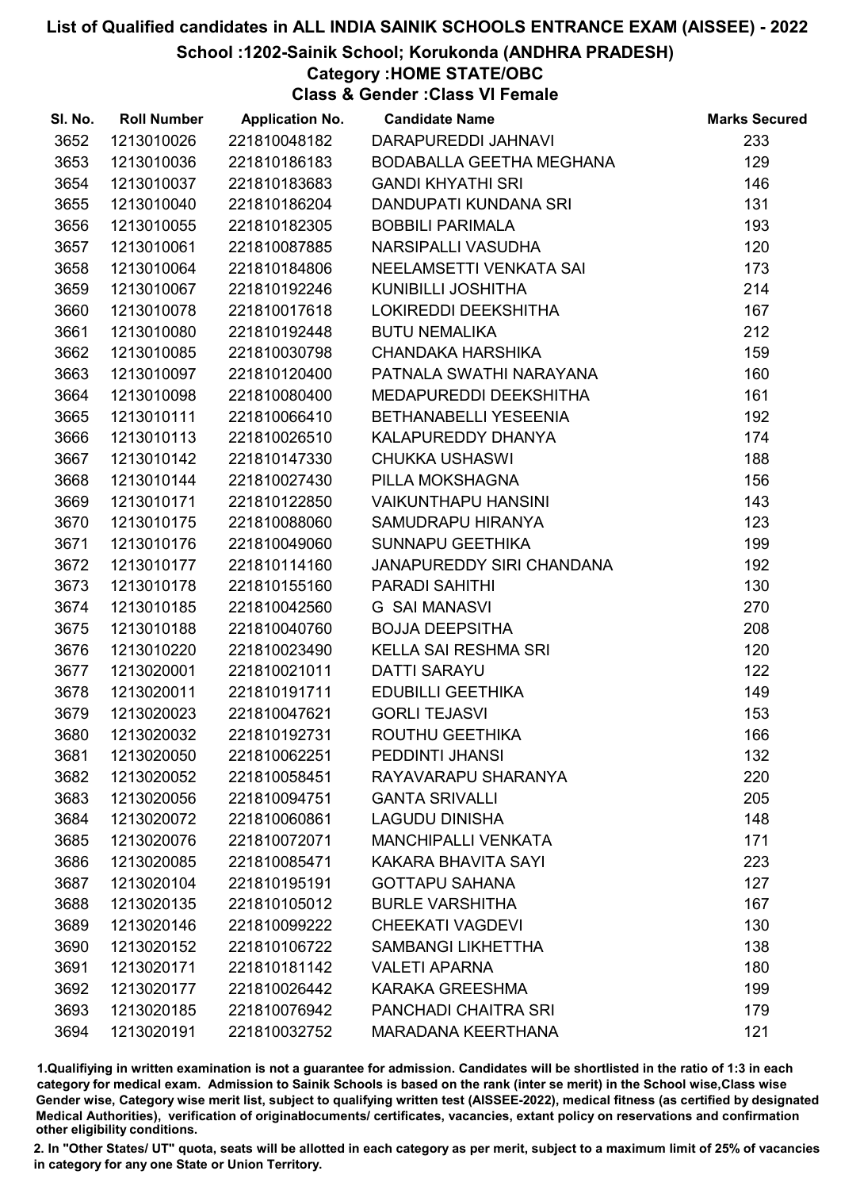# List of Qualified candidates in ALL INDIA SAINIK SCHOOLS ENTRANCE EXAM (AISSEE) - 2022

## School :1202-Sainik School; Korukonda (ANDHRA PRADESH)

### Category :HOME STATE/OBC

### Class & Gender :Class VI Female

| Sl. No. | Roll Number | Application No. | Candidate Name | Marks Secured |
|---|---|---|---|---|
| 3652 | 1213010026 | 221810048182 | DARAPUREDDI JAHNAVI | 233 |
| 3653 | 1213010036 | 221810186183 | BODABALLA GEETHA MEGHANA | 129 |
| 3654 | 1213010037 | 221810183683 | GANDI KHYATHI SRI | 146 |
| 3655 | 1213010040 | 221810186204 | DANDUPATI KUNDANA SRI | 131 |
| 3656 | 1213010055 | 221810182305 | BOBBILI PARIMALA | 193 |
| 3657 | 1213010061 | 221810087885 | NARSIPALLI VASUDHA | 120 |
| 3658 | 1213010064 | 221810184806 | NEELAMSETTI VENKATA SAI | 173 |
| 3659 | 1213010067 | 221810192246 | KUNIBILLI JOSHITHA | 214 |
| 3660 | 1213010078 | 221810017618 | LOKIREDDI DEEKSHITHA | 167 |
| 3661 | 1213010080 | 221810192448 | BUTU NEMALIKA | 212 |
| 3662 | 1213010085 | 221810030798 | CHANDAKA HARSHIKA | 159 |
| 3663 | 1213010097 | 221810120400 | PATNALA SWATHI NARAYANA | 160 |
| 3664 | 1213010098 | 221810080400 | MEDAPUREDDI DEEKSHITHA | 161 |
| 3665 | 1213010111 | 221810066410 | BETHANABELLI YESEENIA | 192 |
| 3666 | 1213010113 | 221810026510 | KALAPUREDDY DHANYA | 174 |
| 3667 | 1213010142 | 221810147330 | CHUKKA USHASWI | 188 |
| 3668 | 1213010144 | 221810027430 | PILLA MOKSHAGNA | 156 |
| 3669 | 1213010171 | 221810122850 | VAIKUNTHAPU HANSINI | 143 |
| 3670 | 1213010175 | 221810088060 | SAMUDRAPU HIRANYA | 123 |
| 3671 | 1213010176 | 221810049060 | SUNNAPU GEETHIKA | 199 |
| 3672 | 1213010177 | 221810114160 | JANAPUREDDY SIRI CHANDANA | 192 |
| 3673 | 1213010178 | 221810155160 | PARADI SAHITHI | 130 |
| 3674 | 1213010185 | 221810042560 | G SAI MANASVI | 270 |
| 3675 | 1213010188 | 221810040760 | BOJJA DEEPSITHA | 208 |
| 3676 | 1213010220 | 221810023490 | KELLA SAI RESHMA SRI | 120 |
| 3677 | 1213020001 | 221810021011 | DATTI SARAYU | 122 |
| 3678 | 1213020011 | 221810191711 | EDUBILLI GEETHIKA | 149 |
| 3679 | 1213020023 | 221810047621 | GORLI TEJASVI | 153 |
| 3680 | 1213020032 | 221810192731 | ROUTHU GEETHIKA | 166 |
| 3681 | 1213020050 | 221810062251 | PEDDINTI JHANSI | 132 |
| 3682 | 1213020052 | 221810058451 | RAYAVARAPU SHARANYA | 220 |
| 3683 | 1213020056 | 221810094751 | GANTA SRIVALLI | 205 |
| 3684 | 1213020072 | 221810060861 | LAGUDU DINISHA | 148 |
| 3685 | 1213020076 | 221810072071 | MANCHIPALLI VENKATA | 171 |
| 3686 | 1213020085 | 221810085471 | KAKARA BHAVITA SAYI | 223 |
| 3687 | 1213020104 | 221810195191 | GOTTAPU SAHANA | 127 |
| 3688 | 1213020135 | 221810105012 | BURLE VARSHITHA | 167 |
| 3689 | 1213020146 | 221810099222 | CHEEKATI VAGDEVI | 130 |
| 3690 | 1213020152 | 221810106722 | SAMBANGI LIKHETTHA | 138 |
| 3691 | 1213020171 | 221810181142 | VALETI APARNA | 180 |
| 3692 | 1213020177 | 221810026442 | KARAKA GREESHMA | 199 |
| 3693 | 1213020185 | 221810076942 | PANCHADI CHAITRA SRI | 179 |
| 3694 | 1213020191 | 221810032752 | MARADANA KEERTHANA | 121 |

1.Qualifiying in written examination is not a guarantee for admission. Candidates will be shortlisted in the ratio of 1:3 in each category for medical exam. Admission to Sainik Schools is based on the rank (inter se merit) in the School wise,Class wise Gender wise, Category wise merit list, subject to qualifying written test (AISSEE-2022), medical fitness (as certified by designated Medical Authorities), verification of originaldocuments/ certificates, vacancies, extant policy on reservations and confirmation other eligibility conditions.

2. In "Other States/ UT" quota, seats will be allotted in each category as per merit, subject to a maximum limit of 25% of vacancies in category for any one State or Union Territory.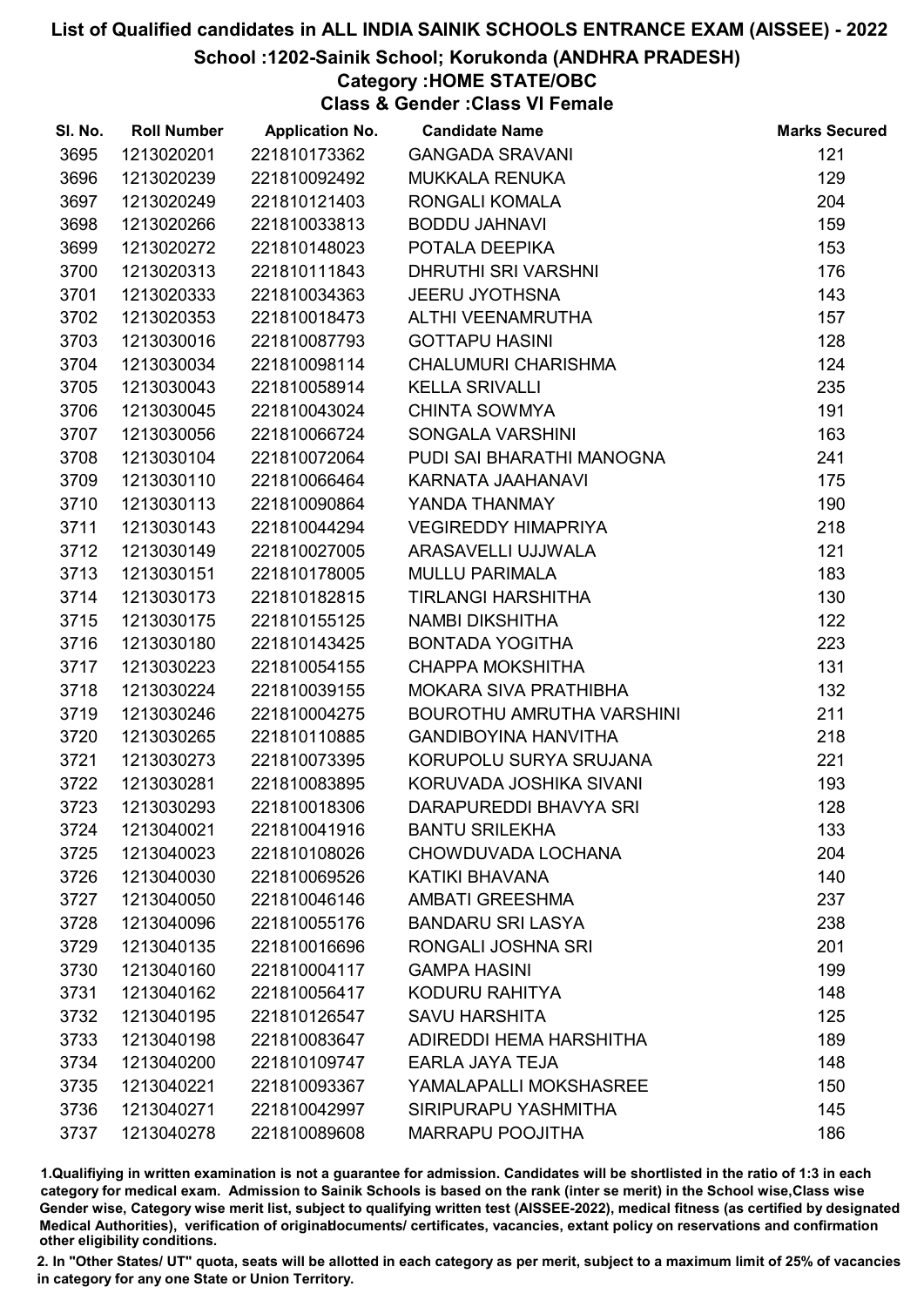# List of Qualified candidates in ALL INDIA SAINIK SCHOOLS ENTRANCE EXAM (AISSEE) - 2022

## School :1202-Sainik School; Korukonda (ANDHRA PRADESH)

### Category :HOME STATE/OBC

### Class & Gender :Class VI Female

| Sl. No. | Roll Number | Application No. | Candidate Name | Marks Secured |
|---|---|---|---|---|
| 3695 | 1213020201 | 221810173362 | GANGADA SRAVANI | 121 |
| 3696 | 1213020239 | 221810092492 | MUKKALA RENUKA | 129 |
| 3697 | 1213020249 | 221810121403 | RONGALI KOMALA | 204 |
| 3698 | 1213020266 | 221810033813 | BODDU JAHNAVI | 159 |
| 3699 | 1213020272 | 221810148023 | POTALA DEEPIKA | 153 |
| 3700 | 1213020313 | 221810111843 | DHRUTHI SRI VARSHNI | 176 |
| 3701 | 1213020333 | 221810034363 | JEERU JYOTHSNA | 143 |
| 3702 | 1213020353 | 221810018473 | ALTHI VEENAMRUTHA | 157 |
| 3703 | 1213030016 | 221810087793 | GOTTAPU HASINI | 128 |
| 3704 | 1213030034 | 221810098114 | CHALUMURI CHARISHMA | 124 |
| 3705 | 1213030043 | 221810058914 | KELLA SRIVALLI | 235 |
| 3706 | 1213030045 | 221810043024 | CHINTA SOWMYA | 191 |
| 3707 | 1213030056 | 221810066724 | SONGALA VARSHINI | 163 |
| 3708 | 1213030104 | 221810072064 | PUDI SAI BHARATHI MANOGNA | 241 |
| 3709 | 1213030110 | 221810066464 | KARNATA JAAHANAVI | 175 |
| 3710 | 1213030113 | 221810090864 | YANDA THANMAY | 190 |
| 3711 | 1213030143 | 221810044294 | VEGIREDDY HIMAPRIYA | 218 |
| 3712 | 1213030149 | 221810027005 | ARASAVELLI UJJWALA | 121 |
| 3713 | 1213030151 | 221810178005 | MULLU PARIMALA | 183 |
| 3714 | 1213030173 | 221810182815 | TIRLANGI HARSHITHA | 130 |
| 3715 | 1213030175 | 221810155125 | NAMBI DIKSHITHA | 122 |
| 3716 | 1213030180 | 221810143425 | BONTADA YOGITHA | 223 |
| 3717 | 1213030223 | 221810054155 | CHAPPA MOKSHITHA | 131 |
| 3718 | 1213030224 | 221810039155 | MOKARA SIVA PRATHIBHA | 132 |
| 3719 | 1213030246 | 221810004275 | BOUROTHU AMRUTHA VARSHINI | 211 |
| 3720 | 1213030265 | 221810110885 | GANDIBOYINA HANVITHA | 218 |
| 3721 | 1213030273 | 221810073395 | KORUPOLU SURYA SRUJANA | 221 |
| 3722 | 1213030281 | 221810083895 | KORUVADA JOSHIKA SIVANI | 193 |
| 3723 | 1213030293 | 221810018306 | DARAPUREDDI BHAVYA SRI | 128 |
| 3724 | 1213040021 | 221810041916 | BANTU SRILEKHA | 133 |
| 3725 | 1213040023 | 221810108026 | CHOWDUVADA LOCHANA | 204 |
| 3726 | 1213040030 | 221810069526 | KATIKI BHAVANA | 140 |
| 3727 | 1213040050 | 221810046146 | AMBATI GREESHMA | 237 |
| 3728 | 1213040096 | 221810055176 | BANDARU SRI LASYA | 238 |
| 3729 | 1213040135 | 221810016696 | RONGALI JOSHNA SRI | 201 |
| 3730 | 1213040160 | 221810004117 | GAMPA HASINI | 199 |
| 3731 | 1213040162 | 221810056417 | KODURU RAHITYA | 148 |
| 3732 | 1213040195 | 221810126547 | SAVU HARSHITA | 125 |
| 3733 | 1213040198 | 221810083647 | ADIREDDI HEMA HARSHITHA | 189 |
| 3734 | 1213040200 | 221810109747 | EARLA JAYA TEJA | 148 |
| 3735 | 1213040221 | 221810093367 | YAMALAPALLI MOKSHASREE | 150 |
| 3736 | 1213040271 | 221810042997 | SIRIPURAPU YASHMITHA | 145 |
| 3737 | 1213040278 | 221810089608 | MARRAPU POOJITHA | 186 |

1.Qualifiying in written examination is not a guarantee for admission. Candidates will be shortlisted in the ratio of 1:3 in each category for medical exam. Admission to Sainik Schools is based on the rank (inter se merit) in the School wise,Class wise Gender wise, Category wise merit list, subject to qualifying written test (AISSEE-2022), medical fitness (as certified by designated Medical Authorities), verification of originaldocuments/ certificates, vacancies, extant policy on reservations and confirmation other eligibility conditions.

2. In "Other States/ UT" quota, seats will be allotted in each category as per merit, subject to a maximum limit of 25% of vacancies in category for any one State or Union Territory.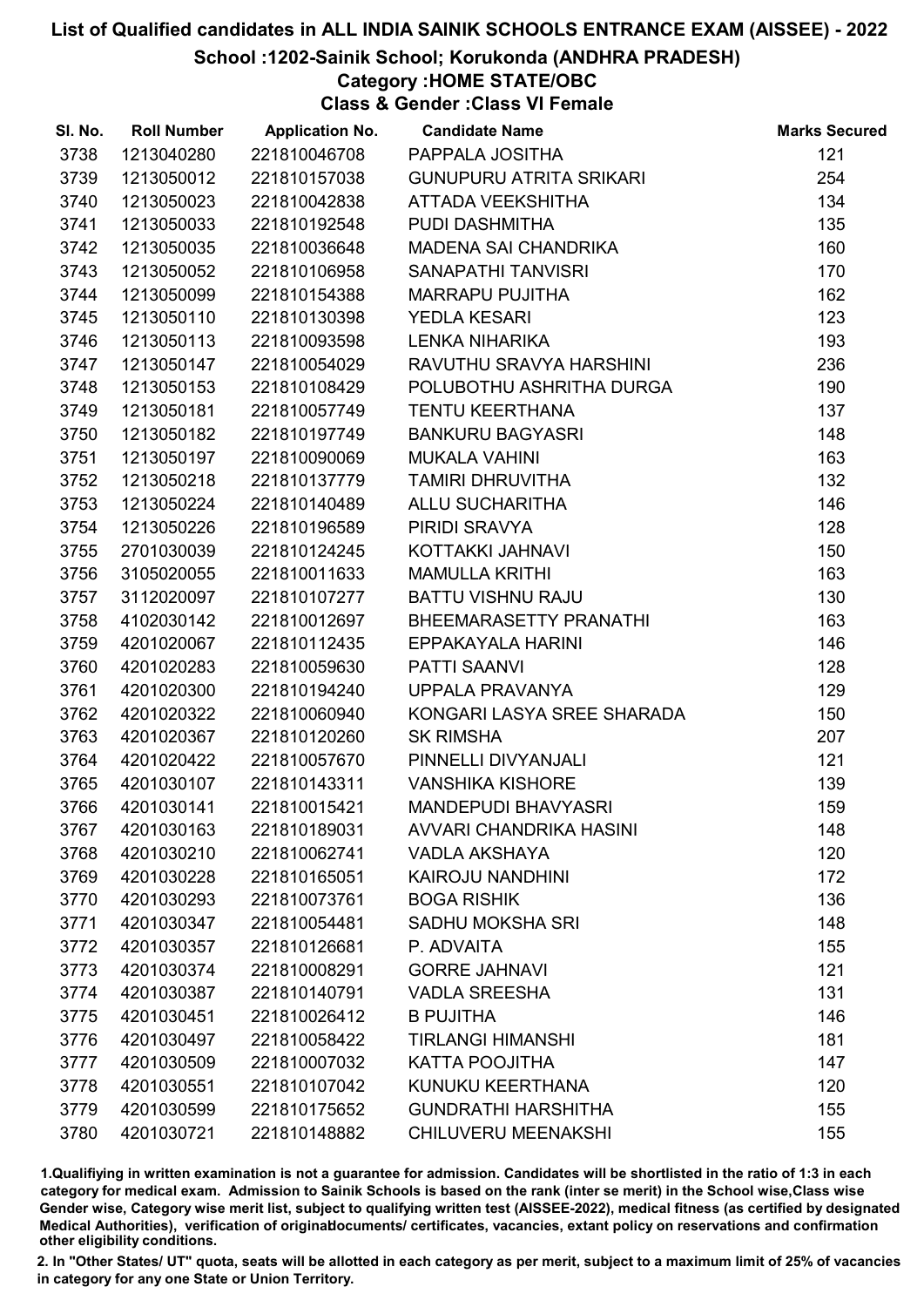# List of Qualified candidates in ALL INDIA SAINIK SCHOOLS ENTRANCE EXAM (AISSEE) - 2022

## School :1202-Sainik School; Korukonda (ANDHRA PRADESH)

### Category :HOME STATE/OBC

### Class & Gender :Class VI Female

| Sl. No. | Roll Number | Application No. | Candidate Name | Marks Secured |
|---|---|---|---|---|
| 3738 | 1213040280 | 221810046708 | PAPPALA JOSITHA | 121 |
| 3739 | 1213050012 | 221810157038 | GUNUPURU ATRITA SRIKARI | 254 |
| 3740 | 1213050023 | 221810042838 | ATTADA VEEKSHITHA | 134 |
| 3741 | 1213050033 | 221810192548 | PUDI DASHMITHA | 135 |
| 3742 | 1213050035 | 221810036648 | MADENA SAI CHANDRIKA | 160 |
| 3743 | 1213050052 | 221810106958 | SANAPATHI TANVISRI | 170 |
| 3744 | 1213050099 | 221810154388 | MARRAPU PUJITHA | 162 |
| 3745 | 1213050110 | 221810130398 | YEDLA KESARI | 123 |
| 3746 | 1213050113 | 221810093598 | LENKA NIHARIKA | 193 |
| 3747 | 1213050147 | 221810054029 | RAVUTHU SRAVYA HARSHINI | 236 |
| 3748 | 1213050153 | 221810108429 | POLUBOTHU ASHRITHA DURGA | 190 |
| 3749 | 1213050181 | 221810057749 | TENTU KEERTHANA | 137 |
| 3750 | 1213050182 | 221810197749 | BANKURU BAGYASRI | 148 |
| 3751 | 1213050197 | 221810090069 | MUKALA VAHINI | 163 |
| 3752 | 1213050218 | 221810137779 | TAMIRI DHRUVITHA | 132 |
| 3753 | 1213050224 | 221810140489 | ALLU SUCHARITHA | 146 |
| 3754 | 1213050226 | 221810196589 | PIRIDI SRAVYA | 128 |
| 3755 | 2701030039 | 221810124245 | KOTTAKKI JAHNAVI | 150 |
| 3756 | 3105020055 | 221810011633 | MAMULLA KRITHI | 163 |
| 3757 | 3112020097 | 221810107277 | BATTU VISHNU RAJU | 130 |
| 3758 | 4102030142 | 221810012697 | BHEEMARASETTY PRANATHI | 163 |
| 3759 | 4201020067 | 221810112435 | EPPAKAYALA HARINI | 146 |
| 3760 | 4201020283 | 221810059630 | PATTI SAANVI | 128 |
| 3761 | 4201020300 | 221810194240 | UPPALA PRAVANYA | 129 |
| 3762 | 4201020322 | 221810060940 | KONGARI LASYA SREE SHARADA | 150 |
| 3763 | 4201020367 | 221810120260 | SK RIMSHA | 207 |
| 3764 | 4201020422 | 221810057670 | PINNELLI DIVYANJALI | 121 |
| 3765 | 4201030107 | 221810143311 | VANSHIKA KISHORE | 139 |
| 3766 | 4201030141 | 221810015421 | MANDEPUDI BHAVYASRI | 159 |
| 3767 | 4201030163 | 221810189031 | AVVARI CHANDRIKA HASINI | 148 |
| 3768 | 4201030210 | 221810062741 | VADLA AKSHAYA | 120 |
| 3769 | 4201030228 | 221810165051 | KAIROJU NANDHINI | 172 |
| 3770 | 4201030293 | 221810073761 | BOGA RISHIK | 136 |
| 3771 | 4201030347 | 221810054481 | SADHU MOKSHA SRI | 148 |
| 3772 | 4201030357 | 221810126681 | P. ADVAITA | 155 |
| 3773 | 4201030374 | 221810008291 | GORRE JAHNAVI | 121 |
| 3774 | 4201030387 | 221810140791 | VADLA SREESHA | 131 |
| 3775 | 4201030451 | 221810026412 | B PUJITHA | 146 |
| 3776 | 4201030497 | 221810058422 | TIRLANGI HIMANSHI | 181 |
| 3777 | 4201030509 | 221810007032 | KATTA POOJITHA | 147 |
| 3778 | 4201030551 | 221810107042 | KUNUKU KEERTHANA | 120 |
| 3779 | 4201030599 | 221810175652 | GUNDRATHI HARSHITHA | 155 |
| 3780 | 4201030721 | 221810148882 | CHILUVERU MEENAKSHI | 155 |

1.Qualifiying in written examination is not a guarantee for admission. Candidates will be shortlisted in the ratio of 1:3 in each category for medical exam. Admission to Sainik Schools is based on the rank (inter se merit) in the School wise,Class wise Gender wise, Category wise merit list, subject to qualifying written test (AISSEE-2022), medical fitness (as certified by designated Medical Authorities), verification of originaldocuments/ certificates, vacancies, extant policy on reservations and confirmation other eligibility conditions.

2. In "Other States/ UT" quota, seats will be allotted in each category as per merit, subject to a maximum limit of 25% of vacancies in category for any one State or Union Territory.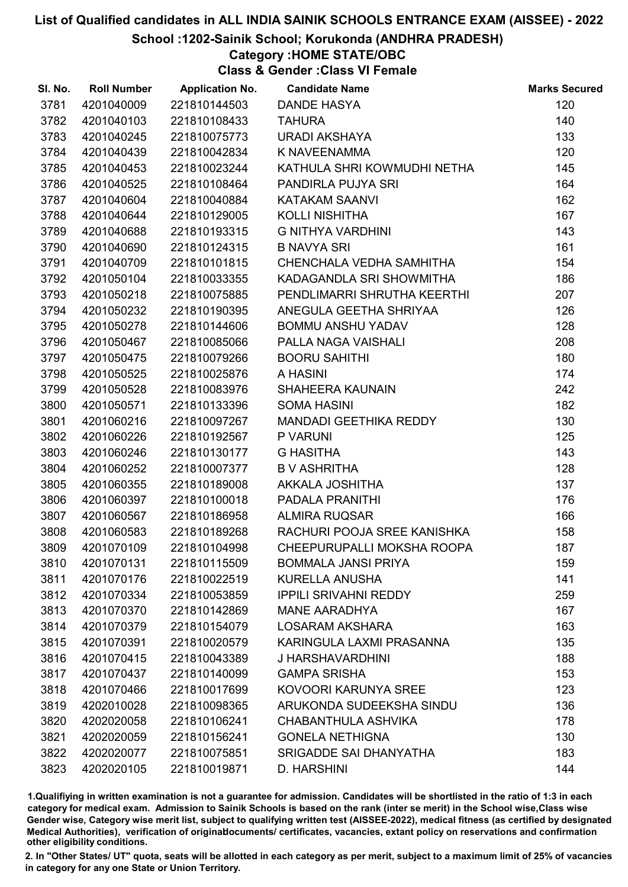# List of Qualified candidates in ALL INDIA SAINIK SCHOOLS ENTRANCE EXAM (AISSEE) - 2022

## School :1202-Sainik School; Korukonda (ANDHRA PRADESH)

### Category :HOME STATE/OBC

### Class & Gender :Class VI Female

| Sl. No. | Roll Number | Application No. | Candidate Name | Marks Secured |
|---|---|---|---|---|
| 3781 | 4201040009 | 221810144503 | DANDE HASYA | 120 |
| 3782 | 4201040103 | 221810108433 | TAHURA | 140 |
| 3783 | 4201040245 | 221810075773 | URADI AKSHAYA | 133 |
| 3784 | 4201040439 | 221810042834 | K NAVEENAMMA | 120 |
| 3785 | 4201040453 | 221810023244 | KATHULA SHRI KOWMUDHI NETHA | 145 |
| 3786 | 4201040525 | 221810108464 | PANDIRLA PUJYA SRI | 164 |
| 3787 | 4201040604 | 221810040884 | KATAKAM SAANVI | 162 |
| 3788 | 4201040644 | 221810129005 | KOLLI NISHITHA | 167 |
| 3789 | 4201040688 | 221810193315 | G NITHYA VARDHINI | 143 |
| 3790 | 4201040690 | 221810124315 | B NAVYA SRI | 161 |
| 3791 | 4201040709 | 221810101815 | CHENCHALA VEDHA SAMHITHA | 154 |
| 3792 | 4201050104 | 221810033355 | KADAGANDLA SRI SHOWMITHA | 186 |
| 3793 | 4201050218 | 221810075885 | PENDLIMARRI SHRUTHA KEERTHI | 207 |
| 3794 | 4201050232 | 221810190395 | ANEGULA GEETHA SHRIYAA | 126 |
| 3795 | 4201050278 | 221810144606 | BOMMU ANSHU YADAV | 128 |
| 3796 | 4201050467 | 221810085066 | PALLA NAGA VAISHALI | 208 |
| 3797 | 4201050475 | 221810079266 | BOORU SAHITHI | 180 |
| 3798 | 4201050525 | 221810025876 | A HASINI | 174 |
| 3799 | 4201050528 | 221810083976 | SHAHEERA KAUNAIN | 242 |
| 3800 | 4201050571 | 221810133396 | SOMA HASINI | 182 |
| 3801 | 4201060216 | 221810097267 | MANDADI GEETHIKA REDDY | 130 |
| 3802 | 4201060226 | 221810192567 | P VARUNI | 125 |
| 3803 | 4201060246 | 221810130177 | G HASITHA | 143 |
| 3804 | 4201060252 | 221810007377 | B V ASHRITHA | 128 |
| 3805 | 4201060355 | 221810189008 | AKKALA JOSHITHA | 137 |
| 3806 | 4201060397 | 221810100018 | PADALA PRANITHI | 176 |
| 3807 | 4201060567 | 221810186958 | ALMIRA RUQSAR | 166 |
| 3808 | 4201060583 | 221810189268 | RACHURI POOJA SREE KANISHKA | 158 |
| 3809 | 4201070109 | 221810104998 | CHEEPURUPALLI MOKSHA ROOPA | 187 |
| 3810 | 4201070131 | 221810115509 | BOMMALA JANSI PRIYA | 159 |
| 3811 | 4201070176 | 221810022519 | KURELLA ANUSHA | 141 |
| 3812 | 4201070334 | 221810053859 | IPPILI SRIVAHNI REDDY | 259 |
| 3813 | 4201070370 | 221810142869 | MANE AARADHYA | 167 |
| 3814 | 4201070379 | 221810154079 | LOSARAM AKSHARA | 163 |
| 3815 | 4201070391 | 221810020579 | KARINGULA LAXMI PRASANNA | 135 |
| 3816 | 4201070415 | 221810043389 | J HARSHAVARDHINI | 188 |
| 3817 | 4201070437 | 221810140099 | GAMPA SRISHA | 153 |
| 3818 | 4201070466 | 221810017699 | KOVOORI KARUNYA SREE | 123 |
| 3819 | 4202010028 | 221810098365 | ARUKONDA SUDEEKSHA SINDU | 136 |
| 3820 | 4202020058 | 221810106241 | CHABANTHULA ASHVIKA | 178 |
| 3821 | 4202020059 | 221810156241 | GONELA NETHIGNA | 130 |
| 3822 | 4202020077 | 221810075851 | SRIGADDE SAI DHANYATHA | 183 |
| 3823 | 4202020105 | 221810019871 | D. HARSHINI | 144 |

1.Qualifying in written examination is not a guarantee for admission. Candidates will be shortlisted in the ratio of 1:3 in each category for medical exam. Admission to Sainik Schools is based on the rank (inter se merit) in the School wise,Class wise Gender wise, Category wise merit list, subject to qualifying written test (AISSEE-2022), medical fitness (as certified by designated Medical Authorities), verification of originaldocuments/ certificates, vacancies, extant policy on reservations and confirmation other eligibility conditions.

2. In "Other States/ UT" quota, seats will be allotted in each category as per merit, subject to a maximum limit of 25% of vacancies in category for any one State or Union Territory.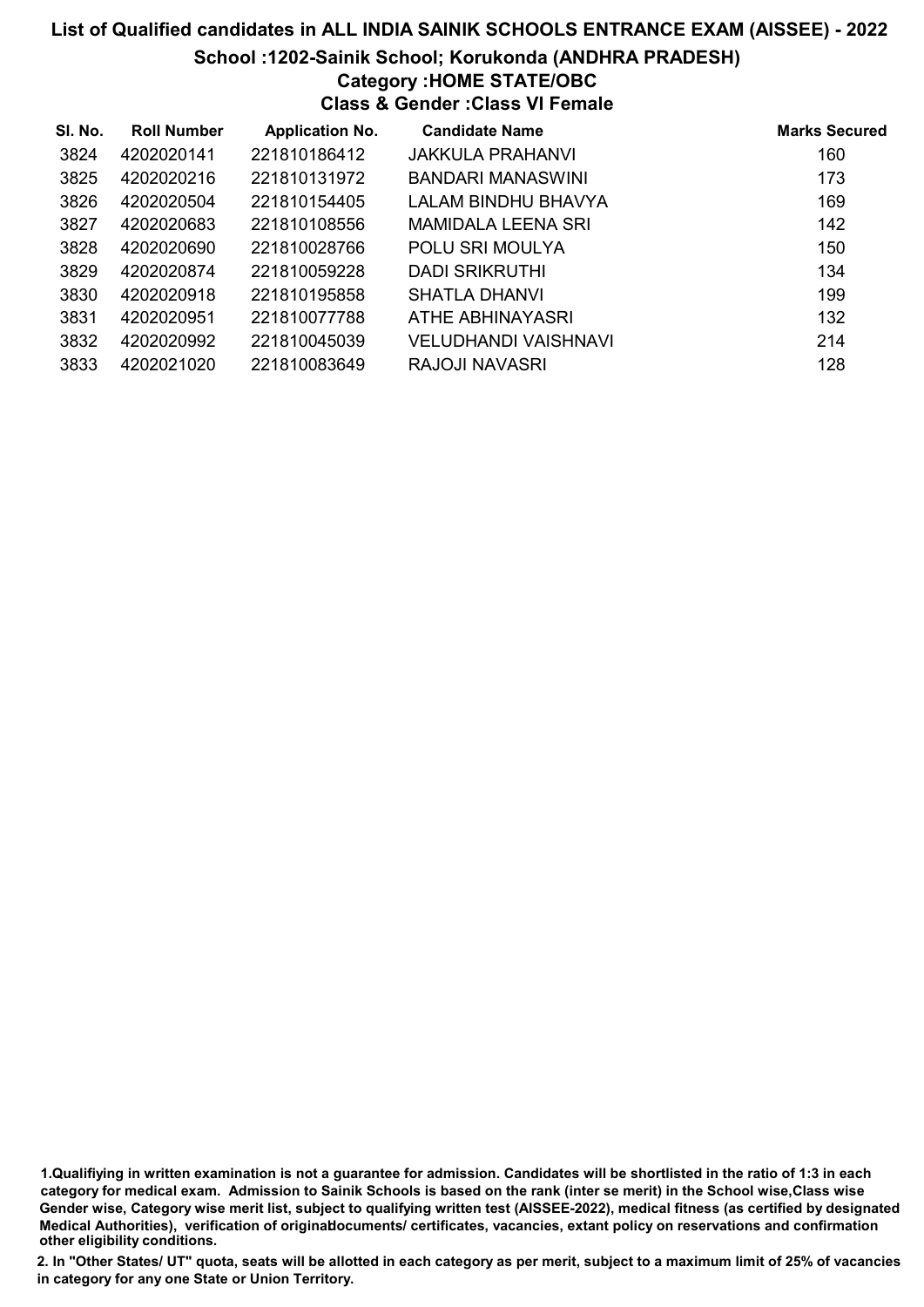# List of Qualified candidates in ALL INDIA SAINIK SCHOOLS ENTRANCE EXAM (AISSEE) - 2022

## School :1202-Sainik School; Korukonda (ANDHRA PRADESH)

### Category :HOME STATE/OBC

### Class & Gender :Class VI Female

| Sl. No. | Roll Number | Application No. | Candidate Name | Marks Secured |
|---|---|---|---|---|
| 3824 | 4202020141 | 221810186412 | JAKKULA PRAHANVI | 160 |
| 3825 | 4202020216 | 221810131972 | BANDARI MANASWINI | 173 |
| 3826 | 4202020504 | 221810154405 | LALAM BINDHU BHAVYA | 169 |
| 3827 | 4202020683 | 221810108556 | MAMIDALA LEENA SRI | 142 |
| 3828 | 4202020690 | 221810028766 | POLU SRI MOULYA | 150 |
| 3829 | 4202020874 | 221810059228 | DADI SRIKRUTHI | 134 |
| 3830 | 4202020918 | 221810195858 | SHATLA DHANVI | 199 |
| 3831 | 4202020951 | 221810077788 | ATHE ABHINAYASRI | 132 |
| 3832 | 4202020992 | 221810045039 | VELUDHANDI VAISHNAVI | 214 |
| 3833 | 4202021020 | 221810083649 | RAJOJI NAVASRI | 128 |

1.Qualifiying in written examination is not a guarantee for admission. Candidates will be shortlisted in the ratio of 1:3 in each category for medical exam. Admission to Sainik Schools is based on the rank (inter se merit) in the School wise,Class wise Gender wise, Category wise merit list, subject to qualifying written test (AISSEE-2022), medical fitness (as certified by designated Medical Authorities), verification of originaldocuments/ certificates, vacancies, extant policy on reservations and confirmation other eligibility conditions.

2. In "Other States/ UT" quota, seats will be allotted in each category as per merit, subject to a maximum limit of 25% of vacancies in category for any one State or Union Territory.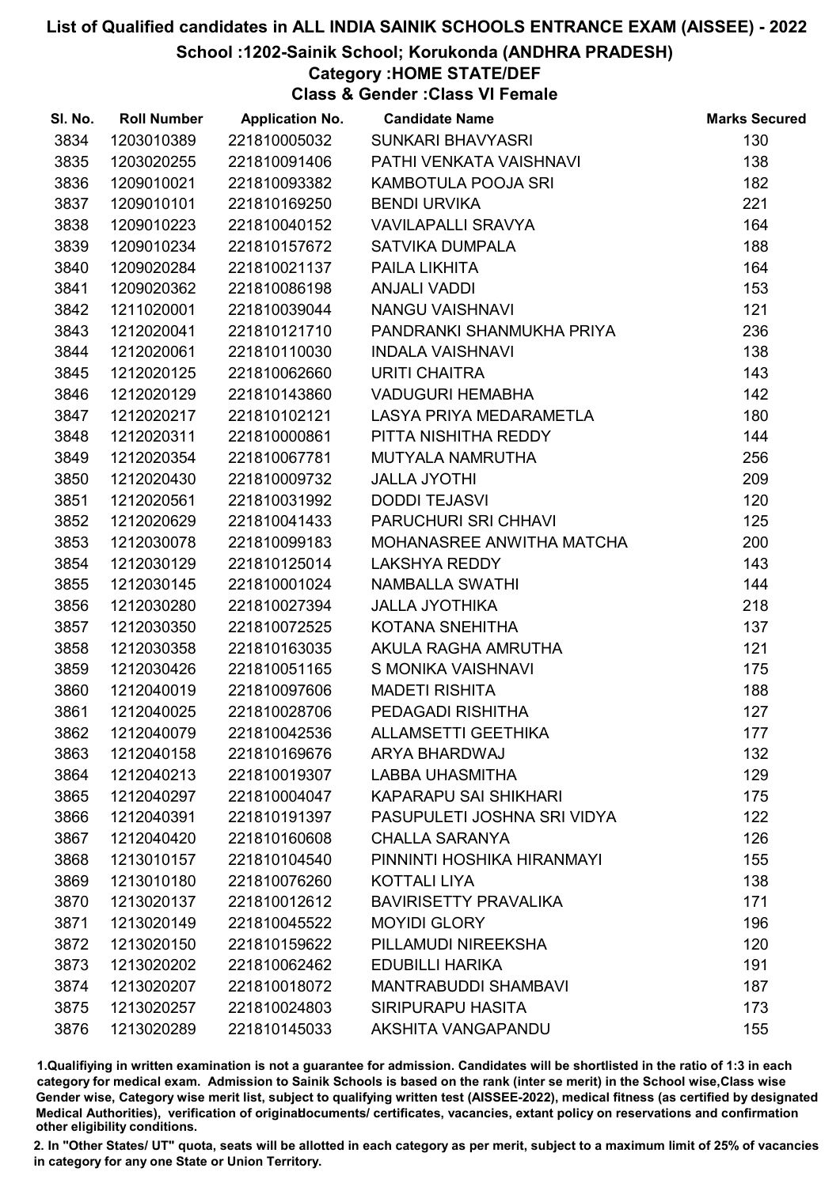# List of Qualified candidates in ALL INDIA SAINIK SCHOOLS ENTRANCE EXAM (AISSEE) - 2022

## School :1202-Sainik School; Korukonda (ANDHRA PRADESH)

### Category :HOME STATE/DEF

### Class & Gender :Class VI Female

| Sl. No. | Roll Number | Application No. | Candidate Name | Marks Secured |
|---|---|---|---|---|
| 3834 | 1203010389 | 221810005032 | SUNKARI BHAVYASRI | 130 |
| 3835 | 1203020255 | 221810091406 | PATHI VENKATA VAISHNAVI | 138 |
| 3836 | 1209010021 | 221810093382 | KAMBOTULA POOJA SRI | 182 |
| 3837 | 1209010101 | 221810169250 | BENDI URVIKA | 221 |
| 3838 | 1209010223 | 221810040152 | VAVILAPALLI SRAVYA | 164 |
| 3839 | 1209010234 | 221810157672 | SATVIKA DUMPALA | 188 |
| 3840 | 1209020284 | 221810021137 | PAILA LIKHITA | 164 |
| 3841 | 1209020362 | 221810086198 | ANJALI VADDI | 153 |
| 3842 | 1211020001 | 221810039044 | NANGU VAISHNAVI | 121 |
| 3843 | 1212020041 | 221810121710 | PANDRANKI SHANMUKHA PRIYA | 236 |
| 3844 | 1212020061 | 221810110030 | INDALA VAISHNAVI | 138 |
| 3845 | 1212020125 | 221810062660 | URITI CHAITRA | 143 |
| 3846 | 1212020129 | 221810143860 | VADUGURI HEMABHA | 142 |
| 3847 | 1212020217 | 221810102121 | LASYA PRIYA MEDARAMETLA | 180 |
| 3848 | 1212020311 | 221810000861 | PITTA NISHITHA REDDY | 144 |
| 3849 | 1212020354 | 221810067781 | MUTYALA NAMRUTHA | 256 |
| 3850 | 1212020430 | 221810009732 | JALLA JYOTHI | 209 |
| 3851 | 1212020561 | 221810031992 | DODDI TEJASVI | 120 |
| 3852 | 1212020629 | 221810041433 | PARUCHURI SRI CHHAVI | 125 |
| 3853 | 1212030078 | 221810099183 | MOHANASREE ANWITHA MATCHA | 200 |
| 3854 | 1212030129 | 221810125014 | LAKSHYA REDDY | 143 |
| 3855 | 1212030145 | 221810001024 | NAMBALLA SWATHI | 144 |
| 3856 | 1212030280 | 221810027394 | JALLA JYOTHIKA | 218 |
| 3857 | 1212030350 | 221810072525 | KOTANA SNEHITHA | 137 |
| 3858 | 1212030358 | 221810163035 | AKULA RAGHA AMRUTHA | 121 |
| 3859 | 1212030426 | 221810051165 | S MONIKA VAISHNAVI | 175 |
| 3860 | 1212040019 | 221810097606 | MADETI RISHITA | 188 |
| 3861 | 1212040025 | 221810028706 | PEDAGADI RISHITHA | 127 |
| 3862 | 1212040079 | 221810042536 | ALLAMSETTI GEETHIKA | 177 |
| 3863 | 1212040158 | 221810169676 | ARYA BHARDWAJ | 132 |
| 3864 | 1212040213 | 221810019307 | LABBA UHASMITHA | 129 |
| 3865 | 1212040297 | 221810004047 | KAPARAPU SAI SHIKHARI | 175 |
| 3866 | 1212040391 | 221810191397 | PASUPULETI JOSHNA SRI VIDYA | 122 |
| 3867 | 1212040420 | 221810160608 | CHALLA SARANYA | 126 |
| 3868 | 1213010157 | 221810104540 | PINNINTI HOSHIKA HIRANMAYI | 155 |
| 3869 | 1213010180 | 221810076260 | KOTTALI LIYA | 138 |
| 3870 | 1213020137 | 221810012612 | BAVIRISETTY PRAVALIKA | 171 |
| 3871 | 1213020149 | 221810045522 | MOYIDI GLORY | 196 |
| 3872 | 1213020150 | 221810159622 | PILLAMUDI NIREEKSHA | 120 |
| 3873 | 1213020202 | 221810062462 | EDUBILLI HARIKA | 191 |
| 3874 | 1213020207 | 221810018072 | MANTRABUDDI SHAMBAVI | 187 |
| 3875 | 1213020257 | 221810024803 | SIRIPURAPU HASITA | 173 |
| 3876 | 1213020289 | 221810145033 | AKSHITA VANGAPANDU | 155 |

1.Qualifiying in written examination is not a guarantee for admission. Candidates will be shortlisted in the ratio of 1:3 in each category for medical exam. Admission to Sainik Schools is based on the rank (inter se merit) in the School wise,Class wise Gender wise, Category wise merit list, subject to qualifying written test (AISSEE-2022), medical fitness (as certified by designated Medical Authorities), verification of originaldocuments/ certificates, vacancies, extant policy on reservations and confirmation other eligibility conditions.

2. In "Other States/ UT" quota, seats will be allotted in each category as per merit, subject to a maximum limit of 25% of vacancies in category for any one State or Union Territory.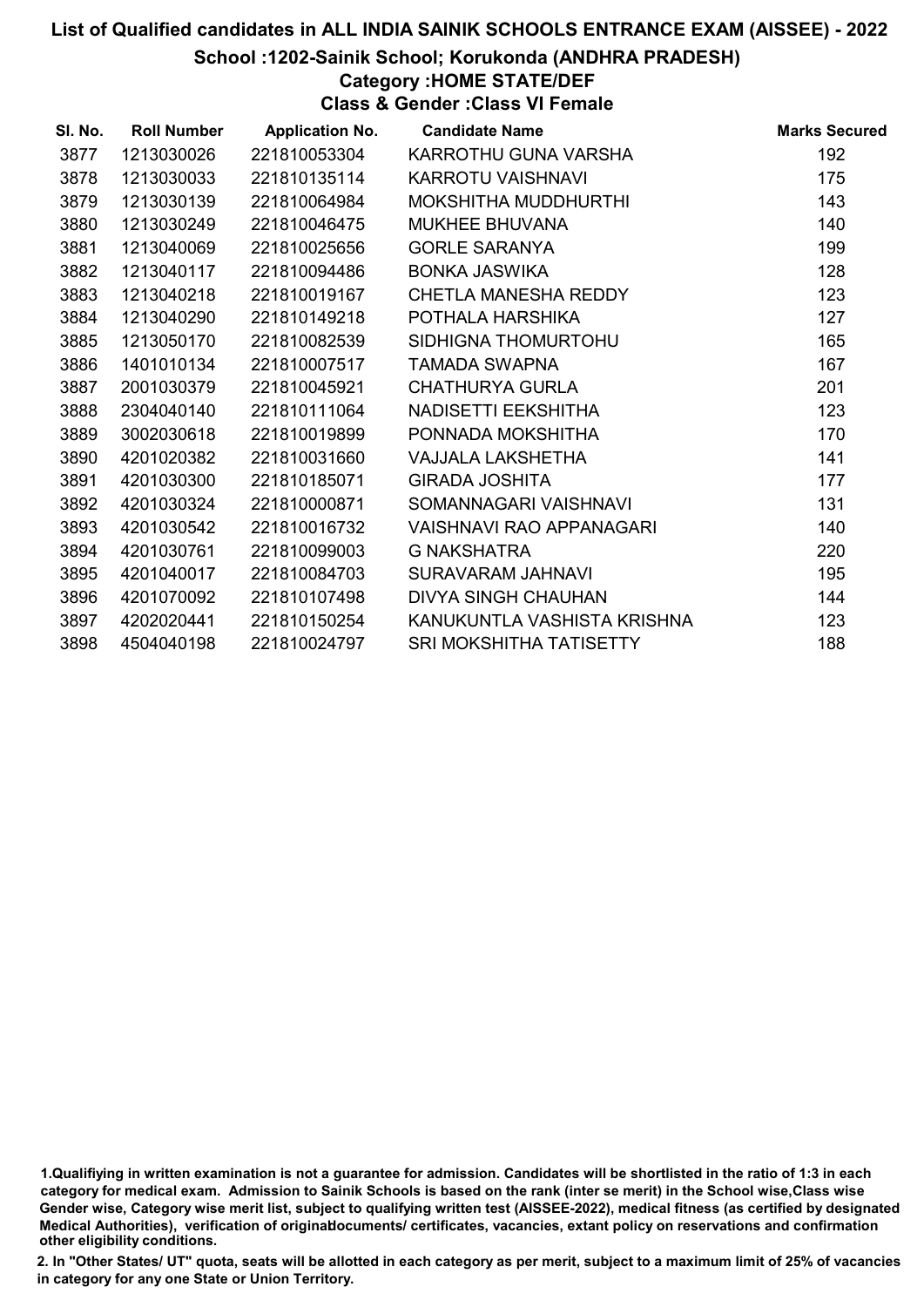# List of Qualified candidates in ALL INDIA SAINIK SCHOOLS ENTRANCE EXAM (AISSEE) - 2022

## School :1202-Sainik School; Korukonda (ANDHRA PRADESH)

### Category :HOME STATE/DEF

### Class & Gender :Class VI Female

| Sl. No. | Roll Number | Application No. | Candidate Name | Marks Secured |
|---|---|---|---|---|
| 3877 | 1213030026 | 221810053304 | KARROTHU GUNA VARSHA | 192 |
| 3878 | 1213030033 | 221810135114 | KARROTU VAISHNAVI | 175 |
| 3879 | 1213030139 | 221810064984 | MOKSHITHA MUDDHURTHI | 143 |
| 3880 | 1213030249 | 221810046475 | MUKHEE BHUVANA | 140 |
| 3881 | 1213040069 | 221810025656 | GORLE SARANYA | 199 |
| 3882 | 1213040117 | 221810094486 | BONKA JASWIKA | 128 |
| 3883 | 1213040218 | 221810019167 | CHETLA MANESHA REDDY | 123 |
| 3884 | 1213040290 | 221810149218 | POTHALA HARSHIKA | 127 |
| 3885 | 1213050170 | 221810082539 | SIDHIGNA THOMURTOHU | 165 |
| 3886 | 1401010134 | 221810007517 | TAMADA SWAPNA | 167 |
| 3887 | 2001030379 | 221810045921 | CHATHURYA GURLA | 201 |
| 3888 | 2304040140 | 221810111064 | NADISETTI EEKSHITHA | 123 |
| 3889 | 3002030618 | 221810019899 | PONNADA MOKSHITHA | 170 |
| 3890 | 4201020382 | 221810031660 | VAJJALA LAKSHETHA | 141 |
| 3891 | 4201030300 | 221810185071 | GIRADA JOSHITA | 177 |
| 3892 | 4201030324 | 221810000871 | SOMANNAGARI VAISHNAVI | 131 |
| 3893 | 4201030542 | 221810016732 | VAISHNAVI RAO APPANAGARI | 140 |
| 3894 | 4201030761 | 221810099003 | G NAKSHATRA | 220 |
| 3895 | 4201040017 | 221810084703 | SURAVARAM JAHNAVI | 195 |
| 3896 | 4201070092 | 221810107498 | DIVYA SINGH CHAUHAN | 144 |
| 3897 | 4202020441 | 221810150254 | KANUKUNTLA VASHISTA KRISHNA | 123 |
| 3898 | 4504040198 | 221810024797 | SRI MOKSHITHA TATISETTY | 188 |

1.Qualifiying in written examination is not a guarantee for admission. Candidates will be shortlisted in the ratio of 1:3 in each category for medical exam. Admission to Sainik Schools is based on the rank (inter se merit) in the School wise,Class wise Gender wise, Category wise merit list, subject to qualifying written test (AISSEE-2022), medical fitness (as certified by designated Medical Authorities), verification of originaldocuments/ certificates, vacancies, extant policy on reservations and confirmation other eligibility conditions.

2. In "Other States/ UT" quota, seats will be allotted in each category as per merit, subject to a maximum limit of 25% of vacancies in category for any one State or Union Territory.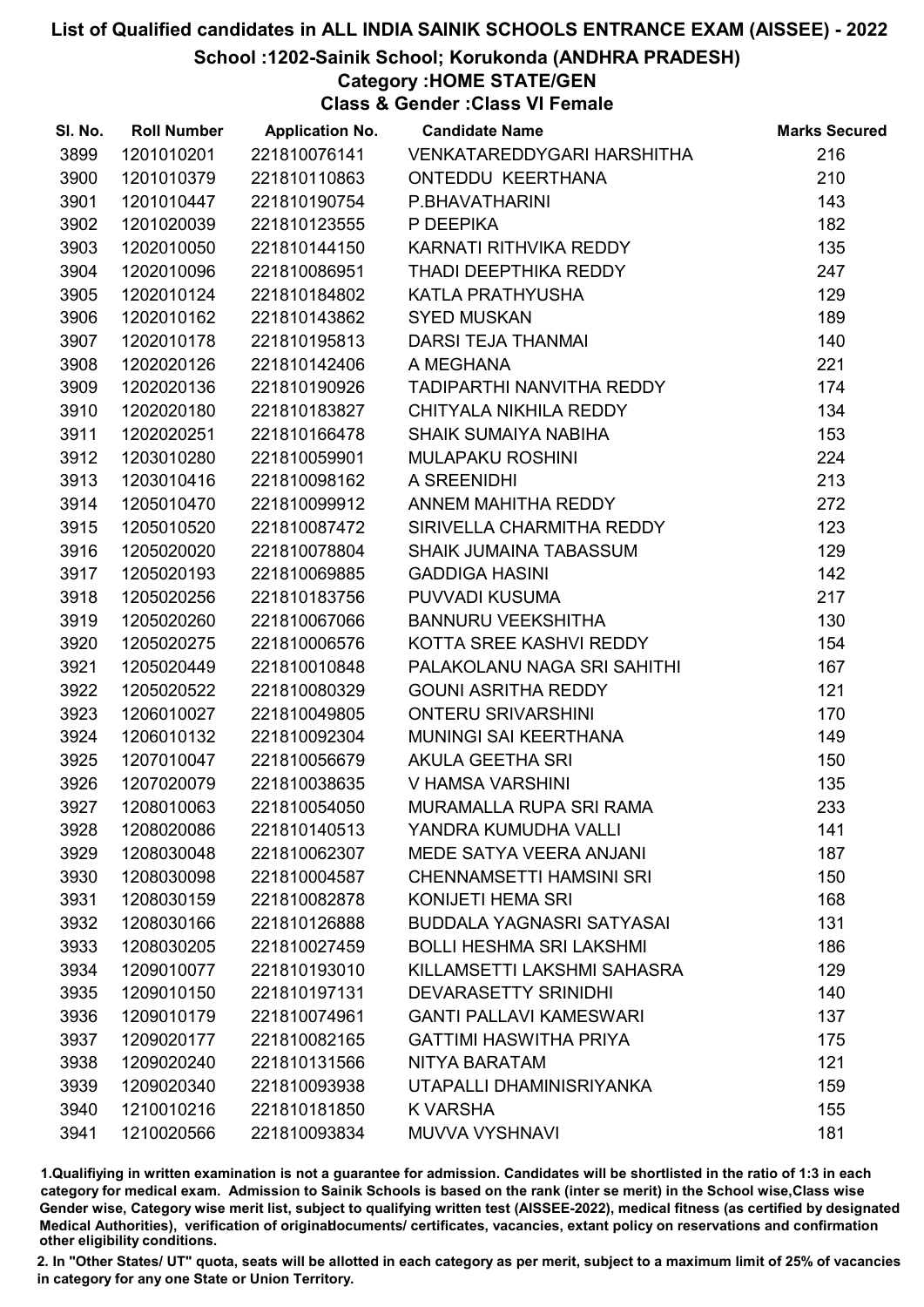# List of Qualified candidates in ALL INDIA SAINIK SCHOOLS ENTRANCE EXAM (AISSEE) - 2022

## School :1202-Sainik School; Korukonda (ANDHRA PRADESH)

### Category :HOME STATE/GEN

### Class & Gender :Class VI Female

| Sl. No. | Roll Number | Application No. | Candidate Name | Marks Secured |
|---|---|---|---|---|
| 3899 | 1201010201 | 221810076141 | VENKATAREDDYGARI HARSHITHA | 216 |
| 3900 | 1201010379 | 221810110863 | ONTEDDU KEERTHANA | 210 |
| 3901 | 1201010447 | 221810190754 | P.BHAVATHARINI | 143 |
| 3902 | 1201020039 | 221810123555 | P DEEPIKA | 182 |
| 3903 | 1202010050 | 221810144150 | KARNATI RITHVIKA REDDY | 135 |
| 3904 | 1202010096 | 221810086951 | THADI DEEPTHIKA REDDY | 247 |
| 3905 | 1202010124 | 221810184802 | KATLA PRATHYUSHA | 129 |
| 3906 | 1202010162 | 221810143862 | SYED MUSKAN | 189 |
| 3907 | 1202010178 | 221810195813 | DARSI TEJA THANMAI | 140 |
| 3908 | 1202020126 | 221810142406 | A MEGHANA | 221 |
| 3909 | 1202020136 | 221810190926 | TADIPARTHI NANVITHA REDDY | 174 |
| 3910 | 1202020180 | 221810183827 | CHITYALA NIKHILA REDDY | 134 |
| 3911 | 1202020251 | 221810166478 | SHAIK SUMAIYA NABIHA | 153 |
| 3912 | 1203010280 | 221810059901 | MULAPAKU ROSHINI | 224 |
| 3913 | 1203010416 | 221810098162 | A SREENIDHI | 213 |
| 3914 | 1205010470 | 221810099912 | ANNEM MAHITHA REDDY | 272 |
| 3915 | 1205010520 | 221810087472 | SIRIVELLA CHARMITHA REDDY | 123 |
| 3916 | 1205020020 | 221810078804 | SHAIK JUMAINA TABASSUM | 129 |
| 3917 | 1205020193 | 221810069885 | GADDIGA HASINI | 142 |
| 3918 | 1205020256 | 221810183756 | PUVVADI KUSUMA | 217 |
| 3919 | 1205020260 | 221810067066 | BANNURU VEEKSHITHA | 130 |
| 3920 | 1205020275 | 221810006576 | KOTTA SREE KASHVI REDDY | 154 |
| 3921 | 1205020449 | 221810010848 | PALAKOLANU NAGA SRI SAHITHI | 167 |
| 3922 | 1205020522 | 221810080329 | GOUNI ASRITHA REDDY | 121 |
| 3923 | 1206010027 | 221810049805 | ONTERU SRIVARSHINI | 170 |
| 3924 | 1206010132 | 221810092304 | MUNINGI SAI KEERTHANA | 149 |
| 3925 | 1207010047 | 221810056679 | AKULA GEETHA SRI | 150 |
| 3926 | 1207020079 | 221810038635 | V HAMSA VARSHINI | 135 |
| 3927 | 1208010063 | 221810054050 | MURAMALLA RUPA SRI RAMA | 233 |
| 3928 | 1208020086 | 221810140513 | YANDRA KUMUDHA VALLI | 141 |
| 3929 | 1208030048 | 221810062307 | MEDE SATYA VEERA ANJANI | 187 |
| 3930 | 1208030098 | 221810004587 | CHENNAMSETTI HAMSINI SRI | 150 |
| 3931 | 1208030159 | 221810082878 | KONIJETI HEMA SRI | 168 |
| 3932 | 1208030166 | 221810126888 | BUDDALA YAGNASRI SATYASAI | 131 |
| 3933 | 1208030205 | 221810027459 | BOLLI HESHMA SRI LAKSHMI | 186 |
| 3934 | 1209010077 | 221810193010 | KILLAMSETTI LAKSHMI SAHASRA | 129 |
| 3935 | 1209010150 | 221810197131 | DEVARASETTY SRINIDHI | 140 |
| 3936 | 1209010179 | 221810074961 | GANTI PALLAVI KAMESWARI | 137 |
| 3937 | 1209020177 | 221810082165 | GATTIMI HASWITHA PRIYA | 175 |
| 3938 | 1209020240 | 221810131566 | NITYA BARATAM | 121 |
| 3939 | 1209020340 | 221810093938 | UTAPALLI DHAMINISRIYANKA | 159 |
| 3940 | 1210010216 | 221810181850 | K VARSHA | 155 |
| 3941 | 1210020566 | 221810093834 | MUVVA VYSHNAVI | 181 |

1.Qualifiying in written examination is not a guarantee for admission. Candidates will be shortlisted in the ratio of 1:3 in each category for medical exam. Admission to Sainik Schools is based on the rank (inter se merit) in the School wise,Class wise Gender wise, Category wise merit list, subject to qualifying written test (AISSEE-2022), medical fitness (as certified by designated Medical Authorities), verification of originaldocuments/ certificates, vacancies, extant policy on reservations and confirmation other eligibility conditions.

2. In "Other States/ UT" quota, seats will be allotted in each category as per merit, subject to a maximum limit of 25% of vacancies in category for any one State or Union Territory.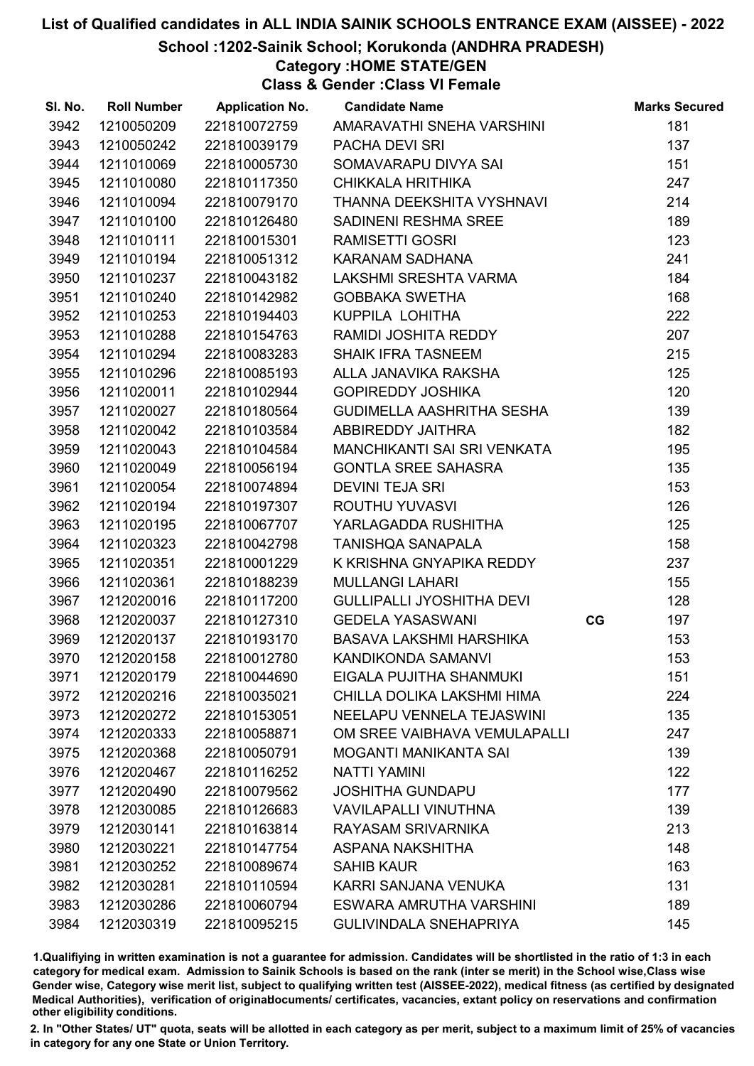# List of Qualified candidates in ALL INDIA SAINIK SCHOOLS ENTRANCE EXAM (AISSEE) - 2022

## School :1202-Sainik School; Korukonda (ANDHRA PRADESH)

### Category :HOME STATE/GEN

### Class & Gender :Class VI Female

| Sl. No. | Roll Number | Application No. | Candidate Name | | Marks Secured |
|---|---|---|---|---|---|
| 3942 | 1210050209 | 221810072759 | AMARAVATHI SNEHA VARSHINI | | 181 |
| 3943 | 1210050242 | 221810039179 | PACHA DEVI SRI | | 137 |
| 3944 | 1211010069 | 221810005730 | SOMAVARAPU DIVYA SAI | | 151 |
| 3945 | 1211010080 | 221810117350 | CHIKKALA HRITHIKA | | 247 |
| 3946 | 1211010094 | 221810079170 | THANNA DEEKSHITA VYSHNAVI | | 214 |
| 3947 | 1211010100 | 221810126480 | SADINENI RESHMA SREE | | 189 |
| 3948 | 1211010111 | 221810015301 | RAMISETTI GOSRI | | 123 |
| 3949 | 1211010194 | 221810051312 | KARANAM SADHANA | | 241 |
| 3950 | 1211010237 | 221810043182 | LAKSHMI SRESHTA VARMA | | 184 |
| 3951 | 1211010240 | 221810142982 | GOBBAKA SWETHA | | 168 |
| 3952 | 1211010253 | 221810194403 | KUPPILA LOHITHA | | 222 |
| 3953 | 1211010288 | 221810154763 | RAMIDI JOSHITA REDDY | | 207 |
| 3954 | 1211010294 | 221810083283 | SHAIK IFRA TASNEEM | | 215 |
| 3955 | 1211010296 | 221810085193 | ALLA JANAVIKA RAKSHA | | 125 |
| 3956 | 1211020011 | 221810102944 | GOPIREDDY JOSHIKA | | 120 |
| 3957 | 1211020027 | 221810180564 | GUDIMELLA AASHRITHA SESHA | | 139 |
| 3958 | 1211020042 | 221810103584 | ABBIREDDY JAITHRA | | 182 |
| 3959 | 1211020043 | 221810104584 | MANCHIKANTI SAI SRI VENKATA | | 195 |
| 3960 | 1211020049 | 221810056194 | GONTLA SREE SAHASRA | | 135 |
| 3961 | 1211020054 | 221810074894 | DEVINI TEJA SRI | | 153 |
| 3962 | 1211020194 | 221810197307 | ROUTHU YUVASVI | | 126 |
| 3963 | 1211020195 | 221810067707 | YARLAGADDA RUSHITHA | | 125 |
| 3964 | 1211020323 | 221810042798 | TANISHQA SANAPALA | | 158 |
| 3965 | 1211020351 | 221810001229 | K KRISHNA GNYAPIKA REDDY | | 237 |
| 3966 | 1211020361 | 221810188239 | MULLANGI LAHARI | | 155 |
| 3967 | 1212020016 | 221810117200 | GULLIPALLI JYOSHITHA DEVI | | 128 |
| 3968 | 1212020037 | 221810127310 | GEDELA YASASWANI | CG | 197 |
| 3969 | 1212020137 | 221810193170 | BASAVA LAKSHMI HARSHIKA | | 153 |
| 3970 | 1212020158 | 221810012780 | KANDIKONDA SAMANVI | | 153 |
| 3971 | 1212020179 | 221810044690 | EIGALA PUJITHA SHANMUKI | | 151 |
| 3972 | 1212020216 | 221810035021 | CHILLA DOLIKA LAKSHMI HIMA | | 224 |
| 3973 | 1212020272 | 221810153051 | NEELAPU VENNELA TEJASWINI | | 135 |
| 3974 | 1212020333 | 221810058871 | OM SREE VAIBHAVA VEMULAPALLI | | 247 |
| 3975 | 1212020368 | 221810050791 | MOGANTI MANIKANTA SAI | | 139 |
| 3976 | 1212020467 | 221810116252 | NATTI YAMINI | | 122 |
| 3977 | 1212020490 | 221810079562 | JOSHITHA GUNDAPU | | 177 |
| 3978 | 1212030085 | 221810126683 | VAVILAPALLI VINUTHNA | | 139 |
| 3979 | 1212030141 | 221810163814 | RAYASAM SRIVARNIKA | | 213 |
| 3980 | 1212030221 | 221810147754 | ASPANA NAKSHITHA | | 148 |
| 3981 | 1212030252 | 221810089674 | SAHIB KAUR | | 163 |
| 3982 | 1212030281 | 221810110594 | KARRI SANJANA VENUKA | | 131 |
| 3983 | 1212030286 | 221810060794 | ESWARA AMRUTHA VARSHINI | | 189 |
| 3984 | 1212030319 | 221810095215 | GULIVINDALA SNEHAPRIYA | | 145 |

1.Qualifiying in written examination is not a guarantee for admission. Candidates will be shortlisted in the ratio of 1:3 in each category for medical exam. Admission to Sainik Schools is based on the rank (inter se merit) in the School wise,Class wise Gender wise, Category wise merit list, subject to qualifying written test (AISSEE-2022), medical fitness (as certified by designated Medical Authorities), verification of originaldocuments/ certificates, vacancies, extant policy on reservations and confirmation other eligibility conditions.

2. In "Other States/ UT" quota, seats will be allotted in each category as per merit, subject to a maximum limit of 25% of vacancies in category for any one State or Union Territory.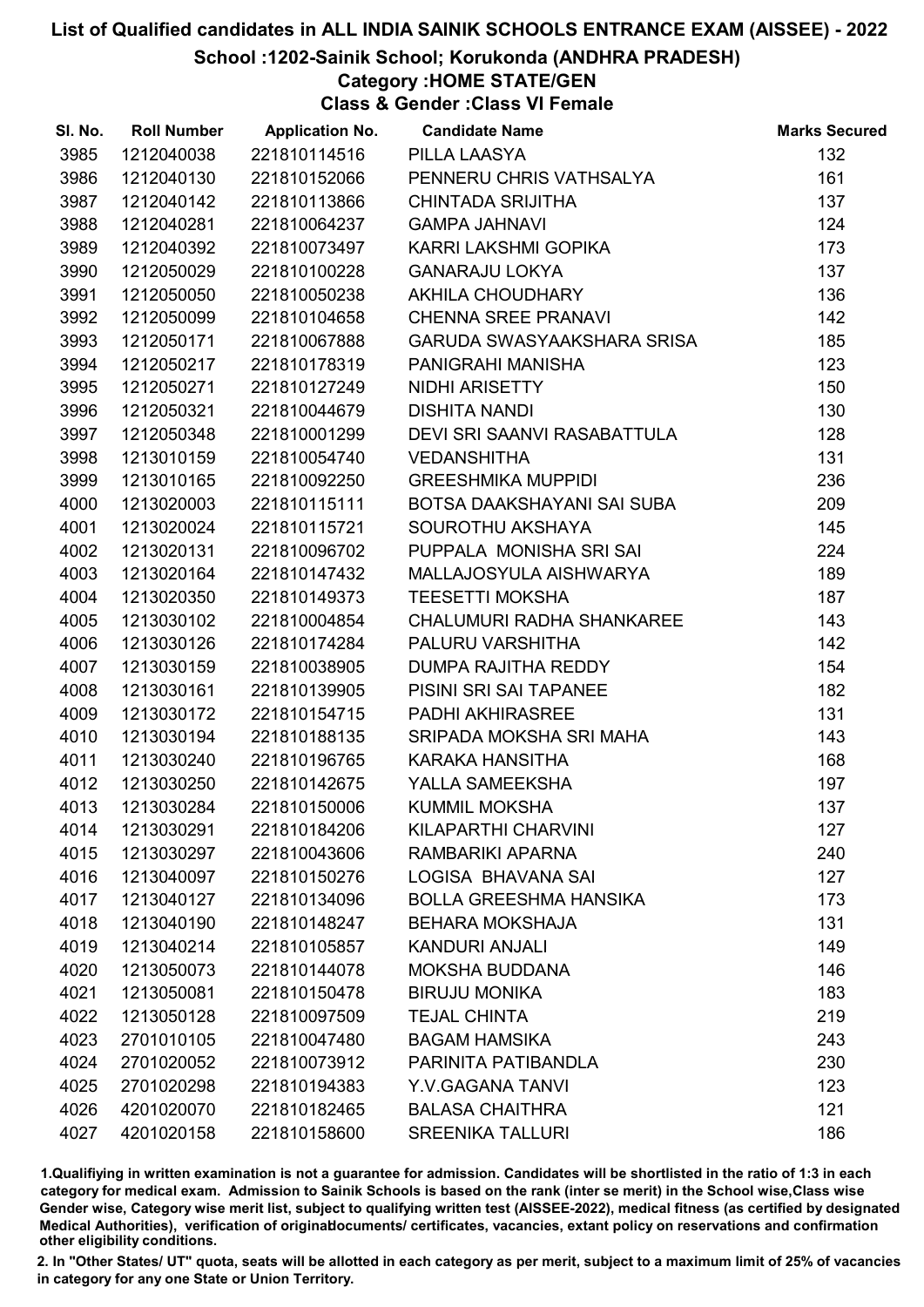# List of Qualified candidates in ALL INDIA SAINIK SCHOOLS ENTRANCE EXAM (AISSEE) - 2022

## School :1202-Sainik School; Korukonda (ANDHRA PRADESH)

### Category :HOME STATE/GEN

### Class & Gender :Class VI Female

| Sl. No. | Roll Number | Application No. | Candidate Name | Marks Secured |
|---|---|---|---|---|
| 3985 | 1212040038 | 221810114516 | PILLA LAASYA | 132 |
| 3986 | 1212040130 | 221810152066 | PENNERU CHRIS VATHSALYA | 161 |
| 3987 | 1212040142 | 221810113866 | CHINTADA SRIJITHA | 137 |
| 3988 | 1212040281 | 221810064237 | GAMPA JAHNAVI | 124 |
| 3989 | 1212040392 | 221810073497 | KARRI LAKSHMI GOPIKA | 173 |
| 3990 | 1212050029 | 221810100228 | GANARAJU LOKYA | 137 |
| 3991 | 1212050050 | 221810050238 | AKHILA CHOUDHARY | 136 |
| 3992 | 1212050099 | 221810104658 | CHENNA SREE PRANAVI | 142 |
| 3993 | 1212050171 | 221810067888 | GARUDA SWASYAAKSHARA SRISA | 185 |
| 3994 | 1212050217 | 221810178319 | PANIGRAHI MANISHA | 123 |
| 3995 | 1212050271 | 221810127249 | NIDHI ARISETTY | 150 |
| 3996 | 1212050321 | 221810044679 | DISHITA NANDI | 130 |
| 3997 | 1212050348 | 221810001299 | DEVI SRI SAANVI RASABATTULA | 128 |
| 3998 | 1213010159 | 221810054740 | VEDANSHITHA | 131 |
| 3999 | 1213010165 | 221810092250 | GREESHMIKA MUPPIDI | 236 |
| 4000 | 1213020003 | 221810115111 | BOTSA DAAKSHAYANI SAI SUBA | 209 |
| 4001 | 1213020024 | 221810115721 | SOUROTHU AKSHAYA | 145 |
| 4002 | 1213020131 | 221810096702 | PUPPALA MONISHA SRI SAI | 224 |
| 4003 | 1213020164 | 221810147432 | MALLAJOSYULA AISHWARYA | 189 |
| 4004 | 1213020350 | 221810149373 | TEESETTI MOKSHA | 187 |
| 4005 | 1213030102 | 221810004854 | CHALUMURI RADHA SHANKAREE | 143 |
| 4006 | 1213030126 | 221810174284 | PALURU VARSHITHA | 142 |
| 4007 | 1213030159 | 221810038905 | DUMPA RAJITHA REDDY | 154 |
| 4008 | 1213030161 | 221810139905 | PISINI SRI SAI TAPANEE | 182 |
| 4009 | 1213030172 | 221810154715 | PADHI AKHIRASREE | 131 |
| 4010 | 1213030194 | 221810188135 | SRIPADA MOKSHA SRI MAHA | 143 |
| 4011 | 1213030240 | 221810196765 | KARAKA HANSITHA | 168 |
| 4012 | 1213030250 | 221810142675 | YALLA SAMEEKSHA | 197 |
| 4013 | 1213030284 | 221810150006 | KUMMIL MOKSHA | 137 |
| 4014 | 1213030291 | 221810184206 | KILAPARTHI CHARVINI | 127 |
| 4015 | 1213030297 | 221810043606 | RAMBARIKI APARNA | 240 |
| 4016 | 1213040097 | 221810150276 | LOGISA BHAVANA SAI | 127 |
| 4017 | 1213040127 | 221810134096 | BOLLA GREESHMA HANSIKA | 173 |
| 4018 | 1213040190 | 221810148247 | BEHARA MOKSHAJA | 131 |
| 4019 | 1213040214 | 221810105857 | KANDURI ANJALI | 149 |
| 4020 | 1213050073 | 221810144078 | MOKSHA BUDDANA | 146 |
| 4021 | 1213050081 | 221810150478 | BIRUJU MONIKA | 183 |
| 4022 | 1213050128 | 221810097509 | TEJAL CHINTA | 219 |
| 4023 | 2701010105 | 221810047480 | BAGAM HAMSIKA | 243 |
| 4024 | 2701020052 | 221810073912 | PARINITA PATIBANDLA | 230 |
| 4025 | 2701020298 | 221810194383 | Y.V.GAGANA TANVI | 123 |
| 4026 | 4201020070 | 221810182465 | BALASA CHAITHRA | 121 |
| 4027 | 4201020158 | 221810158600 | SREENIKA TALLURI | 186 |

1.Qualifying in written examination is not a guarantee for admission. Candidates will be shortlisted in the ratio of 1:3 in each category for medical exam. Admission to Sainik Schools is based on the rank (inter se merit) in the School wise,Class wise Gender wise, Category wise merit list, subject to qualifying written test (AISSEE-2022), medical fitness (as certified by designated Medical Authorities), verification of originaldocuments/ certificates, vacancies, extant policy on reservations and confirmation other eligibility conditions.

2. In "Other States/ UT" quota, seats will be allotted in each category as per merit, subject to a maximum limit of 25% of vacancies in category for any one State or Union Territory.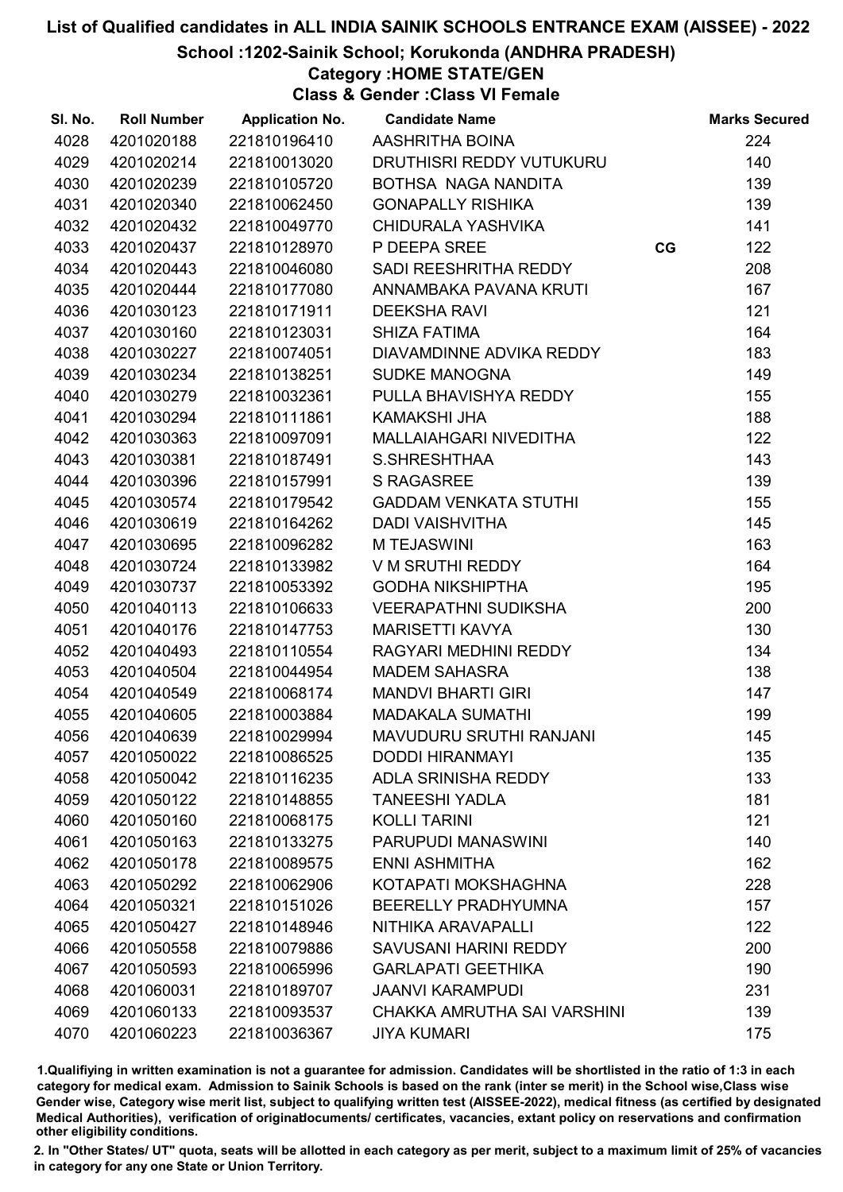# List of Qualified candidates in ALL INDIA SAINIK SCHOOLS ENTRANCE EXAM (AISSEE) - 2022

## School :1202-Sainik School; Korukonda (ANDHRA PRADESH)

### Category :HOME STATE/GEN

### Class & Gender :Class VI Female

| Sl. No. | Roll Number | Application No. | Candidate Name | | Marks Secured |
|---|---|---|---|---|---|
| 4028 | 4201020188 | 221810196410 | AASHRITHA BOINA | | 224 |
| 4029 | 4201020214 | 221810013020 | DRUTHISRI REDDY VUTUKURU | | 140 |
| 4030 | 4201020239 | 221810105720 | BOTHSA NAGA NANDITA | | 139 |
| 4031 | 4201020340 | 221810062450 | GONAPALLY RISHIKA | | 139 |
| 4032 | 4201020432 | 221810049770 | CHIDURALA YASHVIKA | | 141 |
| 4033 | 4201020437 | 221810128970 | P DEEPA SREE | CG | 122 |
| 4034 | 4201020443 | 221810046080 | SADI REESHRITHA REDDY | | 208 |
| 4035 | 4201020444 | 221810177080 | ANNAMBAKA PAVANA KRUTI | | 167 |
| 4036 | 4201030123 | 221810171911 | DEEKSHA RAVI | | 121 |
| 4037 | 4201030160 | 221810123031 | SHIZA FATIMA | | 164 |
| 4038 | 4201030227 | 221810074051 | DIAVAMDINNE ADVIKA REDDY | | 183 |
| 4039 | 4201030234 | 221810138251 | SUDKE MANOGNA | | 149 |
| 4040 | 4201030279 | 221810032361 | PULLA BHAVISHYA REDDY | | 155 |
| 4041 | 4201030294 | 221810111861 | KAMAKSHI JHA | | 188 |
| 4042 | 4201030363 | 221810097091 | MALLAIAHGARI NIVEDITHA | | 122 |
| 4043 | 4201030381 | 221810187491 | S.SHRESHTHAA | | 143 |
| 4044 | 4201030396 | 221810157991 | S RAGASREE | | 139 |
| 4045 | 4201030574 | 221810179542 | GADDAM VENKATA STUTHI | | 155 |
| 4046 | 4201030619 | 221810164262 | DADI VAISHVITHA | | 145 |
| 4047 | 4201030695 | 221810096282 | M TEJASWINI | | 163 |
| 4048 | 4201030724 | 221810133982 | V M SRUTHI REDDY | | 164 |
| 4049 | 4201030737 | 221810053392 | GODHA NIKSHIPTHA | | 195 |
| 4050 | 4201040113 | 221810106633 | VEERAPATHNI SUDIKSHA | | 200 |
| 4051 | 4201040176 | 221810147753 | MARISETTI KAVYA | | 130 |
| 4052 | 4201040493 | 221810110554 | RAGYARI MEDHINI REDDY | | 134 |
| 4053 | 4201040504 | 221810044954 | MADEM SAHASRA | | 138 |
| 4054 | 4201040549 | 221810068174 | MANDVI BHARTI GIRI | | 147 |
| 4055 | 4201040605 | 221810003884 | MADAKALA SUMATHI | | 199 |
| 4056 | 4201040639 | 221810029994 | MAVUDURU SRUTHI RANJANI | | 145 |
| 4057 | 4201050022 | 221810086525 | DODDI HIRANMAYI | | 135 |
| 4058 | 4201050042 | 221810116235 | ADLA SRINISHA REDDY | | 133 |
| 4059 | 4201050122 | 221810148855 | TANEESHI YADLA | | 181 |
| 4060 | 4201050160 | 221810068175 | KOLLI TARINI | | 121 |
| 4061 | 4201050163 | 221810133275 | PARUPUDI MANASWINI | | 140 |
| 4062 | 4201050178 | 221810089575 | ENNI ASHMITHA | | 162 |
| 4063 | 4201050292 | 221810062906 | KOTAPATI MOKSHAGHNA | | 228 |
| 4064 | 4201050321 | 221810151026 | BEERELLY PRADHYUMNA | | 157 |
| 4065 | 4201050427 | 221810148946 | NITHIKA ARAVAPALLI | | 122 |
| 4066 | 4201050558 | 221810079886 | SAVUSANI HARINI REDDY | | 200 |
| 4067 | 4201050593 | 221810065996 | GARLAPATI GEETHIKA | | 190 |
| 4068 | 4201060031 | 221810189707 | JAANVI KARAMPUDI | | 231 |
| 4069 | 4201060133 | 221810093537 | CHAKKA AMRUTHA SAI VARSHINI | | 139 |
| 4070 | 4201060223 | 221810036367 | JIYA KUMARI | | 175 |

1.Qualifiying in written examination is not a guarantee for admission. Candidates will be shortlisted in the ratio of 1:3 in each category for medical exam. Admission to Sainik Schools is based on the rank (inter se merit) in the School wise,Class wise Gender wise, Category wise merit list, subject to qualifying written test (AISSEE-2022), medical fitness (as certified by designated Medical Authorities), verification of originaldocuments/ certificates, vacancies, extant policy on reservations and confirmation other eligibility conditions.

2. In "Other States/ UT" quota, seats will be allotted in each category as per merit, subject to a maximum limit of 25% of vacancies in category for any one State or Union Territory.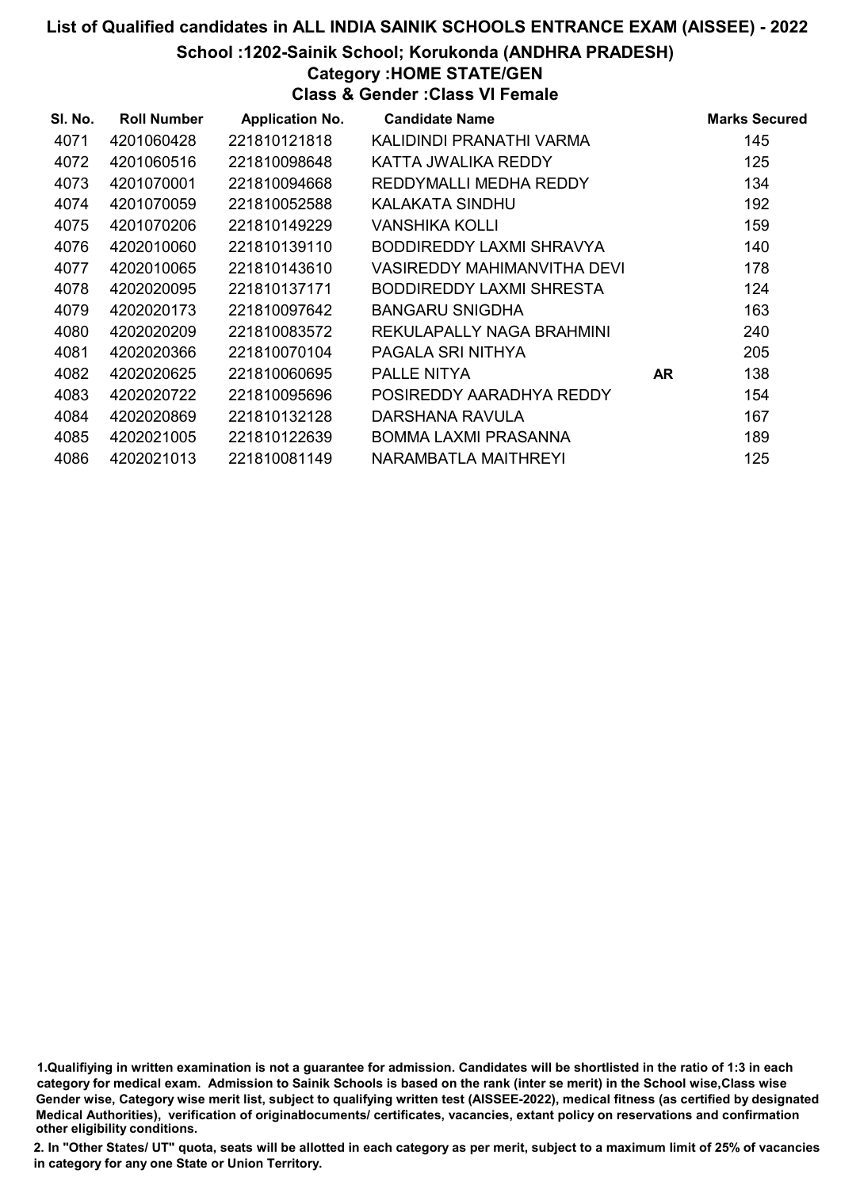# List of Qualified candidates in ALL INDIA SAINIK SCHOOLS ENTRANCE EXAM (AISSEE) - 2022

## School :1202-Sainik School; Korukonda (ANDHRA PRADESH)

### Category :HOME STATE/GEN

### Class & Gender :Class VI Female

| Sl. No. | Roll Number | Application No. | Candidate Name | | Marks Secured |
|---|---|---|---|---|---|
| 4071 | 4201060428 | 221810121818 | KALIDINDI PRANATHI VARMA | | 145 |
| 4072 | 4201060516 | 221810098648 | KATTA JWALIKA REDDY | | 125 |
| 4073 | 4201070001 | 221810094668 | REDDYMALLI MEDHA REDDY | | 134 |
| 4074 | 4201070059 | 221810052588 | KALAKATA SINDHU | | 192 |
| 4075 | 4201070206 | 221810149229 | VANSHIKA KOLLI | | 159 |
| 4076 | 4202010060 | 221810139110 | BODDIREDDY LAXMI SHRAVYA | | 140 |
| 4077 | 4202010065 | 221810143610 | VASIREDDY MAHIMANVITHA DEVI | | 178 |
| 4078 | 4202020095 | 221810137171 | BODDIREDDY LAXMI SHRESTA | | 124 |
| 4079 | 4202020173 | 221810097642 | BANGARU SNIGDHA | | 163 |
| 4080 | 4202020209 | 221810083572 | REKULAPALLY NAGA BRAHMINI | | 240 |
| 4081 | 4202020366 | 221810070104 | PAGALA SRI NITHYA | | 205 |
| 4082 | 4202020625 | 221810060695 | PALLE NITYA | AR | 138 |
| 4083 | 4202020722 | 221810095696 | POSIREDDY AARADHYA REDDY | | 154 |
| 4084 | 4202020869 | 221810132128 | DARSHANA RAVULA | | 167 |
| 4085 | 4202021005 | 221810122639 | BOMMA LAXMI PRASANNA | | 189 |
| 4086 | 4202021013 | 221810081149 | NARAMBATLA MAITHREYI | | 125 |

1.Qualifiying in written examination is not a guarantee for admission. Candidates will be shortlisted in the ratio of 1:3 in each category for medical exam. Admission to Sainik Schools is based on the rank (inter se merit) in the School wise,Class wise Gender wise, Category wise merit list, subject to qualifying written test (AISSEE-2022), medical fitness (as certified by designated Medical Authorities), verification of originaldocuments/ certificates, vacancies, extant policy on reservations and confirmation other eligibility conditions.

2. In "Other States/ UT" quota, seats will be allotted in each category as per merit, subject to a maximum limit of 25% of vacancies in category for any one State or Union Territory.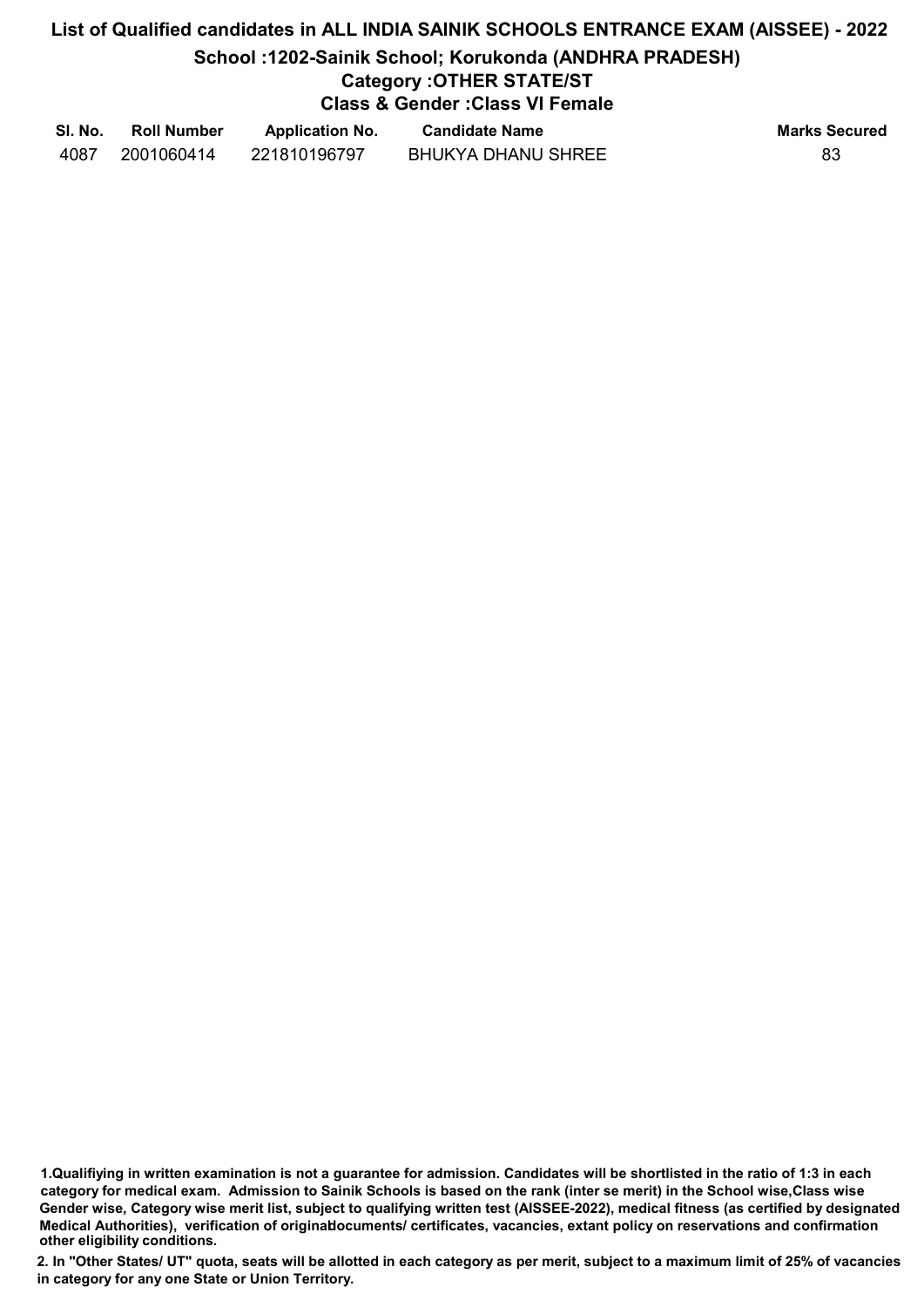# List of Qualified candidates in ALL INDIA SAINIK SCHOOLS ENTRANCE EXAM (AISSEE) - 2022

## School :1202-Sainik School; Korukonda (ANDHRA PRADESH)

### Category :OTHER STATE/ST

### Class & Gender :Class VI Female

| Sl. No. | Roll Number | Application No. | Candidate Name | Marks Secured |
|---|---|---|---|---|
| 4087 | 2001060414 | 221810196797 | BHUKYA DHANU SHREE | 83 |

**1.Qualifiying in written examination is not a guarantee for admission. Candidates will be shortlisted in the ratio of 1:3 in each category for medical exam. Admission to Sainik Schools is based on the rank (inter se merit) in the School wise,Class wise Gender wise, Category wise merit list, subject to qualifying written test (AISSEE-2022), medical fitness (as certified by designated Medical Authorities), verification of originaldocuments/ certificates, vacancies, extant policy on reservations and confirmation other eligibility conditions.**

**2. In "Other States/ UT" quota, seats will be allotted in each category as per merit, subject to a maximum limit of 25% of vacancies in category for any one State or Union Territory.**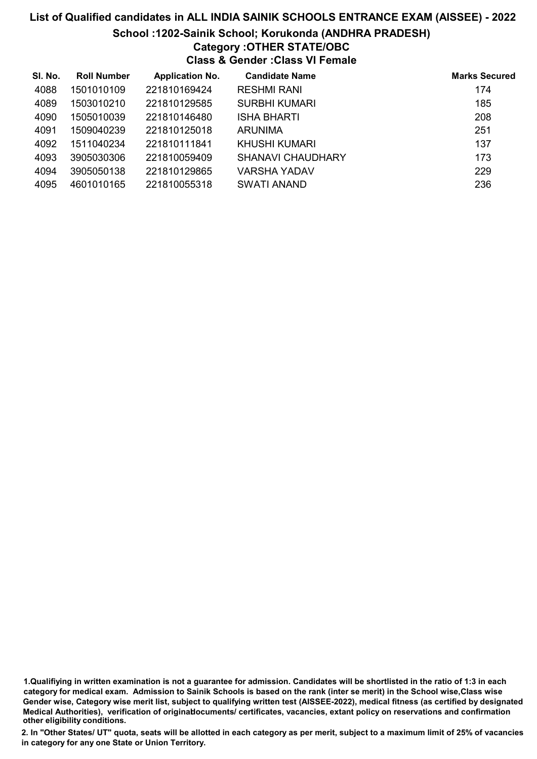# List of Qualified candidates in ALL INDIA SAINIK SCHOOLS ENTRANCE EXAM (AISSEE) - 2022

## School :1202-Sainik School; Korukonda (ANDHRA PRADESH)

### Category :OTHER STATE/OBC

### Class & Gender :Class VI Female

| Sl. No. | Roll Number | Application No. | Candidate Name | Marks Secured |
|---|---|---|---|---|
| 4088 | 1501010109 | 221810169424 | RESHMI RANI | 174 |
| 4089 | 1503010210 | 221810129585 | SURBHI KUMARI | 185 |
| 4090 | 1505010039 | 221810146480 | ISHA BHARTI | 208 |
| 4091 | 1509040239 | 221810125018 | ARUNIMA | 251 |
| 4092 | 1511040234 | 221810111841 | KHUSHI KUMARI | 137 |
| 4093 | 3905030306 | 221810059409 | SHANAVI CHAUDHARY | 173 |
| 4094 | 3905050138 | 221810129865 | VARSHA YADAV | 229 |
| 4095 | 4601010165 | 221810055318 | SWATI ANAND | 236 |

**1.Qualifiying in written examination is not a guarantee for admission. Candidates will be shortlisted in the ratio of 1:3 in each category for medical exam. Admission to Sainik Schools is based on the rank (inter se merit) in the School wise,Class wise Gender wise, Category wise merit list, subject to qualifying written test (AISSEE-2022), medical fitness (as certified by designated Medical Authorities), verification of originaldocuments/ certificates, vacancies, extant policy on reservations and confirmation other eligibility conditions.**

**2. In "Other States/ UT" quota, seats will be allotted in each category as per merit, subject to a maximum limit of 25% of vacancies in category for any one State or Union Territory.**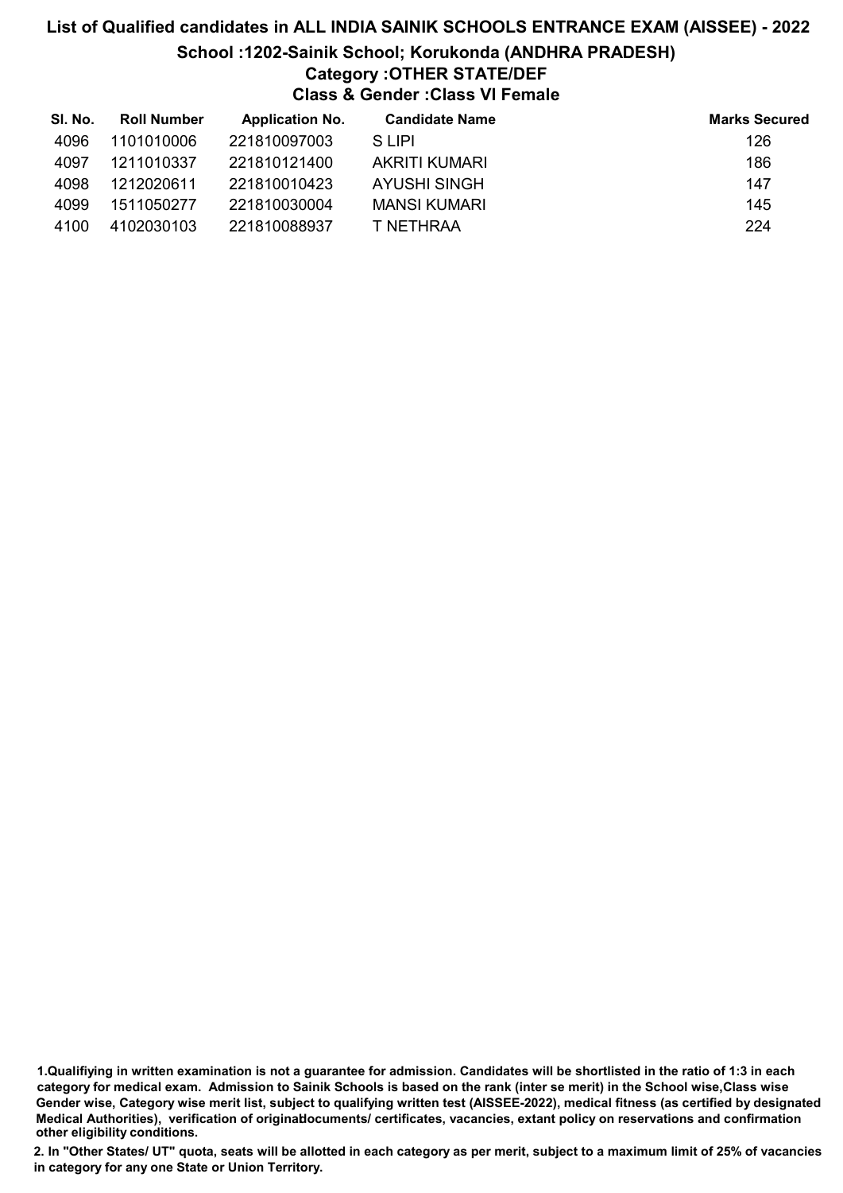# List of Qualified candidates in ALL INDIA SAINIK SCHOOLS ENTRANCE EXAM (AISSEE) - 2022

## School :1202-Sainik School; Korukonda (ANDHRA PRADESH)

### Category :OTHER STATE/DEF

### Class & Gender :Class VI Female

| Sl. No. | Roll Number | Application No. | Candidate Name | Marks Secured |
|---|---|---|---|---|
| 4096 | 1101010006 | 221810097003 | S LIPI | 126 |
| 4097 | 1211010337 | 221810121400 | AKRITI KUMARI | 186 |
| 4098 | 1212020611 | 221810010423 | AYUSHI SINGH | 147 |
| 4099 | 1511050277 | 221810030004 | MANSI KUMARI | 145 |
| 4100 | 4102030103 | 221810088937 | T NETHRAA | 224 |

**1.Qualifiying in written examination is not a guarantee for admission. Candidates will be shortlisted in the ratio of 1:3 in each category for medical exam. Admission to Sainik Schools is based on the rank (inter se merit) in the School wise,Class wise Gender wise, Category wise merit list, subject to qualifying written test (AISSEE-2022), medical fitness (as certified by designated Medical Authorities), verification of originaldocuments/ certificates, vacancies, extant policy on reservations and confirmation other eligibility conditions.**

**2. In "Other States/ UT" quota, seats will be allotted in each category as per merit, subject to a maximum limit of 25% of vacancies in category for any one State or Union Territory.**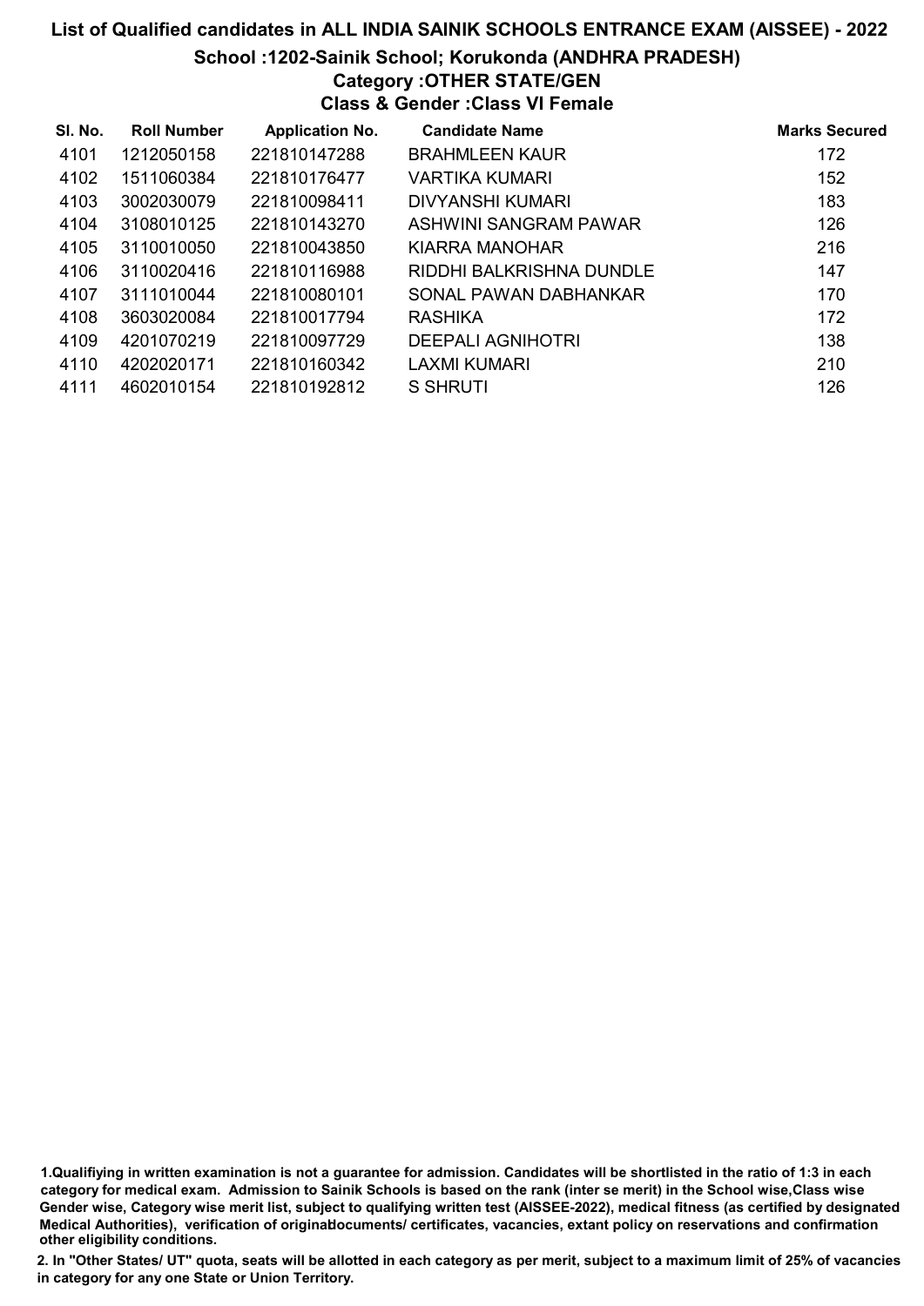# List of Qualified candidates in ALL INDIA SAINIK SCHOOLS ENTRANCE EXAM (AISSEE) - 2022

## School :1202-Sainik School; Korukonda (ANDHRA PRADESH)

### Category :OTHER STATE/GEN

### Class & Gender :Class VI Female

| Sl. No. | Roll Number | Application No. | Candidate Name | Marks Secured |
|---|---|---|---|---|
| 4101 | 1212050158 | 221810147288 | BRAHMLEEN KAUR | 172 |
| 4102 | 1511060384 | 221810176477 | VARTIKA KUMARI | 152 |
| 4103 | 3002030079 | 221810098411 | DIVYANSHI KUMARI | 183 |
| 4104 | 3108010125 | 221810143270 | ASHWINI SANGRAM PAWAR | 126 |
| 4105 | 3110010050 | 221810043850 | KIARRA MANOHAR | 216 |
| 4106 | 3110020416 | 221810116988 | RIDDHI BALKRISHNA DUNDLE | 147 |
| 4107 | 3111010044 | 221810080101 | SONAL PAWAN DABHANKAR | 170 |
| 4108 | 3603020084 | 221810017794 | RASHIKA | 172 |
| 4109 | 4201070219 | 221810097729 | DEEPALI AGNIHOTRI | 138 |
| 4110 | 4202020171 | 221810160342 | LAXMI KUMARI | 210 |
| 4111 | 4602010154 | 221810192812 | S SHRUTI | 126 |

1.Qualifiying in written examination is not a guarantee for admission. Candidates will be shortlisted in the ratio of 1:3 in each category for medical exam. Admission to Sainik Schools is based on the rank (inter se merit) in the School wise,Class wise Gender wise, Category wise merit list, subject to qualifying written test (AISSEE-2022), medical fitness (as certified by designated Medical Authorities), verification of originaldocuments/ certificates, vacancies, extant policy on reservations and confirmation other eligibility conditions.

2. In "Other States/ UT" quota, seats will be allotted in each category as per merit, subject to a maximum limit of 25% of vacancies in category for any one State or Union Territory.